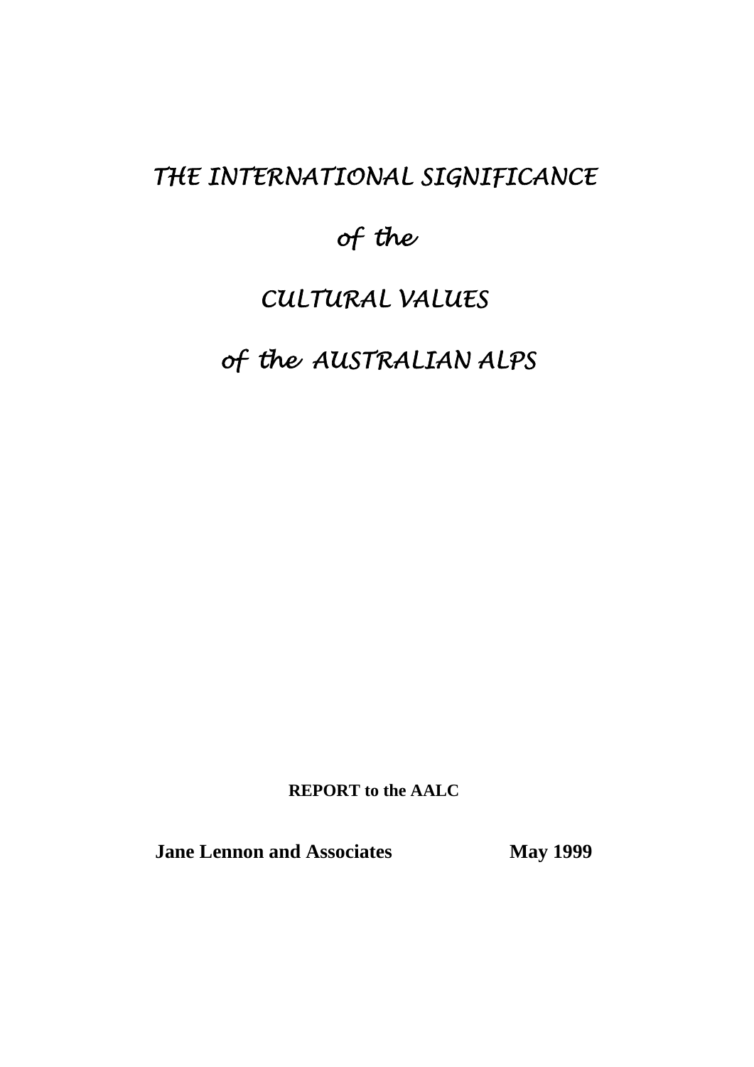# *THE INTERNATIONAL SIGNIFICANCE*

# *of the*

# *CULTURAL VALUES*

# *of the AUSTRALIAN ALPS*

**REPORT to the AALC**

**Jane Lennon and Associates** **May 1999**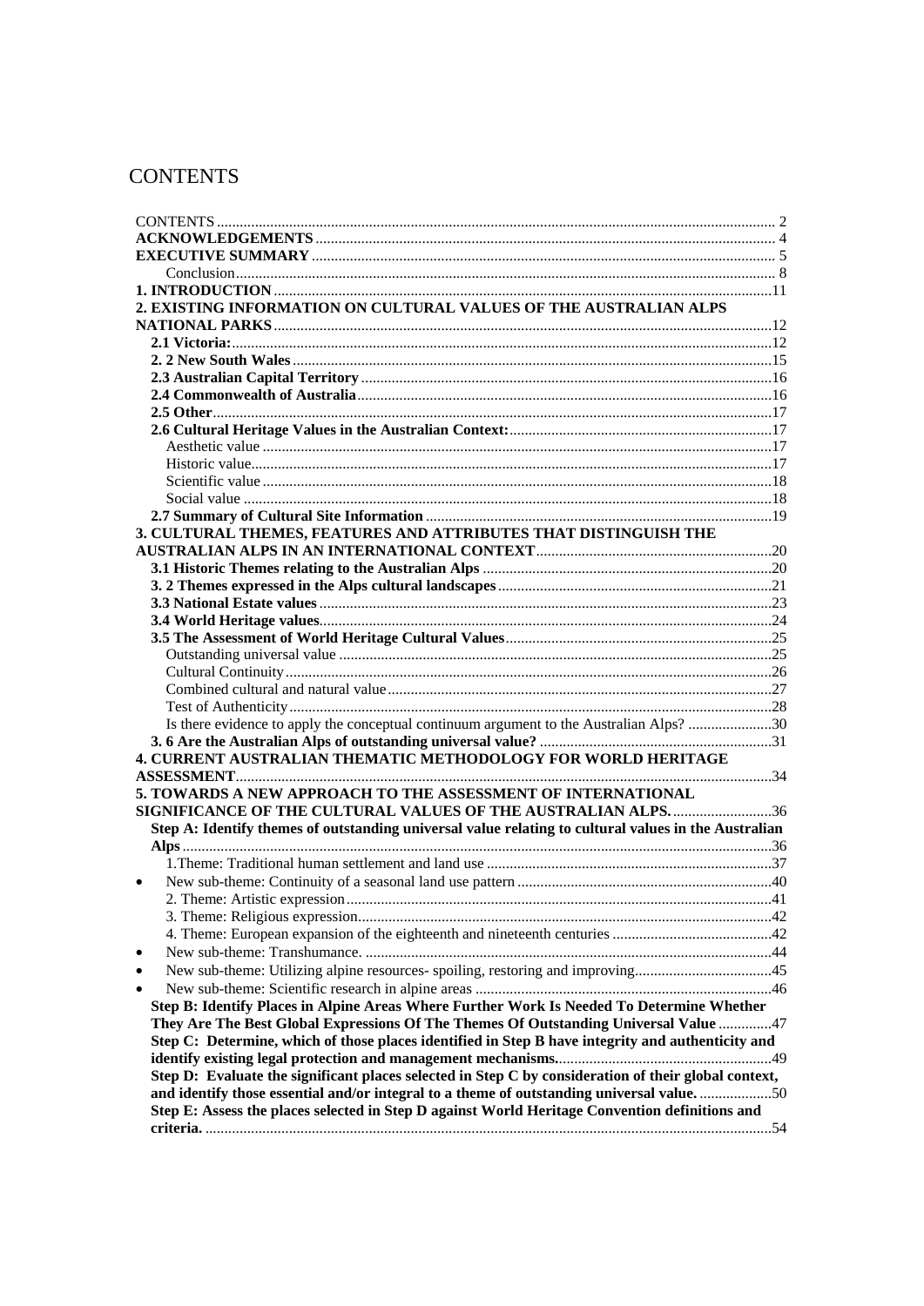# CONTENTS

CONTENTS ..... 2
**ACKNOWLEDGEMENTS** ..... 4
**EXECUTIVE SUMMARY** ..... 5
Conclusion ..... 8
**1. INTRODUCTION** ..... 11
**2. EXISTING INFORMATION ON CULTURAL VALUES OF THE AUSTRALIAN ALPS NATIONAL PARKS** ..... 12
**2.1 Victoria:** ..... 12
**2. 2 New South Wales** ..... 15
**2.3 Australian Capital Territory** ..... 16
**2.4 Commonwealth of Australia** ..... 16
**2.5 Other** ..... 17
**2.6 Cultural Heritage Values in the Australian Context:** ..... 17
Aesthetic value ..... 17
Historic value ..... 17
Scientific value ..... 18
Social value ..... 18
**2.7 Summary of Cultural Site Information** ..... 19
**3. CULTURAL THEMES, FEATURES AND ATTRIBUTES THAT DISTINGUISH THE AUSTRALIAN ALPS IN AN INTERNATIONAL CONTEXT** ..... 20
**3.1 Historic Themes relating to the Australian Alps** ..... 20
**3. 2 Themes expressed in the Alps cultural landscapes** ..... 21
**3.3 National Estate values** ..... 23
**3.4 World Heritage values** ..... 24
**3.5 The Assessment of World Heritage Cultural Values** ..... 25
Outstanding universal value ..... 25
Cultural Continuity ..... 26
Combined cultural and natural value ..... 27
Test of Authenticity ..... 28
Is there evidence to apply the conceptual continuum argument to the Australian Alps? ..... 30
**3. 6 Are the Australian Alps of outstanding universal value?** ..... 31
**4. CURRENT AUSTRALIAN THEMATIC METHODOLOGY FOR WORLD HERITAGE ASSESSMENT** ..... 34
**5. TOWARDS A NEW APPROACH TO THE ASSESSMENT OF INTERNATIONAL SIGNIFICANCE OF THE CULTURAL VALUES OF THE AUSTRALIAN ALPS.** ..... 36
**Step A: Identify themes of outstanding universal value relating to cultural values in the Australian Alps** ..... 36
1.Theme: Traditional human settlement and land use ..... 37
- New sub-theme: Continuity of a seasonal land use pattern ..... 40

2. Theme: Artistic expression ..... 41
3. Theme: Religious expression ..... 42
4. Theme: European expansion of the eighteenth and nineteenth centuries ..... 42
- New sub-theme: Transhumance. ..... 44
- New sub-theme: Utilizing alpine resources- spoiling, restoring and improving ..... 45
- New sub-theme: Scientific research in alpine areas ..... 46

**Step B: Identify Places in Alpine Areas Where Further Work Is Needed To Determine Whether They Are The Best Global Expressions Of The Themes Of Outstanding Universal Value** ..... 47
**Step C: Determine, which of those places identified in Step B have integrity and authenticity and identify existing legal protection and management mechanisms.** ..... 49
**Step D: Evaluate the significant places selected in Step C by consideration of their global context, and identify those essential and/or integral to a theme of outstanding universal value.** ..... 50
**Step E: Assess the places selected in Step D against World Heritage Convention definitions and criteria.** ..... 54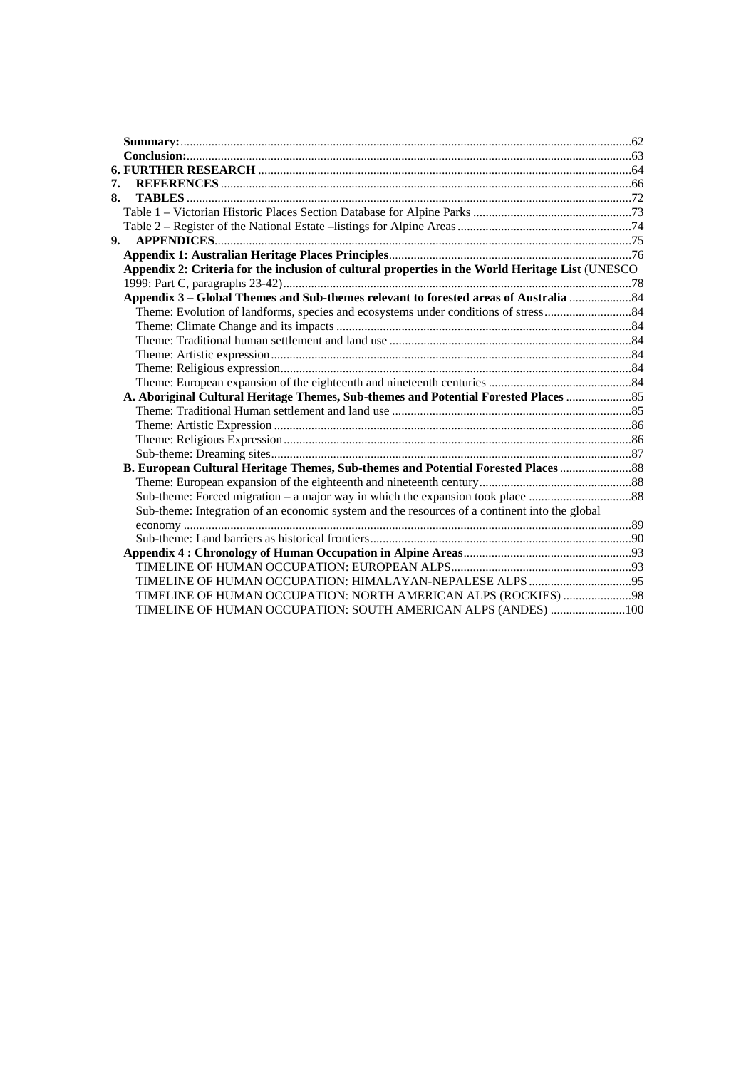**Summary:** ..... 62
**Conclusion:** ..... 63
**6. FURTHER RESEARCH** ..... 64
**7. REFERENCES** ..... 66
**8. TABLES** ..... 72
Table 1 – Victorian Historic Places Section Database for Alpine Parks ..... 73
Table 2 – Register of the National Estate –listings for Alpine Areas ..... 74
**9. APPENDICES** ..... 75
**Appendix 1: Australian Heritage Places Principles** ..... 76
**Appendix 2: Criteria for the inclusion of cultural properties in the World Heritage List** (UNESCO 1999: Part C, paragraphs 23-42) ..... 78
**Appendix 3 – Global Themes and Sub-themes relevant to forested areas of Australia** ..... 84
Theme: Evolution of landforms, species and ecosystems under conditions of stress ..... 84
Theme: Climate Change and its impacts ..... 84
Theme: Traditional human settlement and land use ..... 84
Theme: Artistic expression ..... 84
Theme: Religious expression ..... 84
Theme: European expansion of the eighteenth and nineteenth centuries ..... 84
**A. Aboriginal Cultural Heritage Themes, Sub-themes and Potential Forested Places** ..... 85
Theme: Traditional Human settlement and land use ..... 85
Theme: Artistic Expression ..... 86
Theme: Religious Expression ..... 86
Sub-theme: Dreaming sites ..... 87
**B. European Cultural Heritage Themes, Sub-themes and Potential Forested Places** ..... 88
Theme: European expansion of the eighteenth and nineteenth century ..... 88
Sub-theme: Forced migration – a major way in which the expansion took place ..... 88
Sub-theme: Integration of an economic system and the resources of a continent into the global economy ..... 89
Sub-theme: Land barriers as historical frontiers ..... 90
**Appendix 4 : Chronology of Human Occupation in Alpine Areas** ..... 93
TIMELINE OF HUMAN OCCUPATION: EUROPEAN ALPS ..... 93
TIMELINE OF HUMAN OCCUPATION: HIMALAYAN-NEPALESE ALPS ..... 95
TIMELINE OF HUMAN OCCUPATION: NORTH AMERICAN ALPS (ROCKIES) ..... 98
TIMELINE OF HUMAN OCCUPATION: SOUTH AMERICAN ALPS (ANDES) ..... 100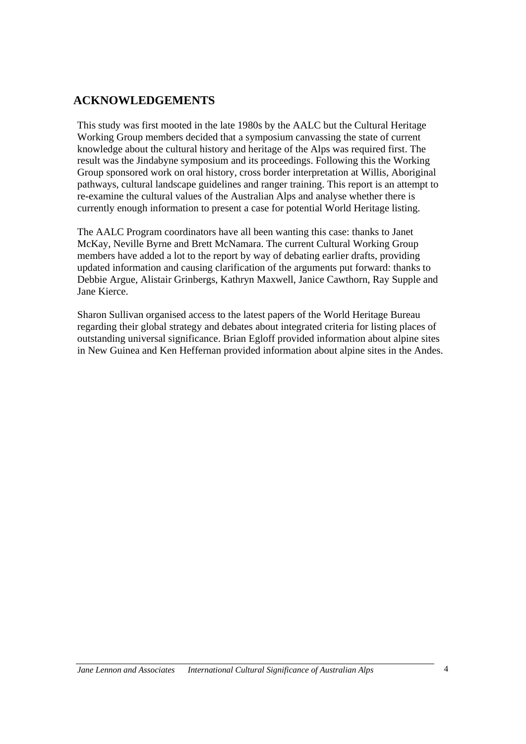## ACKNOWLEDGEMENTS

This study was first mooted in the late 1980s by the AALC but the Cultural Heritage Working Group members decided that a symposium canvassing the state of current knowledge about the cultural history and heritage of the Alps was required first. The result was the Jindabyne symposium and its proceedings. Following this the Working Group sponsored work on oral history, cross border interpretation at Willis, Aboriginal pathways, cultural landscape guidelines and ranger training. This report is an attempt to re-examine the cultural values of the Australian Alps and analyse whether there is currently enough information to present a case for potential World Heritage listing.

The AALC Program coordinators have all been wanting this case: thanks to Janet McKay, Neville Byrne and Brett McNamara. The current Cultural Working Group members have added a lot to the report by way of debating earlier drafts, providing updated information and causing clarification of the arguments put forward: thanks to Debbie Argue, Alistair Grinbergs, Kathryn Maxwell, Janice Cawthorn, Ray Supple and Jane Kierce.

Sharon Sullivan organised access to the latest papers of the World Heritage Bureau regarding their global strategy and debates about integrated criteria for listing places of outstanding universal significance. Brian Egloff provided information about alpine sites in New Guinea and Ken Heffernan provided information about alpine sites in the Andes.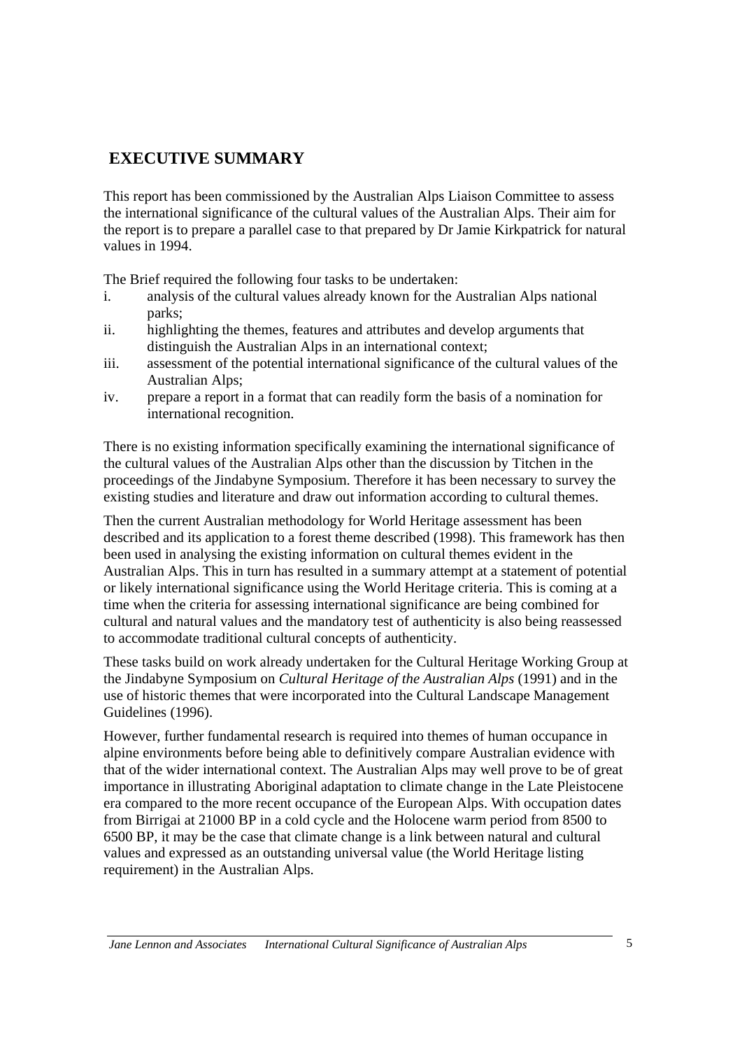## EXECUTIVE SUMMARY

This report has been commissioned by the Australian Alps Liaison Committee to assess the international significance of the cultural values of the Australian Alps. Their aim for the report is to prepare a parallel case to that prepared by Dr Jamie Kirkpatrick for natural values in 1994.

The Brief required the following four tasks to be undertaken:

i. analysis of the cultural values already known for the Australian Alps national parks;
ii. highlighting the themes, features and attributes and develop arguments that distinguish the Australian Alps in an international context;
iii. assessment of the potential international significance of the cultural values of the Australian Alps;
iv. prepare a report in a format that can readily form the basis of a nomination for international recognition.

There is no existing information specifically examining the international significance of the cultural values of the Australian Alps other than the discussion by Titchen in the proceedings of the Jindabyne Symposium. Therefore it has been necessary to survey the existing studies and literature and draw out information according to cultural themes.

Then the current Australian methodology for World Heritage assessment has been described and its application to a forest theme described (1998). This framework has then been used in analysing the existing information on cultural themes evident in the Australian Alps. This in turn has resulted in a summary attempt at a statement of potential or likely international significance using the World Heritage criteria. This is coming at a time when the criteria for assessing international significance are being combined for cultural and natural values and the mandatory test of authenticity is also being reassessed to accommodate traditional cultural concepts of authenticity.

These tasks build on work already undertaken for the Cultural Heritage Working Group at the Jindabyne Symposium on *Cultural Heritage of the Australian Alps* (1991) and in the use of historic themes that were incorporated into the Cultural Landscape Management Guidelines (1996).

However, further fundamental research is required into themes of human occupance in alpine environments before being able to definitively compare Australian evidence with that of the wider international context. The Australian Alps may well prove to be of great importance in illustrating Aboriginal adaptation to climate change in the Late Pleistocene era compared to the more recent occupance of the European Alps. With occupation dates from Birrigai at 21000 BP in a cold cycle and the Holocene warm period from 8500 to 6500 BP, it may be the case that climate change is a link between natural and cultural values and expressed as an outstanding universal value (the World Heritage listing requirement) in the Australian Alps.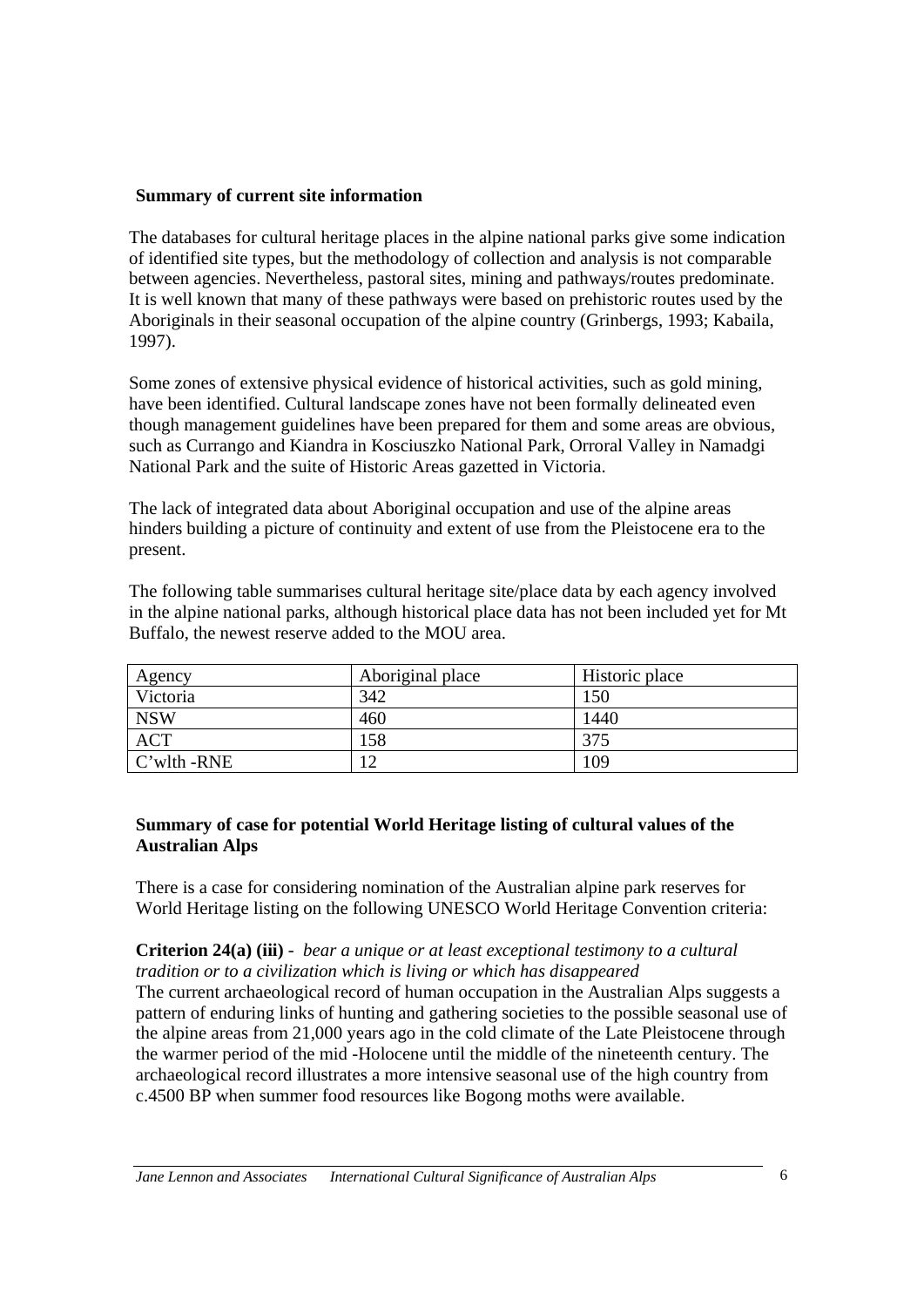**Summary of current site information**

The databases for cultural heritage places in the alpine national parks give some indication of identified site types, but the methodology of collection and analysis is not comparable between agencies. Nevertheless, pastoral sites, mining and pathways/routes predominate. It is well known that many of these pathways were based on prehistoric routes used by the Aboriginals in their seasonal occupation of the alpine country (Grinbergs, 1993; Kabaila, 1997).

Some zones of extensive physical evidence of historical activities, such as gold mining, have been identified. Cultural landscape zones have not been formally delineated even though management guidelines have been prepared for them and some areas are obvious, such as Currango and Kiandra in Kosciuszko National Park, Orroral Valley in Namadgi National Park and the suite of Historic Areas gazetted in Victoria.

The lack of integrated data about Aboriginal occupation and use of the alpine areas hinders building a picture of continuity and extent of use from the Pleistocene era to the present.

The following table summarises cultural heritage site/place data by each agency involved in the alpine national parks, although historical place data has not been included yet for Mt Buffalo, the newest reserve added to the MOU area.

| Agency | Aboriginal place | Historic place |
|---|---|---|
| Victoria | 342 | 150 |
| NSW | 460 | 1440 |
| ACT | 158 | 375 |
| C'wlth -RNE | 12 | 109 |

**Summary of case for potential World Heritage listing of cultural values of the Australian Alps**

There is a case for considering nomination of the Australian alpine park reserves for World Heritage listing on the following UNESCO World Heritage Convention criteria:

**Criterion 24(a) (iii)** - *bear a unique or at least exceptional testimony to a cultural tradition or to a civilization which is living or which has disappeared*
The current archaeological record of human occupation in the Australian Alps suggests a pattern of enduring links of hunting and gathering societies to the possible seasonal use of the alpine areas from 21,000 years ago in the cold climate of the Late Pleistocene through the warmer period of the mid -Holocene until the middle of the nineteenth century. The archaeological record illustrates a more intensive seasonal use of the high country from c.4500 BP when summer food resources like Bogong moths were available.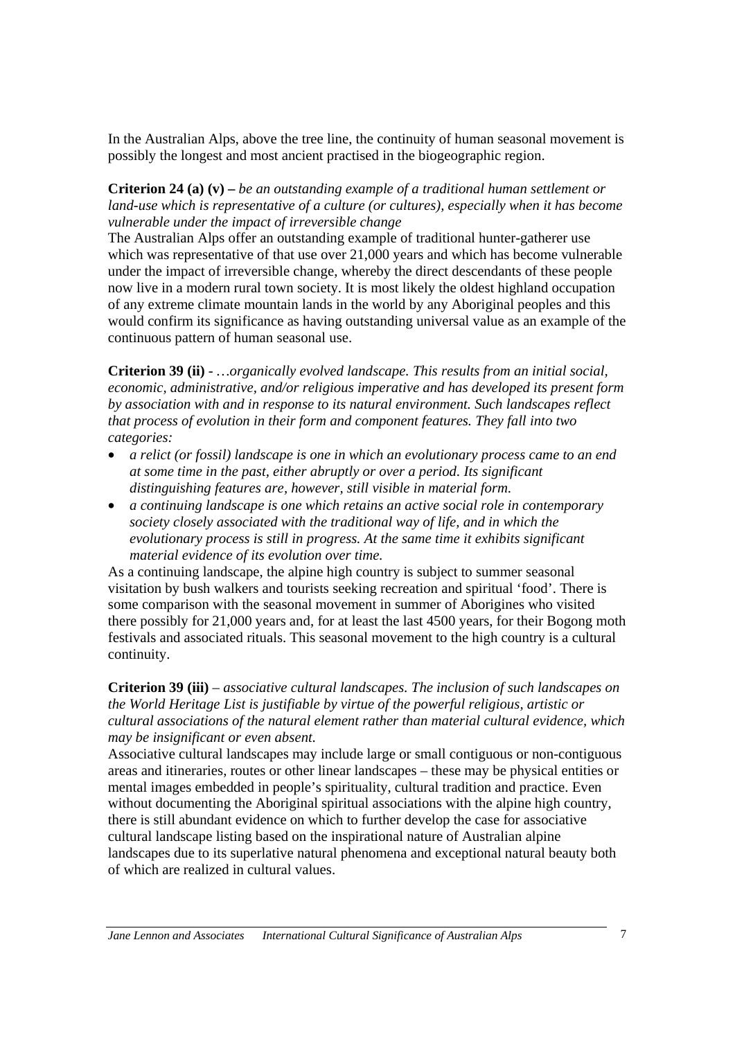In the Australian Alps, above the tree line, the continuity of human seasonal movement is possibly the longest and most ancient practised in the biogeographic region.

**Criterion 24 (a) (v) –** *be an outstanding example of a traditional human settlement or land-use which is representative of a culture (or cultures), especially when it has become vulnerable under the impact of irreversible change*
The Australian Alps offer an outstanding example of traditional hunter-gatherer use which was representative of that use over 21,000 years and which has become vulnerable under the impact of irreversible change, whereby the direct descendants of these people now live in a modern rural town society. It is most likely the oldest highland occupation of any extreme climate mountain lands in the world by any Aboriginal peoples and this would confirm its significance as having outstanding universal value as an example of the continuous pattern of human seasonal use.

**Criterion 39 (ii)** - *…organically evolved landscape. This results from an initial social, economic, administrative, and/or religious imperative and has developed its present form by association with and in response to its natural environment. Such landscapes reflect that process of evolution in their form and component features. They fall into two categories:*

- *a relict (or fossil) landscape is one in which an evolutionary process came to an end at some time in the past, either abruptly or over a period. Its significant distinguishing features are, however, still visible in material form.*
- *a continuing landscape is one which retains an active social role in contemporary society closely associated with the traditional way of life, and in which the evolutionary process is still in progress. At the same time it exhibits significant material evidence of its evolution over time.*

As a continuing landscape, the alpine high country is subject to summer seasonal visitation by bush walkers and tourists seeking recreation and spiritual 'food'. There is some comparison with the seasonal movement in summer of Aborigines who visited there possibly for 21,000 years and, for at least the last 4500 years, for their Bogong moth festivals and associated rituals. This seasonal movement to the high country is a cultural continuity.

**Criterion 39 (iii)** – *associative cultural landscapes. The inclusion of such landscapes on the World Heritage List is justifiable by virtue of the powerful religious, artistic or cultural associations of the natural element rather than material cultural evidence, which may be insignificant or even absent.*
Associative cultural landscapes may include large or small contiguous or non-contiguous areas and itineraries, routes or other linear landscapes – these may be physical entities or mental images embedded in people's spirituality, cultural tradition and practice. Even without documenting the Aboriginal spiritual associations with the alpine high country, there is still abundant evidence on which to further develop the case for associative cultural landscape listing based on the inspirational nature of Australian alpine landscapes due to its superlative natural phenomena and exceptional natural beauty both of which are realized in cultural values.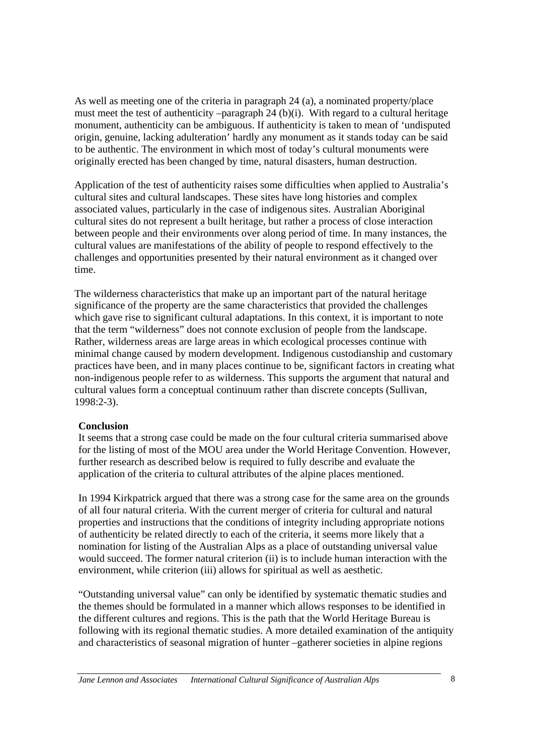As well as meeting one of the criteria in paragraph 24 (a), a nominated property/place must meet the test of authenticity –paragraph 24 (b)(i). With regard to a cultural heritage monument, authenticity can be ambiguous. If authenticity is taken to mean of 'undisputed origin, genuine, lacking adulteration' hardly any monument as it stands today can be said to be authentic. The environment in which most of today's cultural monuments were originally erected has been changed by time, natural disasters, human destruction.

Application of the test of authenticity raises some difficulties when applied to Australia's cultural sites and cultural landscapes. These sites have long histories and complex associated values, particularly in the case of indigenous sites. Australian Aboriginal cultural sites do not represent a built heritage, but rather a process of close interaction between people and their environments over along period of time. In many instances, the cultural values are manifestations of the ability of people to respond effectively to the challenges and opportunities presented by their natural environment as it changed over time.

The wilderness characteristics that make up an important part of the natural heritage significance of the property are the same characteristics that provided the challenges which gave rise to significant cultural adaptations. In this context, it is important to note that the term "wilderness" does not connote exclusion of people from the landscape. Rather, wilderness areas are large areas in which ecological processes continue with minimal change caused by modern development. Indigenous custodianship and customary practices have been, and in many places continue to be, significant factors in creating what non-indigenous people refer to as wilderness. This supports the argument that natural and cultural values form a conceptual continuum rather than discrete concepts (Sullivan, 1998:2-3).

**Conclusion**

It seems that a strong case could be made on the four cultural criteria summarised above for the listing of most of the MOU area under the World Heritage Convention. However, further research as described below is required to fully describe and evaluate the application of the criteria to cultural attributes of the alpine places mentioned.

In 1994 Kirkpatrick argued that there was a strong case for the same area on the grounds of all four natural criteria. With the current merger of criteria for cultural and natural properties and instructions that the conditions of integrity including appropriate notions of authenticity be related directly to each of the criteria, it seems more likely that a nomination for listing of the Australian Alps as a place of outstanding universal value would succeed. The former natural criterion (ii) is to include human interaction with the environment, while criterion (iii) allows for spiritual as well as aesthetic.

"Outstanding universal value" can only be identified by systematic thematic studies and the themes should be formulated in a manner which allows responses to be identified in the different cultures and regions. This is the path that the World Heritage Bureau is following with its regional thematic studies. A more detailed examination of the antiquity and characteristics of seasonal migration of hunter –gatherer societies in alpine regions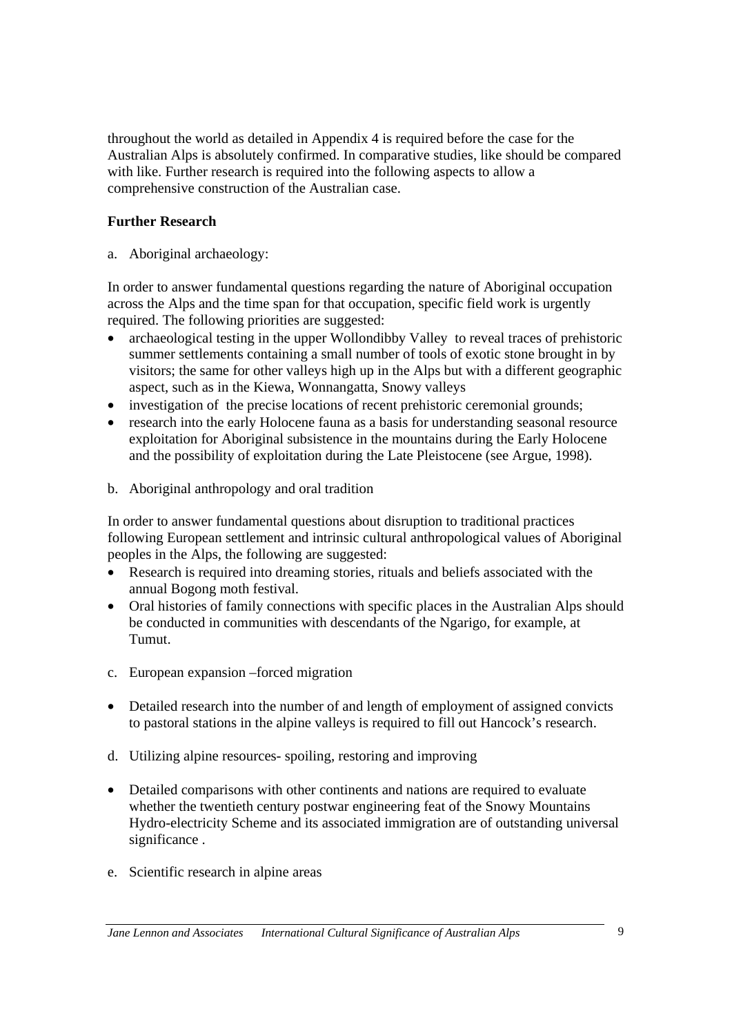throughout the world as detailed in Appendix 4 is required before the case for the Australian Alps is absolutely confirmed. In comparative studies, like should be compared with like. Further research is required into the following aspects to allow a comprehensive construction of the Australian case.

**Further Research**

a. Aboriginal archaeology:

In order to answer fundamental questions regarding the nature of Aboriginal occupation across the Alps and the time span for that occupation, specific field work is urgently required. The following priorities are suggested:

- archaeological testing in the upper Wollondibby Valley to reveal traces of prehistoric summer settlements containing a small number of tools of exotic stone brought in by visitors; the same for other valleys high up in the Alps but with a different geographic aspect, such as in the Kiewa, Wonnangatta, Snowy valleys
- investigation of the precise locations of recent prehistoric ceremonial grounds;
- research into the early Holocene fauna as a basis for understanding seasonal resource exploitation for Aboriginal subsistence in the mountains during the Early Holocene and the possibility of exploitation during the Late Pleistocene (see Argue, 1998).

b. Aboriginal anthropology and oral tradition

In order to answer fundamental questions about disruption to traditional practices following European settlement and intrinsic cultural anthropological values of Aboriginal peoples in the Alps, the following are suggested:

- Research is required into dreaming stories, rituals and beliefs associated with the annual Bogong moth festival.
- Oral histories of family connections with specific places in the Australian Alps should be conducted in communities with descendants of the Ngarigo, for example, at Tumut.

c. European expansion –forced migration

- Detailed research into the number of and length of employment of assigned convicts to pastoral stations in the alpine valleys is required to fill out Hancock's research.

d. Utilizing alpine resources- spoiling, restoring and improving

- Detailed comparisons with other continents and nations are required to evaluate whether the twentieth century postwar engineering feat of the Snowy Mountains Hydro-electricity Scheme and its associated immigration are of outstanding universal significance .

e. Scientific research in alpine areas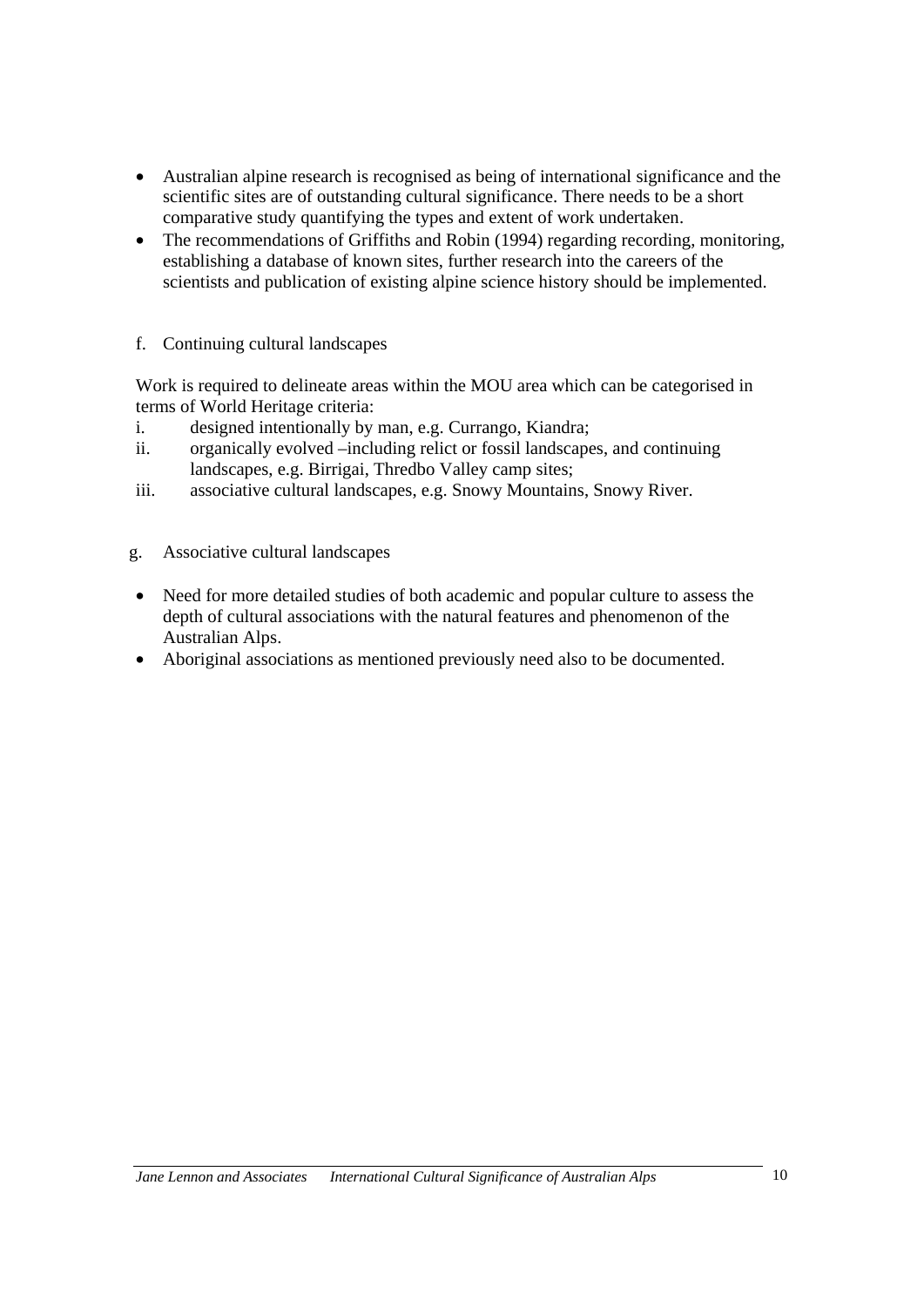- Australian alpine research is recognised as being of international significance and the scientific sites are of outstanding cultural significance. There needs to be a short comparative study quantifying the types and extent of work undertaken.
- The recommendations of Griffiths and Robin (1994) regarding recording, monitoring, establishing a database of known sites, further research into the careers of the scientists and publication of existing alpine science history should be implemented.

f. Continuing cultural landscapes

Work is required to delineate areas within the MOU area which can be categorised in terms of World Heritage criteria:

i. designed intentionally by man, e.g. Currango, Kiandra;
ii. organically evolved –including relict or fossil landscapes, and continuing landscapes, e.g. Birrigai, Thredbo Valley camp sites;
iii. associative cultural landscapes, e.g. Snowy Mountains, Snowy River.

g. Associative cultural landscapes

- Need for more detailed studies of both academic and popular culture to assess the depth of cultural associations with the natural features and phenomenon of the Australian Alps.
- Aboriginal associations as mentioned previously need also to be documented.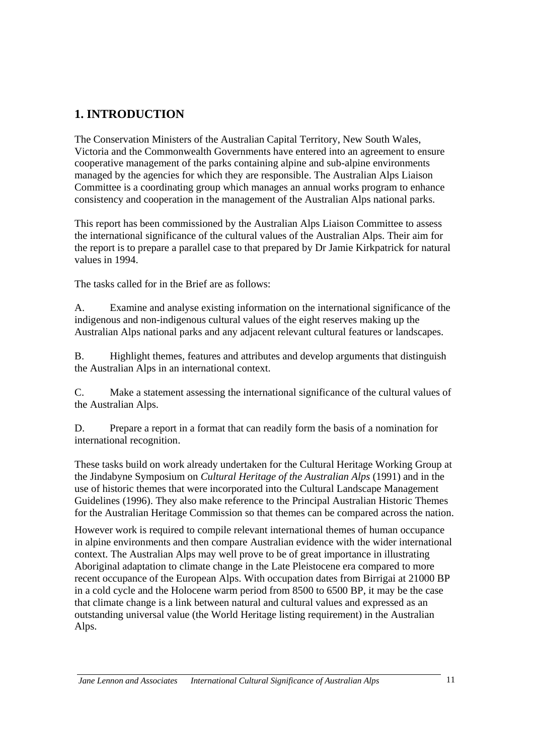# 1. INTRODUCTION

The Conservation Ministers of the Australian Capital Territory, New South Wales, Victoria and the Commonwealth Governments have entered into an agreement to ensure cooperative management of the parks containing alpine and sub-alpine environments managed by the agencies for which they are responsible. The Australian Alps Liaison Committee is a coordinating group which manages an annual works program to enhance consistency and cooperation in the management of the Australian Alps national parks.

This report has been commissioned by the Australian Alps Liaison Committee to assess the international significance of the cultural values of the Australian Alps. Their aim for the report is to prepare a parallel case to that prepared by Dr Jamie Kirkpatrick for natural values in 1994.

The tasks called for in the Brief are as follows:

A. Examine and analyse existing information on the international significance of the indigenous and non-indigenous cultural values of the eight reserves making up the Australian Alps national parks and any adjacent relevant cultural features or landscapes.

B. Highlight themes, features and attributes and develop arguments that distinguish the Australian Alps in an international context.

C. Make a statement assessing the international significance of the cultural values of the Australian Alps.

D. Prepare a report in a format that can readily form the basis of a nomination for international recognition.

These tasks build on work already undertaken for the Cultural Heritage Working Group at the Jindabyne Symposium on *Cultural Heritage of the Australian Alps* (1991) and in the use of historic themes that were incorporated into the Cultural Landscape Management Guidelines (1996). They also make reference to the Principal Australian Historic Themes for the Australian Heritage Commission so that themes can be compared across the nation.

However work is required to compile relevant international themes of human occupance in alpine environments and then compare Australian evidence with the wider international context. The Australian Alps may well prove to be of great importance in illustrating Aboriginal adaptation to climate change in the Late Pleistocene era compared to more recent occupance of the European Alps. With occupation dates from Birrigai at 21000 BP in a cold cycle and the Holocene warm period from 8500 to 6500 BP, it may be the case that climate change is a link between natural and cultural values and expressed as an outstanding universal value (the World Heritage listing requirement) in the Australian Alps.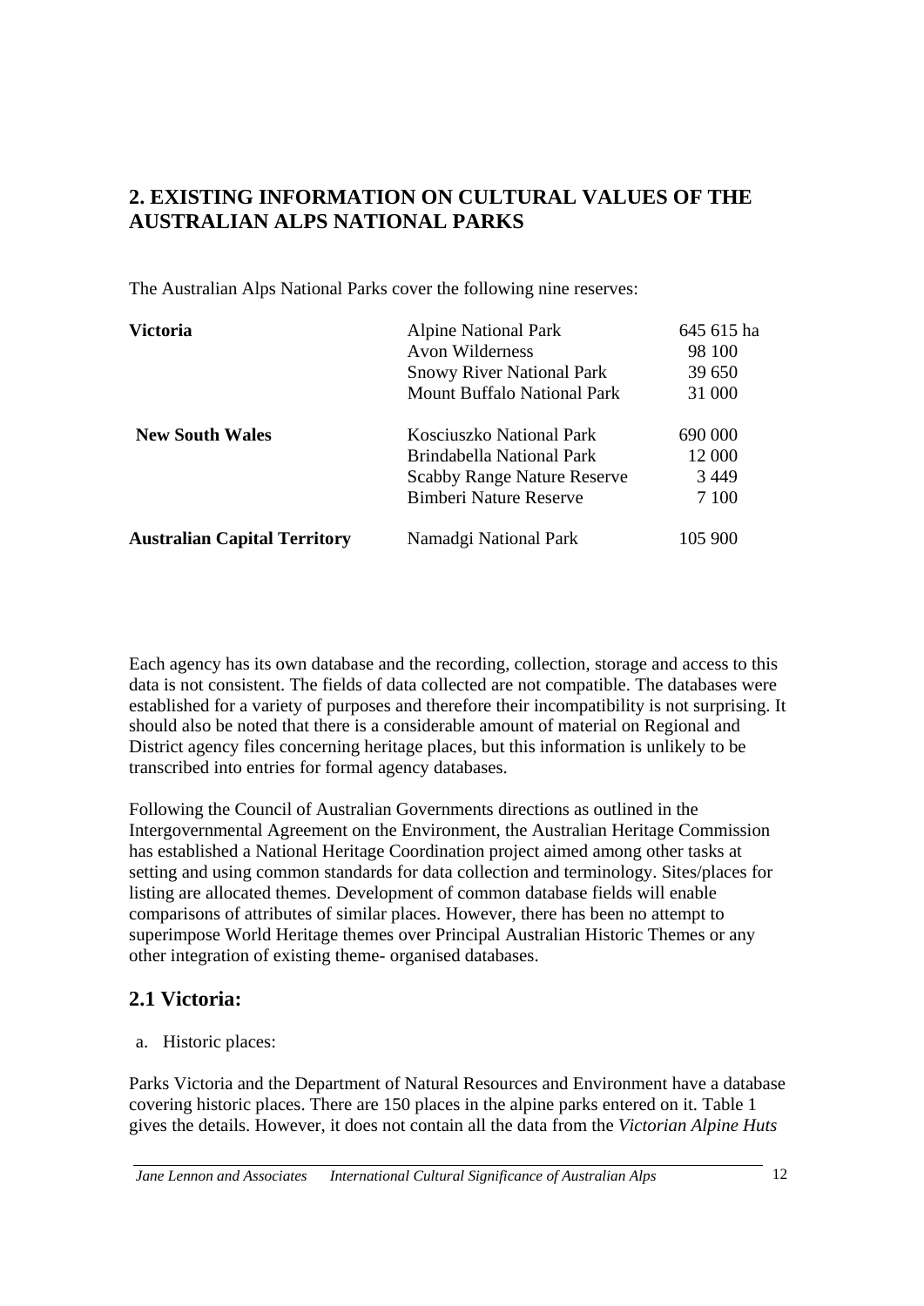## 2. EXISTING INFORMATION ON CULTURAL VALUES OF THE AUSTRALIAN ALPS NATIONAL PARKS

The Australian Alps National Parks cover the following nine reserves:

| | | |
|---|---|---|
| **Victoria** | Alpine National Park | 645 615 ha |
| | Avon Wilderness | 98 100 |
| | Snowy River National Park | 39 650 |
| | Mount Buffalo National Park | 31 000 |
| **New South Wales** | Kosciuszko National Park | 690 000 |
| | Brindabella National Park | 12 000 |
| | Scabby Range Nature Reserve | 3 449 |
| | Bimberi Nature Reserve | 7 100 |
| **Australian Capital Territory** | Namadgi National Park | 105 900 |

Each agency has its own database and the recording, collection, storage and access to this data is not consistent. The fields of data collected are not compatible. The databases were established for a variety of purposes and therefore their incompatibility is not surprising. It should also be noted that there is a considerable amount of material on Regional and District agency files concerning heritage places, but this information is unlikely to be transcribed into entries for formal agency databases.

Following the Council of Australian Governments directions as outlined in the Intergovernmental Agreement on the Environment, the Australian Heritage Commission has established a National Heritage Coordination project aimed among other tasks at setting and using common standards for data collection and terminology. Sites/places for listing are allocated themes. Development of common database fields will enable comparisons of attributes of similar places. However, there has been no attempt to superimpose World Heritage themes over Principal Australian Historic Themes or any other integration of existing theme- organised databases.

### 2.1 Victoria:

a. Historic places:

Parks Victoria and the Department of Natural Resources and Environment have a database covering historic places. There are 150 places in the alpine parks entered on it. Table 1 gives the details. However, it does not contain all the data from the *Victorian Alpine Huts*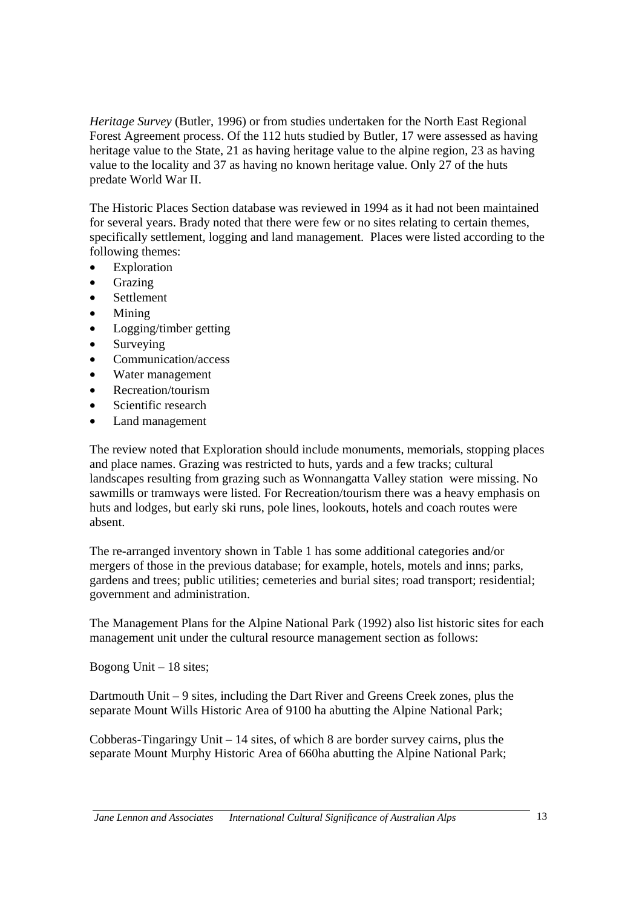*Heritage Survey* (Butler, 1996) or from studies undertaken for the North East Regional Forest Agreement process. Of the 112 huts studied by Butler, 17 were assessed as having heritage value to the State, 21 as having heritage value to the alpine region, 23 as having value to the locality and 37 as having no known heritage value. Only 27 of the huts predate World War II.

The Historic Places Section database was reviewed in 1994 as it had not been maintained for several years. Brady noted that there were few or no sites relating to certain themes, specifically settlement, logging and land management. Places were listed according to the following themes:

- Exploration
- Grazing
- Settlement
- Mining
- Logging/timber getting
- Surveying
- Communication/access
- Water management
- Recreation/tourism
- Scientific research
- Land management

The review noted that Exploration should include monuments, memorials, stopping places and place names. Grazing was restricted to huts, yards and a few tracks; cultural landscapes resulting from grazing such as Wonnangatta Valley station were missing. No sawmills or tramways were listed. For Recreation/tourism there was a heavy emphasis on huts and lodges, but early ski runs, pole lines, lookouts, hotels and coach routes were absent.

The re-arranged inventory shown in Table 1 has some additional categories and/or mergers of those in the previous database; for example, hotels, motels and inns; parks, gardens and trees; public utilities; cemeteries and burial sites; road transport; residential; government and administration.

The Management Plans for the Alpine National Park (1992) also list historic sites for each management unit under the cultural resource management section as follows:

Bogong Unit – 18 sites;

Dartmouth Unit – 9 sites, including the Dart River and Greens Creek zones, plus the separate Mount Wills Historic Area of 9100 ha abutting the Alpine National Park;

Cobberas-Tingaringy Unit – 14 sites, of which 8 are border survey cairns, plus the separate Mount Murphy Historic Area of 660ha abutting the Alpine National Park;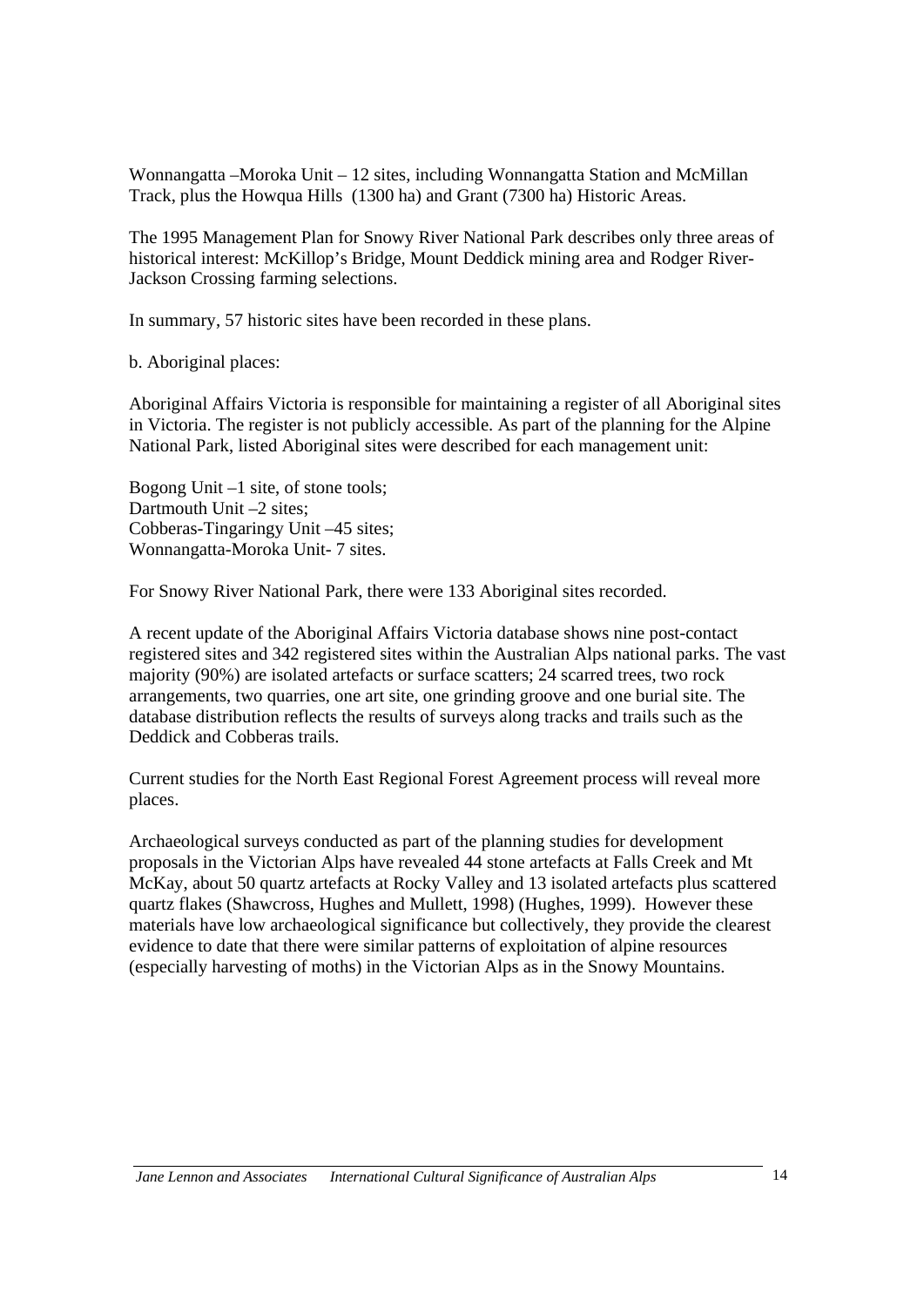Wonnangatta –Moroka Unit – 12 sites, including Wonnangatta Station and McMillan Track, plus the Howqua Hills (1300 ha) and Grant (7300 ha) Historic Areas.

The 1995 Management Plan for Snowy River National Park describes only three areas of historical interest: McKillop's Bridge, Mount Deddick mining area and Rodger River-Jackson Crossing farming selections.

In summary, 57 historic sites have been recorded in these plans.

b. Aboriginal places:

Aboriginal Affairs Victoria is responsible for maintaining a register of all Aboriginal sites in Victoria. The register is not publicly accessible. As part of the planning for the Alpine National Park, listed Aboriginal sites were described for each management unit:

Bogong Unit –1 site, of stone tools;  
Dartmouth Unit –2 sites;  
Cobberas-Tingaringy Unit –45 sites;  
Wonnangatta-Moroka Unit- 7 sites.

For Snowy River National Park, there were 133 Aboriginal sites recorded.

A recent update of the Aboriginal Affairs Victoria database shows nine post-contact registered sites and 342 registered sites within the Australian Alps national parks. The vast majority (90%) are isolated artefacts or surface scatters; 24 scarred trees, two rock arrangements, two quarries, one art site, one grinding groove and one burial site. The database distribution reflects the results of surveys along tracks and trails such as the Deddick and Cobberas trails.

Current studies for the North East Regional Forest Agreement process will reveal more places.

Archaeological surveys conducted as part of the planning studies for development proposals in the Victorian Alps have revealed 44 stone artefacts at Falls Creek and Mt McKay, about 50 quartz artefacts at Rocky Valley and 13 isolated artefacts plus scattered quartz flakes (Shawcross, Hughes and Mullett, 1998) (Hughes, 1999). However these materials have low archaeological significance but collectively, they provide the clearest evidence to date that there were similar patterns of exploitation of alpine resources (especially harvesting of moths) in the Victorian Alps as in the Snowy Mountains.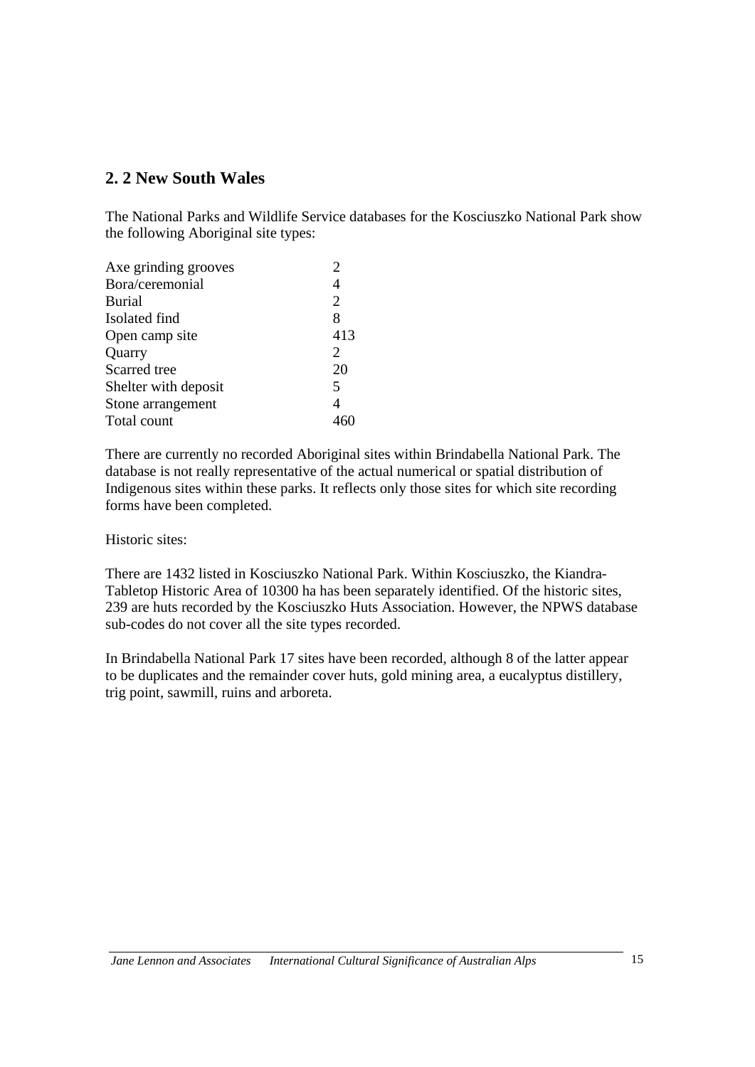## 2. 2 New South Wales

The National Parks and Wildlife Service databases for the Kosciuszko National Park show the following Aboriginal site types:

| Site type | Count |
|---|---|
| Axe grinding grooves | 2 |
| Bora/ceremonial | 4 |
| Burial | 2 |
| Isolated find | 8 |
| Open camp site | 413 |
| Quarry | 2 |
| Scarred tree | 20 |
| Shelter with deposit | 5 |
| Stone arrangement | 4 |
| Total count | 460 |

There are currently no recorded Aboriginal sites within Brindabella National Park. The database is not really representative of the actual numerical or spatial distribution of Indigenous sites within these parks. It reflects only those sites for which site recording forms have been completed.

Historic sites:

There are 1432 listed in Kosciuszko National Park. Within Kosciuszko, the Kiandra-Tabletop Historic Area of 10300 ha has been separately identified. Of the historic sites, 239 are huts recorded by the Kosciuszko Huts Association. However, the NPWS database sub-codes do not cover all the site types recorded.

In Brindabella National Park 17 sites have been recorded, although 8 of the latter appear to be duplicates and the remainder cover huts, gold mining area, a eucalyptus distillery, trig point, sawmill, ruins and arboreta.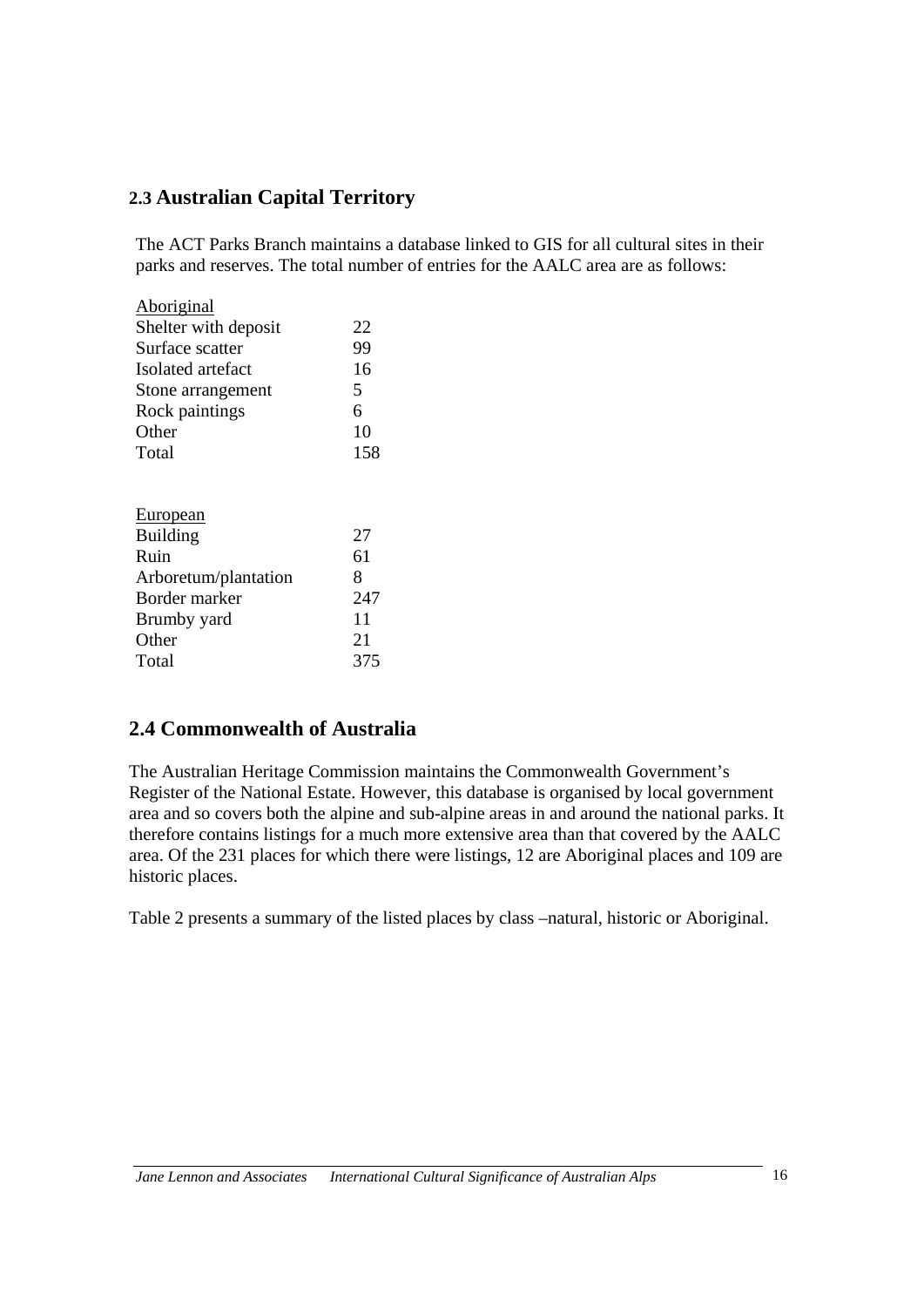## 2.3 Australian Capital Territory

The ACT Parks Branch maintains a database linked to GIS for all cultural sites in their parks and reserves. The total number of entries for the AALC area are as follows:

| Aboriginal | |
|---|---|
| Shelter with deposit | 22 |
| Surface scatter | 99 |
| Isolated artefact | 16 |
| Stone arrangement | 5 |
| Rock paintings | 6 |
| Other | 10 |
| Total | 158 |

| European | |
|---|---|
| Building | 27 |
| Ruin | 61 |
| Arboretum/plantation | 8 |
| Border marker | 247 |
| Brumby yard | 11 |
| Other | 21 |
| Total | 375 |

## 2.4 Commonwealth of Australia

The Australian Heritage Commission maintains the Commonwealth Government's Register of the National Estate. However, this database is organised by local government area and so covers both the alpine and sub-alpine areas in and around the national parks. It therefore contains listings for a much more extensive area than that covered by the AALC area. Of the 231 places for which there were listings, 12 are Aboriginal places and 109 are historic places.

Table 2 presents a summary of the listed places by class –natural, historic or Aboriginal.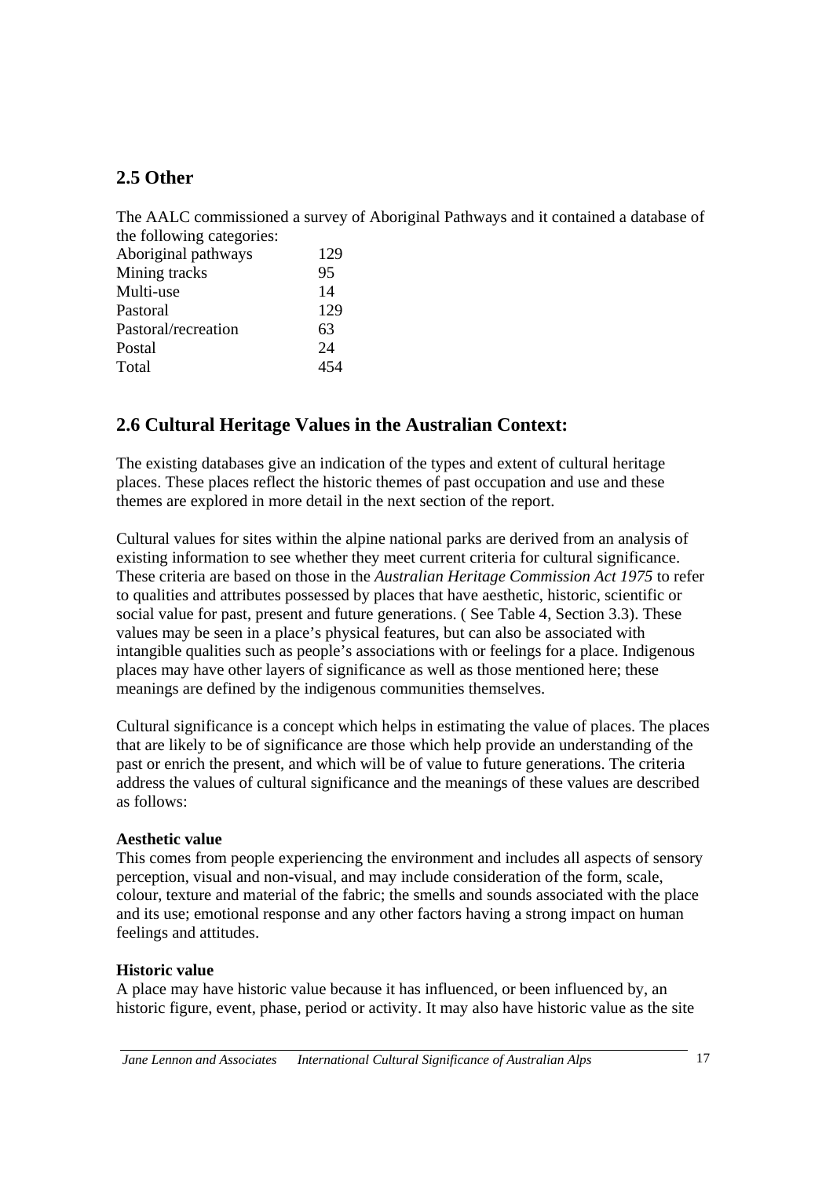## 2.5 Other

The AALC commissioned a survey of Aboriginal Pathways and it contained a database of the following categories:

| | |
|---|---|
| Aboriginal pathways | 129 |
| Mining tracks | 95 |
| Multi-use | 14 |
| Pastoral | 129 |
| Pastoral/recreation | 63 |
| Postal | 24 |
| Total | 454 |

## 2.6 Cultural Heritage Values in the Australian Context:

The existing databases give an indication of the types and extent of cultural heritage places. These places reflect the historic themes of past occupation and use and these themes are explored in more detail in the next section of the report.

Cultural values for sites within the alpine national parks are derived from an analysis of existing information to see whether they meet current criteria for cultural significance. These criteria are based on those in the *Australian Heritage Commission Act 1975* to refer to qualities and attributes possessed by places that have aesthetic, historic, scientific or social value for past, present and future generations. ( See Table 4, Section 3.3). These values may be seen in a place's physical features, but can also be associated with intangible qualities such as people's associations with or feelings for a place. Indigenous places may have other layers of significance as well as those mentioned here; these meanings are defined by the indigenous communities themselves.

Cultural significance is a concept which helps in estimating the value of places. The places that are likely to be of significance are those which help provide an understanding of the past or enrich the present, and which will be of value to future generations. The criteria address the values of cultural significance and the meanings of these values are described as follows:

**Aesthetic value**

This comes from people experiencing the environment and includes all aspects of sensory perception, visual and non-visual, and may include consideration of the form, scale, colour, texture and material of the fabric; the smells and sounds associated with the place and its use; emotional response and any other factors having a strong impact on human feelings and attitudes.

**Historic value**

A place may have historic value because it has influenced, or been influenced by, an historic figure, event, phase, period or activity. It may also have historic value as the site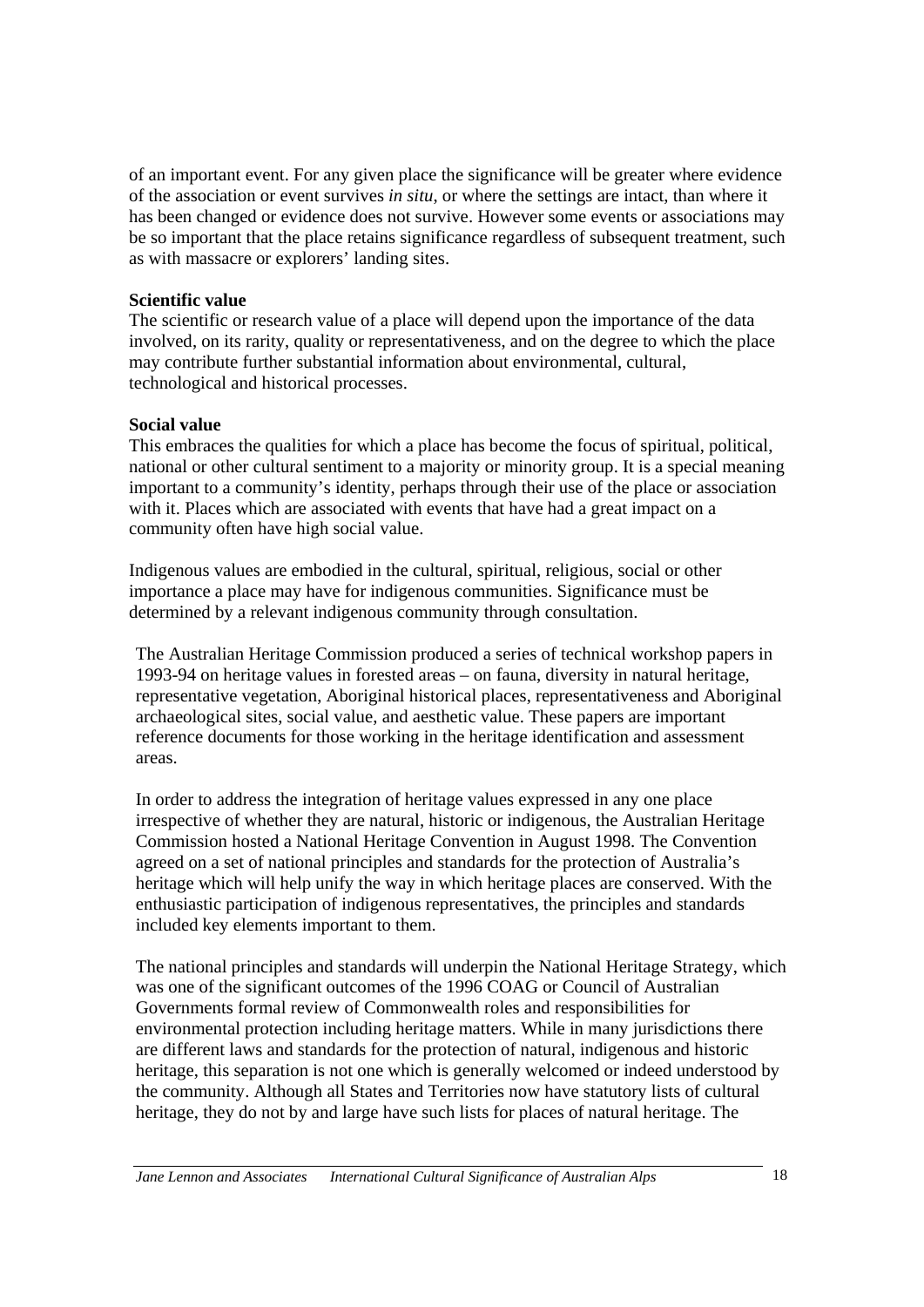of an important event. For any given place the significance will be greater where evidence of the association or event survives *in situ*, or where the settings are intact, than where it has been changed or evidence does not survive. However some events or associations may be so important that the place retains significance regardless of subsequent treatment, such as with massacre or explorers' landing sites.

**Scientific value**
The scientific or research value of a place will depend upon the importance of the data involved, on its rarity, quality or representativeness, and on the degree to which the place may contribute further substantial information about environmental, cultural, technological and historical processes.

**Social value**
This embraces the qualities for which a place has become the focus of spiritual, political, national or other cultural sentiment to a majority or minority group. It is a special meaning important to a community's identity, perhaps through their use of the place or association with it. Places which are associated with events that have had a great impact on a community often have high social value.

Indigenous values are embodied in the cultural, spiritual, religious, social or other importance a place may have for indigenous communities. Significance must be determined by a relevant indigenous community through consultation.

The Australian Heritage Commission produced a series of technical workshop papers in 1993-94 on heritage values in forested areas – on fauna, diversity in natural heritage, representative vegetation, Aboriginal historical places, representativeness and Aboriginal archaeological sites, social value, and aesthetic value. These papers are important reference documents for those working in the heritage identification and assessment areas.

In order to address the integration of heritage values expressed in any one place irrespective of whether they are natural, historic or indigenous, the Australian Heritage Commission hosted a National Heritage Convention in August 1998. The Convention agreed on a set of national principles and standards for the protection of Australia's heritage which will help unify the way in which heritage places are conserved. With the enthusiastic participation of indigenous representatives, the principles and standards included key elements important to them.

The national principles and standards will underpin the National Heritage Strategy, which was one of the significant outcomes of the 1996 COAG or Council of Australian Governments formal review of Commonwealth roles and responsibilities for environmental protection including heritage matters. While in many jurisdictions there are different laws and standards for the protection of natural, indigenous and historic heritage, this separation is not one which is generally welcomed or indeed understood by the community. Although all States and Territories now have statutory lists of cultural heritage, they do not by and large have such lists for places of natural heritage. The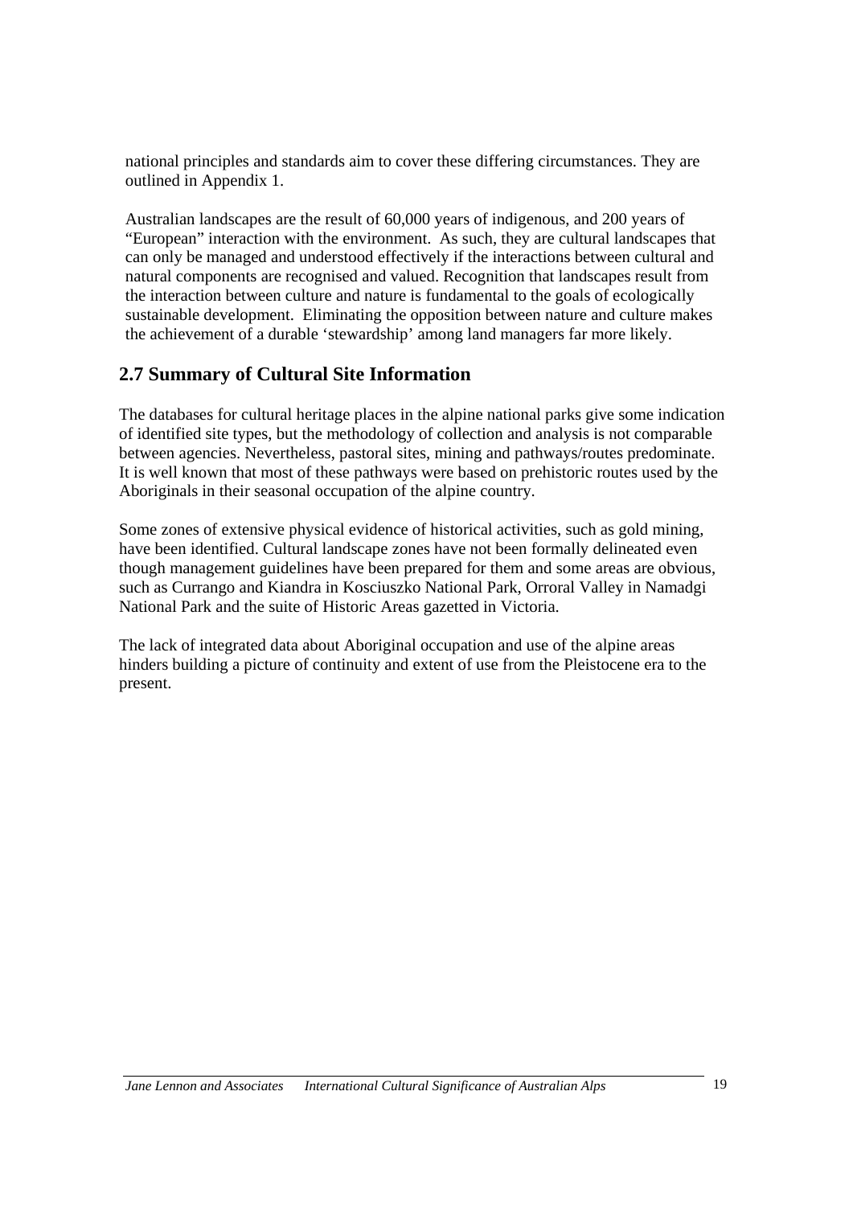national principles and standards aim to cover these differing circumstances. They are outlined in Appendix 1.

Australian landscapes are the result of 60,000 years of indigenous, and 200 years of "European" interaction with the environment. As such, they are cultural landscapes that can only be managed and understood effectively if the interactions between cultural and natural components are recognised and valued. Recognition that landscapes result from the interaction between culture and nature is fundamental to the goals of ecologically sustainable development. Eliminating the opposition between nature and culture makes the achievement of a durable 'stewardship' among land managers far more likely.

## 2.7 Summary of Cultural Site Information

The databases for cultural heritage places in the alpine national parks give some indication of identified site types, but the methodology of collection and analysis is not comparable between agencies. Nevertheless, pastoral sites, mining and pathways/routes predominate. It is well known that most of these pathways were based on prehistoric routes used by the Aboriginals in their seasonal occupation of the alpine country.

Some zones of extensive physical evidence of historical activities, such as gold mining, have been identified. Cultural landscape zones have not been formally delineated even though management guidelines have been prepared for them and some areas are obvious, such as Currango and Kiandra in Kosciuszko National Park, Orroral Valley in Namadgi National Park and the suite of Historic Areas gazetted in Victoria.

The lack of integrated data about Aboriginal occupation and use of the alpine areas hinders building a picture of continuity and extent of use from the Pleistocene era to the present.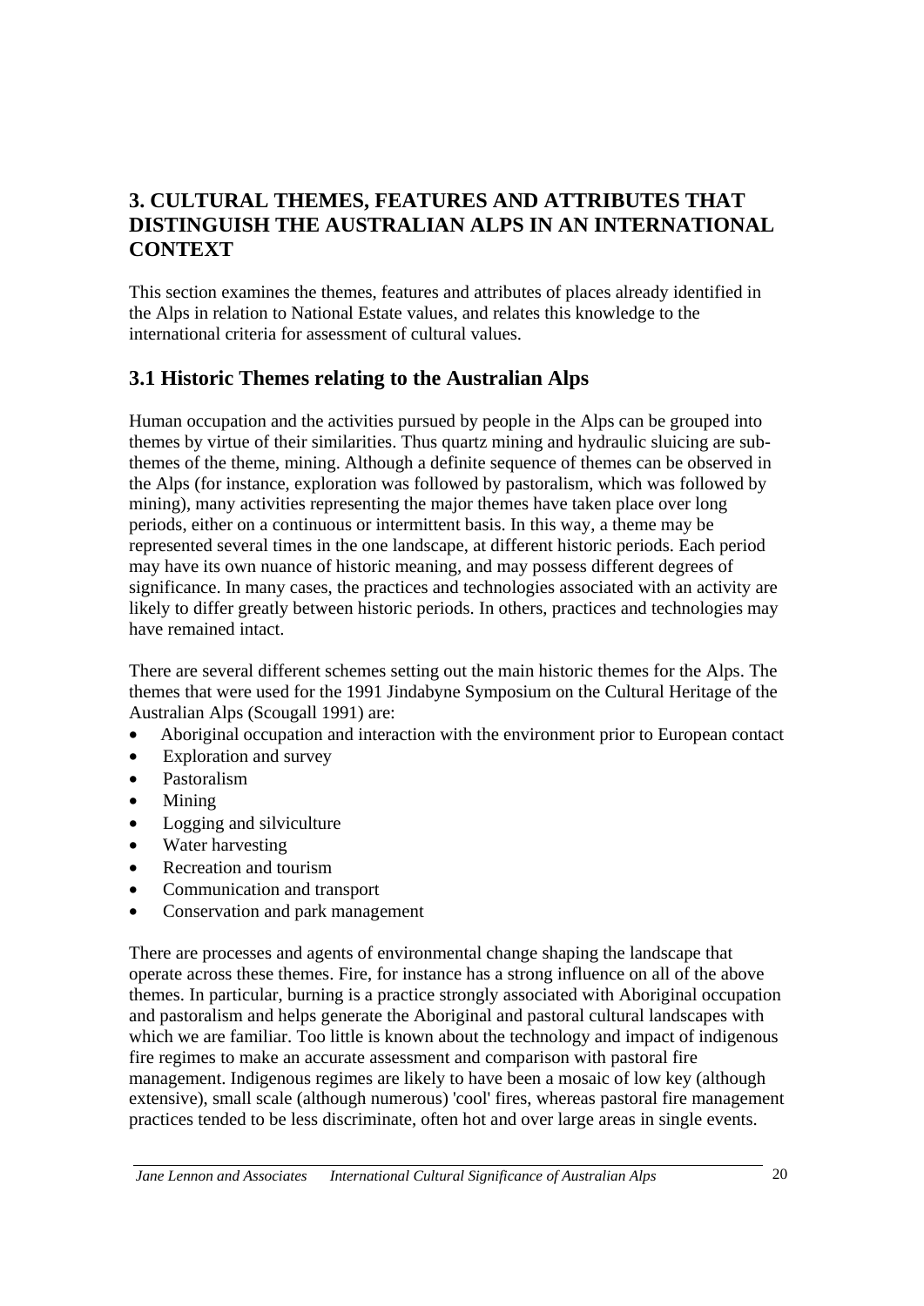## 3. CULTURAL THEMES, FEATURES AND ATTRIBUTES THAT DISTINGUISH THE AUSTRALIAN ALPS IN AN INTERNATIONAL CONTEXT

This section examines the themes, features and attributes of places already identified in the Alps in relation to National Estate values, and relates this knowledge to the international criteria for assessment of cultural values.

### 3.1 Historic Themes relating to the Australian Alps

Human occupation and the activities pursued by people in the Alps can be grouped into themes by virtue of their similarities. Thus quartz mining and hydraulic sluicing are sub-themes of the theme, mining. Although a definite sequence of themes can be observed in the Alps (for instance, exploration was followed by pastoralism, which was followed by mining), many activities representing the major themes have taken place over long periods, either on a continuous or intermittent basis. In this way, a theme may be represented several times in the one landscape, at different historic periods. Each period may have its own nuance of historic meaning, and may possess different degrees of significance. In many cases, the practices and technologies associated with an activity are likely to differ greatly between historic periods. In others, practices and technologies may have remained intact.

There are several different schemes setting out the main historic themes for the Alps. The themes that were used for the 1991 Jindabyne Symposium on the Cultural Heritage of the Australian Alps (Scougall 1991) are:

- Aboriginal occupation and interaction with the environment prior to European contact
- Exploration and survey
- Pastoralism
- Mining
- Logging and silviculture
- Water harvesting
- Recreation and tourism
- Communication and transport
- Conservation and park management

There are processes and agents of environmental change shaping the landscape that operate across these themes. Fire, for instance has a strong influence on all of the above themes. In particular, burning is a practice strongly associated with Aboriginal occupation and pastoralism and helps generate the Aboriginal and pastoral cultural landscapes with which we are familiar. Too little is known about the technology and impact of indigenous fire regimes to make an accurate assessment and comparison with pastoral fire management. Indigenous regimes are likely to have been a mosaic of low key (although extensive), small scale (although numerous) 'cool' fires, whereas pastoral fire management practices tended to be less discriminate, often hot and over large areas in single events.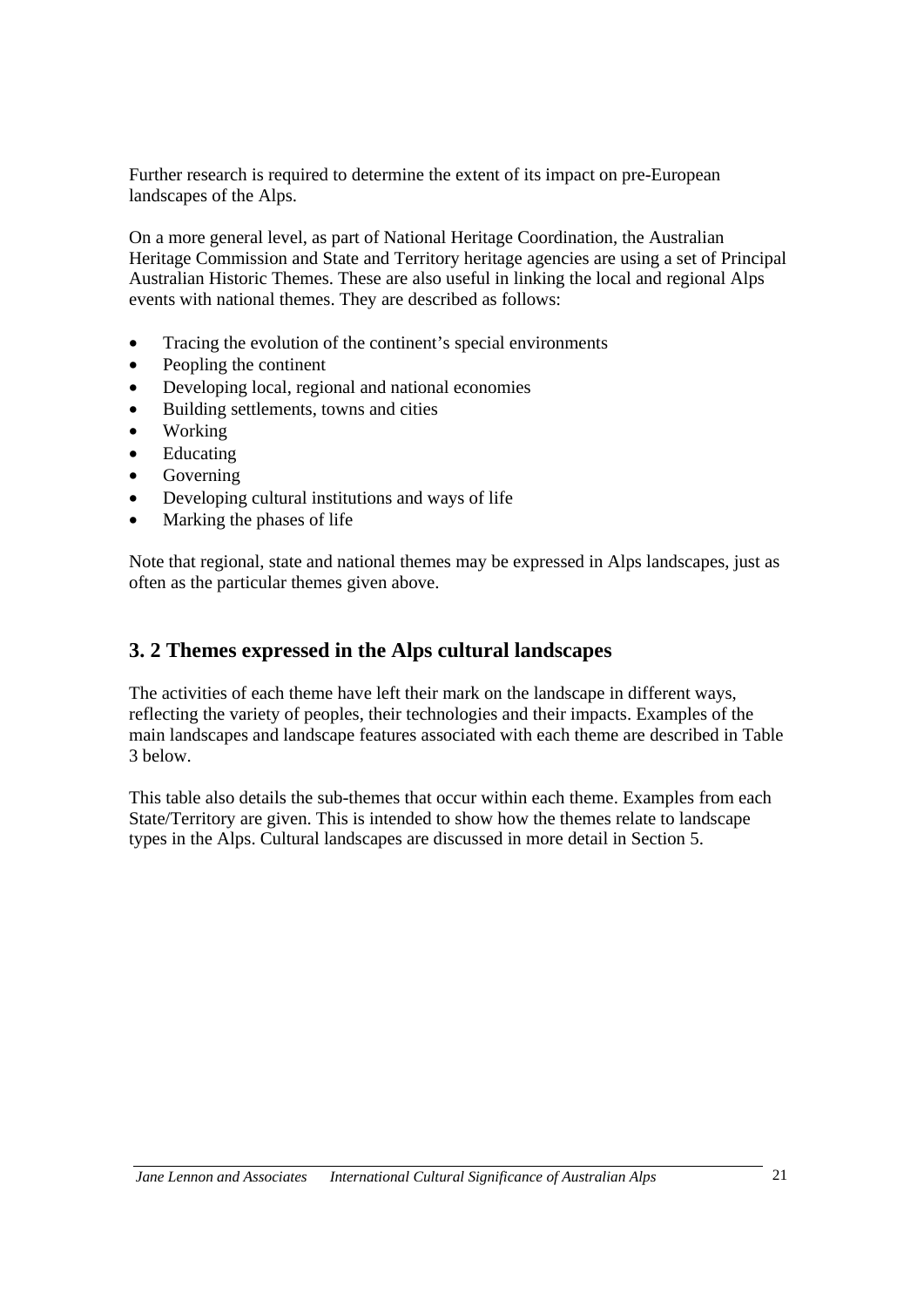Further research is required to determine the extent of its impact on pre-European landscapes of the Alps.

On a more general level, as part of National Heritage Coordination, the Australian Heritage Commission and State and Territory heritage agencies are using a set of Principal Australian Historic Themes. These are also useful in linking the local and regional Alps events with national themes. They are described as follows:

- Tracing the evolution of the continent's special environments
- Peopling the continent
- Developing local, regional and national economies
- Building settlements, towns and cities
- Working
- Educating
- Governing
- Developing cultural institutions and ways of life
- Marking the phases of life

Note that regional, state and national themes may be expressed in Alps landscapes, just as often as the particular themes given above.

## 3. 2 Themes expressed in the Alps cultural landscapes

The activities of each theme have left their mark on the landscape in different ways, reflecting the variety of peoples, their technologies and their impacts. Examples of the main landscapes and landscape features associated with each theme are described in Table 3 below.

This table also details the sub-themes that occur within each theme. Examples from each State/Territory are given. This is intended to show how the themes relate to landscape types in the Alps. Cultural landscapes are discussed in more detail in Section 5.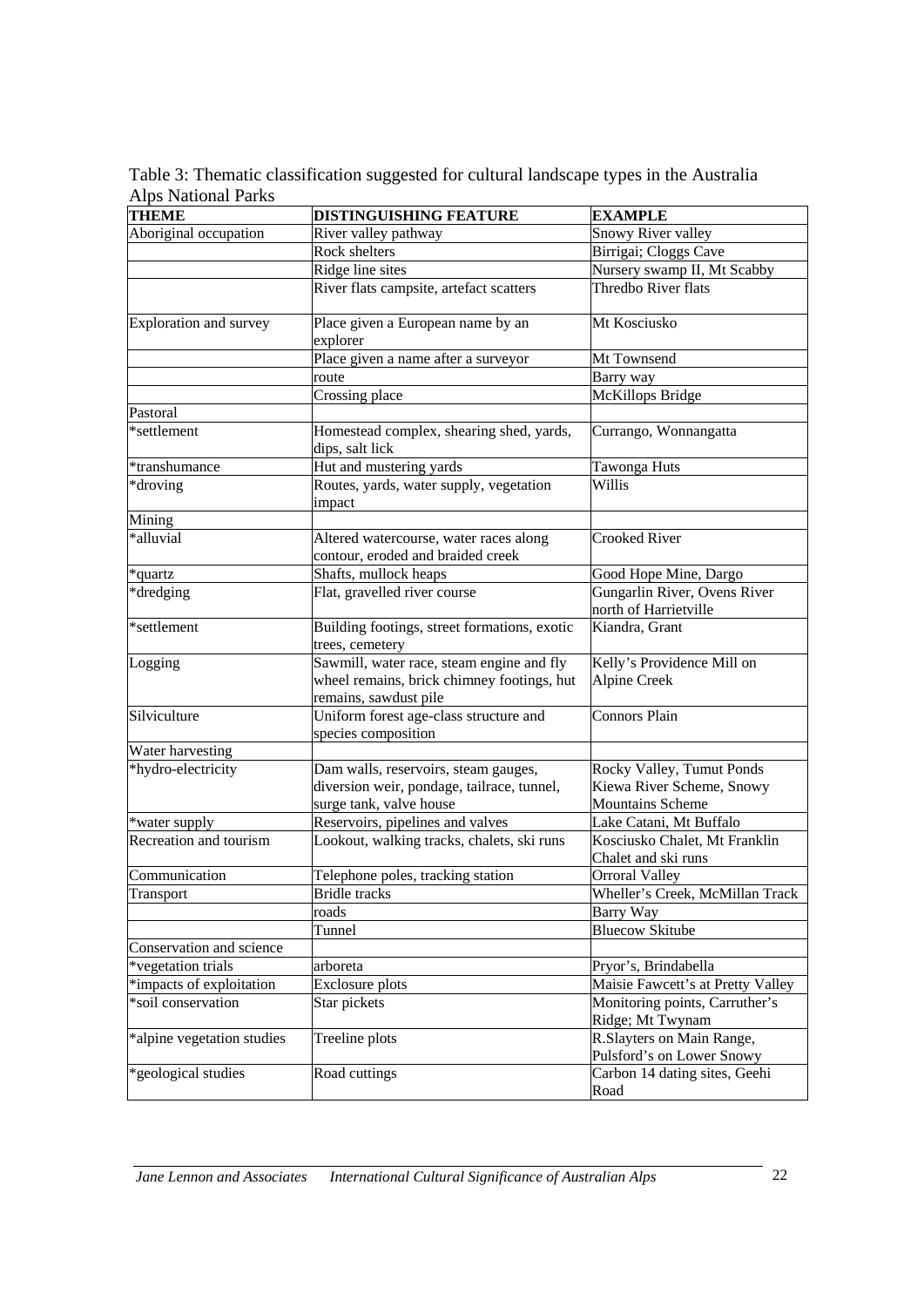Table 3: Thematic classification suggested for cultural landscape types in the Australia Alps National Parks

| THEME | DISTINGUISHING FEATURE | EXAMPLE |
|---|---|---|
| Aboriginal occupation | River valley pathway | Snowy River valley |
| | Rock shelters | Birrigai; Cloggs Cave |
| | Ridge line sites | Nursery swamp II, Mt Scabby |
| | River flats campsite, artefact scatters | Thredbo River flats |
| Exploration and survey | Place given a European name by an explorer | Mt Kosciusko |
| | Place given a name after a surveyor | Mt Townsend |
| | route | Barry way |
| | Crossing place | McKillops Bridge |
| Pastoral | | |
| *settlement | Homestead complex, shearing shed, yards, dips, salt lick | Currango, Wonnangatta |
| *transhumance | Hut and mustering yards | Tawonga Huts |
| *droving | Routes, yards, water supply, vegetation impact | Willis |
| Mining | | |
| *alluvial | Altered watercourse, water races along contour, eroded and braided creek | Crooked River |
| *quartz | Shafts, mullock heaps | Good Hope Mine, Dargo |
| *dredging | Flat, gravelled river course | Gungarlin River, Ovens River north of Harrietville |
| *settlement | Building footings, street formations, exotic trees, cemetery | Kiandra, Grant |
| Logging | Sawmill, water race, steam engine and fly wheel remains, brick chimney footings, hut remains, sawdust pile | Kelly's Providence Mill on Alpine Creek |
| Silviculture | Uniform forest age-class structure and species composition | Connors Plain |
| Water harvesting | | |
| *hydro-electricity | Dam walls, reservoirs, steam gauges, diversion weir, pondage, tailrace, tunnel, surge tank, valve house | Rocky Valley, Tumut Ponds Kiewa River Scheme, Snowy Mountains Scheme |
| *water supply | Reservoirs, pipelines and valves | Lake Catani, Mt Buffalo |
| Recreation and tourism | Lookout, walking tracks, chalets, ski runs | Kosciusko Chalet, Mt Franklin Chalet and ski runs |
| Communication | Telephone poles, tracking station | Orroral Valley |
| Transport | Bridle tracks | Wheller's Creek, McMillan Track |
| | roads | Barry Way |
| | Tunnel | Bluecow Skitube |
| Conservation and science | | |
| *vegetation trials | arboreta | Pryor's, Brindabella |
| *impacts of exploitation | Exclosure plots | Maisie Fawcett's at Pretty Valley |
| *soil conservation | Star pickets | Monitoring points, Carruther's Ridge; Mt Twynam |
| *alpine vegetation studies | Treeline plots | R.Slayters on Main Range, Pulsford's on Lower Snowy |
| *geological studies | Road cuttings | Carbon 14 dating sites, Geehi Road |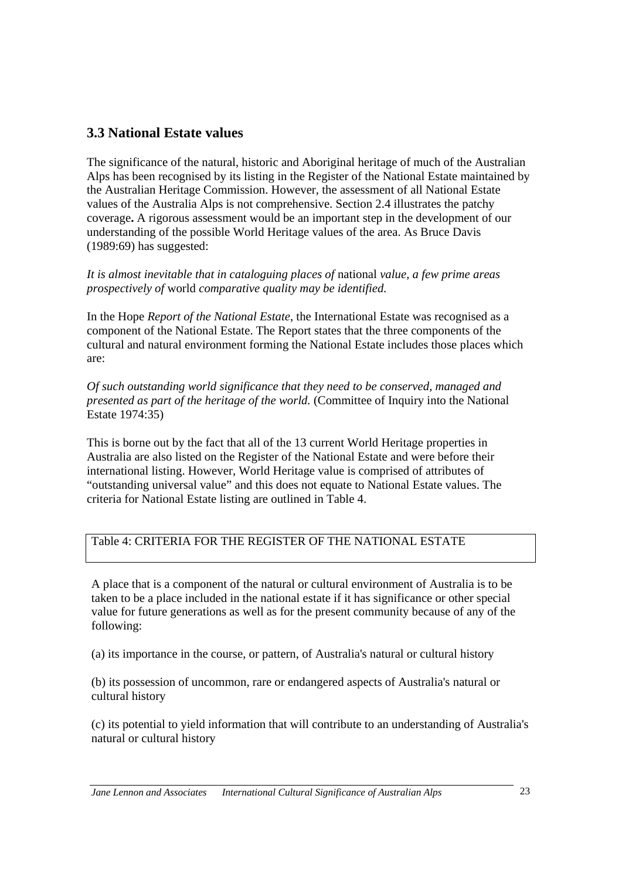## 3.3 National Estate values

The significance of the natural, historic and Aboriginal heritage of much of the Australian Alps has been recognised by its listing in the Register of the National Estate maintained by the Australian Heritage Commission. However, the assessment of all National Estate values of the Australia Alps is not comprehensive. Section 2.4 illustrates the patchy coverage**.** A rigorous assessment would be an important step in the development of our understanding of the possible World Heritage values of the area. As Bruce Davis (1989:69) has suggested:

*It is almost inevitable that in cataloguing places of* national *value, a few prime areas prospectively of* world *comparative quality may be identified.*

In the Hope *Report of the National Estate*, the International Estate was recognised as a component of the National Estate. The Report states that the three components of the cultural and natural environment forming the National Estate includes those places which are:

*Of such outstanding world significance that they need to be conserved, managed and presented as part of the heritage of the world.* (Committee of Inquiry into the National Estate 1974:35)

This is borne out by the fact that all of the 13 current World Heritage properties in Australia are also listed on the Register of the National Estate and were before their international listing. However, World Heritage value is comprised of attributes of "outstanding universal value" and this does not equate to National Estate values. The criteria for National Estate listing are outlined in Table 4.

Table 4: CRITERIA FOR THE REGISTER OF THE NATIONAL ESTATE

A place that is a component of the natural or cultural environment of Australia is to be taken to be a place included in the national estate if it has significance or other special value for future generations as well as for the present community because of any of the following:

(a) its importance in the course, or pattern, of Australia's natural or cultural history

(b) its possession of uncommon, rare or endangered aspects of Australia's natural or cultural history

(c) its potential to yield information that will contribute to an understanding of Australia's natural or cultural history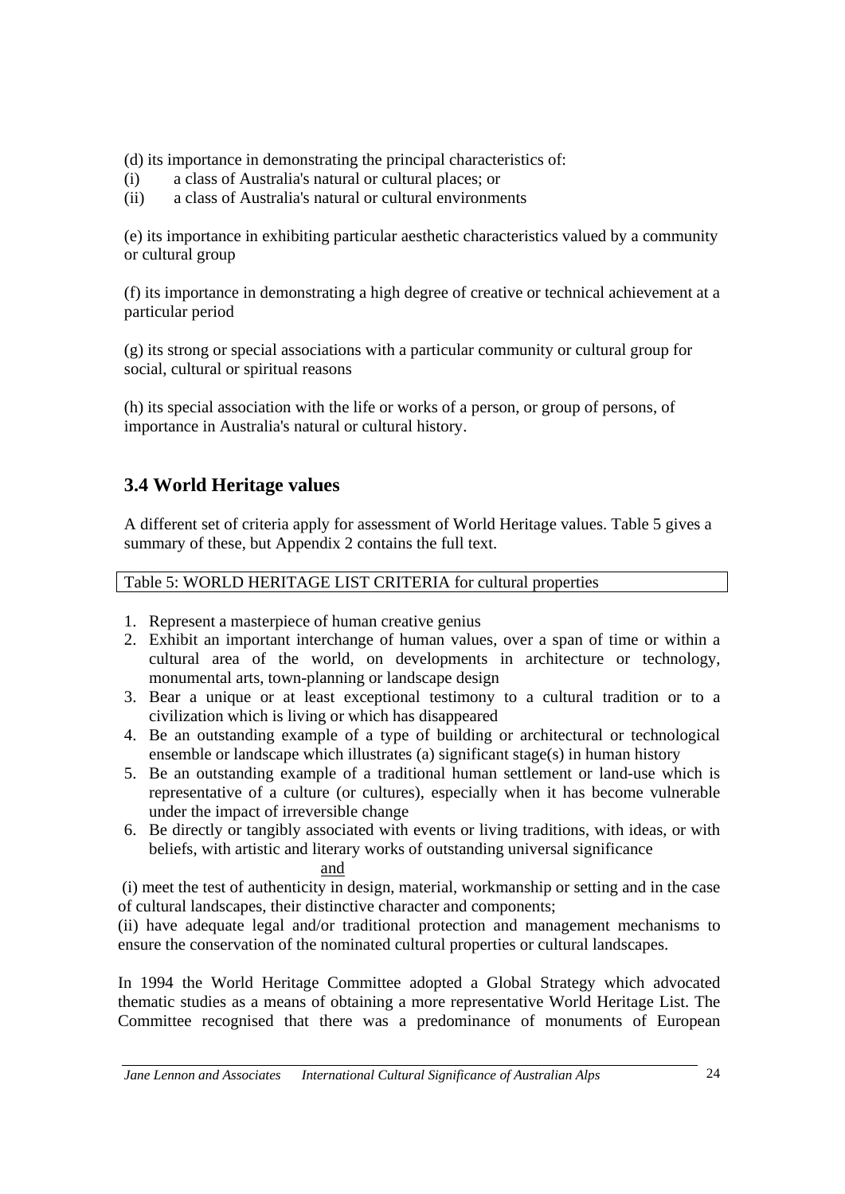(d) its importance in demonstrating the principal characteristics of:

(i) a class of Australia's natural or cultural places; or

(ii) a class of Australia's natural or cultural environments

(e) its importance in exhibiting particular aesthetic characteristics valued by a community or cultural group

(f) its importance in demonstrating a high degree of creative or technical achievement at a particular period

(g) its strong or special associations with a particular community or cultural group for social, cultural or spiritual reasons

(h) its special association with the life or works of a person, or group of persons, of importance in Australia's natural or cultural history.

## 3.4 World Heritage values

A different set of criteria apply for assessment of World Heritage values. Table 5 gives a summary of these, but Appendix 2 contains the full text.

Table 5: WORLD HERITAGE LIST CRITERIA for cultural properties

1. Represent a masterpiece of human creative genius
2. Exhibit an important interchange of human values, over a span of time or within a cultural area of the world, on developments in architecture or technology, monumental arts, town-planning or landscape design
3. Bear a unique or at least exceptional testimony to a cultural tradition or to a civilization which is living or which has disappeared
4. Be an outstanding example of a type of building or architectural or technological ensemble or landscape which illustrates (a) significant stage(s) in human history
5. Be an outstanding example of a traditional human settlement or land-use which is representative of a culture (or cultures), especially when it has become vulnerable under the impact of irreversible change
6. Be directly or tangibly associated with events or living traditions, with ideas, or with beliefs, with artistic and literary works of outstanding universal significance

and

(i) meet the test of authenticity in design, material, workmanship or setting and in the case of cultural landscapes, their distinctive character and components;

(ii) have adequate legal and/or traditional protection and management mechanisms to ensure the conservation of the nominated cultural properties or cultural landscapes.

In 1994 the World Heritage Committee adopted a Global Strategy which advocated thematic studies as a means of obtaining a more representative World Heritage List. The Committee recognised that there was a predominance of monuments of European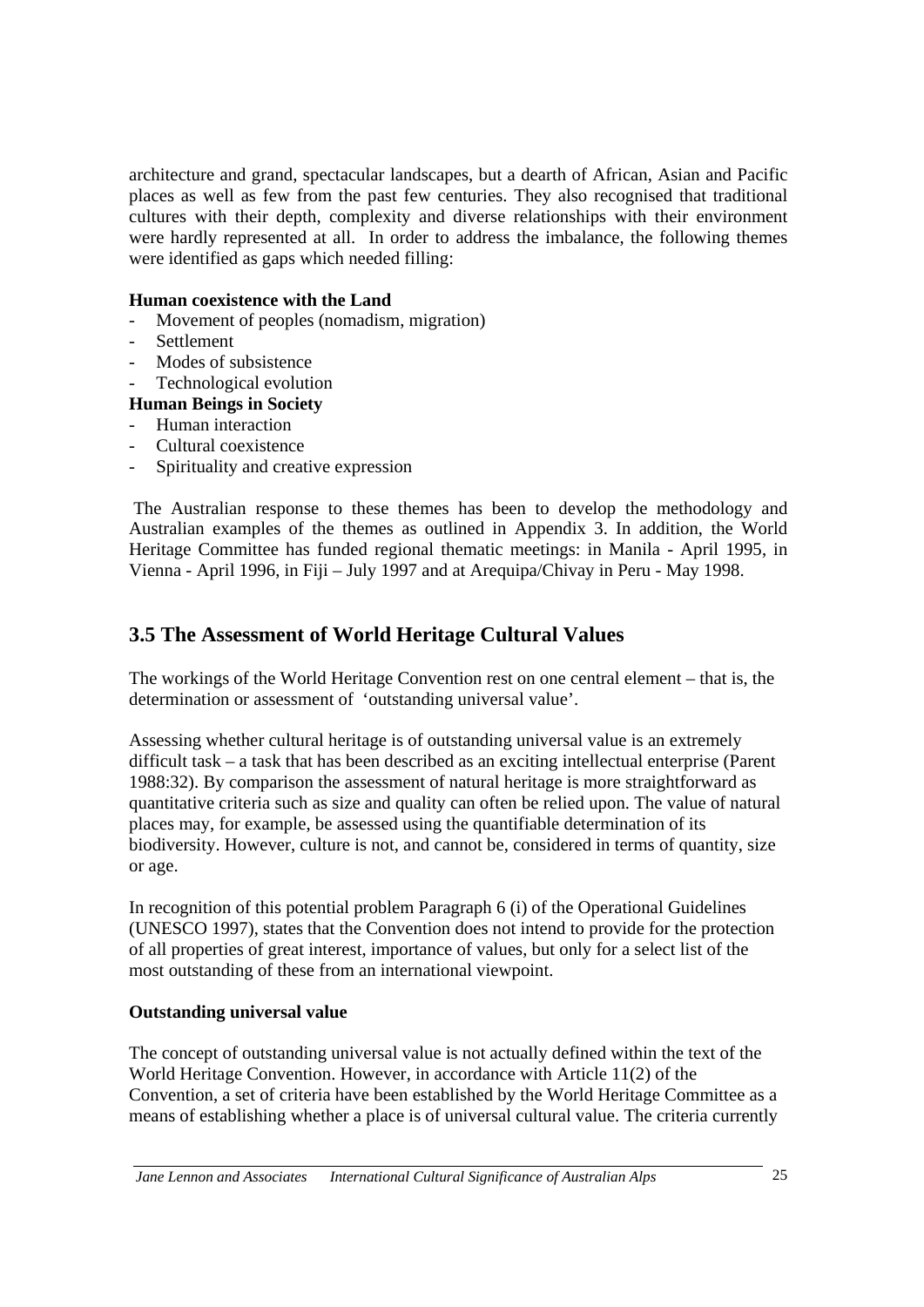architecture and grand, spectacular landscapes, but a dearth of African, Asian and Pacific places as well as few from the past few centuries. They also recognised that traditional cultures with their depth, complexity and diverse relationships with their environment were hardly represented at all. In order to address the imbalance, the following themes were identified as gaps which needed filling:

**Human coexistence with the Land**

- Movement of peoples (nomadism, migration)
- Settlement
- Modes of subsistence
- Technological evolution

**Human Beings in Society**

- Human interaction
- Cultural coexistence
- Spirituality and creative expression

The Australian response to these themes has been to develop the methodology and Australian examples of the themes as outlined in Appendix 3. In addition, the World Heritage Committee has funded regional thematic meetings: in Manila - April 1995, in Vienna - April 1996, in Fiji – July 1997 and at Arequipa/Chivay in Peru - May 1998.

## 3.5 The Assessment of World Heritage Cultural Values

The workings of the World Heritage Convention rest on one central element – that is, the determination or assessment of 'outstanding universal value'.

Assessing whether cultural heritage is of outstanding universal value is an extremely difficult task – a task that has been described as an exciting intellectual enterprise (Parent 1988:32). By comparison the assessment of natural heritage is more straightforward as quantitative criteria such as size and quality can often be relied upon. The value of natural places may, for example, be assessed using the quantifiable determination of its biodiversity. However, culture is not, and cannot be, considered in terms of quantity, size or age.

In recognition of this potential problem Paragraph 6 (i) of the Operational Guidelines (UNESCO 1997), states that the Convention does not intend to provide for the protection of all properties of great interest, importance of values, but only for a select list of the most outstanding of these from an international viewpoint.

**Outstanding universal value**

The concept of outstanding universal value is not actually defined within the text of the World Heritage Convention. However, in accordance with Article 11(2) of the Convention, a set of criteria have been established by the World Heritage Committee as a means of establishing whether a place is of universal cultural value. The criteria currently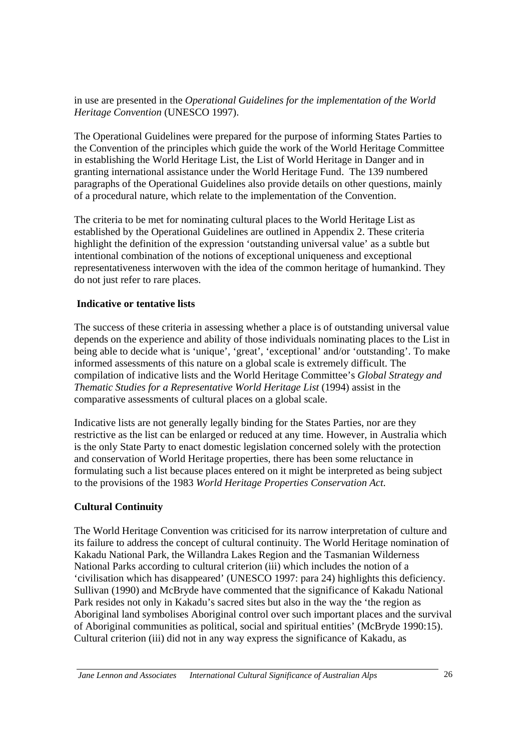in use are presented in the *Operational Guidelines for the implementation of the World Heritage Convention* (UNESCO 1997).

The Operational Guidelines were prepared for the purpose of informing States Parties to the Convention of the principles which guide the work of the World Heritage Committee in establishing the World Heritage List, the List of World Heritage in Danger and in granting international assistance under the World Heritage Fund. The 139 numbered paragraphs of the Operational Guidelines also provide details on other questions, mainly of a procedural nature, which relate to the implementation of the Convention.

The criteria to be met for nominating cultural places to the World Heritage List as established by the Operational Guidelines are outlined in Appendix 2. These criteria highlight the definition of the expression 'outstanding universal value' as a subtle but intentional combination of the notions of exceptional uniqueness and exceptional representativeness interwoven with the idea of the common heritage of humankind. They do not just refer to rare places.

### Indicative or tentative lists

The success of these criteria in assessing whether a place is of outstanding universal value depends on the experience and ability of those individuals nominating places to the List in being able to decide what is 'unique', 'great', 'exceptional' and/or 'outstanding'. To make informed assessments of this nature on a global scale is extremely difficult. The compilation of indicative lists and the World Heritage Committee's *Global Strategy and Thematic Studies for a Representative World Heritage List* (1994) assist in the comparative assessments of cultural places on a global scale.

Indicative lists are not generally legally binding for the States Parties, nor are they restrictive as the list can be enlarged or reduced at any time. However, in Australia which is the only State Party to enact domestic legislation concerned solely with the protection and conservation of World Heritage properties, there has been some reluctance in formulating such a list because places entered on it might be interpreted as being subject to the provisions of the 1983 *World Heritage Properties Conservation Act*.

### Cultural Continuity

The World Heritage Convention was criticised for its narrow interpretation of culture and its failure to address the concept of cultural continuity. The World Heritage nomination of Kakadu National Park, the Willandra Lakes Region and the Tasmanian Wilderness National Parks according to cultural criterion (iii) which includes the notion of a 'civilisation which has disappeared' (UNESCO 1997: para 24) highlights this deficiency. Sullivan (1990) and McBryde have commented that the significance of Kakadu National Park resides not only in Kakadu's sacred sites but also in the way the 'the region as Aboriginal land symbolises Aboriginal control over such important places and the survival of Aboriginal communities as political, social and spiritual entities' (McBryde 1990:15). Cultural criterion (iii) did not in any way express the significance of Kakadu, as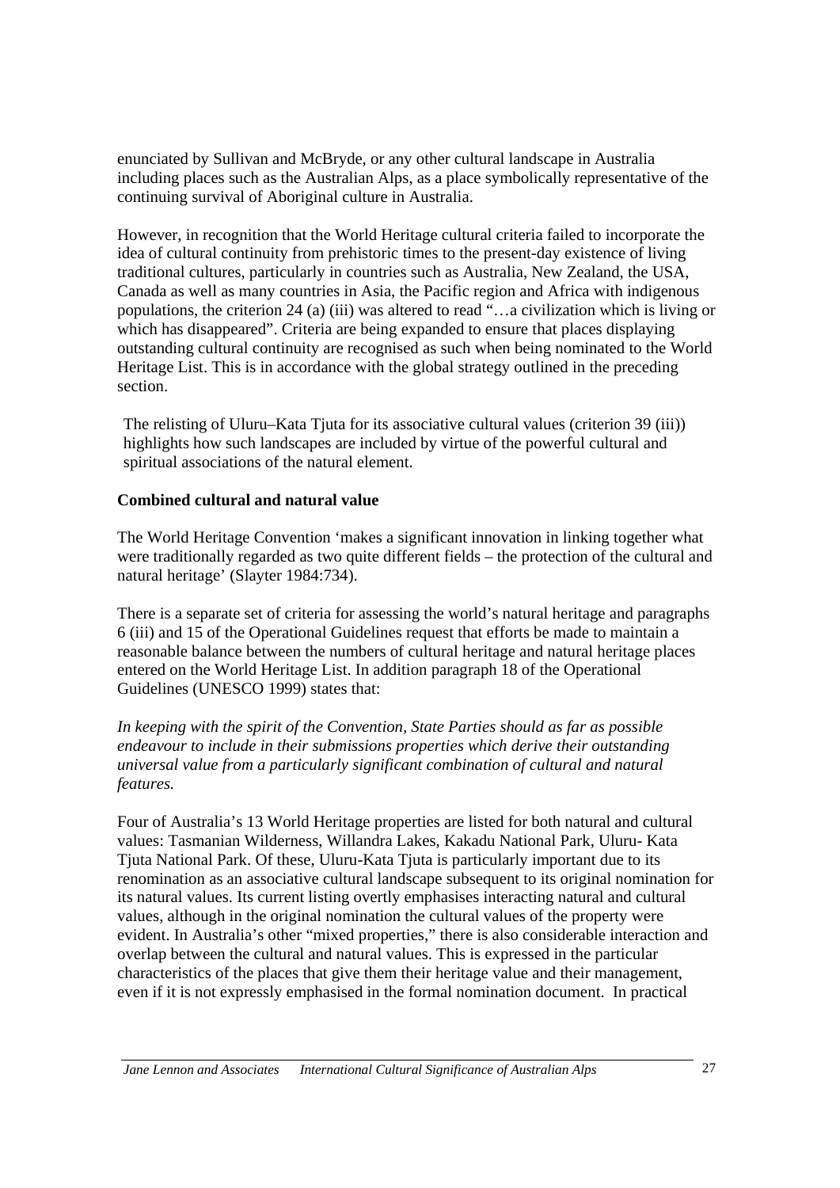enunciated by Sullivan and McBryde, or any other cultural landscape in Australia including places such as the Australian Alps, as a place symbolically representative of the continuing survival of Aboriginal culture in Australia.

However, in recognition that the World Heritage cultural criteria failed to incorporate the idea of cultural continuity from prehistoric times to the present-day existence of living traditional cultures, particularly in countries such as Australia, New Zealand, the USA, Canada as well as many countries in Asia, the Pacific region and Africa with indigenous populations, the criterion 24 (a) (iii) was altered to read "…a civilization which is living or which has disappeared". Criteria are being expanded to ensure that places displaying outstanding cultural continuity are recognised as such when being nominated to the World Heritage List. This is in accordance with the global strategy outlined in the preceding section.

The relisting of Uluru–Kata Tjuta for its associative cultural values (criterion 39 (iii)) highlights how such landscapes are included by virtue of the powerful cultural and spiritual associations of the natural element.

**Combined cultural and natural value**

The World Heritage Convention 'makes a significant innovation in linking together what were traditionally regarded as two quite different fields – the protection of the cultural and natural heritage' (Slayter 1984:734).

There is a separate set of criteria for assessing the world's natural heritage and paragraphs 6 (iii) and 15 of the Operational Guidelines request that efforts be made to maintain a reasonable balance between the numbers of cultural heritage and natural heritage places entered on the World Heritage List. In addition paragraph 18 of the Operational Guidelines (UNESCO 1999) states that:

*In keeping with the spirit of the Convention, State Parties should as far as possible endeavour to include in their submissions properties which derive their outstanding universal value from a particularly significant combination of cultural and natural features.*

Four of Australia's 13 World Heritage properties are listed for both natural and cultural values: Tasmanian Wilderness, Willandra Lakes, Kakadu National Park, Uluru- Kata Tjuta National Park. Of these, Uluru-Kata Tjuta is particularly important due to its renomination as an associative cultural landscape subsequent to its original nomination for its natural values. Its current listing overtly emphasises interacting natural and cultural values, although in the original nomination the cultural values of the property were evident. In Australia's other "mixed properties," there is also considerable interaction and overlap between the cultural and natural values. This is expressed in the particular characteristics of the places that give them their heritage value and their management, even if it is not expressly emphasised in the formal nomination document. In practical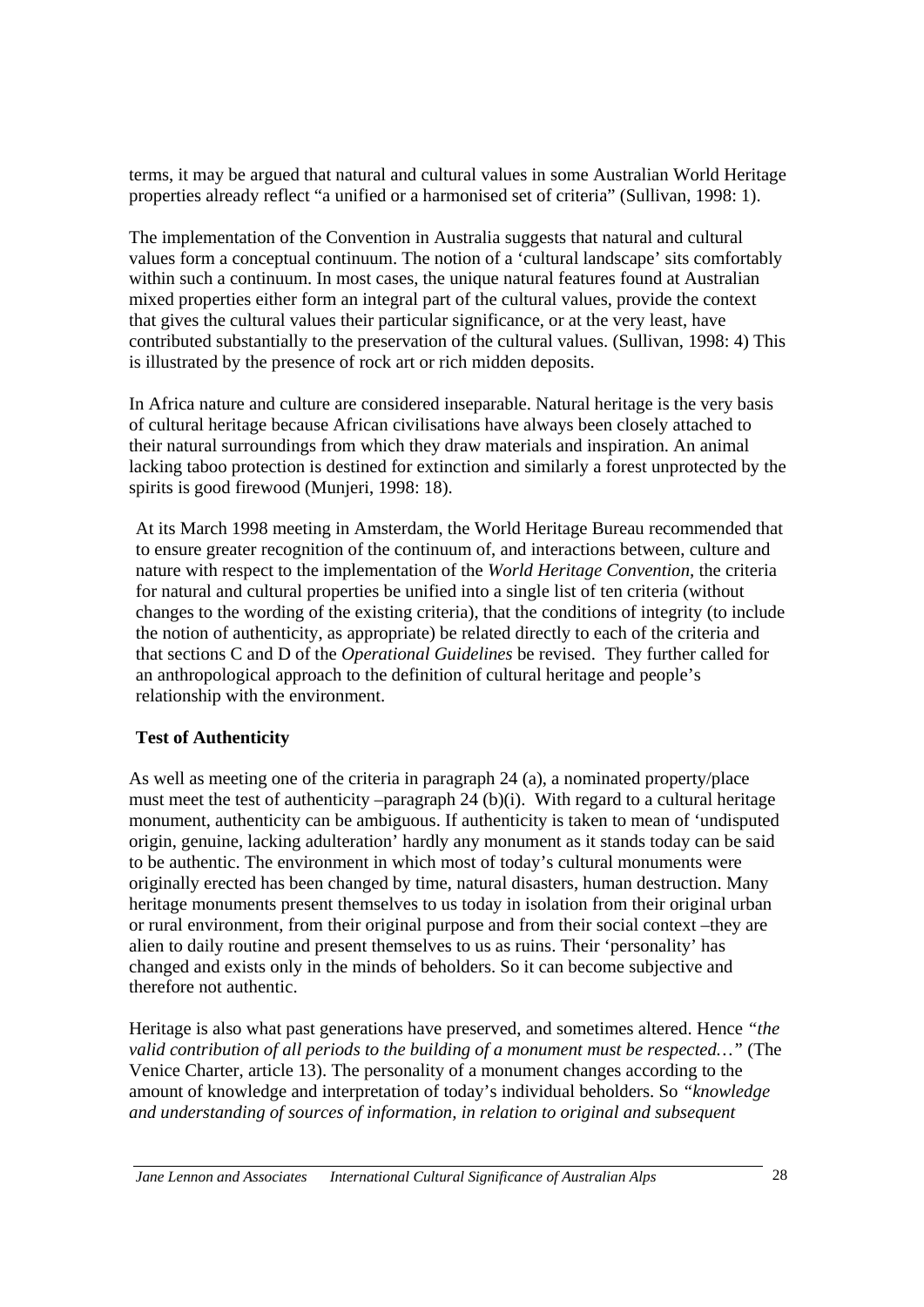terms, it may be argued that natural and cultural values in some Australian World Heritage properties already reflect "a unified or a harmonised set of criteria" (Sullivan, 1998: 1).

The implementation of the Convention in Australia suggests that natural and cultural values form a conceptual continuum. The notion of a 'cultural landscape' sits comfortably within such a continuum. In most cases, the unique natural features found at Australian mixed properties either form an integral part of the cultural values, provide the context that gives the cultural values their particular significance, or at the very least, have contributed substantially to the preservation of the cultural values. (Sullivan, 1998: 4) This is illustrated by the presence of rock art or rich midden deposits.

In Africa nature and culture are considered inseparable. Natural heritage is the very basis of cultural heritage because African civilisations have always been closely attached to their natural surroundings from which they draw materials and inspiration. An animal lacking taboo protection is destined for extinction and similarly a forest unprotected by the spirits is good firewood (Munjeri, 1998: 18).

At its March 1998 meeting in Amsterdam, the World Heritage Bureau recommended that to ensure greater recognition of the continuum of, and interactions between, culture and nature with respect to the implementation of the *World Heritage Convention*, the criteria for natural and cultural properties be unified into a single list of ten criteria (without changes to the wording of the existing criteria), that the conditions of integrity (to include the notion of authenticity, as appropriate) be related directly to each of the criteria and that sections C and D of the *Operational Guidelines* be revised. They further called for an anthropological approach to the definition of cultural heritage and people's relationship with the environment.

**Test of Authenticity**

As well as meeting one of the criteria in paragraph 24 (a), a nominated property/place must meet the test of authenticity –paragraph 24 (b)(i). With regard to a cultural heritage monument, authenticity can be ambiguous. If authenticity is taken to mean of 'undisputed origin, genuine, lacking adulteration' hardly any monument as it stands today can be said to be authentic. The environment in which most of today's cultural monuments were originally erected has been changed by time, natural disasters, human destruction. Many heritage monuments present themselves to us today in isolation from their original urban or rural environment, from their original purpose and from their social context –they are alien to daily routine and present themselves to us as ruins. Their 'personality' has changed and exists only in the minds of beholders. So it can become subjective and therefore not authentic.

Heritage is also what past generations have preserved, and sometimes altered. Hence *"the valid contribution of all periods to the building of a monument must be respected…"* (The Venice Charter, article 13). The personality of a monument changes according to the amount of knowledge and interpretation of today's individual beholders. So *"knowledge and understanding of sources of information, in relation to original and subsequent*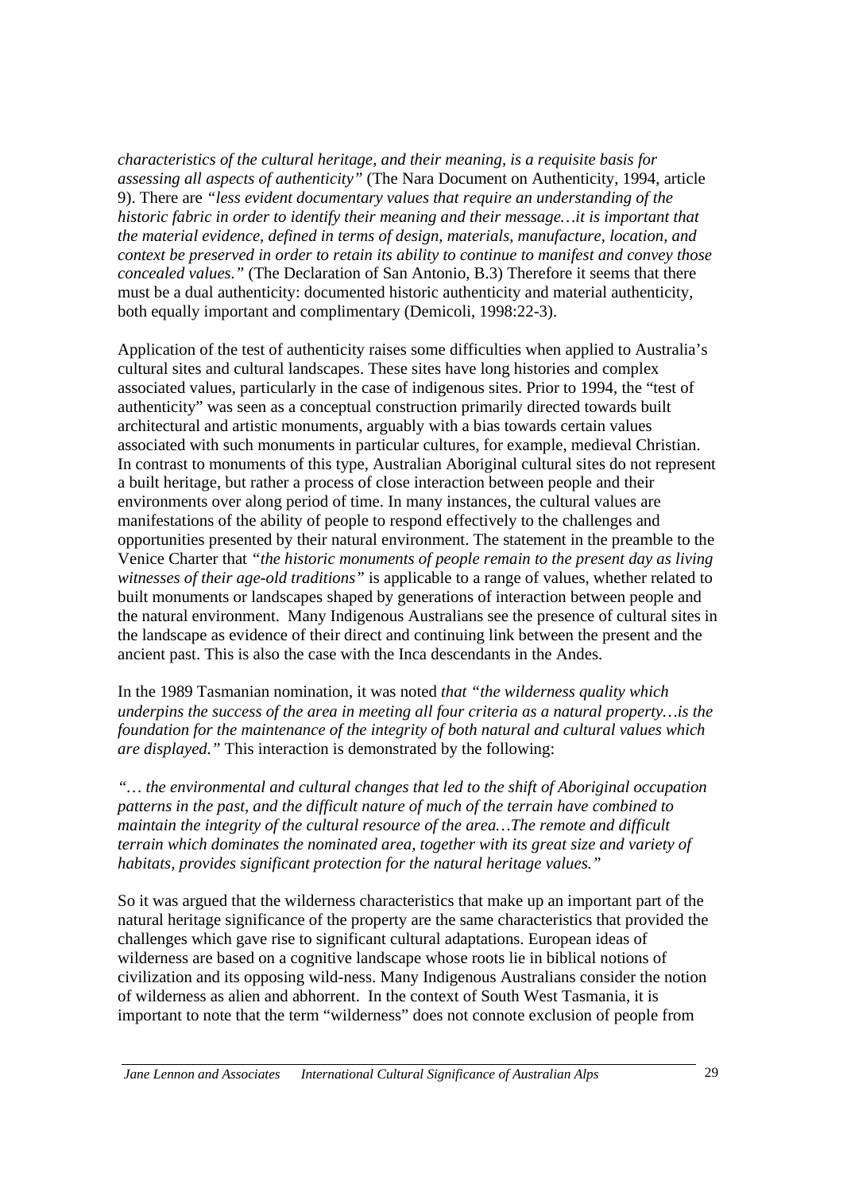*characteristics of the cultural heritage, and their meaning, is a requisite basis for assessing all aspects of authenticity"* (The Nara Document on Authenticity, 1994, article 9). There are *"less evident documentary values that require an understanding of the historic fabric in order to identify their meaning and their message…it is important that the material evidence, defined in terms of design, materials, manufacture, location, and context be preserved in order to retain its ability to continue to manifest and convey those concealed values."* (The Declaration of San Antonio, B.3) Therefore it seems that there must be a dual authenticity: documented historic authenticity and material authenticity, both equally important and complimentary (Demicoli, 1998:22-3).

Application of the test of authenticity raises some difficulties when applied to Australia's cultural sites and cultural landscapes. These sites have long histories and complex associated values, particularly in the case of indigenous sites. Prior to 1994, the "test of authenticity" was seen as a conceptual construction primarily directed towards built architectural and artistic monuments, arguably with a bias towards certain values associated with such monuments in particular cultures, for example, medieval Christian. In contrast to monuments of this type, Australian Aboriginal cultural sites do not represent a built heritage, but rather a process of close interaction between people and their environments over along period of time. In many instances, the cultural values are manifestations of the ability of people to respond effectively to the challenges and opportunities presented by their natural environment. The statement in the preamble to the Venice Charter that *"the historic monuments of people remain to the present day as living witnesses of their age-old traditions"* is applicable to a range of values, whether related to built monuments or landscapes shaped by generations of interaction between people and the natural environment. Many Indigenous Australians see the presence of cultural sites in the landscape as evidence of their direct and continuing link between the present and the ancient past. This is also the case with the Inca descendants in the Andes.

In the 1989 Tasmanian nomination, it was noted *that "the wilderness quality which underpins the success of the area in meeting all four criteria as a natural property…is the foundation for the maintenance of the integrity of both natural and cultural values which are displayed."* This interaction is demonstrated by the following:

*"… the environmental and cultural changes that led to the shift of Aboriginal occupation patterns in the past, and the difficult nature of much of the terrain have combined to maintain the integrity of the cultural resource of the area…The remote and difficult terrain which dominates the nominated area, together with its great size and variety of habitats, provides significant protection for the natural heritage values."*

So it was argued that the wilderness characteristics that make up an important part of the natural heritage significance of the property are the same characteristics that provided the challenges which gave rise to significant cultural adaptations. European ideas of wilderness are based on a cognitive landscape whose roots lie in biblical notions of civilization and its opposing wild-ness. Many Indigenous Australians consider the notion of wilderness as alien and abhorrent. In the context of South West Tasmania, it is important to note that the term "wilderness" does not connote exclusion of people from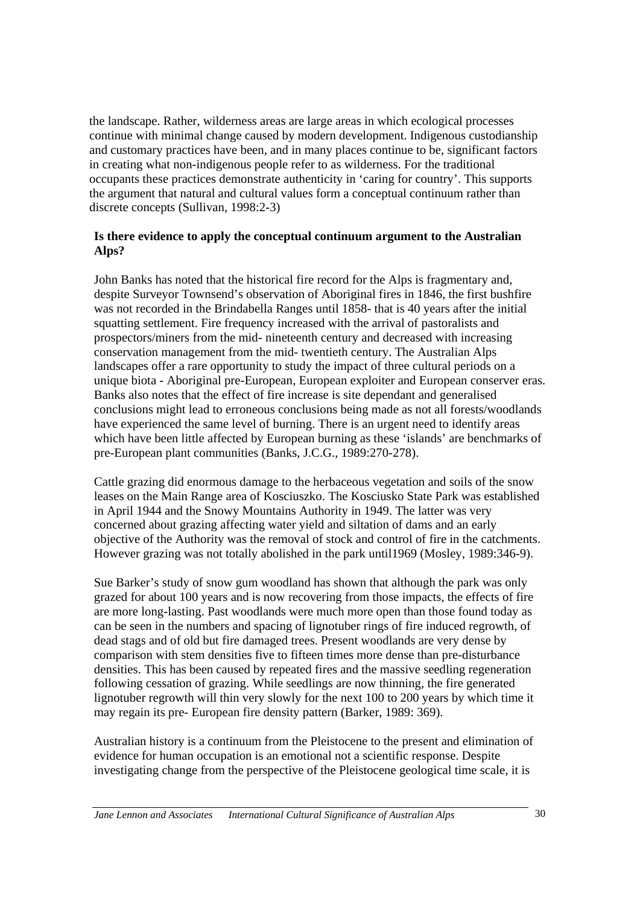the landscape. Rather, wilderness areas are large areas in which ecological processes continue with minimal change caused by modern development. Indigenous custodianship and customary practices have been, and in many places continue to be, significant factors in creating what non-indigenous people refer to as wilderness. For the traditional occupants these practices demonstrate authenticity in 'caring for country'. This supports the argument that natural and cultural values form a conceptual continuum rather than discrete concepts (Sullivan, 1998:2-3)

**Is there evidence to apply the conceptual continuum argument to the Australian Alps?**

John Banks has noted that the historical fire record for the Alps is fragmentary and, despite Surveyor Townsend's observation of Aboriginal fires in 1846, the first bushfire was not recorded in the Brindabella Ranges until 1858- that is 40 years after the initial squatting settlement. Fire frequency increased with the arrival of pastoralists and prospectors/miners from the mid- nineteenth century and decreased with increasing conservation management from the mid- twentieth century. The Australian Alps landscapes offer a rare opportunity to study the impact of three cultural periods on a unique biota - Aboriginal pre-European, European exploiter and European conserver eras. Banks also notes that the effect of fire increase is site dependant and generalised conclusions might lead to erroneous conclusions being made as not all forests/woodlands have experienced the same level of burning. There is an urgent need to identify areas which have been little affected by European burning as these 'islands' are benchmarks of pre-European plant communities (Banks, J.C.G., 1989:270-278).

Cattle grazing did enormous damage to the herbaceous vegetation and soils of the snow leases on the Main Range area of Kosciuszko. The Kosciusko State Park was established in April 1944 and the Snowy Mountains Authority in 1949. The latter was very concerned about grazing affecting water yield and siltation of dams and an early objective of the Authority was the removal of stock and control of fire in the catchments. However grazing was not totally abolished in the park until1969 (Mosley, 1989:346-9).

Sue Barker's study of snow gum woodland has shown that although the park was only grazed for about 100 years and is now recovering from those impacts, the effects of fire are more long-lasting. Past woodlands were much more open than those found today as can be seen in the numbers and spacing of lignotuber rings of fire induced regrowth, of dead stags and of old but fire damaged trees. Present woodlands are very dense by comparison with stem densities five to fifteen times more dense than pre-disturbance densities. This has been caused by repeated fires and the massive seedling regeneration following cessation of grazing. While seedlings are now thinning, the fire generated lignotuber regrowth will thin very slowly for the next 100 to 200 years by which time it may regain its pre- European fire density pattern (Barker, 1989: 369).

Australian history is a continuum from the Pleistocene to the present and elimination of evidence for human occupation is an emotional not a scientific response. Despite investigating change from the perspective of the Pleistocene geological time scale, it is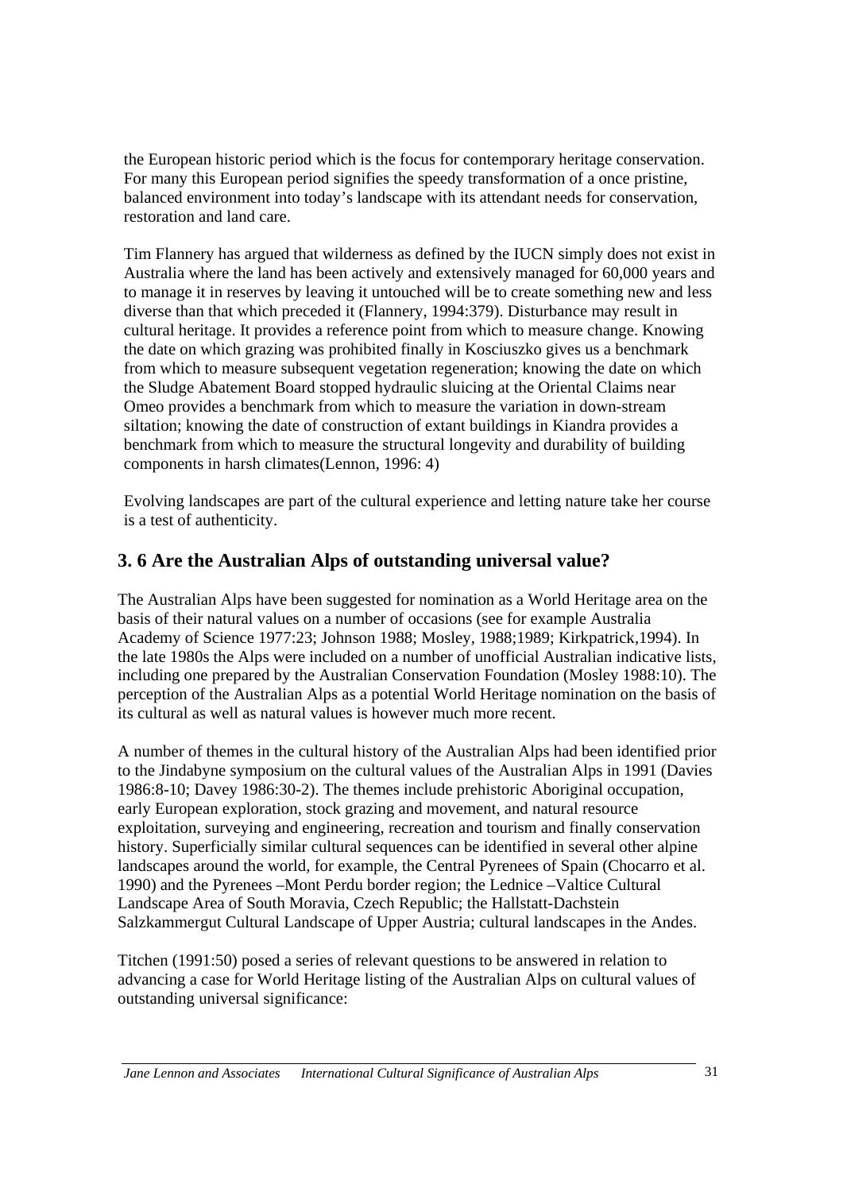the European historic period which is the focus for contemporary heritage conservation. For many this European period signifies the speedy transformation of a once pristine, balanced environment into today's landscape with its attendant needs for conservation, restoration and land care.

Tim Flannery has argued that wilderness as defined by the IUCN simply does not exist in Australia where the land has been actively and extensively managed for 60,000 years and to manage it in reserves by leaving it untouched will be to create something new and less diverse than that which preceded it (Flannery, 1994:379). Disturbance may result in cultural heritage. It provides a reference point from which to measure change. Knowing the date on which grazing was prohibited finally in Kosciuszko gives us a benchmark from which to measure subsequent vegetation regeneration; knowing the date on which the Sludge Abatement Board stopped hydraulic sluicing at the Oriental Claims near Omeo provides a benchmark from which to measure the variation in down-stream siltation; knowing the date of construction of extant buildings in Kiandra provides a benchmark from which to measure the structural longevity and durability of building components in harsh climates(Lennon, 1996: 4)

Evolving landscapes are part of the cultural experience and letting nature take her course is a test of authenticity.

## 3. 6 Are the Australian Alps of outstanding universal value?

The Australian Alps have been suggested for nomination as a World Heritage area on the basis of their natural values on a number of occasions (see for example Australia Academy of Science 1977:23; Johnson 1988; Mosley, 1988;1989; Kirkpatrick,1994). In the late 1980s the Alps were included on a number of unofficial Australian indicative lists, including one prepared by the Australian Conservation Foundation (Mosley 1988:10). The perception of the Australian Alps as a potential World Heritage nomination on the basis of its cultural as well as natural values is however much more recent.

A number of themes in the cultural history of the Australian Alps had been identified prior to the Jindabyne symposium on the cultural values of the Australian Alps in 1991 (Davies 1986:8-10; Davey 1986:30-2). The themes include prehistoric Aboriginal occupation, early European exploration, stock grazing and movement, and natural resource exploitation, surveying and engineering, recreation and tourism and finally conservation history. Superficially similar cultural sequences can be identified in several other alpine landscapes around the world, for example, the Central Pyrenees of Spain (Chocarro et al. 1990) and the Pyrenees –Mont Perdu border region; the Lednice –Valtice Cultural Landscape Area of South Moravia, Czech Republic; the Hallstatt-Dachstein Salzkammergut Cultural Landscape of Upper Austria; cultural landscapes in the Andes.

Titchen (1991:50) posed a series of relevant questions to be answered in relation to advancing a case for World Heritage listing of the Australian Alps on cultural values of outstanding universal significance: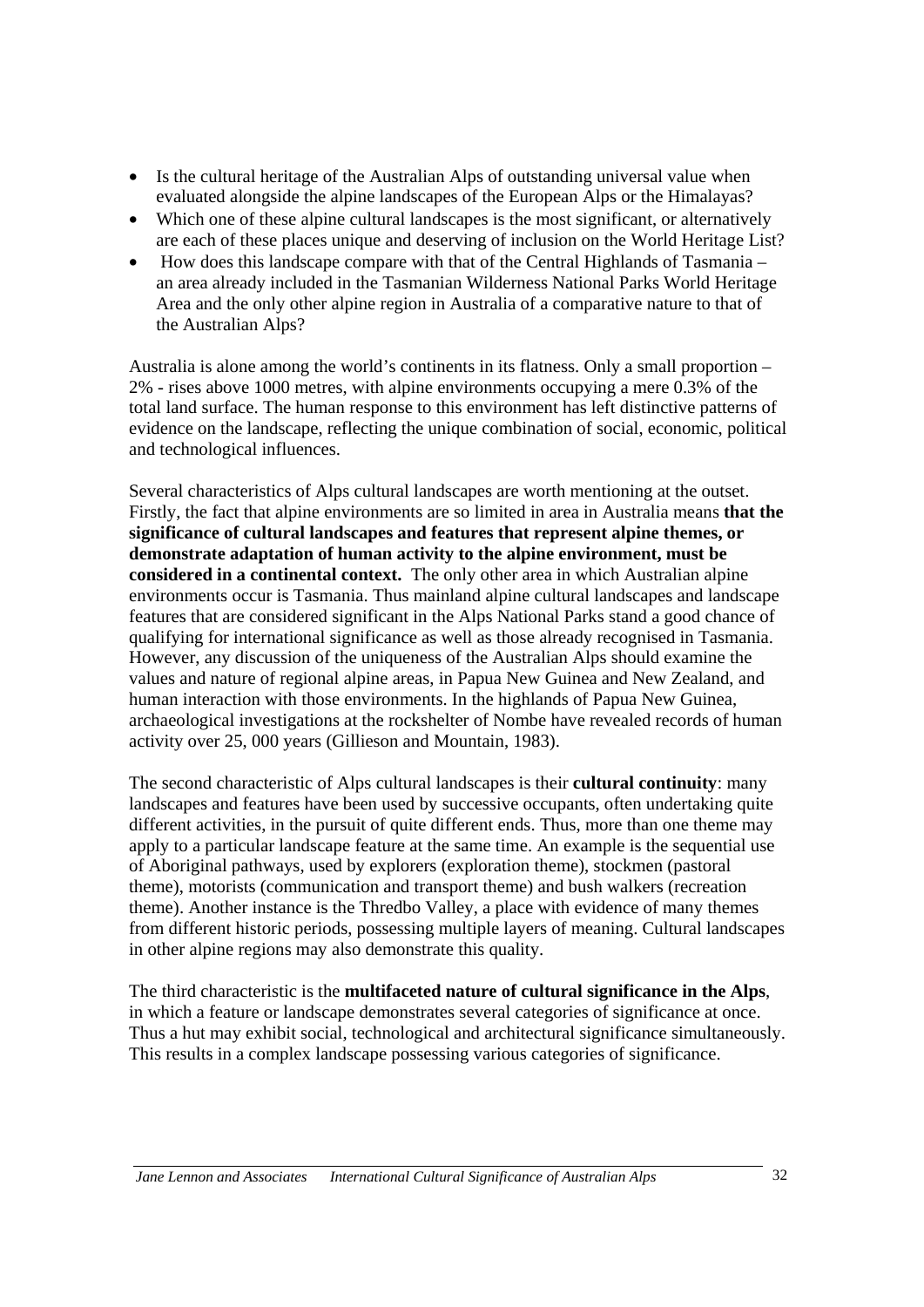- Is the cultural heritage of the Australian Alps of outstanding universal value when evaluated alongside the alpine landscapes of the European Alps or the Himalayas?
- Which one of these alpine cultural landscapes is the most significant, or alternatively are each of these places unique and deserving of inclusion on the World Heritage List?
- How does this landscape compare with that of the Central Highlands of Tasmania – an area already included in the Tasmanian Wilderness National Parks World Heritage Area and the only other alpine region in Australia of a comparative nature to that of the Australian Alps?

Australia is alone among the world's continents in its flatness. Only a small proportion – 2% - rises above 1000 metres, with alpine environments occupying a mere 0.3% of the total land surface. The human response to this environment has left distinctive patterns of evidence on the landscape, reflecting the unique combination of social, economic, political and technological influences.

Several characteristics of Alps cultural landscapes are worth mentioning at the outset. Firstly, the fact that alpine environments are so limited in area in Australia means **that the significance of cultural landscapes and features that represent alpine themes, or demonstrate adaptation of human activity to the alpine environment, must be considered in a continental context.** The only other area in which Australian alpine environments occur is Tasmania. Thus mainland alpine cultural landscapes and landscape features that are considered significant in the Alps National Parks stand a good chance of qualifying for international significance as well as those already recognised in Tasmania. However, any discussion of the uniqueness of the Australian Alps should examine the values and nature of regional alpine areas, in Papua New Guinea and New Zealand, and human interaction with those environments. In the highlands of Papua New Guinea, archaeological investigations at the rockshelter of Nombe have revealed records of human activity over 25, 000 years (Gillieson and Mountain, 1983).

The second characteristic of Alps cultural landscapes is their **cultural continuity**: many landscapes and features have been used by successive occupants, often undertaking quite different activities, in the pursuit of quite different ends. Thus, more than one theme may apply to a particular landscape feature at the same time. An example is the sequential use of Aboriginal pathways, used by explorers (exploration theme), stockmen (pastoral theme), motorists (communication and transport theme) and bush walkers (recreation theme). Another instance is the Thredbo Valley, a place with evidence of many themes from different historic periods, possessing multiple layers of meaning. Cultural landscapes in other alpine regions may also demonstrate this quality.

The third characteristic is the **multifaceted nature of cultural significance in the Alps**, in which a feature or landscape demonstrates several categories of significance at once. Thus a hut may exhibit social, technological and architectural significance simultaneously. This results in a complex landscape possessing various categories of significance.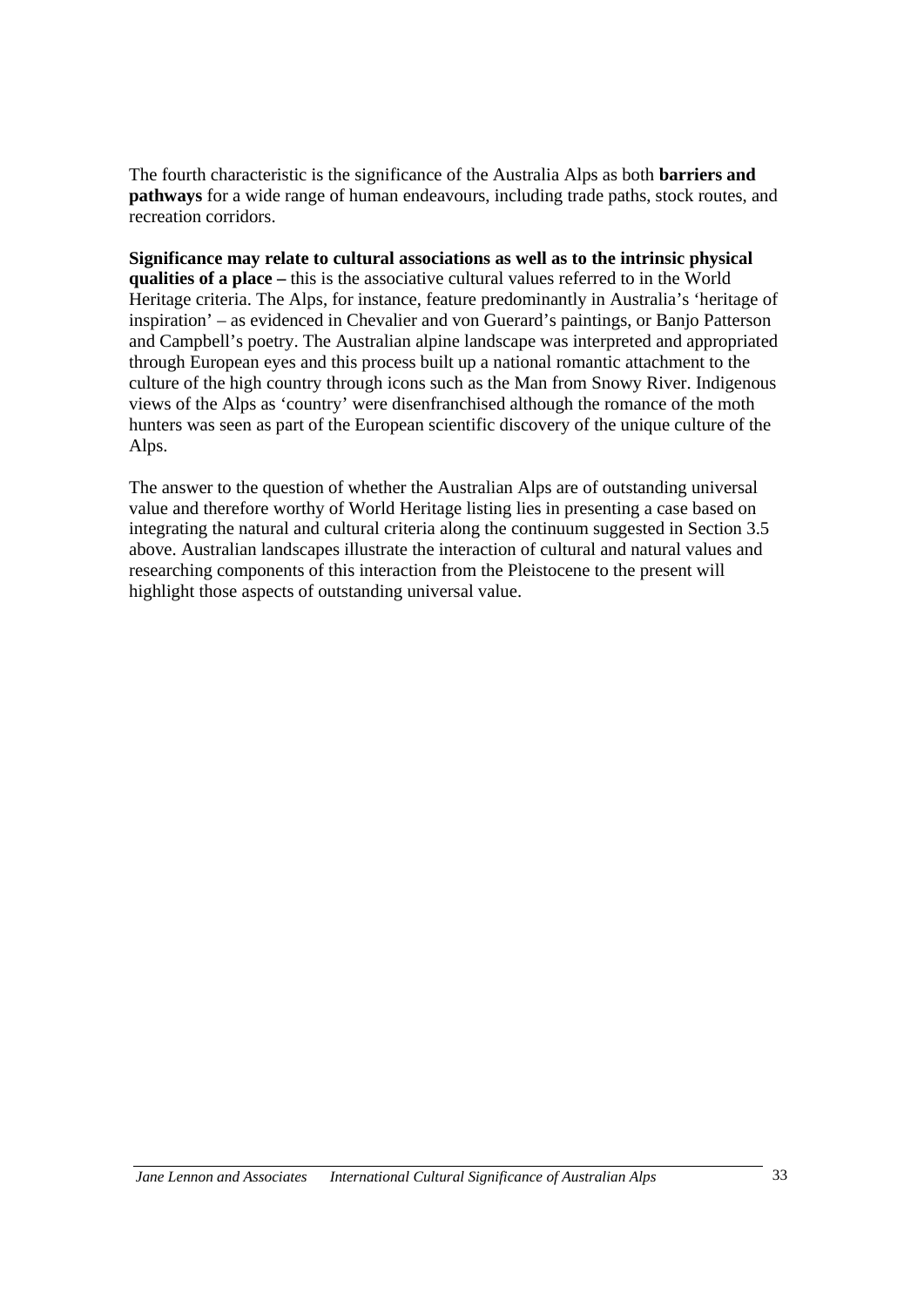The fourth characteristic is the significance of the Australia Alps as both **barriers and pathways** for a wide range of human endeavours, including trade paths, stock routes, and recreation corridors.

**Significance may relate to cultural associations as well as to the intrinsic physical qualities of a place –** this is the associative cultural values referred to in the World Heritage criteria. The Alps, for instance, feature predominantly in Australia's 'heritage of inspiration' – as evidenced in Chevalier and von Guerard's paintings, or Banjo Patterson and Campbell's poetry. The Australian alpine landscape was interpreted and appropriated through European eyes and this process built up a national romantic attachment to the culture of the high country through icons such as the Man from Snowy River. Indigenous views of the Alps as 'country' were disenfranchised although the romance of the moth hunters was seen as part of the European scientific discovery of the unique culture of the Alps.

The answer to the question of whether the Australian Alps are of outstanding universal value and therefore worthy of World Heritage listing lies in presenting a case based on integrating the natural and cultural criteria along the continuum suggested in Section 3.5 above. Australian landscapes illustrate the interaction of cultural and natural values and researching components of this interaction from the Pleistocene to the present will highlight those aspects of outstanding universal value.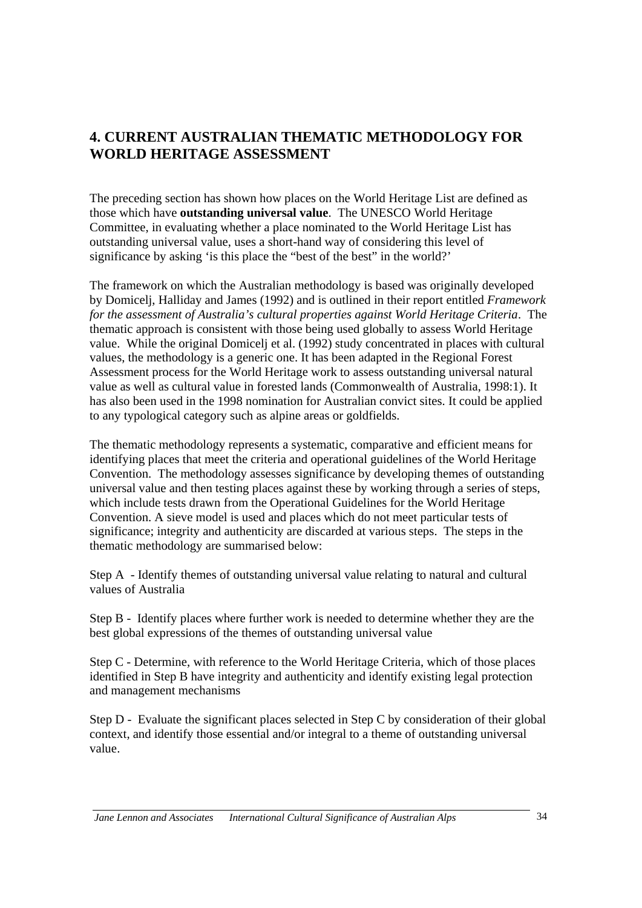# 4. CURRENT AUSTRALIAN THEMATIC METHODOLOGY FOR WORLD HERITAGE ASSESSMENT

The preceding section has shown how places on the World Heritage List are defined as those which have **outstanding universal value**. The UNESCO World Heritage Committee, in evaluating whether a place nominated to the World Heritage List has outstanding universal value, uses a short-hand way of considering this level of significance by asking 'is this place the "best of the best" in the world?'

The framework on which the Australian methodology is based was originally developed by Domicelj, Halliday and James (1992) and is outlined in their report entitled *Framework for the assessment of Australia's cultural properties against World Heritage Criteria*. The thematic approach is consistent with those being used globally to assess World Heritage value. While the original Domicelj et al. (1992) study concentrated in places with cultural values, the methodology is a generic one. It has been adapted in the Regional Forest Assessment process for the World Heritage work to assess outstanding universal natural value as well as cultural value in forested lands (Commonwealth of Australia, 1998:1). It has also been used in the 1998 nomination for Australian convict sites. It could be applied to any typological category such as alpine areas or goldfields.

The thematic methodology represents a systematic, comparative and efficient means for identifying places that meet the criteria and operational guidelines of the World Heritage Convention. The methodology assesses significance by developing themes of outstanding universal value and then testing places against these by working through a series of steps, which include tests drawn from the Operational Guidelines for the World Heritage Convention. A sieve model is used and places which do not meet particular tests of significance; integrity and authenticity are discarded at various steps. The steps in the thematic methodology are summarised below:

Step A - Identify themes of outstanding universal value relating to natural and cultural values of Australia

Step B - Identify places where further work is needed to determine whether they are the best global expressions of the themes of outstanding universal value

Step C - Determine, with reference to the World Heritage Criteria, which of those places identified in Step B have integrity and authenticity and identify existing legal protection and management mechanisms

Step D - Evaluate the significant places selected in Step C by consideration of their global context, and identify those essential and/or integral to a theme of outstanding universal value.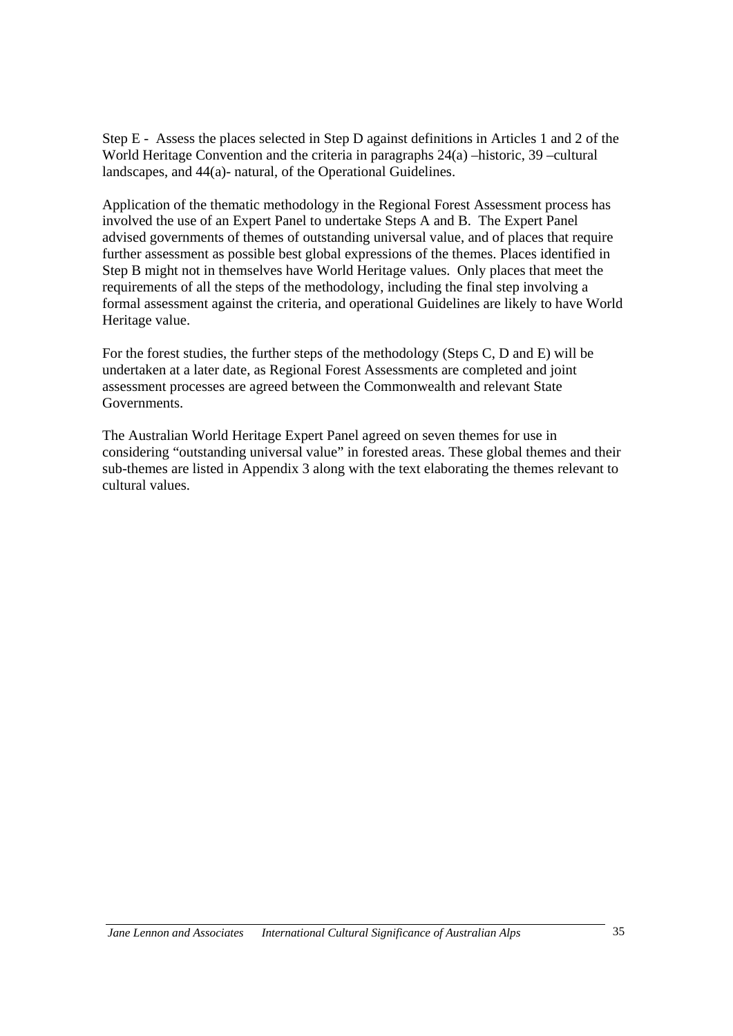Step E - Assess the places selected in Step D against definitions in Articles 1 and 2 of the World Heritage Convention and the criteria in paragraphs 24(a) –historic, 39 –cultural landscapes, and 44(a)- natural, of the Operational Guidelines.

Application of the thematic methodology in the Regional Forest Assessment process has involved the use of an Expert Panel to undertake Steps A and B. The Expert Panel advised governments of themes of outstanding universal value, and of places that require further assessment as possible best global expressions of the themes. Places identified in Step B might not in themselves have World Heritage values. Only places that meet the requirements of all the steps of the methodology, including the final step involving a formal assessment against the criteria, and operational Guidelines are likely to have World Heritage value.

For the forest studies, the further steps of the methodology (Steps C, D and E) will be undertaken at a later date, as Regional Forest Assessments are completed and joint assessment processes are agreed between the Commonwealth and relevant State Governments.

The Australian World Heritage Expert Panel agreed on seven themes for use in considering "outstanding universal value" in forested areas. These global themes and their sub-themes are listed in Appendix 3 along with the text elaborating the themes relevant to cultural values.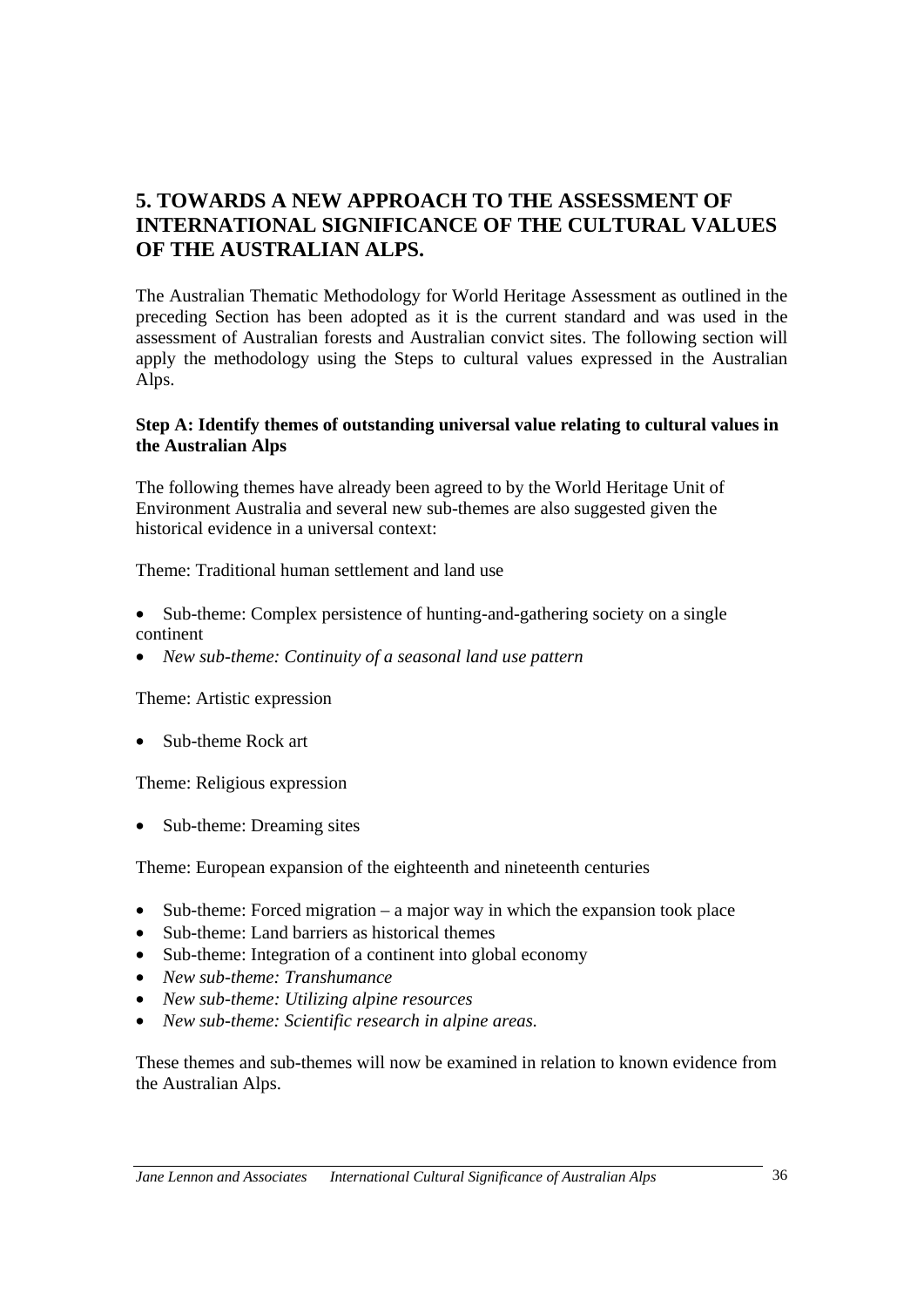# 5. TOWARDS A NEW APPROACH TO THE ASSESSMENT OF INTERNATIONAL SIGNIFICANCE OF THE CULTURAL VALUES OF THE AUSTRALIAN ALPS.

The Australian Thematic Methodology for World Heritage Assessment as outlined in the preceding Section has been adopted as it is the current standard and was used in the assessment of Australian forests and Australian convict sites. The following section will apply the methodology using the Steps to cultural values expressed in the Australian Alps.

**Step A: Identify themes of outstanding universal value relating to cultural values in the Australian Alps**

The following themes have already been agreed to by the World Heritage Unit of Environment Australia and several new sub-themes are also suggested given the historical evidence in a universal context:

Theme: Traditional human settlement and land use

- Sub-theme: Complex persistence of hunting-and-gathering society on a single continent
- *New sub-theme: Continuity of a seasonal land use pattern*

Theme: Artistic expression

- Sub-theme Rock art

Theme: Religious expression

- Sub-theme: Dreaming sites

Theme: European expansion of the eighteenth and nineteenth centuries

- Sub-theme: Forced migration – a major way in which the expansion took place
- Sub-theme: Land barriers as historical themes
- Sub-theme: Integration of a continent into global economy
- *New sub-theme: Transhumance*
- *New sub-theme: Utilizing alpine resources*
- *New sub-theme: Scientific research in alpine areas.*

These themes and sub-themes will now be examined in relation to known evidence from the Australian Alps.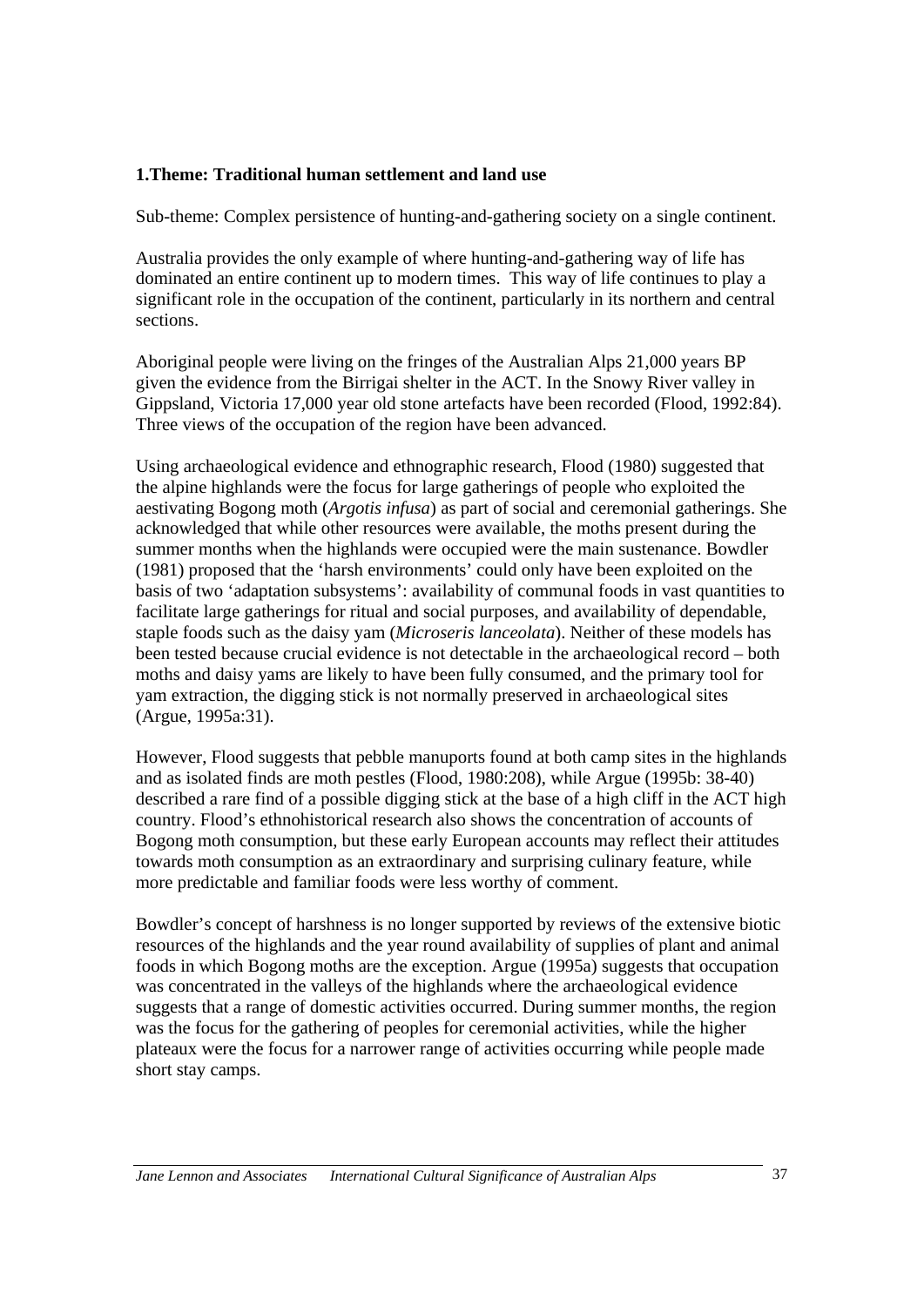**1.Theme: Traditional human settlement and land use**

Sub-theme: Complex persistence of hunting-and-gathering society on a single continent.

Australia provides the only example of where hunting-and-gathering way of life has dominated an entire continent up to modern times. This way of life continues to play a significant role in the occupation of the continent, particularly in its northern and central sections.

Aboriginal people were living on the fringes of the Australian Alps 21,000 years BP given the evidence from the Birrigai shelter in the ACT. In the Snowy River valley in Gippsland, Victoria 17,000 year old stone artefacts have been recorded (Flood, 1992:84). Three views of the occupation of the region have been advanced.

Using archaeological evidence and ethnographic research, Flood (1980) suggested that the alpine highlands were the focus for large gatherings of people who exploited the aestivating Bogong moth (*Argotis infusa*) as part of social and ceremonial gatherings. She acknowledged that while other resources were available, the moths present during the summer months when the highlands were occupied were the main sustenance. Bowdler (1981) proposed that the 'harsh environments' could only have been exploited on the basis of two 'adaptation subsystems': availability of communal foods in vast quantities to facilitate large gatherings for ritual and social purposes, and availability of dependable, staple foods such as the daisy yam (*Microseris lanceolata*). Neither of these models has been tested because crucial evidence is not detectable in the archaeological record – both moths and daisy yams are likely to have been fully consumed, and the primary tool for yam extraction, the digging stick is not normally preserved in archaeological sites (Argue, 1995a:31).

However, Flood suggests that pebble manuports found at both camp sites in the highlands and as isolated finds are moth pestles (Flood, 1980:208), while Argue (1995b: 38-40) described a rare find of a possible digging stick at the base of a high cliff in the ACT high country. Flood's ethnohistorical research also shows the concentration of accounts of Bogong moth consumption, but these early European accounts may reflect their attitudes towards moth consumption as an extraordinary and surprising culinary feature, while more predictable and familiar foods were less worthy of comment.

Bowdler's concept of harshness is no longer supported by reviews of the extensive biotic resources of the highlands and the year round availability of supplies of plant and animal foods in which Bogong moths are the exception. Argue (1995a) suggests that occupation was concentrated in the valleys of the highlands where the archaeological evidence suggests that a range of domestic activities occurred. During summer months, the region was the focus for the gathering of peoples for ceremonial activities, while the higher plateaux were the focus for a narrower range of activities occurring while people made short stay camps.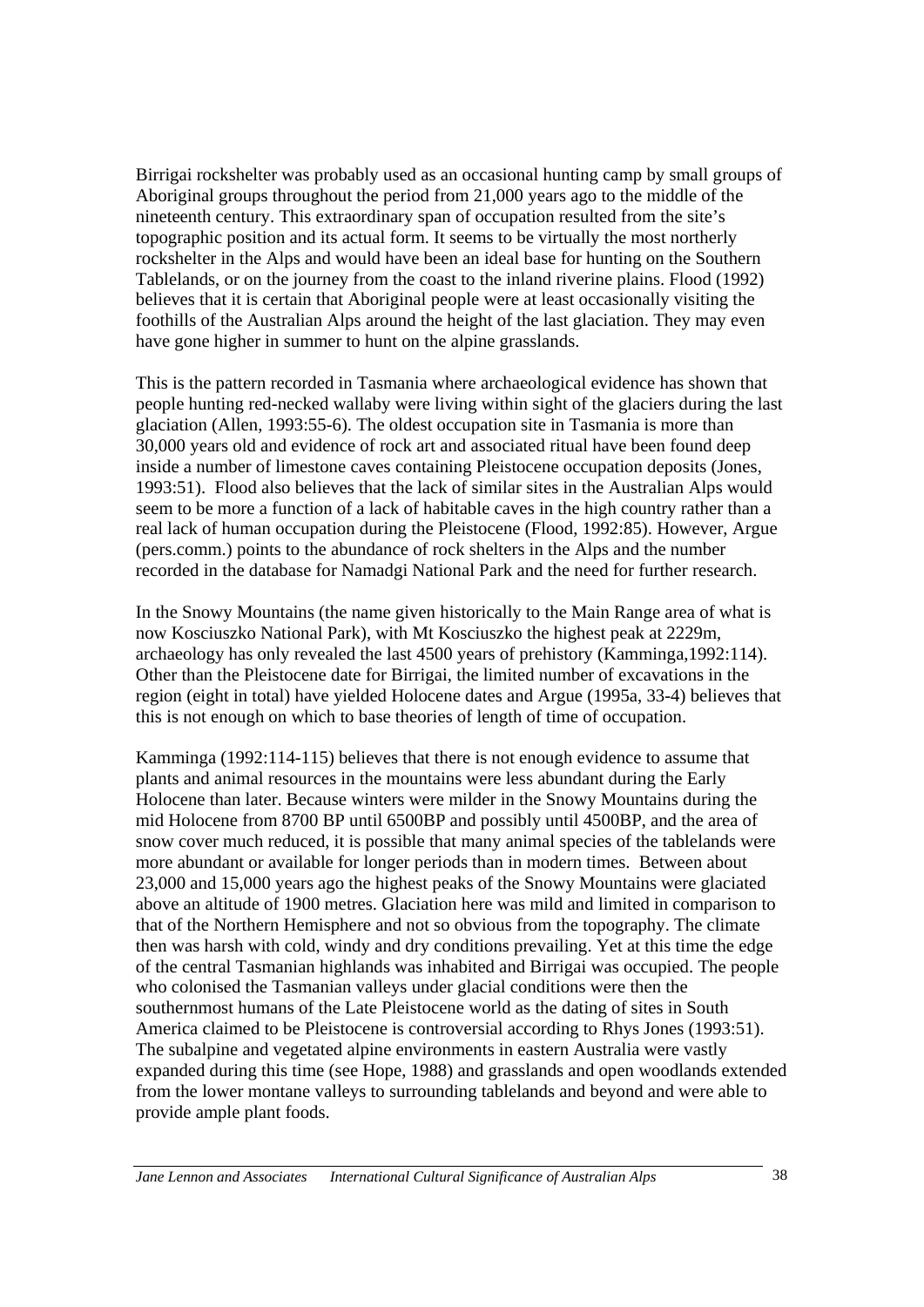Birrigai rockshelter was probably used as an occasional hunting camp by small groups of Aboriginal groups throughout the period from 21,000 years ago to the middle of the nineteenth century. This extraordinary span of occupation resulted from the site's topographic position and its actual form. It seems to be virtually the most northerly rockshelter in the Alps and would have been an ideal base for hunting on the Southern Tablelands, or on the journey from the coast to the inland riverine plains. Flood (1992) believes that it is certain that Aboriginal people were at least occasionally visiting the foothills of the Australian Alps around the height of the last glaciation. They may even have gone higher in summer to hunt on the alpine grasslands.

This is the pattern recorded in Tasmania where archaeological evidence has shown that people hunting red-necked wallaby were living within sight of the glaciers during the last glaciation (Allen, 1993:55-6). The oldest occupation site in Tasmania is more than 30,000 years old and evidence of rock art and associated ritual have been found deep inside a number of limestone caves containing Pleistocene occupation deposits (Jones, 1993:51). Flood also believes that the lack of similar sites in the Australian Alps would seem to be more a function of a lack of habitable caves in the high country rather than a real lack of human occupation during the Pleistocene (Flood, 1992:85). However, Argue (pers.comm.) points to the abundance of rock shelters in the Alps and the number recorded in the database for Namadgi National Park and the need for further research.

In the Snowy Mountains (the name given historically to the Main Range area of what is now Kosciuszko National Park), with Mt Kosciuszko the highest peak at 2229m, archaeology has only revealed the last 4500 years of prehistory (Kamminga,1992:114). Other than the Pleistocene date for Birrigai, the limited number of excavations in the region (eight in total) have yielded Holocene dates and Argue (1995a, 33-4) believes that this is not enough on which to base theories of length of time of occupation.

Kamminga (1992:114-115) believes that there is not enough evidence to assume that plants and animal resources in the mountains were less abundant during the Early Holocene than later. Because winters were milder in the Snowy Mountains during the mid Holocene from 8700 BP until 6500BP and possibly until 4500BP, and the area of snow cover much reduced, it is possible that many animal species of the tablelands were more abundant or available for longer periods than in modern times. Between about 23,000 and 15,000 years ago the highest peaks of the Snowy Mountains were glaciated above an altitude of 1900 metres. Glaciation here was mild and limited in comparison to that of the Northern Hemisphere and not so obvious from the topography. The climate then was harsh with cold, windy and dry conditions prevailing. Yet at this time the edge of the central Tasmanian highlands was inhabited and Birrigai was occupied. The people who colonised the Tasmanian valleys under glacial conditions were then the southernmost humans of the Late Pleistocene world as the dating of sites in South America claimed to be Pleistocene is controversial according to Rhys Jones (1993:51). The subalpine and vegetated alpine environments in eastern Australia were vastly expanded during this time (see Hope, 1988) and grasslands and open woodlands extended from the lower montane valleys to surrounding tablelands and beyond and were able to provide ample plant foods.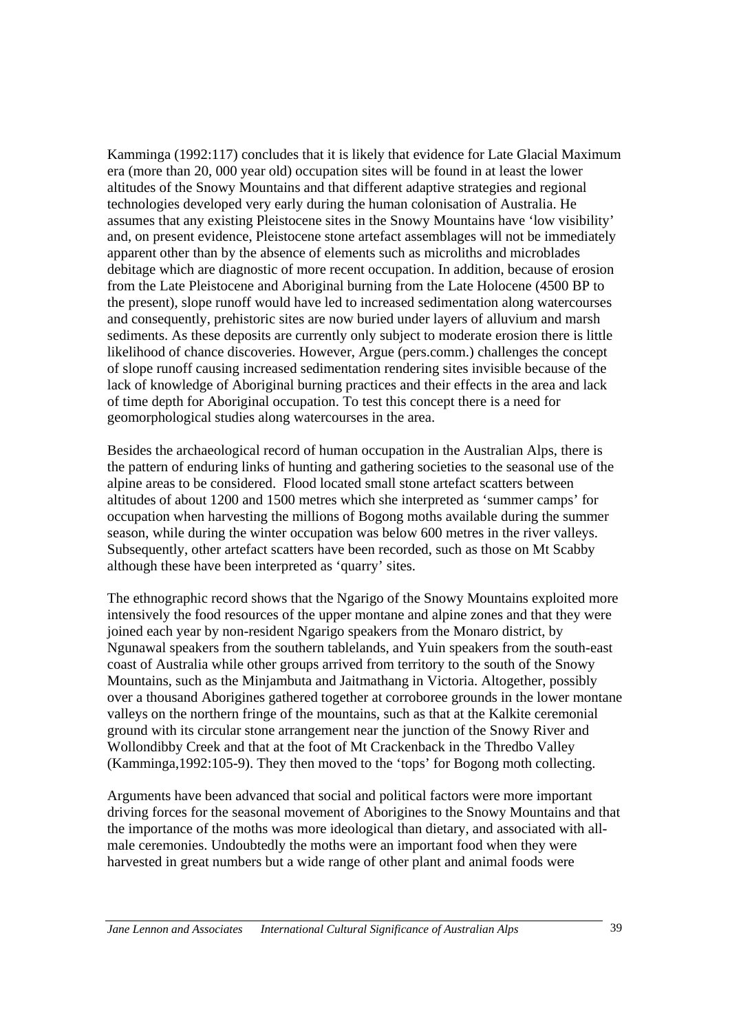Kamminga (1992:117) concludes that it is likely that evidence for Late Glacial Maximum era (more than 20, 000 year old) occupation sites will be found in at least the lower altitudes of the Snowy Mountains and that different adaptive strategies and regional technologies developed very early during the human colonisation of Australia. He assumes that any existing Pleistocene sites in the Snowy Mountains have 'low visibility' and, on present evidence, Pleistocene stone artefact assemblages will not be immediately apparent other than by the absence of elements such as microliths and microblades debitage which are diagnostic of more recent occupation. In addition, because of erosion from the Late Pleistocene and Aboriginal burning from the Late Holocene (4500 BP to the present), slope runoff would have led to increased sedimentation along watercourses and consequently, prehistoric sites are now buried under layers of alluvium and marsh sediments. As these deposits are currently only subject to moderate erosion there is little likelihood of chance discoveries. However, Argue (pers.comm.) challenges the concept of slope runoff causing increased sedimentation rendering sites invisible because of the lack of knowledge of Aboriginal burning practices and their effects in the area and lack of time depth for Aboriginal occupation. To test this concept there is a need for geomorphological studies along watercourses in the area.

Besides the archaeological record of human occupation in the Australian Alps, there is the pattern of enduring links of hunting and gathering societies to the seasonal use of the alpine areas to be considered. Flood located small stone artefact scatters between altitudes of about 1200 and 1500 metres which she interpreted as 'summer camps' for occupation when harvesting the millions of Bogong moths available during the summer season, while during the winter occupation was below 600 metres in the river valleys. Subsequently, other artefact scatters have been recorded, such as those on Mt Scabby although these have been interpreted as 'quarry' sites.

The ethnographic record shows that the Ngarigo of the Snowy Mountains exploited more intensively the food resources of the upper montane and alpine zones and that they were joined each year by non-resident Ngarigo speakers from the Monaro district, by Ngunawal speakers from the southern tablelands, and Yuin speakers from the south-east coast of Australia while other groups arrived from territory to the south of the Snowy Mountains, such as the Minjambuta and Jaitmathang in Victoria. Altogether, possibly over a thousand Aborigines gathered together at corroboree grounds in the lower montane valleys on the northern fringe of the mountains, such as that at the Kalkite ceremonial ground with its circular stone arrangement near the junction of the Snowy River and Wollondibby Creek and that at the foot of Mt Crackenback in the Thredbo Valley (Kamminga,1992:105-9). They then moved to the 'tops' for Bogong moth collecting.

Arguments have been advanced that social and political factors were more important driving forces for the seasonal movement of Aborigines to the Snowy Mountains and that the importance of the moths was more ideological than dietary, and associated with all-male ceremonies. Undoubtedly the moths were an important food when they were harvested in great numbers but a wide range of other plant and animal foods were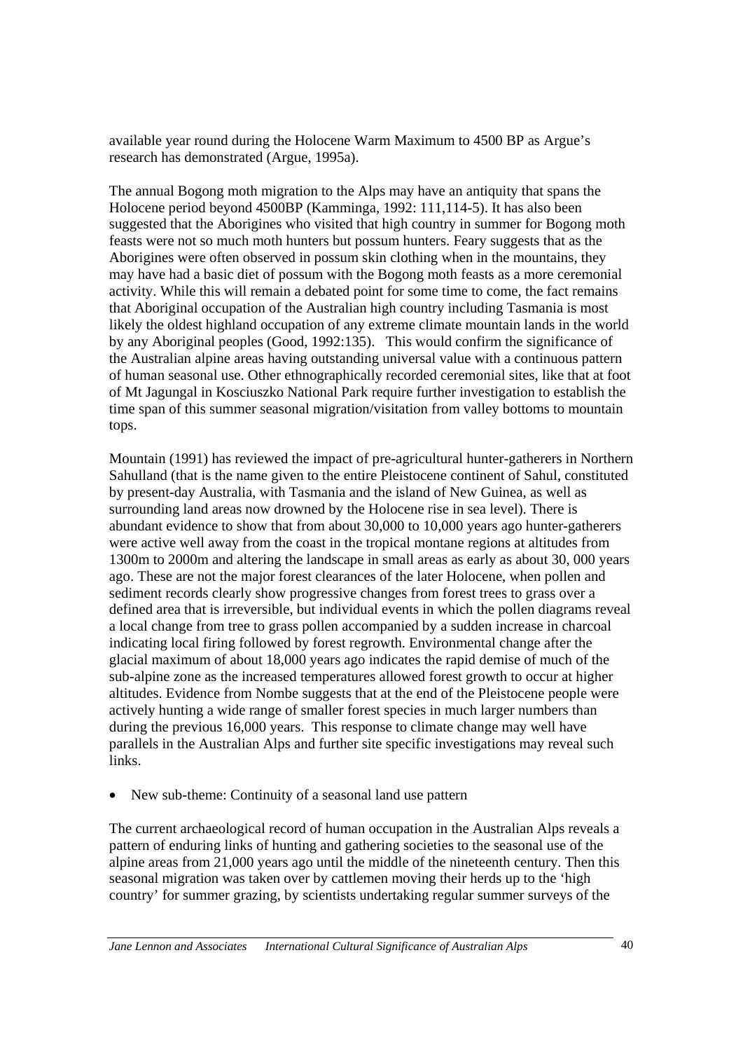available year round during the Holocene Warm Maximum to 4500 BP as Argue's research has demonstrated (Argue, 1995a).

The annual Bogong moth migration to the Alps may have an antiquity that spans the Holocene period beyond 4500BP (Kamminga, 1992: 111,114-5). It has also been suggested that the Aborigines who visited that high country in summer for Bogong moth feasts were not so much moth hunters but possum hunters. Feary suggests that as the Aborigines were often observed in possum skin clothing when in the mountains, they may have had a basic diet of possum with the Bogong moth feasts as a more ceremonial activity. While this will remain a debated point for some time to come, the fact remains that Aboriginal occupation of the Australian high country including Tasmania is most likely the oldest highland occupation of any extreme climate mountain lands in the world by any Aboriginal peoples (Good, 1992:135). This would confirm the significance of the Australian alpine areas having outstanding universal value with a continuous pattern of human seasonal use. Other ethnographically recorded ceremonial sites, like that at foot of Mt Jagungal in Kosciuszko National Park require further investigation to establish the time span of this summer seasonal migration/visitation from valley bottoms to mountain tops.

Mountain (1991) has reviewed the impact of pre-agricultural hunter-gatherers in Northern Sahulland (that is the name given to the entire Pleistocene continent of Sahul, constituted by present-day Australia, with Tasmania and the island of New Guinea, as well as surrounding land areas now drowned by the Holocene rise in sea level). There is abundant evidence to show that from about 30,000 to 10,000 years ago hunter-gatherers were active well away from the coast in the tropical montane regions at altitudes from 1300m to 2000m and altering the landscape in small areas as early as about 30, 000 years ago. These are not the major forest clearances of the later Holocene, when pollen and sediment records clearly show progressive changes from forest trees to grass over a defined area that is irreversible, but individual events in which the pollen diagrams reveal a local change from tree to grass pollen accompanied by a sudden increase in charcoal indicating local firing followed by forest regrowth. Environmental change after the glacial maximum of about 18,000 years ago indicates the rapid demise of much of the sub-alpine zone as the increased temperatures allowed forest growth to occur at higher altitudes. Evidence from Nombe suggests that at the end of the Pleistocene people were actively hunting a wide range of smaller forest species in much larger numbers than during the previous 16,000 years. This response to climate change may well have parallels in the Australian Alps and further site specific investigations may reveal such links.

- New sub-theme: Continuity of a seasonal land use pattern

The current archaeological record of human occupation in the Australian Alps reveals a pattern of enduring links of hunting and gathering societies to the seasonal use of the alpine areas from 21,000 years ago until the middle of the nineteenth century. Then this seasonal migration was taken over by cattlemen moving their herds up to the 'high country' for summer grazing, by scientists undertaking regular summer surveys of the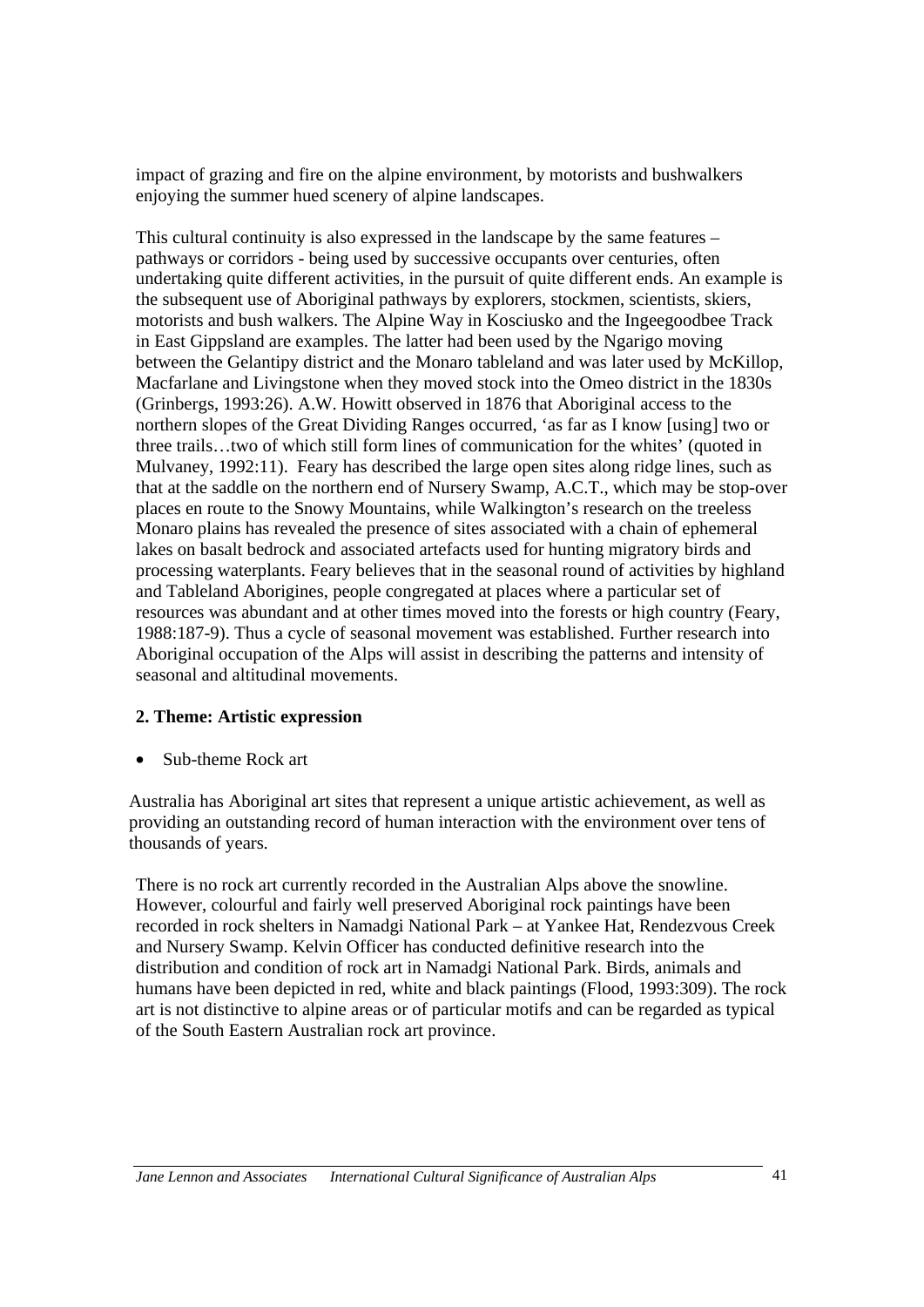impact of grazing and fire on the alpine environment, by motorists and bushwalkers enjoying the summer hued scenery of alpine landscapes.

This cultural continuity is also expressed in the landscape by the same features – pathways or corridors - being used by successive occupants over centuries, often undertaking quite different activities, in the pursuit of quite different ends. An example is the subsequent use of Aboriginal pathways by explorers, stockmen, scientists, skiers, motorists and bush walkers. The Alpine Way in Kosciusko and the Ingeegoodbee Track in East Gippsland are examples. The latter had been used by the Ngarigo moving between the Gelantipy district and the Monaro tableland and was later used by McKillop, Macfarlane and Livingstone when they moved stock into the Omeo district in the 1830s (Grinbergs, 1993:26). A.W. Howitt observed in 1876 that Aboriginal access to the northern slopes of the Great Dividing Ranges occurred, 'as far as I know [using] two or three trails…two of which still form lines of communication for the whites' (quoted in Mulvaney, 1992:11). Feary has described the large open sites along ridge lines, such as that at the saddle on the northern end of Nursery Swamp, A.C.T., which may be stop-over places en route to the Snowy Mountains, while Walkington's research on the treeless Monaro plains has revealed the presence of sites associated with a chain of ephemeral lakes on basalt bedrock and associated artefacts used for hunting migratory birds and processing waterplants. Feary believes that in the seasonal round of activities by highland and Tableland Aborigines, people congregated at places where a particular set of resources was abundant and at other times moved into the forests or high country (Feary, 1988:187-9). Thus a cycle of seasonal movement was established. Further research into Aboriginal occupation of the Alps will assist in describing the patterns and intensity of seasonal and altitudinal movements.

**2. Theme: Artistic expression**

- Sub-theme Rock art

Australia has Aboriginal art sites that represent a unique artistic achievement, as well as providing an outstanding record of human interaction with the environment over tens of thousands of years.

There is no rock art currently recorded in the Australian Alps above the snowline. However, colourful and fairly well preserved Aboriginal rock paintings have been recorded in rock shelters in Namadgi National Park – at Yankee Hat, Rendezvous Creek and Nursery Swamp. Kelvin Officer has conducted definitive research into the distribution and condition of rock art in Namadgi National Park. Birds, animals and humans have been depicted in red, white and black paintings (Flood, 1993:309). The rock art is not distinctive to alpine areas or of particular motifs and can be regarded as typical of the South Eastern Australian rock art province.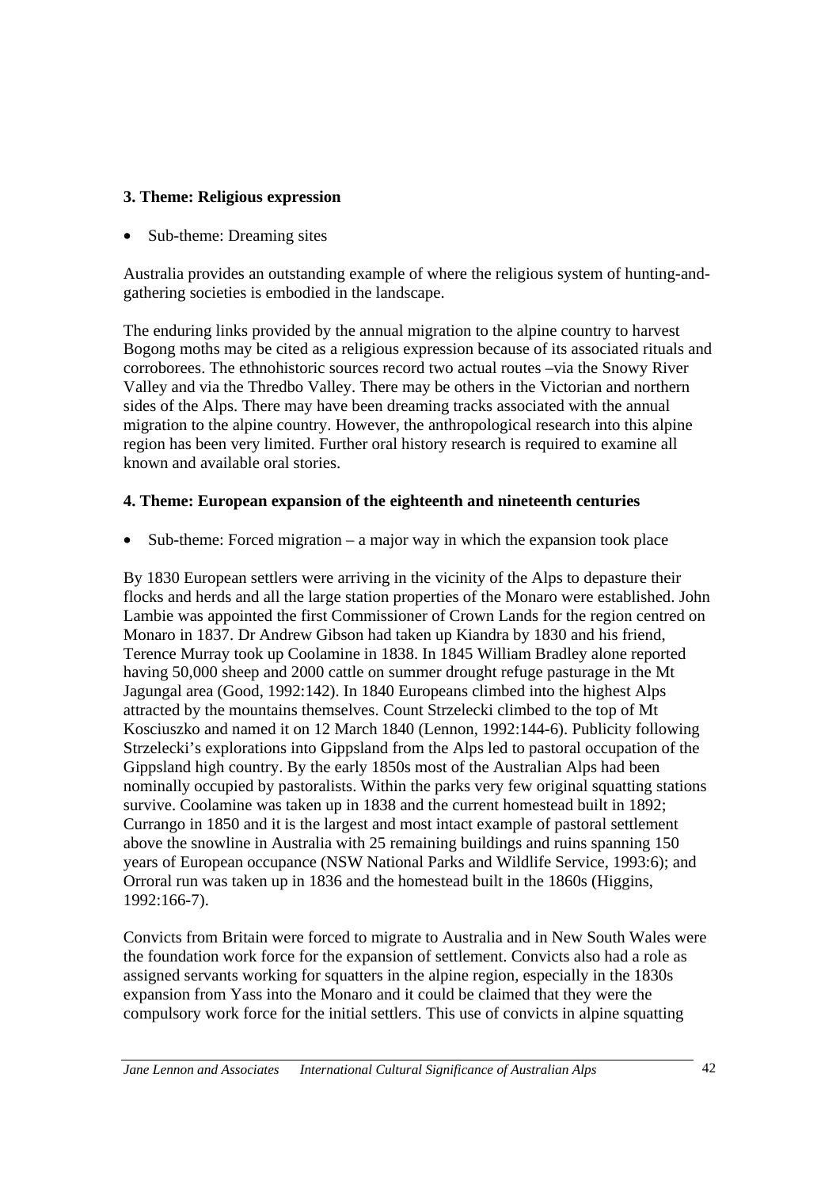**3. Theme: Religious expression**

- Sub-theme: Dreaming sites

Australia provides an outstanding example of where the religious system of hunting-and-gathering societies is embodied in the landscape.

The enduring links provided by the annual migration to the alpine country to harvest Bogong moths may be cited as a religious expression because of its associated rituals and corroborees. The ethnohistoric sources record two actual routes –via the Snowy River Valley and via the Thredbo Valley. There may be others in the Victorian and northern sides of the Alps. There may have been dreaming tracks associated with the annual migration to the alpine country. However, the anthropological research into this alpine region has been very limited. Further oral history research is required to examine all known and available oral stories.

**4. Theme: European expansion of the eighteenth and nineteenth centuries**

- Sub-theme: Forced migration – a major way in which the expansion took place

By 1830 European settlers were arriving in the vicinity of the Alps to depasture their flocks and herds and all the large station properties of the Monaro were established. John Lambie was appointed the first Commissioner of Crown Lands for the region centred on Monaro in 1837. Dr Andrew Gibson had taken up Kiandra by 1830 and his friend, Terence Murray took up Coolamine in 1838. In 1845 William Bradley alone reported having 50,000 sheep and 2000 cattle on summer drought refuge pasturage in the Mt Jagungal area (Good, 1992:142). In 1840 Europeans climbed into the highest Alps attracted by the mountains themselves. Count Strzelecki climbed to the top of Mt Kosciuszko and named it on 12 March 1840 (Lennon, 1992:144-6). Publicity following Strzelecki's explorations into Gippsland from the Alps led to pastoral occupation of the Gippsland high country. By the early 1850s most of the Australian Alps had been nominally occupied by pastoralists. Within the parks very few original squatting stations survive. Coolamine was taken up in 1838 and the current homestead built in 1892; Currango in 1850 and it is the largest and most intact example of pastoral settlement above the snowline in Australia with 25 remaining buildings and ruins spanning 150 years of European occupance (NSW National Parks and Wildlife Service, 1993:6); and Orroral run was taken up in 1836 and the homestead built in the 1860s (Higgins, 1992:166-7).

Convicts from Britain were forced to migrate to Australia and in New South Wales were the foundation work force for the expansion of settlement. Convicts also had a role as assigned servants working for squatters in the alpine region, especially in the 1830s expansion from Yass into the Monaro and it could be claimed that they were the compulsory work force for the initial settlers. This use of convicts in alpine squatting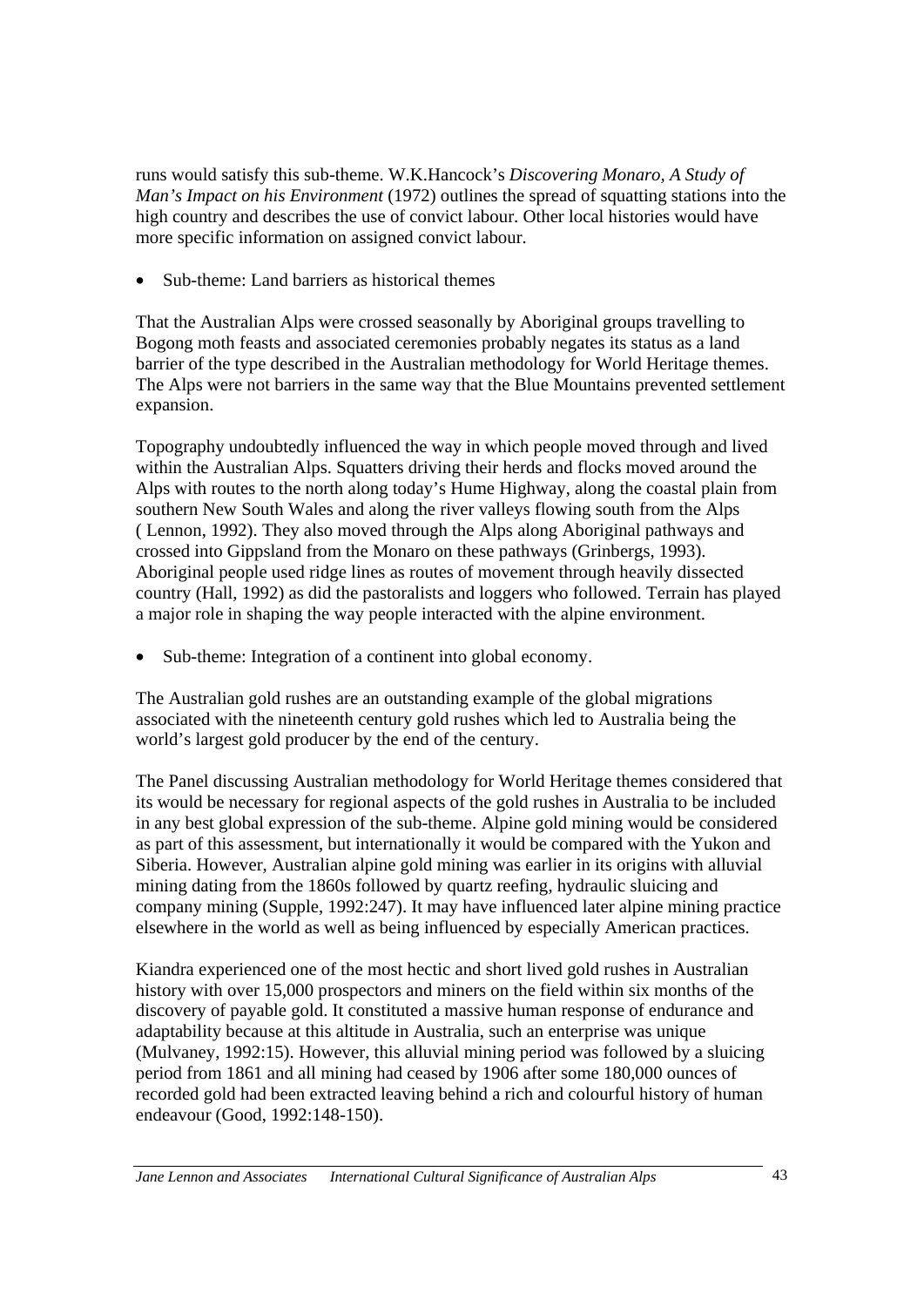runs would satisfy this sub-theme. W.K.Hancock's *Discovering Monaro, A Study of Man's Impact on his Environment* (1972) outlines the spread of squatting stations into the high country and describes the use of convict labour. Other local histories would have more specific information on assigned convict labour.

- Sub-theme: Land barriers as historical themes

That the Australian Alps were crossed seasonally by Aboriginal groups travelling to Bogong moth feasts and associated ceremonies probably negates its status as a land barrier of the type described in the Australian methodology for World Heritage themes. The Alps were not barriers in the same way that the Blue Mountains prevented settlement expansion.

Topography undoubtedly influenced the way in which people moved through and lived within the Australian Alps. Squatters driving their herds and flocks moved around the Alps with routes to the north along today's Hume Highway, along the coastal plain from southern New South Wales and along the river valleys flowing south from the Alps ( Lennon, 1992). They also moved through the Alps along Aboriginal pathways and crossed into Gippsland from the Monaro on these pathways (Grinbergs, 1993). Aboriginal people used ridge lines as routes of movement through heavily dissected country (Hall, 1992) as did the pastoralists and loggers who followed. Terrain has played a major role in shaping the way people interacted with the alpine environment.

- Sub-theme: Integration of a continent into global economy.

The Australian gold rushes are an outstanding example of the global migrations associated with the nineteenth century gold rushes which led to Australia being the world's largest gold producer by the end of the century.

The Panel discussing Australian methodology for World Heritage themes considered that its would be necessary for regional aspects of the gold rushes in Australia to be included in any best global expression of the sub-theme. Alpine gold mining would be considered as part of this assessment, but internationally it would be compared with the Yukon and Siberia. However, Australian alpine gold mining was earlier in its origins with alluvial mining dating from the 1860s followed by quartz reefing, hydraulic sluicing and company mining (Supple, 1992:247). It may have influenced later alpine mining practice elsewhere in the world as well as being influenced by especially American practices.

Kiandra experienced one of the most hectic and short lived gold rushes in Australian history with over 15,000 prospectors and miners on the field within six months of the discovery of payable gold. It constituted a massive human response of endurance and adaptability because at this altitude in Australia, such an enterprise was unique (Mulvaney, 1992:15). However, this alluvial mining period was followed by a sluicing period from 1861 and all mining had ceased by 1906 after some 180,000 ounces of recorded gold had been extracted leaving behind a rich and colourful history of human endeavour (Good, 1992:148-150).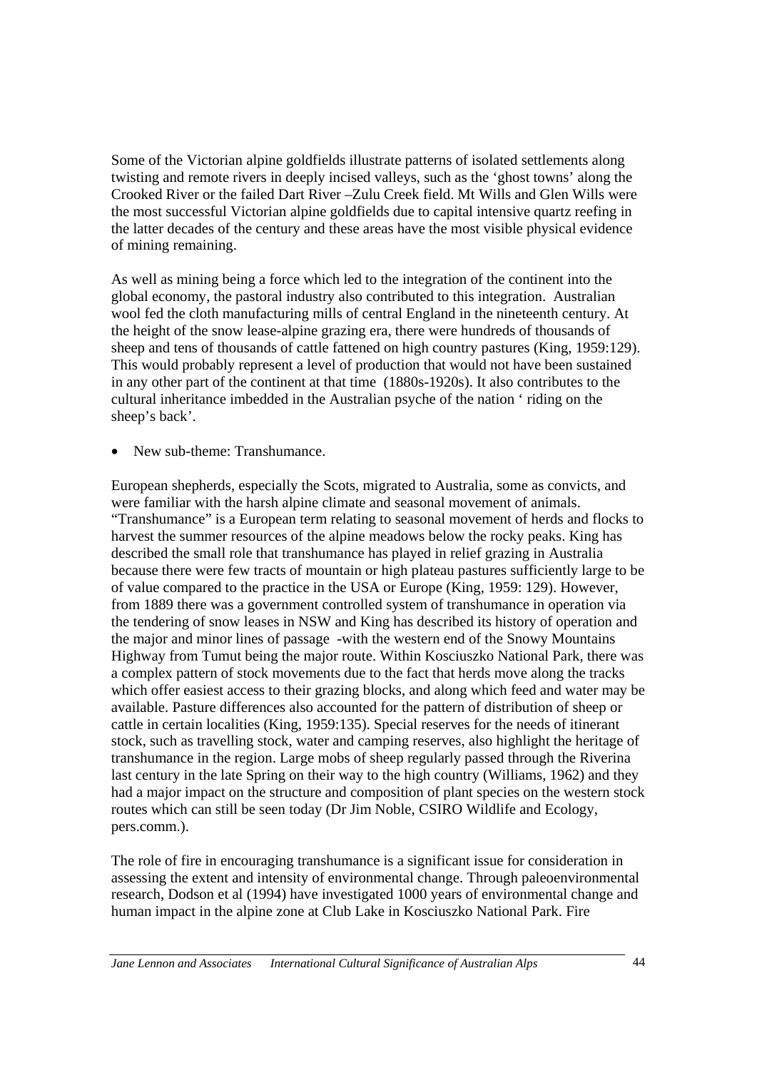Some of the Victorian alpine goldfields illustrate patterns of isolated settlements along twisting and remote rivers in deeply incised valleys, such as the 'ghost towns' along the Crooked River or the failed Dart River –Zulu Creek field. Mt Wills and Glen Wills were the most successful Victorian alpine goldfields due to capital intensive quartz reefing in the latter decades of the century and these areas have the most visible physical evidence of mining remaining.

As well as mining being a force which led to the integration of the continent into the global economy, the pastoral industry also contributed to this integration. Australian wool fed the cloth manufacturing mills of central England in the nineteenth century. At the height of the snow lease-alpine grazing era, there were hundreds of thousands of sheep and tens of thousands of cattle fattened on high country pastures (King, 1959:129). This would probably represent a level of production that would not have been sustained in any other part of the continent at that time (1880s-1920s). It also contributes to the cultural inheritance imbedded in the Australian psyche of the nation ' riding on the sheep's back'.

- New sub-theme: Transhumance.

European shepherds, especially the Scots, migrated to Australia, some as convicts, and were familiar with the harsh alpine climate and seasonal movement of animals. "Transhumance" is a European term relating to seasonal movement of herds and flocks to harvest the summer resources of the alpine meadows below the rocky peaks. King has described the small role that transhumance has played in relief grazing in Australia because there were few tracts of mountain or high plateau pastures sufficiently large to be of value compared to the practice in the USA or Europe (King, 1959: 129). However, from 1889 there was a government controlled system of transhumance in operation via the tendering of snow leases in NSW and King has described its history of operation and the major and minor lines of passage -with the western end of the Snowy Mountains Highway from Tumut being the major route. Within Kosciuszko National Park, there was a complex pattern of stock movements due to the fact that herds move along the tracks which offer easiest access to their grazing blocks, and along which feed and water may be available. Pasture differences also accounted for the pattern of distribution of sheep or cattle in certain localities (King, 1959:135). Special reserves for the needs of itinerant stock, such as travelling stock, water and camping reserves, also highlight the heritage of transhumance in the region. Large mobs of sheep regularly passed through the Riverina last century in the late Spring on their way to the high country (Williams, 1962) and they had a major impact on the structure and composition of plant species on the western stock routes which can still be seen today (Dr Jim Noble, CSIRO Wildlife and Ecology, pers.comm.).

The role of fire in encouraging transhumance is a significant issue for consideration in assessing the extent and intensity of environmental change. Through paleoenvironmental research, Dodson et al (1994) have investigated 1000 years of environmental change and human impact in the alpine zone at Club Lake in Kosciuszko National Park. Fire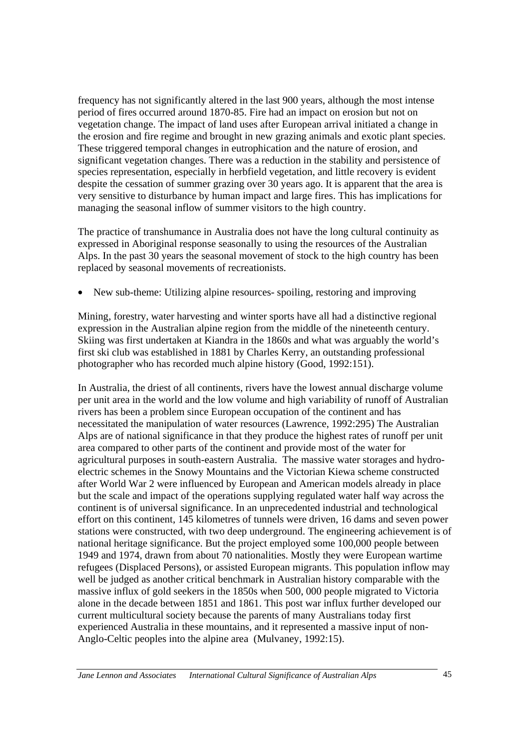frequency has not significantly altered in the last 900 years, although the most intense period of fires occurred around 1870-85. Fire had an impact on erosion but not on vegetation change. The impact of land uses after European arrival initiated a change in the erosion and fire regime and brought in new grazing animals and exotic plant species. These triggered temporal changes in eutrophication and the nature of erosion, and significant vegetation changes. There was a reduction in the stability and persistence of species representation, especially in herbfield vegetation, and little recovery is evident despite the cessation of summer grazing over 30 years ago. It is apparent that the area is very sensitive to disturbance by human impact and large fires. This has implications for managing the seasonal inflow of summer visitors to the high country.

The practice of transhumance in Australia does not have the long cultural continuity as expressed in Aboriginal response seasonally to using the resources of the Australian Alps. In the past 30 years the seasonal movement of stock to the high country has been replaced by seasonal movements of recreationists.

- New sub-theme: Utilizing alpine resources- spoiling, restoring and improving

Mining, forestry, water harvesting and winter sports have all had a distinctive regional expression in the Australian alpine region from the middle of the nineteenth century. Skiing was first undertaken at Kiandra in the 1860s and what was arguably the world's first ski club was established in 1881 by Charles Kerry, an outstanding professional photographer who has recorded much alpine history (Good, 1992:151).

In Australia, the driest of all continents, rivers have the lowest annual discharge volume per unit area in the world and the low volume and high variability of runoff of Australian rivers has been a problem since European occupation of the continent and has necessitated the manipulation of water resources (Lawrence, 1992:295) The Australian Alps are of national significance in that they produce the highest rates of runoff per unit area compared to other parts of the continent and provide most of the water for agricultural purposes in south-eastern Australia. The massive water storages and hydro-electric schemes in the Snowy Mountains and the Victorian Kiewa scheme constructed after World War 2 were influenced by European and American models already in place but the scale and impact of the operations supplying regulated water half way across the continent is of universal significance. In an unprecedented industrial and technological effort on this continent, 145 kilometres of tunnels were driven, 16 dams and seven power stations were constructed, with two deep underground. The engineering achievement is of national heritage significance. But the project employed some 100,000 people between 1949 and 1974, drawn from about 70 nationalities. Mostly they were European wartime refugees (Displaced Persons), or assisted European migrants. This population inflow may well be judged as another critical benchmark in Australian history comparable with the massive influx of gold seekers in the 1850s when 500, 000 people migrated to Victoria alone in the decade between 1851 and 1861. This post war influx further developed our current multicultural society because the parents of many Australians today first experienced Australia in these mountains, and it represented a massive input of non-Anglo-Celtic peoples into the alpine area (Mulvaney, 1992:15).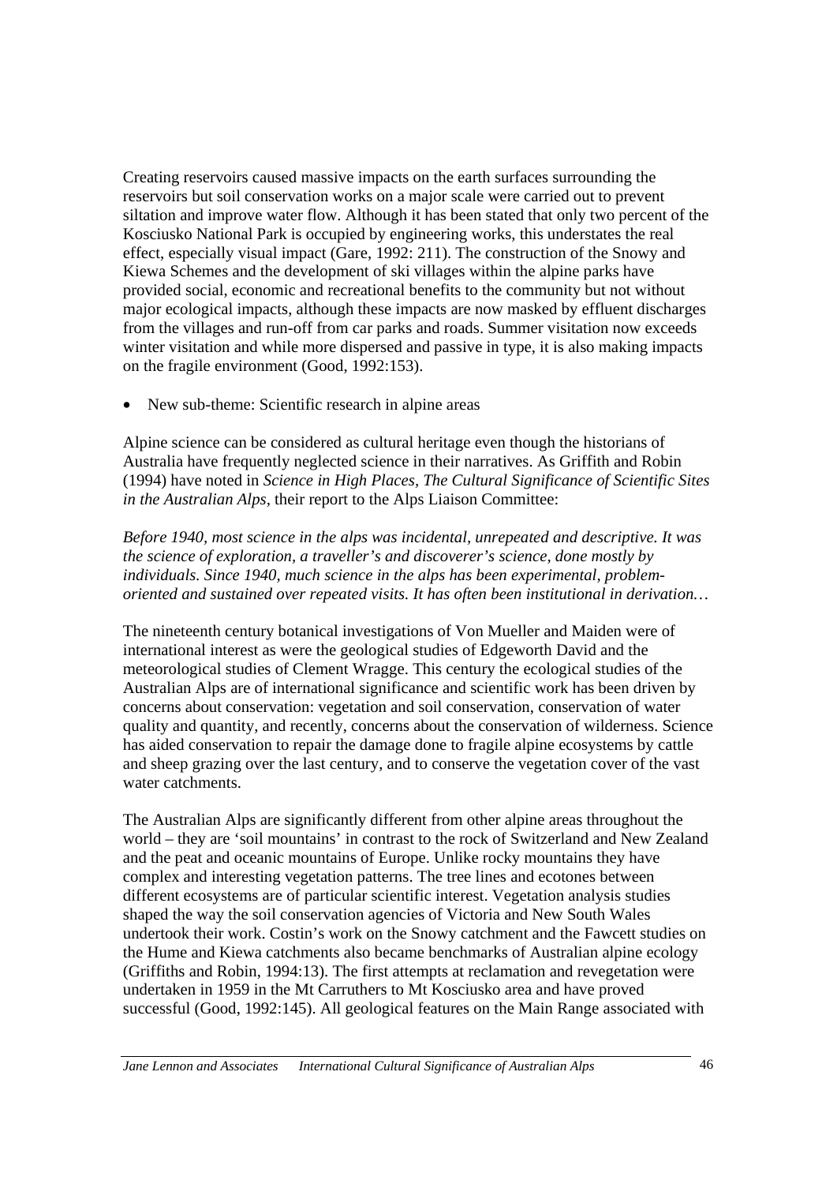Creating reservoirs caused massive impacts on the earth surfaces surrounding the reservoirs but soil conservation works on a major scale were carried out to prevent siltation and improve water flow. Although it has been stated that only two percent of the Kosciusko National Park is occupied by engineering works, this understates the real effect, especially visual impact (Gare, 1992: 211). The construction of the Snowy and Kiewa Schemes and the development of ski villages within the alpine parks have provided social, economic and recreational benefits to the community but not without major ecological impacts, although these impacts are now masked by effluent discharges from the villages and run-off from car parks and roads. Summer visitation now exceeds winter visitation and while more dispersed and passive in type, it is also making impacts on the fragile environment (Good, 1992:153).

- New sub-theme: Scientific research in alpine areas

Alpine science can be considered as cultural heritage even though the historians of Australia have frequently neglected science in their narratives. As Griffith and Robin (1994) have noted in *Science in High Places, The Cultural Significance of Scientific Sites in the Australian Alps*, their report to the Alps Liaison Committee:

*Before 1940, most science in the alps was incidental, unrepeated and descriptive. It was the science of exploration, a traveller's and discoverer's science, done mostly by individuals. Since 1940, much science in the alps has been experimental, problem-oriented and sustained over repeated visits. It has often been institutional in derivation…*

The nineteenth century botanical investigations of Von Mueller and Maiden were of international interest as were the geological studies of Edgeworth David and the meteorological studies of Clement Wragge. This century the ecological studies of the Australian Alps are of international significance and scientific work has been driven by concerns about conservation: vegetation and soil conservation, conservation of water quality and quantity, and recently, concerns about the conservation of wilderness. Science has aided conservation to repair the damage done to fragile alpine ecosystems by cattle and sheep grazing over the last century, and to conserve the vegetation cover of the vast water catchments.

The Australian Alps are significantly different from other alpine areas throughout the world – they are 'soil mountains' in contrast to the rock of Switzerland and New Zealand and the peat and oceanic mountains of Europe. Unlike rocky mountains they have complex and interesting vegetation patterns. The tree lines and ecotones between different ecosystems are of particular scientific interest. Vegetation analysis studies shaped the way the soil conservation agencies of Victoria and New South Wales undertook their work. Costin's work on the Snowy catchment and the Fawcett studies on the Hume and Kiewa catchments also became benchmarks of Australian alpine ecology (Griffiths and Robin, 1994:13). The first attempts at reclamation and revegetation were undertaken in 1959 in the Mt Carruthers to Mt Kosciusko area and have proved successful (Good, 1992:145). All geological features on the Main Range associated with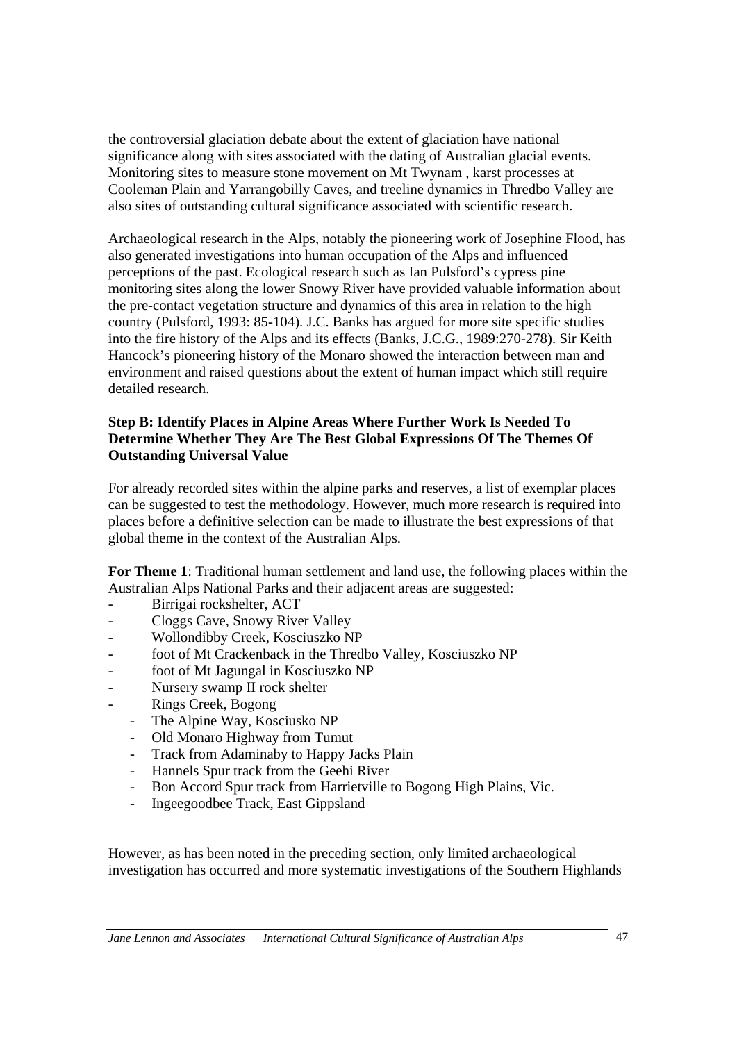the controversial glaciation debate about the extent of glaciation have national significance along with sites associated with the dating of Australian glacial events. Monitoring sites to measure stone movement on Mt Twynam , karst processes at Cooleman Plain and Yarrangobilly Caves, and treeline dynamics in Thredbo Valley are also sites of outstanding cultural significance associated with scientific research.

Archaeological research in the Alps, notably the pioneering work of Josephine Flood, has also generated investigations into human occupation of the Alps and influenced perceptions of the past. Ecological research such as Ian Pulsford's cypress pine monitoring sites along the lower Snowy River have provided valuable information about the pre-contact vegetation structure and dynamics of this area in relation to the high country (Pulsford, 1993: 85-104). J.C. Banks has argued for more site specific studies into the fire history of the Alps and its effects (Banks, J.C.G., 1989:270-278). Sir Keith Hancock's pioneering history of the Monaro showed the interaction between man and environment and raised questions about the extent of human impact which still require detailed research.

**Step B: Identify Places in Alpine Areas Where Further Work Is Needed To Determine Whether They Are The Best Global Expressions Of The Themes Of Outstanding Universal Value**

For already recorded sites within the alpine parks and reserves, a list of exemplar places can be suggested to test the methodology. However, much more research is required into places before a definitive selection can be made to illustrate the best expressions of that global theme in the context of the Australian Alps.

**For Theme 1**: Traditional human settlement and land use, the following places within the Australian Alps National Parks and their adjacent areas are suggested:

- Birrigai rockshelter, ACT
- Cloggs Cave, Snowy River Valley
- Wollondibby Creek, Kosciuszko NP
- foot of Mt Crackenback in the Thredbo Valley, Kosciuszko NP
- foot of Mt Jagungal in Kosciuszko NP
- Nursery swamp II rock shelter
- Rings Creek, Bogong
  - The Alpine Way, Kosciusko NP
  - Old Monaro Highway from Tumut
  - Track from Adaminaby to Happy Jacks Plain
  - Hannels Spur track from the Geehi River
  - Bon Accord Spur track from Harrietville to Bogong High Plains, Vic.
  - Ingeegoodbee Track, East Gippsland

However, as has been noted in the preceding section, only limited archaeological investigation has occurred and more systematic investigations of the Southern Highlands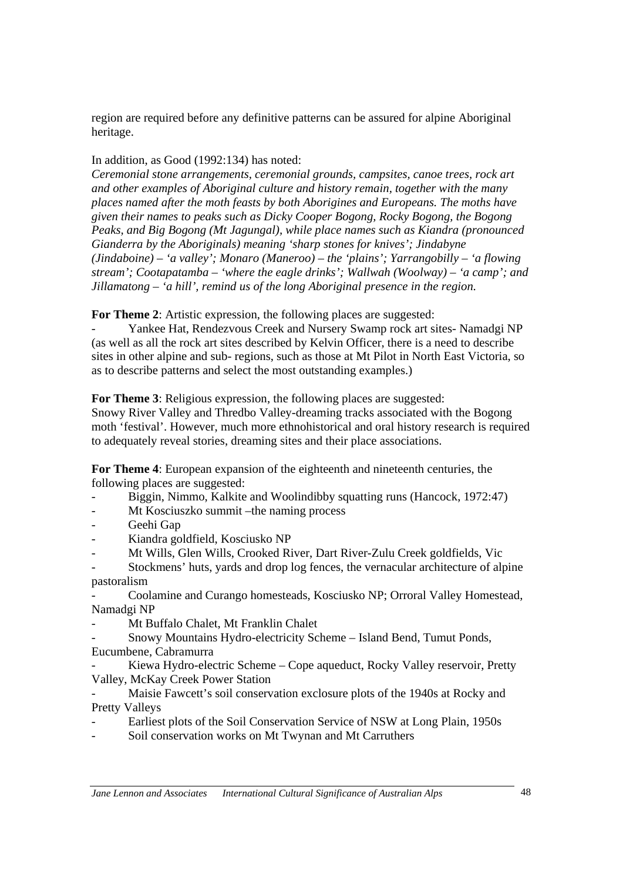region are required before any definitive patterns can be assured for alpine Aboriginal heritage.

In addition, as Good (1992:134) has noted:

*Ceremonial stone arrangements, ceremonial grounds, campsites, canoe trees, rock art and other examples of Aboriginal culture and history remain, together with the many places named after the moth feasts by both Aborigines and Europeans. The moths have given their names to peaks such as Dicky Cooper Bogong, Rocky Bogong, the Bogong Peaks, and Big Bogong (Mt Jagungal), while place names such as Kiandra (pronounced Gianderra by the Aboriginals) meaning 'sharp stones for knives'; Jindabyne (Jindaboine) – 'a valley'; Monaro (Maneroo) – the 'plains'; Yarrangobilly – 'a flowing stream'; Cootapatamba – 'where the eagle drinks'; Wallwah (Woolway) – 'a camp'; and Jillamatong – 'a hill', remind us of the long Aboriginal presence in the region.*

**For Theme 2**: Artistic expression, the following places are suggested:

- Yankee Hat, Rendezvous Creek and Nursery Swamp rock art sites- Namadgi NP (as well as all the rock art sites described by Kelvin Officer, there is a need to describe sites in other alpine and sub- regions, such as those at Mt Pilot in North East Victoria, so as to describe patterns and select the most outstanding examples.)

**For Theme 3**: Religious expression, the following places are suggested:
Snowy River Valley and Thredbo Valley-dreaming tracks associated with the Bogong moth 'festival'. However, much more ethnohistorical and oral history research is required to adequately reveal stories, dreaming sites and their place associations.

**For Theme 4**: European expansion of the eighteenth and nineteenth centuries, the following places are suggested:

- Biggin, Nimmo, Kalkite and Woolindibby squatting runs (Hancock, 1972:47)
- Mt Kosciuszko summit –the naming process
- Geehi Gap
- Kiandra goldfield, Kosciusko NP
- Mt Wills, Glen Wills, Crooked River, Dart River-Zulu Creek goldfields, Vic
- Stockmens' huts, yards and drop log fences, the vernacular architecture of alpine pastoralism
- Coolamine and Curango homesteads, Kosciusko NP; Orroral Valley Homestead, Namadgi NP
- Mt Buffalo Chalet, Mt Franklin Chalet
- Snowy Mountains Hydro-electricity Scheme – Island Bend, Tumut Ponds, Eucumbene, Cabramurra
- Kiewa Hydro-electric Scheme – Cope aqueduct, Rocky Valley reservoir, Pretty Valley, McKay Creek Power Station
- Maisie Fawcett's soil conservation exclosure plots of the 1940s at Rocky and Pretty Valleys
- Earliest plots of the Soil Conservation Service of NSW at Long Plain, 1950s
- Soil conservation works on Mt Twynan and Mt Carruthers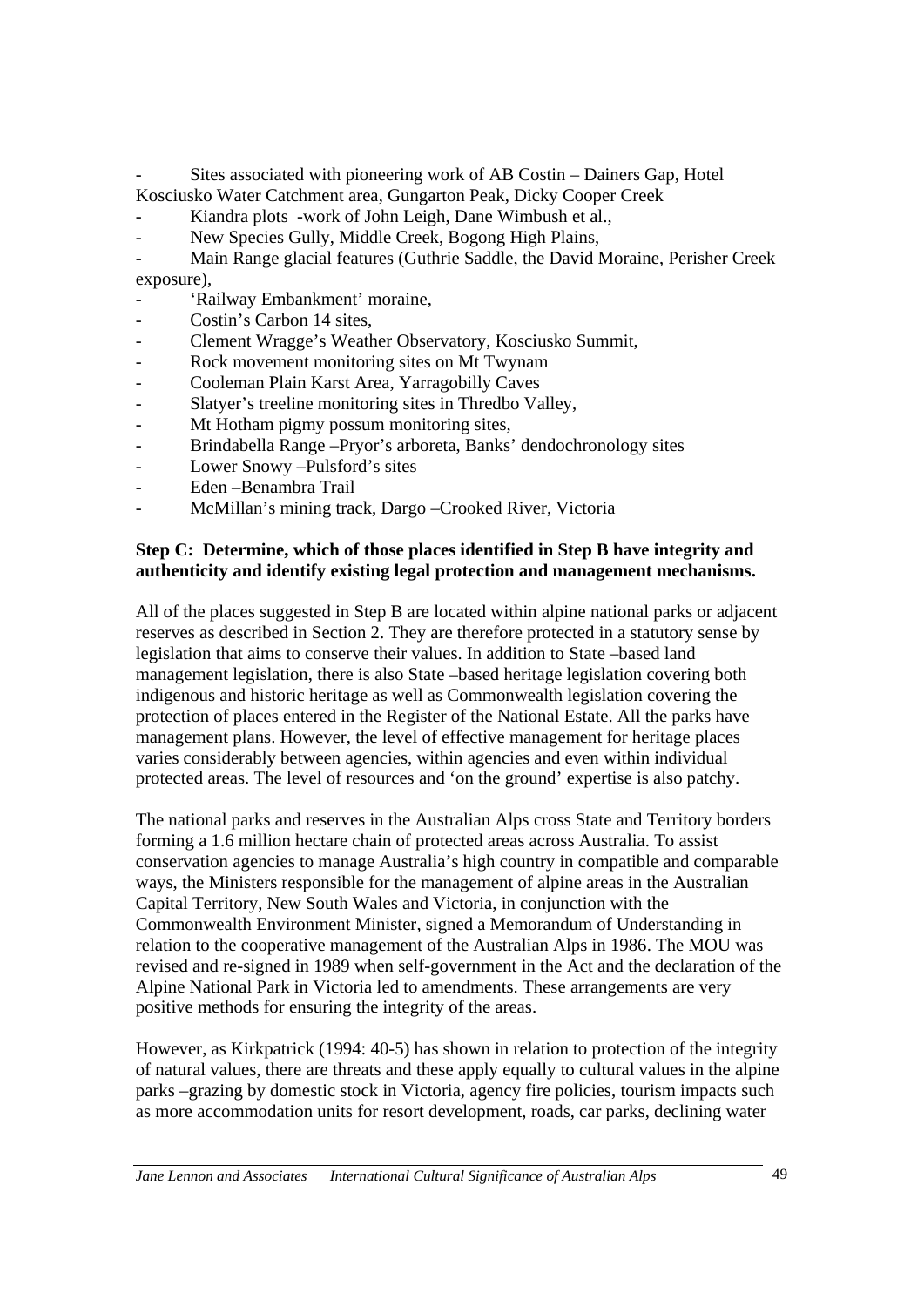- Sites associated with pioneering work of AB Costin – Dainers Gap, Hotel Kosciusko Water Catchment area, Gungarton Peak, Dicky Cooper Creek
- Kiandra plots -work of John Leigh, Dane Wimbush et al.,
- New Species Gully, Middle Creek, Bogong High Plains,
- Main Range glacial features (Guthrie Saddle, the David Moraine, Perisher Creek exposure),
- 'Railway Embankment' moraine,
- Costin's Carbon 14 sites,
- Clement Wragge's Weather Observatory, Kosciusko Summit,
- Rock movement monitoring sites on Mt Twynam
- Cooleman Plain Karst Area, Yarragobilly Caves
- Slatyer's treeline monitoring sites in Thredbo Valley,
- Mt Hotham pigmy possum monitoring sites,
- Brindabella Range –Pryor's arboreta, Banks' dendochronology sites
- Lower Snowy –Pulsford's sites
- Eden –Benambra Trail
- McMillan's mining track, Dargo –Crooked River, Victoria

**Step C: Determine, which of those places identified in Step B have integrity and authenticity and identify existing legal protection and management mechanisms.**

All of the places suggested in Step B are located within alpine national parks or adjacent reserves as described in Section 2. They are therefore protected in a statutory sense by legislation that aims to conserve their values. In addition to State –based land management legislation, there is also State –based heritage legislation covering both indigenous and historic heritage as well as Commonwealth legislation covering the protection of places entered in the Register of the National Estate. All the parks have management plans. However, the level of effective management for heritage places varies considerably between agencies, within agencies and even within individual protected areas. The level of resources and 'on the ground' expertise is also patchy.

The national parks and reserves in the Australian Alps cross State and Territory borders forming a 1.6 million hectare chain of protected areas across Australia. To assist conservation agencies to manage Australia's high country in compatible and comparable ways, the Ministers responsible for the management of alpine areas in the Australian Capital Territory, New South Wales and Victoria, in conjunction with the Commonwealth Environment Minister, signed a Memorandum of Understanding in relation to the cooperative management of the Australian Alps in 1986. The MOU was revised and re-signed in 1989 when self-government in the Act and the declaration of the Alpine National Park in Victoria led to amendments. These arrangements are very positive methods for ensuring the integrity of the areas.

However, as Kirkpatrick (1994: 40-5) has shown in relation to protection of the integrity of natural values, there are threats and these apply equally to cultural values in the alpine parks –grazing by domestic stock in Victoria, agency fire policies, tourism impacts such as more accommodation units for resort development, roads, car parks, declining water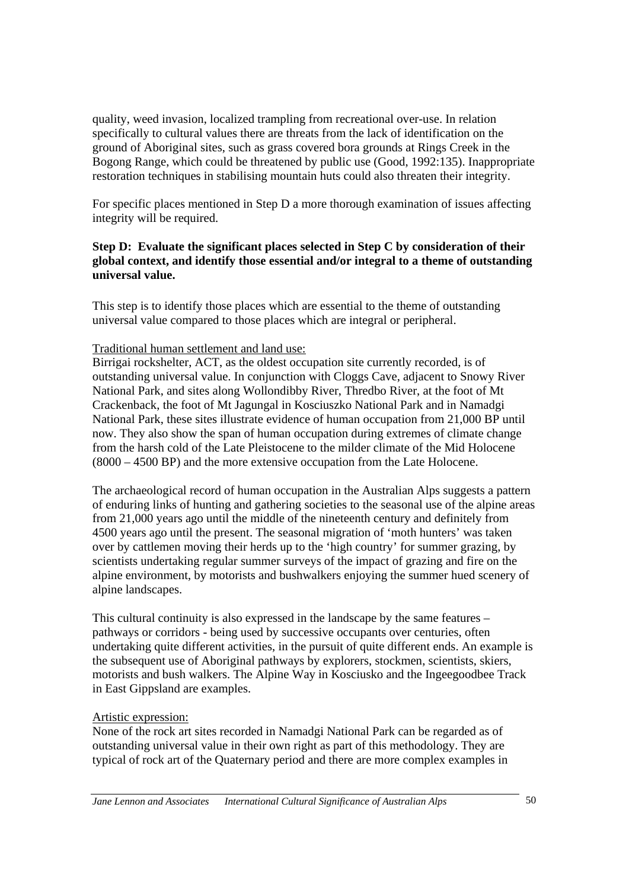quality, weed invasion, localized trampling from recreational over-use. In relation specifically to cultural values there are threats from the lack of identification on the ground of Aboriginal sites, such as grass covered bora grounds at Rings Creek in the Bogong Range, which could be threatened by public use (Good, 1992:135). Inappropriate restoration techniques in stabilising mountain huts could also threaten their integrity.

For specific places mentioned in Step D a more thorough examination of issues affecting integrity will be required.

**Step D: Evaluate the significant places selected in Step C by consideration of their global context, and identify those essential and/or integral to a theme of outstanding universal value.**

This step is to identify those places which are essential to the theme of outstanding universal value compared to those places which are integral or peripheral.

Traditional human settlement and land use:

Birrigai rockshelter, ACT, as the oldest occupation site currently recorded, is of outstanding universal value. In conjunction with Cloggs Cave, adjacent to Snowy River National Park, and sites along Wollondibby River, Thredbo River, at the foot of Mt Crackenback, the foot of Mt Jagungal in Kosciuszko National Park and in Namadgi National Park, these sites illustrate evidence of human occupation from 21,000 BP until now. They also show the span of human occupation during extremes of climate change from the harsh cold of the Late Pleistocene to the milder climate of the Mid Holocene (8000 – 4500 BP) and the more extensive occupation from the Late Holocene.

The archaeological record of human occupation in the Australian Alps suggests a pattern of enduring links of hunting and gathering societies to the seasonal use of the alpine areas from 21,000 years ago until the middle of the nineteenth century and definitely from 4500 years ago until the present. The seasonal migration of 'moth hunters' was taken over by cattlemen moving their herds up to the 'high country' for summer grazing, by scientists undertaking regular summer surveys of the impact of grazing and fire on the alpine environment, by motorists and bushwalkers enjoying the summer hued scenery of alpine landscapes.

This cultural continuity is also expressed in the landscape by the same features – pathways or corridors - being used by successive occupants over centuries, often undertaking quite different activities, in the pursuit of quite different ends. An example is the subsequent use of Aboriginal pathways by explorers, stockmen, scientists, skiers, motorists and bush walkers. The Alpine Way in Kosciusko and the Ingeegoodbee Track in East Gippsland are examples.

Artistic expression:

None of the rock art sites recorded in Namadgi National Park can be regarded as of outstanding universal value in their own right as part of this methodology. They are typical of rock art of the Quaternary period and there are more complex examples in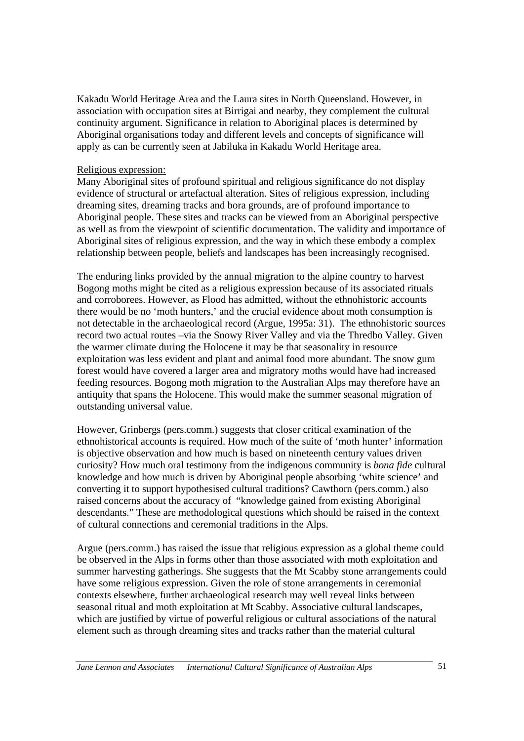Kakadu World Heritage Area and the Laura sites in North Queensland. However, in association with occupation sites at Birrigai and nearby, they complement the cultural continuity argument. Significance in relation to Aboriginal places is determined by Aboriginal organisations today and different levels and concepts of significance will apply as can be currently seen at Jabiluka in Kakadu World Heritage area.

<u>Religious expression:</u>

Many Aboriginal sites of profound spiritual and religious significance do not display evidence of structural or artefactual alteration. Sites of religious expression, including dreaming sites, dreaming tracks and bora grounds, are of profound importance to Aboriginal people. These sites and tracks can be viewed from an Aboriginal perspective as well as from the viewpoint of scientific documentation. The validity and importance of Aboriginal sites of religious expression, and the way in which these embody a complex relationship between people, beliefs and landscapes has been increasingly recognised.

The enduring links provided by the annual migration to the alpine country to harvest Bogong moths might be cited as a religious expression because of its associated rituals and corroborees. However, as Flood has admitted, without the ethnohistoric accounts there would be no 'moth hunters,' and the crucial evidence about moth consumption is not detectable in the archaeological record (Argue, 1995a: 31). The ethnohistoric sources record two actual routes –via the Snowy River Valley and via the Thredbo Valley. Given the warmer climate during the Holocene it may be that seasonality in resource exploitation was less evident and plant and animal food more abundant. The snow gum forest would have covered a larger area and migratory moths would have had increased feeding resources. Bogong moth migration to the Australian Alps may therefore have an antiquity that spans the Holocene. This would make the summer seasonal migration of outstanding universal value.

However, Grinbergs (pers.comm.) suggests that closer critical examination of the ethnohistorical accounts is required. How much of the suite of 'moth hunter' information is objective observation and how much is based on nineteenth century values driven curiosity? How much oral testimony from the indigenous community is *bona fide* cultural knowledge and how much is driven by Aboriginal people absorbing 'white science' and converting it to support hypothesised cultural traditions? Cawthorn (pers.comm.) also raised concerns about the accuracy of "knowledge gained from existing Aboriginal descendants." These are methodological questions which should be raised in the context of cultural connections and ceremonial traditions in the Alps.

Argue (pers.comm.) has raised the issue that religious expression as a global theme could be observed in the Alps in forms other than those associated with moth exploitation and summer harvesting gatherings. She suggests that the Mt Scabby stone arrangements could have some religious expression. Given the role of stone arrangements in ceremonial contexts elsewhere, further archaeological research may well reveal links between seasonal ritual and moth exploitation at Mt Scabby. Associative cultural landscapes, which are justified by virtue of powerful religious or cultural associations of the natural element such as through dreaming sites and tracks rather than the material cultural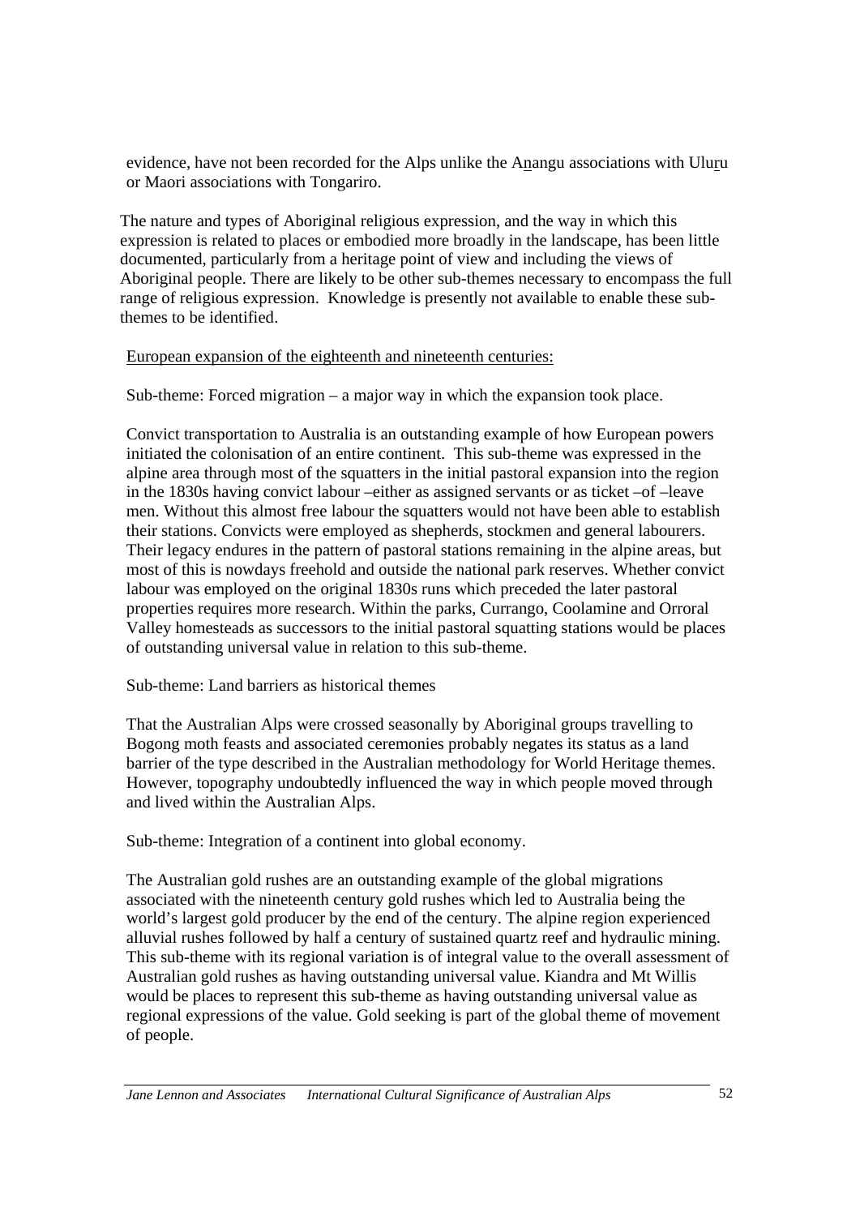evidence, have not been recorded for the Alps unlike the Anangu associations with Uluru or Maori associations with Tongariro.

The nature and types of Aboriginal religious expression, and the way in which this expression is related to places or embodied more broadly in the landscape, has been little documented, particularly from a heritage point of view and including the views of Aboriginal people. There are likely to be other sub-themes necessary to encompass the full range of religious expression. Knowledge is presently not available to enable these sub-themes to be identified.

<u>European expansion of the eighteenth and nineteenth centuries:</u>

Sub-theme: Forced migration – a major way in which the expansion took place.

Convict transportation to Australia is an outstanding example of how European powers initiated the colonisation of an entire continent. This sub-theme was expressed in the alpine area through most of the squatters in the initial pastoral expansion into the region in the 1830s having convict labour –either as assigned servants or as ticket –of –leave men. Without this almost free labour the squatters would not have been able to establish their stations. Convicts were employed as shepherds, stockmen and general labourers. Their legacy endures in the pattern of pastoral stations remaining in the alpine areas, but most of this is nowdays freehold and outside the national park reserves. Whether convict labour was employed on the original 1830s runs which preceded the later pastoral properties requires more research. Within the parks, Currango, Coolamine and Orroral Valley homesteads as successors to the initial pastoral squatting stations would be places of outstanding universal value in relation to this sub-theme.

Sub-theme: Land barriers as historical themes

That the Australian Alps were crossed seasonally by Aboriginal groups travelling to Bogong moth feasts and associated ceremonies probably negates its status as a land barrier of the type described in the Australian methodology for World Heritage themes. However, topography undoubtedly influenced the way in which people moved through and lived within the Australian Alps.

Sub-theme: Integration of a continent into global economy.

The Australian gold rushes are an outstanding example of the global migrations associated with the nineteenth century gold rushes which led to Australia being the world's largest gold producer by the end of the century. The alpine region experienced alluvial rushes followed by half a century of sustained quartz reef and hydraulic mining. This sub-theme with its regional variation is of integral value to the overall assessment of Australian gold rushes as having outstanding universal value. Kiandra and Mt Willis would be places to represent this sub-theme as having outstanding universal value as regional expressions of the value. Gold seeking is part of the global theme of movement of people.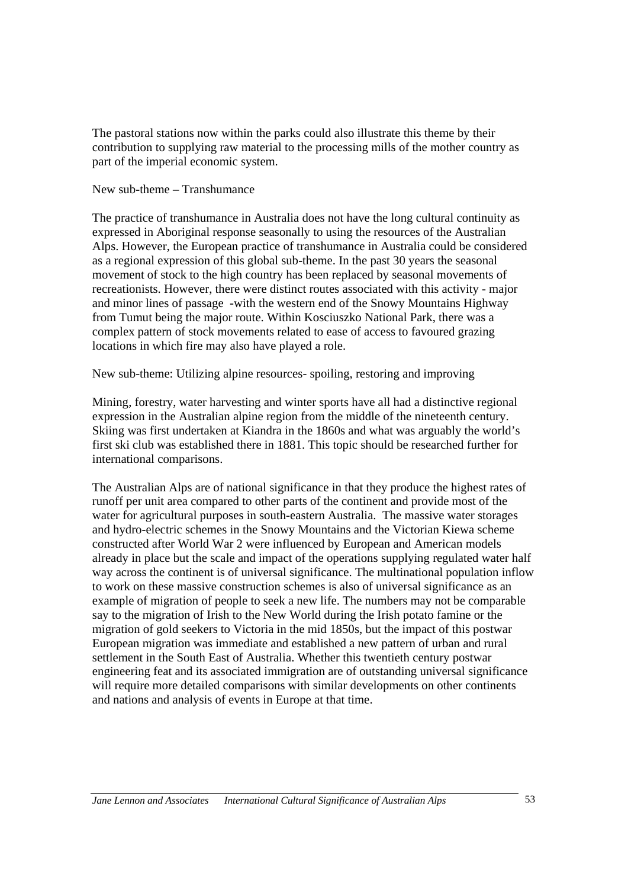The pastoral stations now within the parks could also illustrate this theme by their contribution to supplying raw material to the processing mills of the mother country as part of the imperial economic system.

New sub-theme – Transhumance

The practice of transhumance in Australia does not have the long cultural continuity as expressed in Aboriginal response seasonally to using the resources of the Australian Alps. However, the European practice of transhumance in Australia could be considered as a regional expression of this global sub-theme. In the past 30 years the seasonal movement of stock to the high country has been replaced by seasonal movements of recreationists. However, there were distinct routes associated with this activity - major and minor lines of passage -with the western end of the Snowy Mountains Highway from Tumut being the major route. Within Kosciuszko National Park, there was a complex pattern of stock movements related to ease of access to favoured grazing locations in which fire may also have played a role.

New sub-theme: Utilizing alpine resources- spoiling, restoring and improving

Mining, forestry, water harvesting and winter sports have all had a distinctive regional expression in the Australian alpine region from the middle of the nineteenth century. Skiing was first undertaken at Kiandra in the 1860s and what was arguably the world's first ski club was established there in 1881. This topic should be researched further for international comparisons.

The Australian Alps are of national significance in that they produce the highest rates of runoff per unit area compared to other parts of the continent and provide most of the water for agricultural purposes in south-eastern Australia. The massive water storages and hydro-electric schemes in the Snowy Mountains and the Victorian Kiewa scheme constructed after World War 2 were influenced by European and American models already in place but the scale and impact of the operations supplying regulated water half way across the continent is of universal significance. The multinational population inflow to work on these massive construction schemes is also of universal significance as an example of migration of people to seek a new life. The numbers may not be comparable say to the migration of Irish to the New World during the Irish potato famine or the migration of gold seekers to Victoria in the mid 1850s, but the impact of this postwar European migration was immediate and established a new pattern of urban and rural settlement in the South East of Australia. Whether this twentieth century postwar engineering feat and its associated immigration are of outstanding universal significance will require more detailed comparisons with similar developments on other continents and nations and analysis of events in Europe at that time.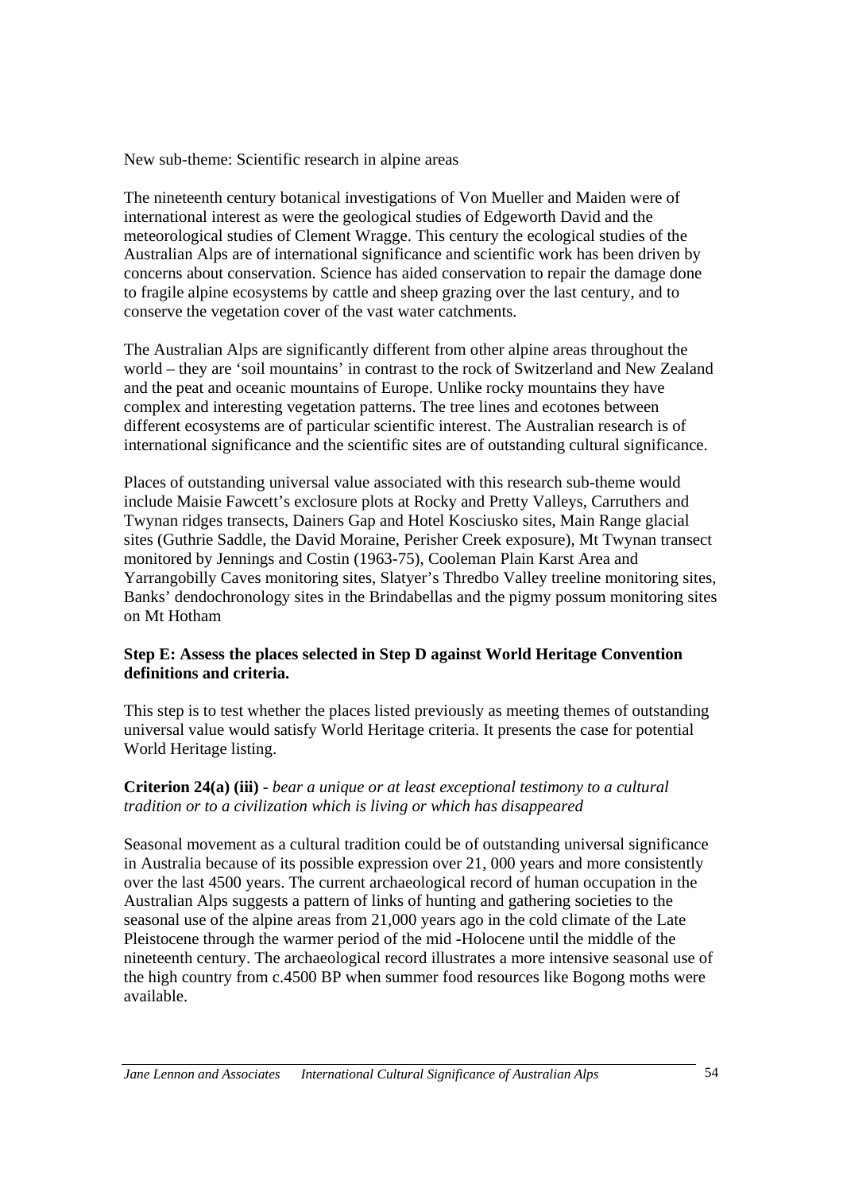New sub-theme: Scientific research in alpine areas

The nineteenth century botanical investigations of Von Mueller and Maiden were of international interest as were the geological studies of Edgeworth David and the meteorological studies of Clement Wragge. This century the ecological studies of the Australian Alps are of international significance and scientific work has been driven by concerns about conservation. Science has aided conservation to repair the damage done to fragile alpine ecosystems by cattle and sheep grazing over the last century, and to conserve the vegetation cover of the vast water catchments.

The Australian Alps are significantly different from other alpine areas throughout the world – they are 'soil mountains' in contrast to the rock of Switzerland and New Zealand and the peat and oceanic mountains of Europe. Unlike rocky mountains they have complex and interesting vegetation patterns. The tree lines and ecotones between different ecosystems are of particular scientific interest. The Australian research is of international significance and the scientific sites are of outstanding cultural significance.

Places of outstanding universal value associated with this research sub-theme would include Maisie Fawcett's exclosure plots at Rocky and Pretty Valleys, Carruthers and Twynan ridges transects, Dainers Gap and Hotel Kosciusko sites, Main Range glacial sites (Guthrie Saddle, the David Moraine, Perisher Creek exposure), Mt Twynan transect monitored by Jennings and Costin (1963-75), Cooleman Plain Karst Area and Yarrangobilly Caves monitoring sites, Slatyer's Thredbo Valley treeline monitoring sites, Banks' dendochronology sites in the Brindabellas and the pigmy possum monitoring sites on Mt Hotham

**Step E: Assess the places selected in Step D against World Heritage Convention definitions and criteria.**

This step is to test whether the places listed previously as meeting themes of outstanding universal value would satisfy World Heritage criteria. It presents the case for potential World Heritage listing.

**Criterion 24(a) (iii)** - *bear a unique or at least exceptional testimony to a cultural tradition or to a civilization which is living or which has disappeared*

Seasonal movement as a cultural tradition could be of outstanding universal significance in Australia because of its possible expression over 21, 000 years and more consistently over the last 4500 years. The current archaeological record of human occupation in the Australian Alps suggests a pattern of links of hunting and gathering societies to the seasonal use of the alpine areas from 21,000 years ago in the cold climate of the Late Pleistocene through the warmer period of the mid -Holocene until the middle of the nineteenth century. The archaeological record illustrates a more intensive seasonal use of the high country from c.4500 BP when summer food resources like Bogong moths were available.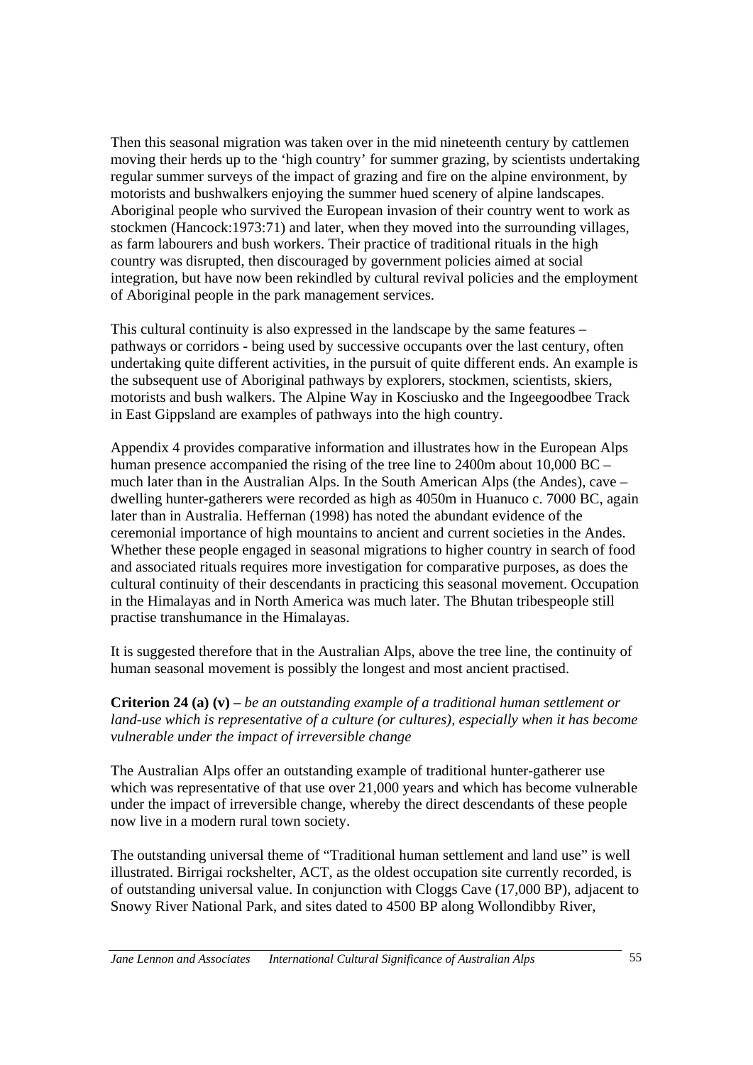Then this seasonal migration was taken over in the mid nineteenth century by cattlemen moving their herds up to the 'high country' for summer grazing, by scientists undertaking regular summer surveys of the impact of grazing and fire on the alpine environment, by motorists and bushwalkers enjoying the summer hued scenery of alpine landscapes. Aboriginal people who survived the European invasion of their country went to work as stockmen (Hancock:1973:71) and later, when they moved into the surrounding villages, as farm labourers and bush workers. Their practice of traditional rituals in the high country was disrupted, then discouraged by government policies aimed at social integration, but have now been rekindled by cultural revival policies and the employment of Aboriginal people in the park management services.

This cultural continuity is also expressed in the landscape by the same features – pathways or corridors - being used by successive occupants over the last century, often undertaking quite different activities, in the pursuit of quite different ends. An example is the subsequent use of Aboriginal pathways by explorers, stockmen, scientists, skiers, motorists and bush walkers. The Alpine Way in Kosciusko and the Ingeegoodbee Track in East Gippsland are examples of pathways into the high country.

Appendix 4 provides comparative information and illustrates how in the European Alps human presence accompanied the rising of the tree line to 2400m about 10,000 BC – much later than in the Australian Alps. In the South American Alps (the Andes), cave – dwelling hunter-gatherers were recorded as high as 4050m in Huanuco c. 7000 BC, again later than in Australia. Heffernan (1998) has noted the abundant evidence of the ceremonial importance of high mountains to ancient and current societies in the Andes. Whether these people engaged in seasonal migrations to higher country in search of food and associated rituals requires more investigation for comparative purposes, as does the cultural continuity of their descendants in practicing this seasonal movement. Occupation in the Himalayas and in North America was much later. The Bhutan tribespeople still practise transhumance in the Himalayas.

It is suggested therefore that in the Australian Alps, above the tree line, the continuity of human seasonal movement is possibly the longest and most ancient practised.

**Criterion 24 (a) (v) –** *be an outstanding example of a traditional human settlement or land-use which is representative of a culture (or cultures), especially when it has become vulnerable under the impact of irreversible change*

The Australian Alps offer an outstanding example of traditional hunter-gatherer use which was representative of that use over 21,000 years and which has become vulnerable under the impact of irreversible change, whereby the direct descendants of these people now live in a modern rural town society.

The outstanding universal theme of "Traditional human settlement and land use" is well illustrated. Birrigai rockshelter, ACT, as the oldest occupation site currently recorded, is of outstanding universal value. In conjunction with Cloggs Cave (17,000 BP), adjacent to Snowy River National Park, and sites dated to 4500 BP along Wollondibby River,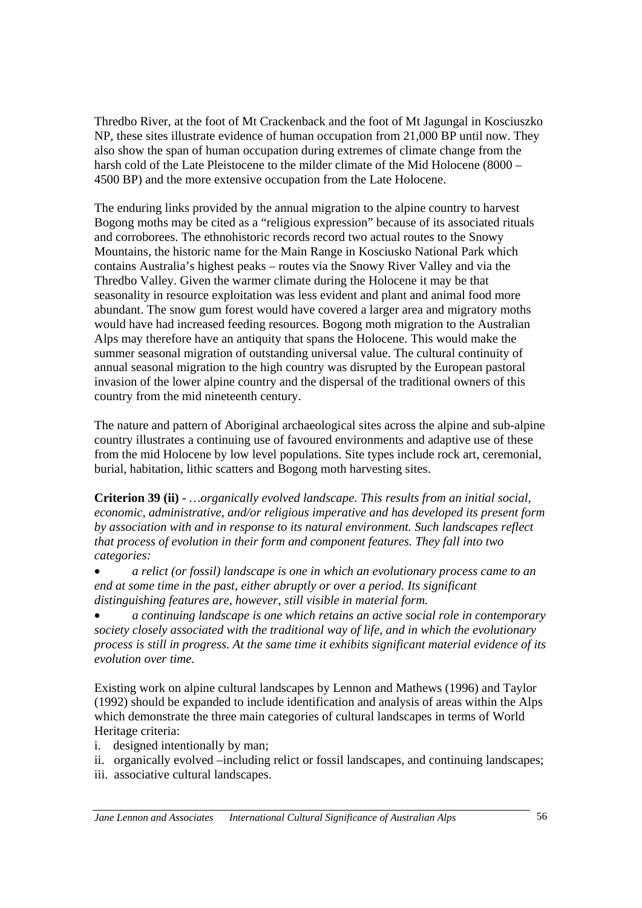Thredbo River, at the foot of Mt Crackenback and the foot of Mt Jagungal in Kosciuszko NP, these sites illustrate evidence of human occupation from 21,000 BP until now. They also show the span of human occupation during extremes of climate change from the harsh cold of the Late Pleistocene to the milder climate of the Mid Holocene (8000 – 4500 BP) and the more extensive occupation from the Late Holocene.

The enduring links provided by the annual migration to the alpine country to harvest Bogong moths may be cited as a "religious expression" because of its associated rituals and corroborees. The ethnohistoric records record two actual routes to the Snowy Mountains, the historic name for the Main Range in Kosciusko National Park which contains Australia's highest peaks – routes via the Snowy River Valley and via the Thredbo Valley. Given the warmer climate during the Holocene it may be that seasonality in resource exploitation was less evident and plant and animal food more abundant. The snow gum forest would have covered a larger area and migratory moths would have had increased feeding resources. Bogong moth migration to the Australian Alps may therefore have an antiquity that spans the Holocene. This would make the summer seasonal migration of outstanding universal value. The cultural continuity of annual seasonal migration to the high country was disrupted by the European pastoral invasion of the lower alpine country and the dispersal of the traditional owners of this country from the mid nineteenth century.

The nature and pattern of Aboriginal archaeological sites across the alpine and sub-alpine country illustrates a continuing use of favoured environments and adaptive use of these from the mid Holocene by low level populations. Site types include rock art, ceremonial, burial, habitation, lithic scatters and Bogong moth harvesting sites.

**Criterion 39 (ii)** - …*organically evolved landscape. This results from an initial social, economic, administrative, and/or religious imperative and has developed its present form by association with and in response to its natural environment. Such landscapes reflect that process of evolution in their form and component features. They fall into two categories:*

- *a relict (or fossil) landscape is one in which an evolutionary process came to an end at some time in the past, either abruptly or over a period. Its significant distinguishing features are, however, still visible in material form.*
- *a continuing landscape is one which retains an active social role in contemporary society closely associated with the traditional way of life, and in which the evolutionary process is still in progress. At the same time it exhibits significant material evidence of its evolution over time.*

Existing work on alpine cultural landscapes by Lennon and Mathews (1996) and Taylor (1992) should be expanded to include identification and analysis of areas within the Alps which demonstrate the three main categories of cultural landscapes in terms of World Heritage criteria:

i. designed intentionally by man;
ii. organically evolved –including relict or fossil landscapes, and continuing landscapes;
iii. associative cultural landscapes.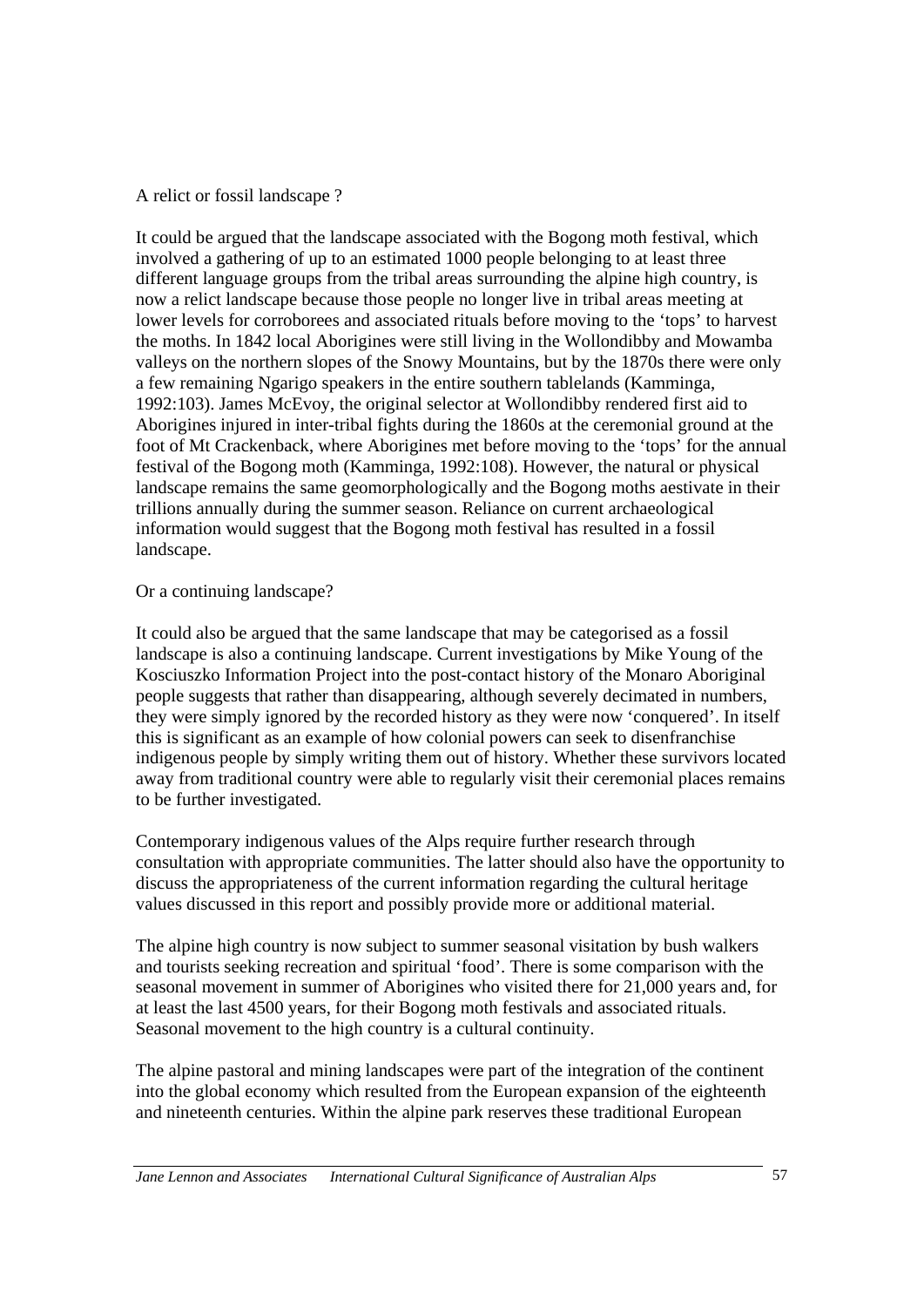A relict or fossil landscape ?

It could be argued that the landscape associated with the Bogong moth festival, which involved a gathering of up to an estimated 1000 people belonging to at least three different language groups from the tribal areas surrounding the alpine high country, is now a relict landscape because those people no longer live in tribal areas meeting at lower levels for corroborees and associated rituals before moving to the 'tops' to harvest the moths. In 1842 local Aborigines were still living in the Wollondibby and Mowamba valleys on the northern slopes of the Snowy Mountains, but by the 1870s there were only a few remaining Ngarigo speakers in the entire southern tablelands (Kamminga, 1992:103). James McEvoy, the original selector at Wollondibby rendered first aid to Aborigines injured in inter-tribal fights during the 1860s at the ceremonial ground at the foot of Mt Crackenback, where Aborigines met before moving to the 'tops' for the annual festival of the Bogong moth (Kamminga, 1992:108). However, the natural or physical landscape remains the same geomorphologically and the Bogong moths aestivate in their trillions annually during the summer season. Reliance on current archaeological information would suggest that the Bogong moth festival has resulted in a fossil landscape.

Or a continuing landscape?

It could also be argued that the same landscape that may be categorised as a fossil landscape is also a continuing landscape. Current investigations by Mike Young of the Kosciuszko Information Project into the post-contact history of the Monaro Aboriginal people suggests that rather than disappearing, although severely decimated in numbers, they were simply ignored by the recorded history as they were now 'conquered'. In itself this is significant as an example of how colonial powers can seek to disenfranchise indigenous people by simply writing them out of history. Whether these survivors located away from traditional country were able to regularly visit their ceremonial places remains to be further investigated.

Contemporary indigenous values of the Alps require further research through consultation with appropriate communities. The latter should also have the opportunity to discuss the appropriateness of the current information regarding the cultural heritage values discussed in this report and possibly provide more or additional material.

The alpine high country is now subject to summer seasonal visitation by bush walkers and tourists seeking recreation and spiritual 'food'. There is some comparison with the seasonal movement in summer of Aborigines who visited there for 21,000 years and, for at least the last 4500 years, for their Bogong moth festivals and associated rituals. Seasonal movement to the high country is a cultural continuity.

The alpine pastoral and mining landscapes were part of the integration of the continent into the global economy which resulted from the European expansion of the eighteenth and nineteenth centuries. Within the alpine park reserves these traditional European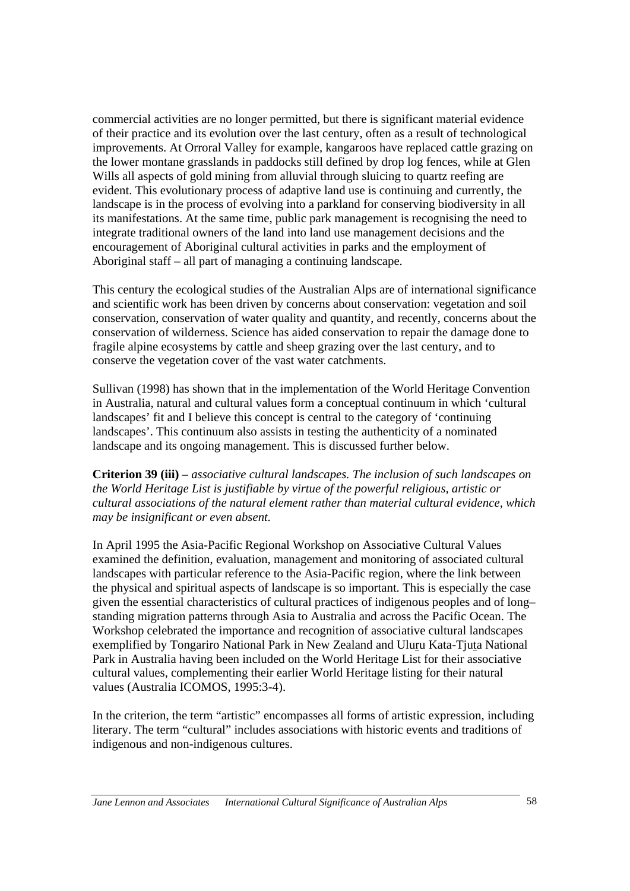commercial activities are no longer permitted, but there is significant material evidence of their practice and its evolution over the last century, often as a result of technological improvements. At Orroral Valley for example, kangaroos have replaced cattle grazing on the lower montane grasslands in paddocks still defined by drop log fences, while at Glen Wills all aspects of gold mining from alluvial through sluicing to quartz reefing are evident. This evolutionary process of adaptive land use is continuing and currently, the landscape is in the process of evolving into a parkland for conserving biodiversity in all its manifestations. At the same time, public park management is recognising the need to integrate traditional owners of the land into land use management decisions and the encouragement of Aboriginal cultural activities in parks and the employment of Aboriginal staff – all part of managing a continuing landscape.

This century the ecological studies of the Australian Alps are of international significance and scientific work has been driven by concerns about conservation: vegetation and soil conservation, conservation of water quality and quantity, and recently, concerns about the conservation of wilderness. Science has aided conservation to repair the damage done to fragile alpine ecosystems by cattle and sheep grazing over the last century, and to conserve the vegetation cover of the vast water catchments.

Sullivan (1998) has shown that in the implementation of the World Heritage Convention in Australia, natural and cultural values form a conceptual continuum in which 'cultural landscapes' fit and I believe this concept is central to the category of 'continuing landscapes'. This continuum also assists in testing the authenticity of a nominated landscape and its ongoing management. This is discussed further below.

**Criterion 39 (iii)** – *associative cultural landscapes. The inclusion of such landscapes on the World Heritage List is justifiable by virtue of the powerful religious, artistic or cultural associations of the natural element rather than material cultural evidence, which may be insignificant or even absent.*

In April 1995 the Asia-Pacific Regional Workshop on Associative Cultural Values examined the definition, evaluation, management and monitoring of associated cultural landscapes with particular reference to the Asia-Pacific region, where the link between the physical and spiritual aspects of landscape is so important. This is especially the case given the essential characteristics of cultural practices of indigenous peoples and of long–standing migration patterns through Asia to Australia and across the Pacific Ocean. The Workshop celebrated the importance and recognition of associative cultural landscapes exemplified by Tongariro National Park in New Zealand and Uluṟu Kata-Tjuṯa National Park in Australia having been included on the World Heritage List for their associative cultural values, complementing their earlier World Heritage listing for their natural values (Australia ICOMOS, 1995:3-4).

In the criterion, the term "artistic" encompasses all forms of artistic expression, including literary. The term "cultural" includes associations with historic events and traditions of indigenous and non-indigenous cultures.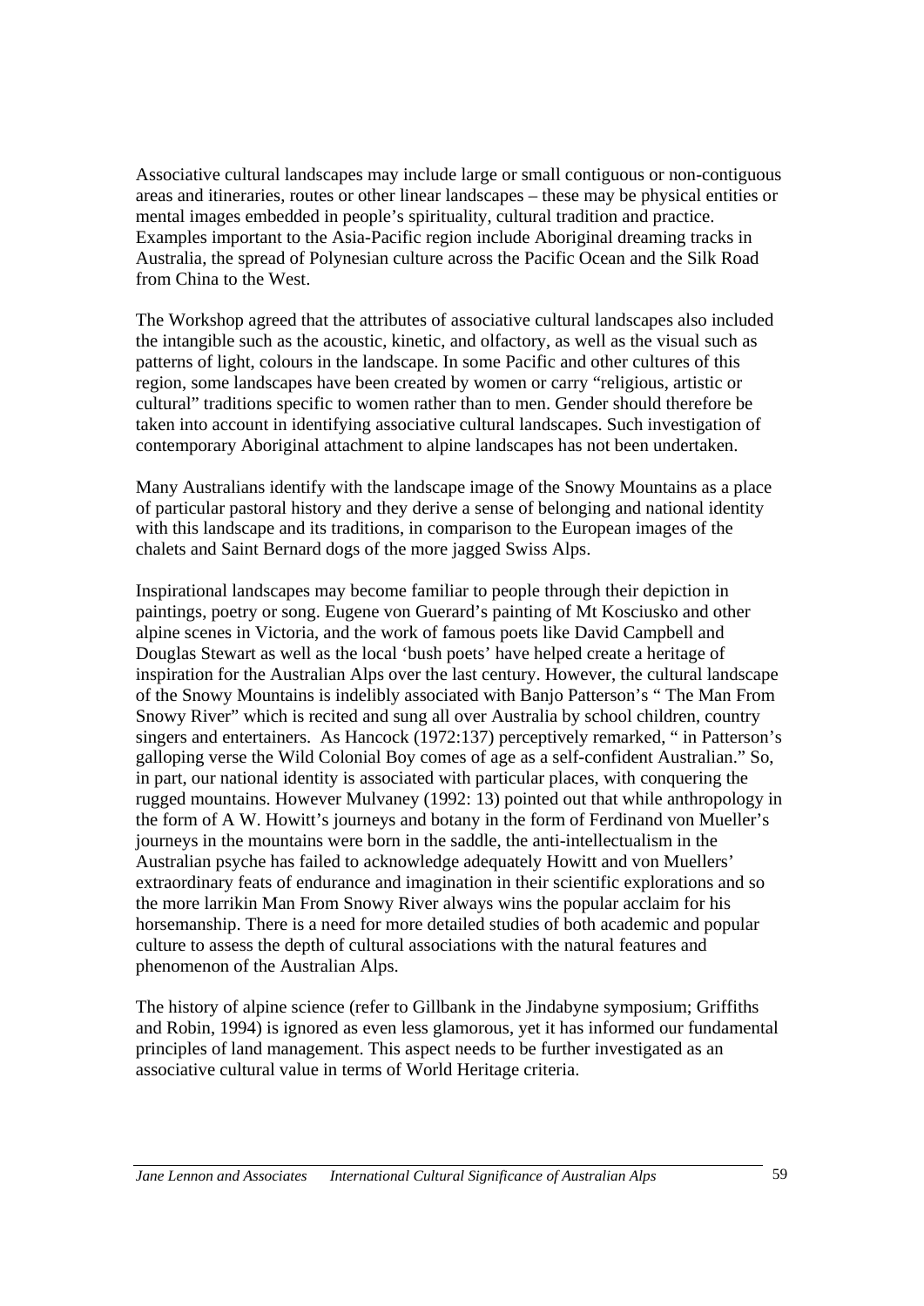Associative cultural landscapes may include large or small contiguous or non-contiguous areas and itineraries, routes or other linear landscapes – these may be physical entities or mental images embedded in people's spirituality, cultural tradition and practice. Examples important to the Asia-Pacific region include Aboriginal dreaming tracks in Australia, the spread of Polynesian culture across the Pacific Ocean and the Silk Road from China to the West.

The Workshop agreed that the attributes of associative cultural landscapes also included the intangible such as the acoustic, kinetic, and olfactory, as well as the visual such as patterns of light, colours in the landscape. In some Pacific and other cultures of this region, some landscapes have been created by women or carry "religious, artistic or cultural" traditions specific to women rather than to men. Gender should therefore be taken into account in identifying associative cultural landscapes. Such investigation of contemporary Aboriginal attachment to alpine landscapes has not been undertaken.

Many Australians identify with the landscape image of the Snowy Mountains as a place of particular pastoral history and they derive a sense of belonging and national identity with this landscape and its traditions, in comparison to the European images of the chalets and Saint Bernard dogs of the more jagged Swiss Alps.

Inspirational landscapes may become familiar to people through their depiction in paintings, poetry or song. Eugene von Guerard's painting of Mt Kosciusko and other alpine scenes in Victoria, and the work of famous poets like David Campbell and Douglas Stewart as well as the local 'bush poets' have helped create a heritage of inspiration for the Australian Alps over the last century. However, the cultural landscape of the Snowy Mountains is indelibly associated with Banjo Patterson's " The Man From Snowy River" which is recited and sung all over Australia by school children, country singers and entertainers. As Hancock (1972:137) perceptively remarked, " in Patterson's galloping verse the Wild Colonial Boy comes of age as a self-confident Australian." So, in part, our national identity is associated with particular places, with conquering the rugged mountains. However Mulvaney (1992: 13) pointed out that while anthropology in the form of A W. Howitt's journeys and botany in the form of Ferdinand von Mueller's journeys in the mountains were born in the saddle, the anti-intellectualism in the Australian psyche has failed to acknowledge adequately Howitt and von Muellers' extraordinary feats of endurance and imagination in their scientific explorations and so the more larrikin Man From Snowy River always wins the popular acclaim for his horsemanship. There is a need for more detailed studies of both academic and popular culture to assess the depth of cultural associations with the natural features and phenomenon of the Australian Alps.

The history of alpine science (refer to Gillbank in the Jindabyne symposium; Griffiths and Robin, 1994) is ignored as even less glamorous, yet it has informed our fundamental principles of land management. This aspect needs to be further investigated as an associative cultural value in terms of World Heritage criteria.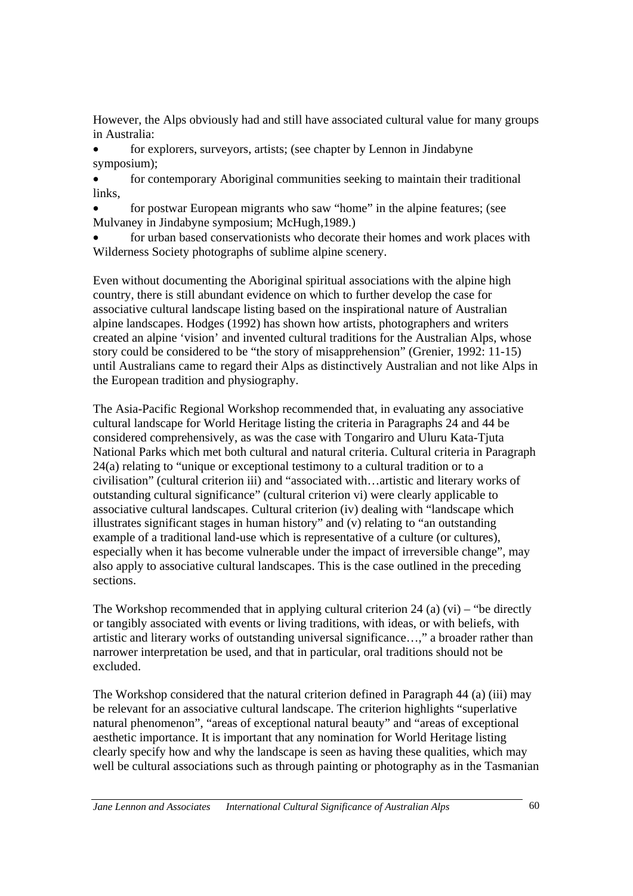However, the Alps obviously had and still have associated cultural value for many groups in Australia:

- for explorers, surveyors, artists; (see chapter by Lennon in Jindabyne symposium);
- for contemporary Aboriginal communities seeking to maintain their traditional links,
- for postwar European migrants who saw "home" in the alpine features; (see Mulvaney in Jindabyne symposium; McHugh,1989.)
- for urban based conservationists who decorate their homes and work places with Wilderness Society photographs of sublime alpine scenery.

Even without documenting the Aboriginal spiritual associations with the alpine high country, there is still abundant evidence on which to further develop the case for associative cultural landscape listing based on the inspirational nature of Australian alpine landscapes. Hodges (1992) has shown how artists, photographers and writers created an alpine 'vision' and invented cultural traditions for the Australian Alps, whose story could be considered to be "the story of misapprehension" (Grenier, 1992: 11-15) until Australians came to regard their Alps as distinctively Australian and not like Alps in the European tradition and physiography.

The Asia-Pacific Regional Workshop recommended that, in evaluating any associative cultural landscape for World Heritage listing the criteria in Paragraphs 24 and 44 be considered comprehensively, as was the case with Tongariro and Uluru Kata-Tjuta National Parks which met both cultural and natural criteria. Cultural criteria in Paragraph 24(a) relating to "unique or exceptional testimony to a cultural tradition or to a civilisation" (cultural criterion iii) and "associated with…artistic and literary works of outstanding cultural significance" (cultural criterion vi) were clearly applicable to associative cultural landscapes. Cultural criterion (iv) dealing with "landscape which illustrates significant stages in human history" and (v) relating to "an outstanding example of a traditional land-use which is representative of a culture (or cultures), especially when it has become vulnerable under the impact of irreversible change", may also apply to associative cultural landscapes. This is the case outlined in the preceding sections.

The Workshop recommended that in applying cultural criterion 24 (a) (vi) – "be directly or tangibly associated with events or living traditions, with ideas, or with beliefs, with artistic and literary works of outstanding universal significance…," a broader rather than narrower interpretation be used, and that in particular, oral traditions should not be excluded.

The Workshop considered that the natural criterion defined in Paragraph 44 (a) (iii) may be relevant for an associative cultural landscape. The criterion highlights "superlative natural phenomenon", "areas of exceptional natural beauty" and "areas of exceptional aesthetic importance. It is important that any nomination for World Heritage listing clearly specify how and why the landscape is seen as having these qualities, which may well be cultural associations such as through painting or photography as in the Tasmanian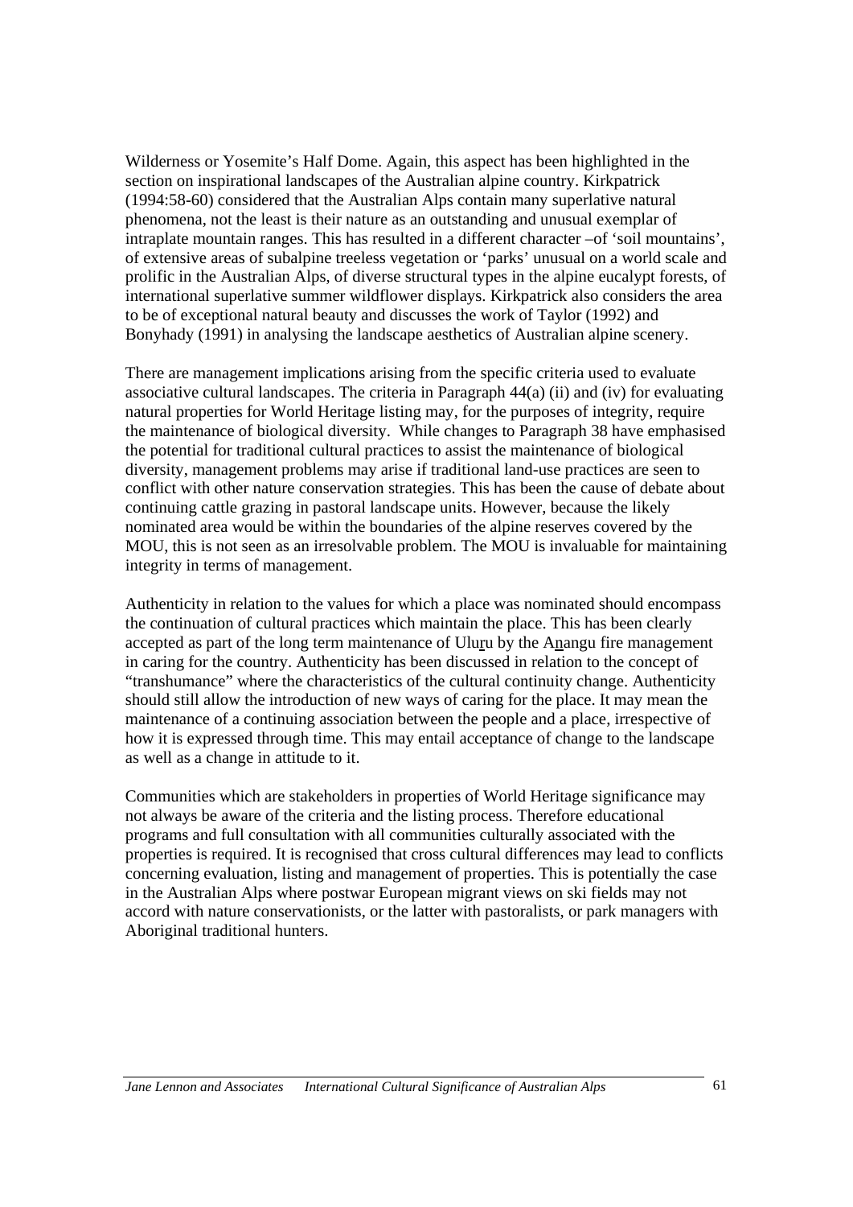Wilderness or Yosemite's Half Dome. Again, this aspect has been highlighted in the section on inspirational landscapes of the Australian alpine country. Kirkpatrick (1994:58-60) considered that the Australian Alps contain many superlative natural phenomena, not the least is their nature as an outstanding and unusual exemplar of intraplate mountain ranges. This has resulted in a different character –of 'soil mountains', of extensive areas of subalpine treeless vegetation or 'parks' unusual on a world scale and prolific in the Australian Alps, of diverse structural types in the alpine eucalypt forests, of international superlative summer wildflower displays. Kirkpatrick also considers the area to be of exceptional natural beauty and discusses the work of Taylor (1992) and Bonyhady (1991) in analysing the landscape aesthetics of Australian alpine scenery.

There are management implications arising from the specific criteria used to evaluate associative cultural landscapes. The criteria in Paragraph 44(a) (ii) and (iv) for evaluating natural properties for World Heritage listing may, for the purposes of integrity, require the maintenance of biological diversity. While changes to Paragraph 38 have emphasised the potential for traditional cultural practices to assist the maintenance of biological diversity, management problems may arise if traditional land-use practices are seen to conflict with other nature conservation strategies. This has been the cause of debate about continuing cattle grazing in pastoral landscape units. However, because the likely nominated area would be within the boundaries of the alpine reserves covered by the MOU, this is not seen as an irresolvable problem. The MOU is invaluable for maintaining integrity in terms of management.

Authenticity in relation to the values for which a place was nominated should encompass the continuation of cultural practices which maintain the place. This has been clearly accepted as part of the long term maintenance of Uluru by the Anangu fire management in caring for the country. Authenticity has been discussed in relation to the concept of "transhumance" where the characteristics of the cultural continuity change. Authenticity should still allow the introduction of new ways of caring for the place. It may mean the maintenance of a continuing association between the people and a place, irrespective of how it is expressed through time. This may entail acceptance of change to the landscape as well as a change in attitude to it.

Communities which are stakeholders in properties of World Heritage significance may not always be aware of the criteria and the listing process. Therefore educational programs and full consultation with all communities culturally associated with the properties is required. It is recognised that cross cultural differences may lead to conflicts concerning evaluation, listing and management of properties. This is potentially the case in the Australian Alps where postwar European migrant views on ski fields may not accord with nature conservationists, or the latter with pastoralists, or park managers with Aboriginal traditional hunters.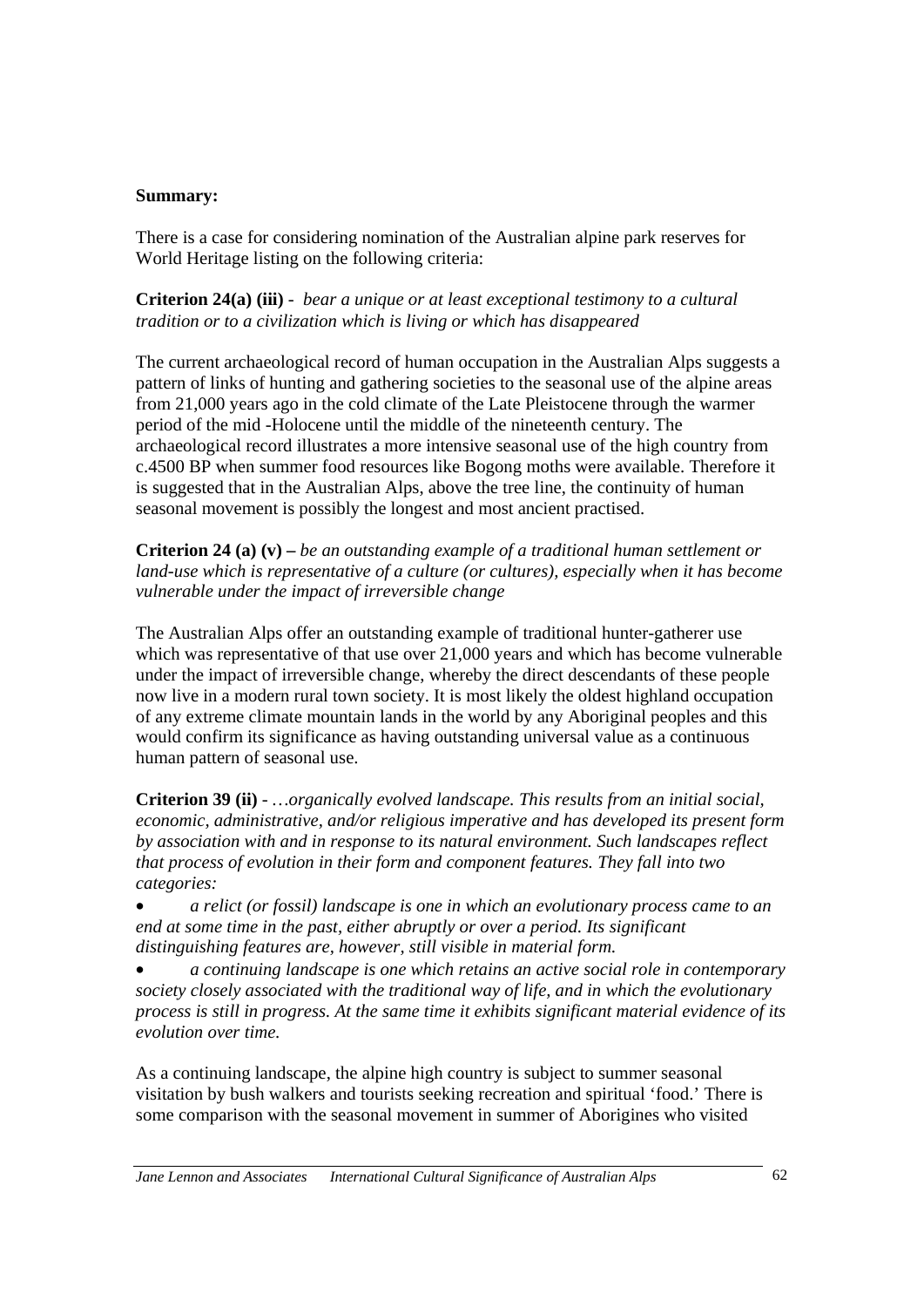**Summary:**

There is a case for considering nomination of the Australian alpine park reserves for World Heritage listing on the following criteria:

**Criterion 24(a) (iii)** - *bear a unique or at least exceptional testimony to a cultural tradition or to a civilization which is living or which has disappeared*

The current archaeological record of human occupation in the Australian Alps suggests a pattern of links of hunting and gathering societies to the seasonal use of the alpine areas from 21,000 years ago in the cold climate of the Late Pleistocene through the warmer period of the mid -Holocene until the middle of the nineteenth century. The archaeological record illustrates a more intensive seasonal use of the high country from c.4500 BP when summer food resources like Bogong moths were available. Therefore it is suggested that in the Australian Alps, above the tree line, the continuity of human seasonal movement is possibly the longest and most ancient practised.

**Criterion 24 (a) (v) –** *be an outstanding example of a traditional human settlement or land-use which is representative of a culture (or cultures), especially when it has become vulnerable under the impact of irreversible change*

The Australian Alps offer an outstanding example of traditional hunter-gatherer use which was representative of that use over 21,000 years and which has become vulnerable under the impact of irreversible change, whereby the direct descendants of these people now live in a modern rural town society. It is most likely the oldest highland occupation of any extreme climate mountain lands in the world by any Aboriginal peoples and this would confirm its significance as having outstanding universal value as a continuous human pattern of seasonal use.

**Criterion 39 (ii)** - *…organically evolved landscape. This results from an initial social, economic, administrative, and/or religious imperative and has developed its present form by association with and in response to its natural environment. Such landscapes reflect that process of evolution in their form and component features. They fall into two categories:*

- *a relict (or fossil) landscape is one in which an evolutionary process came to an end at some time in the past, either abruptly or over a period. Its significant distinguishing features are, however, still visible in material form.*
- *a continuing landscape is one which retains an active social role in contemporary society closely associated with the traditional way of life, and in which the evolutionary process is still in progress. At the same time it exhibits significant material evidence of its evolution over time.*

As a continuing landscape, the alpine high country is subject to summer seasonal visitation by bush walkers and tourists seeking recreation and spiritual 'food.' There is some comparison with the seasonal movement in summer of Aborigines who visited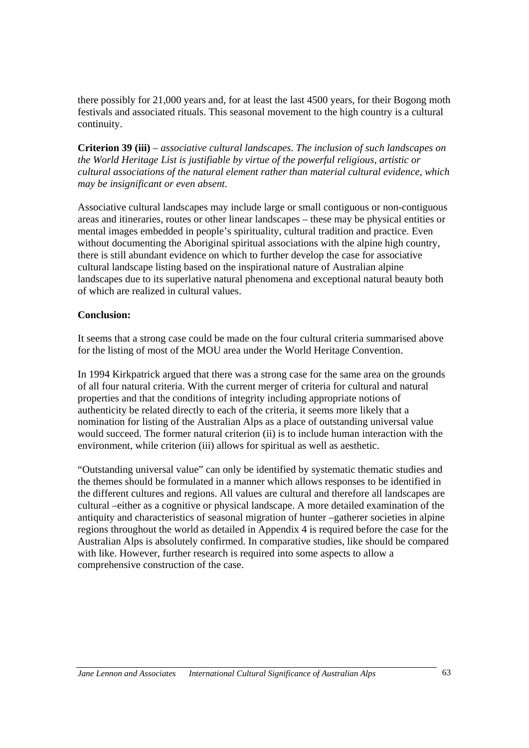there possibly for 21,000 years and, for at least the last 4500 years, for their Bogong moth festivals and associated rituals. This seasonal movement to the high country is a cultural continuity.

**Criterion 39 (iii)** – *associative cultural landscapes. The inclusion of such landscapes on the World Heritage List is justifiable by virtue of the powerful religious, artistic or cultural associations of the natural element rather than material cultural evidence, which may be insignificant or even absent.*

Associative cultural landscapes may include large or small contiguous or non-contiguous areas and itineraries, routes or other linear landscapes – these may be physical entities or mental images embedded in people's spirituality, cultural tradition and practice. Even without documenting the Aboriginal spiritual associations with the alpine high country, there is still abundant evidence on which to further develop the case for associative cultural landscape listing based on the inspirational nature of Australian alpine landscapes due to its superlative natural phenomena and exceptional natural beauty both of which are realized in cultural values.

**Conclusion:**

It seems that a strong case could be made on the four cultural criteria summarised above for the listing of most of the MOU area under the World Heritage Convention.

In 1994 Kirkpatrick argued that there was a strong case for the same area on the grounds of all four natural criteria. With the current merger of criteria for cultural and natural properties and that the conditions of integrity including appropriate notions of authenticity be related directly to each of the criteria, it seems more likely that a nomination for listing of the Australian Alps as a place of outstanding universal value would succeed. The former natural criterion (ii) is to include human interaction with the environment, while criterion (iii) allows for spiritual as well as aesthetic.

"Outstanding universal value" can only be identified by systematic thematic studies and the themes should be formulated in a manner which allows responses to be identified in the different cultures and regions. All values are cultural and therefore all landscapes are cultural –either as a cognitive or physical landscape. A more detailed examination of the antiquity and characteristics of seasonal migration of hunter –gatherer societies in alpine regions throughout the world as detailed in Appendix 4 is required before the case for the Australian Alps is absolutely confirmed. In comparative studies, like should be compared with like. However, further research is required into some aspects to allow a comprehensive construction of the case.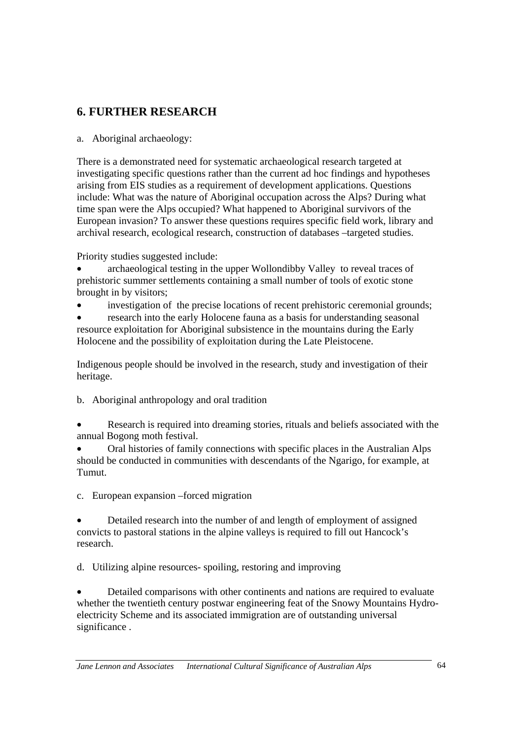## 6. FURTHER RESEARCH

a. Aboriginal archaeology:

There is a demonstrated need for systematic archaeological research targeted at investigating specific questions rather than the current ad hoc findings and hypotheses arising from EIS studies as a requirement of development applications. Questions include: What was the nature of Aboriginal occupation across the Alps? During what time span were the Alps occupied? What happened to Aboriginal survivors of the European invasion? To answer these questions requires specific field work, library and archival research, ecological research, construction of databases –targeted studies.

Priority studies suggested include:

- archaeological testing in the upper Wollondibby Valley to reveal traces of prehistoric summer settlements containing a small number of tools of exotic stone brought in by visitors;
- investigation of the precise locations of recent prehistoric ceremonial grounds;
- research into the early Holocene fauna as a basis for understanding seasonal resource exploitation for Aboriginal subsistence in the mountains during the Early Holocene and the possibility of exploitation during the Late Pleistocene.

Indigenous people should be involved in the research, study and investigation of their heritage.

b. Aboriginal anthropology and oral tradition

- Research is required into dreaming stories, rituals and beliefs associated with the annual Bogong moth festival.
- Oral histories of family connections with specific places in the Australian Alps should be conducted in communities with descendants of the Ngarigo, for example, at Tumut.

c. European expansion –forced migration

- Detailed research into the number of and length of employment of assigned convicts to pastoral stations in the alpine valleys is required to fill out Hancock's research.

d. Utilizing alpine resources- spoiling, restoring and improving

- Detailed comparisons with other continents and nations are required to evaluate whether the twentieth century postwar engineering feat of the Snowy Mountains Hydro-electricity Scheme and its associated immigration are of outstanding universal significance .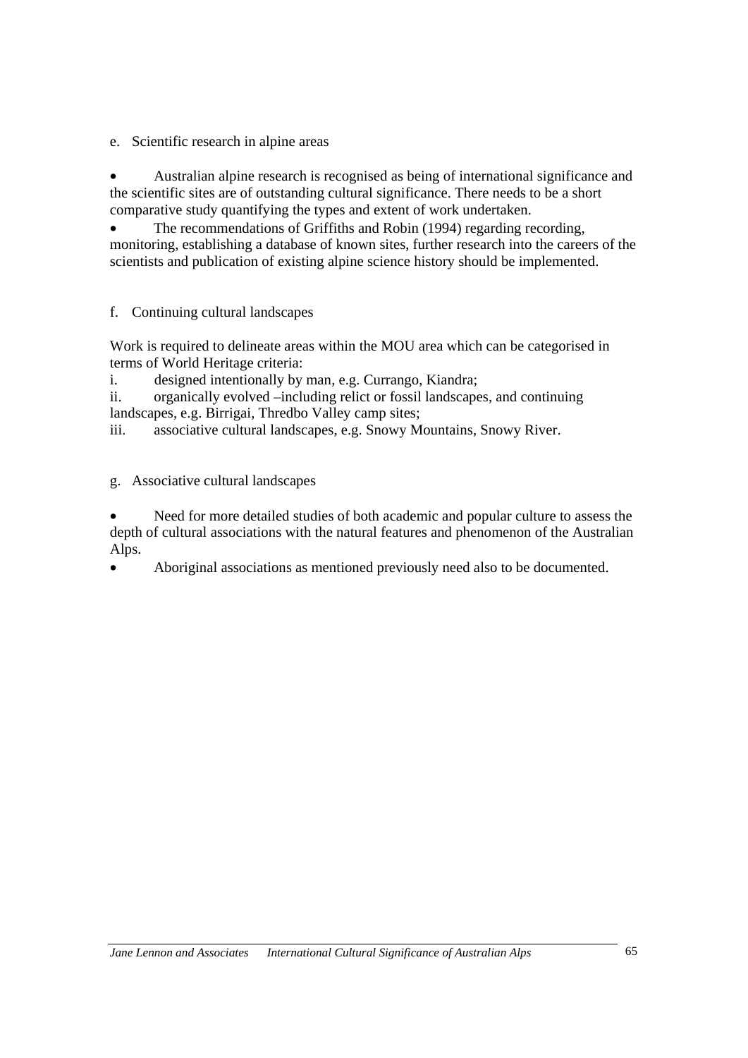e. Scientific research in alpine areas

- Australian alpine research is recognised as being of international significance and the scientific sites are of outstanding cultural significance. There needs to be a short comparative study quantifying the types and extent of work undertaken.
- The recommendations of Griffiths and Robin (1994) regarding recording, monitoring, establishing a database of known sites, further research into the careers of the scientists and publication of existing alpine science history should be implemented.

f. Continuing cultural landscapes

Work is required to delineate areas within the MOU area which can be categorised in terms of World Heritage criteria:

i. designed intentionally by man, e.g. Currango, Kiandra;
ii. organically evolved –including relict or fossil landscapes, and continuing landscapes, e.g. Birrigai, Thredbo Valley camp sites;
iii. associative cultural landscapes, e.g. Snowy Mountains, Snowy River.

g. Associative cultural landscapes

- Need for more detailed studies of both academic and popular culture to assess the depth of cultural associations with the natural features and phenomenon of the Australian Alps.
- Aboriginal associations as mentioned previously need also to be documented.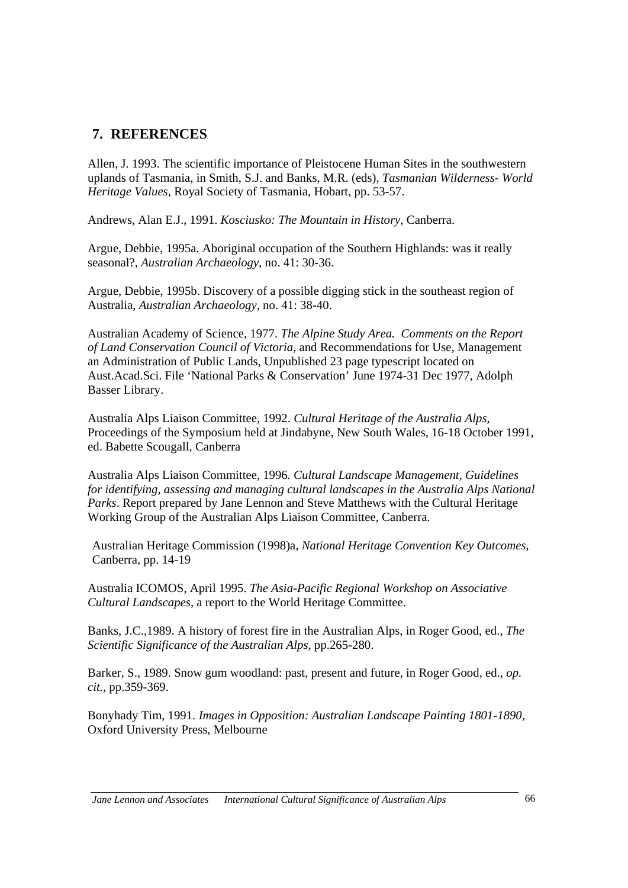## 7. REFERENCES

Allen, J. 1993. The scientific importance of Pleistocene Human Sites in the southwestern uplands of Tasmania, in Smith, S.J. and Banks, M.R. (eds), *Tasmanian Wilderness- World Heritage Values*, Royal Society of Tasmania, Hobart, pp. 53-57.

Andrews, Alan E.J., 1991. *Kosciusko: The Mountain in History*, Canberra.

Argue, Debbie, 1995a. Aboriginal occupation of the Southern Highlands: was it really seasonal?, *Australian Archaeology*, no. 41: 30-36.

Argue, Debbie, 1995b. Discovery of a possible digging stick in the southeast region of Australia, *Australian Archaeology*, no. 41: 38-40.

Australian Academy of Science, 1977. *The Alpine Study Area. Comments on the Report of Land Conservation Council of Victoria*, and Recommendations for Use, Management an Administration of Public Lands, Unpublished 23 page typescript located on Aust.Acad.Sci. File 'National Parks & Conservation' June 1974-31 Dec 1977, Adolph Basser Library.

Australia Alps Liaison Committee, 1992. *Cultural Heritage of the Australia Alps*, Proceedings of the Symposium held at Jindabyne, New South Wales, 16-18 October 1991, ed. Babette Scougall, Canberra

Australia Alps Liaison Committee, 1996. *Cultural Landscape Management, Guidelines for identifying, assessing and managing cultural landscapes in the Australia Alps National Parks*. Report prepared by Jane Lennon and Steve Matthews with the Cultural Heritage Working Group of the Australian Alps Liaison Committee, Canberra.

Australian Heritage Commission (1998)a, *National Heritage Convention Key Outcomes*, Canberra, pp. 14-19

Australia ICOMOS, April 1995. *The Asia-Pacific Regional Workshop on Associative Cultural Landscapes*, a report to the World Heritage Committee.

Banks, J.C.,1989. A history of forest fire in the Australian Alps, in Roger Good, ed., *The Scientific Significance of the Australian Alps*, pp.265-280.

Barker, S., 1989. Snow gum woodland: past, present and future, in Roger Good, ed., *op. cit.*, pp.359-369.

Bonyhady Tim, 1991. *Images in Opposition: Australian Landscape Painting 1801-1890*, Oxford University Press, Melbourne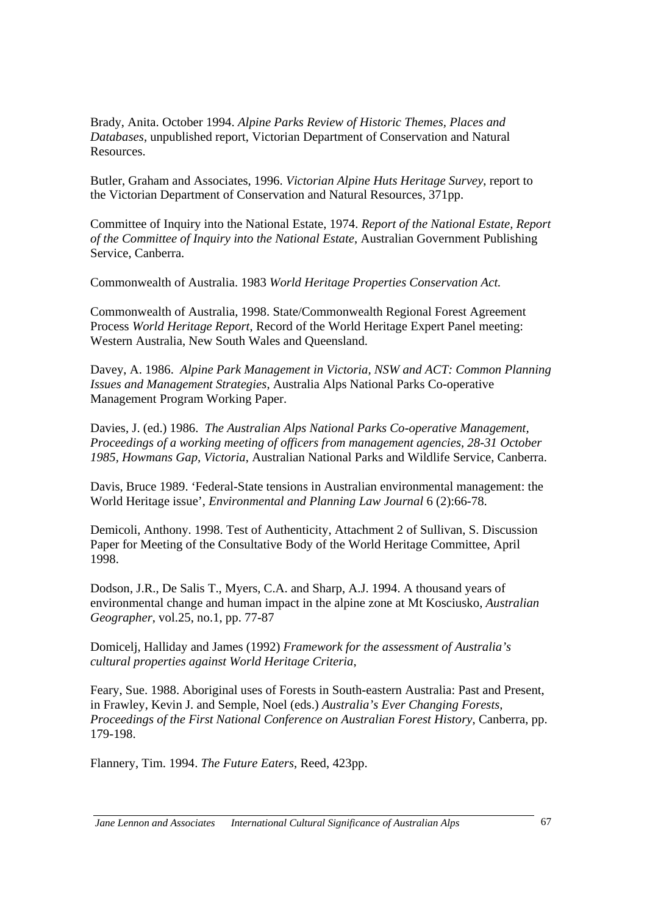Brady, Anita. October 1994. *Alpine Parks Review of Historic Themes, Places and Databases*, unpublished report, Victorian Department of Conservation and Natural Resources.

Butler, Graham and Associates, 1996. *Victorian Alpine Huts Heritage Survey*, report to the Victorian Department of Conservation and Natural Resources, 371pp.

Committee of Inquiry into the National Estate, 1974. *Report of the National Estate, Report of the Committee of Inquiry into the National Estate*, Australian Government Publishing Service, Canberra.

Commonwealth of Australia. 1983 *World Heritage Properties Conservation Act.*

Commonwealth of Australia, 1998. State/Commonwealth Regional Forest Agreement Process *World Heritage Report*, Record of the World Heritage Expert Panel meeting: Western Australia, New South Wales and Queensland.

Davey, A. 1986. *Alpine Park Management in Victoria, NSW and ACT: Common Planning Issues and Management Strategies*, Australia Alps National Parks Co-operative Management Program Working Paper.

Davies, J. (ed.) 1986. *The Australian Alps National Parks Co-operative Management, Proceedings of a working meeting of officers from management agencies, 28-31 October 1985, Howmans Gap, Victoria*, Australian National Parks and Wildlife Service, Canberra.

Davis, Bruce 1989. 'Federal-State tensions in Australian environmental management: the World Heritage issue', *Environmental and Planning Law Journal* 6 (2):66-78.

Demicoli, Anthony. 1998. Test of Authenticity, Attachment 2 of Sullivan, S. Discussion Paper for Meeting of the Consultative Body of the World Heritage Committee, April 1998.

Dodson, J.R., De Salis T., Myers, C.A. and Sharp, A.J. 1994. A thousand years of environmental change and human impact in the alpine zone at Mt Kosciusko, *Australian Geographer*, vol.25, no.1, pp. 77-87

Domicelj, Halliday and James (1992) *Framework for the assessment of Australia's cultural properties against World Heritage Criteria*,

Feary, Sue. 1988. Aboriginal uses of Forests in South-eastern Australia: Past and Present, in Frawley, Kevin J. and Semple, Noel (eds.) *Australia's Ever Changing Forests, Proceedings of the First National Conference on Australian Forest History*, Canberra, pp. 179-198.

Flannery, Tim. 1994. *The Future Eaters*, Reed, 423pp.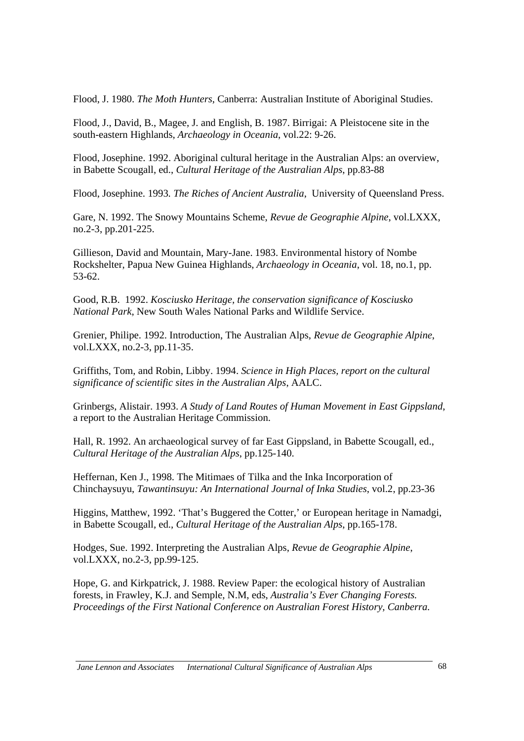Flood, J. 1980. *The Moth Hunters*, Canberra: Australian Institute of Aboriginal Studies.

Flood, J., David, B., Magee, J. and English, B. 1987. Birrigai: A Pleistocene site in the south-eastern Highlands, *Archaeology in Oceania*, vol.22: 9-26.

Flood, Josephine. 1992. Aboriginal cultural heritage in the Australian Alps: an overview, in Babette Scougall, ed., *Cultural Heritage of the Australian Alps*, pp.83-88

Flood, Josephine. 1993. *The Riches of Ancient Australia*, University of Queensland Press.

Gare, N. 1992. The Snowy Mountains Scheme, *Revue de Geographie Alpine*, vol.LXXX, no.2-3, pp.201-225.

Gillieson, David and Mountain, Mary-Jane. 1983. Environmental history of Nombe Rockshelter, Papua New Guinea Highlands, *Archaeology in Oceania*, vol. 18, no.1, pp. 53-62.

Good, R.B. 1992. *Kosciusko Heritage, the conservation significance of Kosciusko National Park*, New South Wales National Parks and Wildlife Service.

Grenier, Philipe. 1992. Introduction, The Australian Alps, *Revue de Geographie Alpine*, vol.LXXX, no.2-3, pp.11-35.

Griffiths, Tom, and Robin, Libby. 1994. *Science in High Places, report on the cultural significance of scientific sites in the Australian Alps*, AALC.

Grinbergs, Alistair. 1993. *A Study of Land Routes of Human Movement in East Gippsland*, a report to the Australian Heritage Commission.

Hall, R. 1992. An archaeological survey of far East Gippsland, in Babette Scougall, ed., *Cultural Heritage of the Australian Alps*, pp.125-140.

Heffernan, Ken J., 1998. The Mitimaes of Tilka and the Inka Incorporation of Chinchaysuyu, *Tawantinsuyu: An International Journal of Inka Studies*, vol.2, pp.23-36

Higgins, Matthew, 1992. 'That's Buggered the Cotter,' or European heritage in Namadgi, in Babette Scougall, ed., *Cultural Heritage of the Australian Alps*, pp.165-178.

Hodges, Sue. 1992. Interpreting the Australian Alps, *Revue de Geographie Alpine*, vol.LXXX, no.2-3, pp.99-125.

Hope, G. and Kirkpatrick, J. 1988. Review Paper: the ecological history of Australian forests, in Frawley, K.J. and Semple, N.M, eds, *Australia's Ever Changing Forests. Proceedings of the First National Conference on Australian Forest History, Canberra.*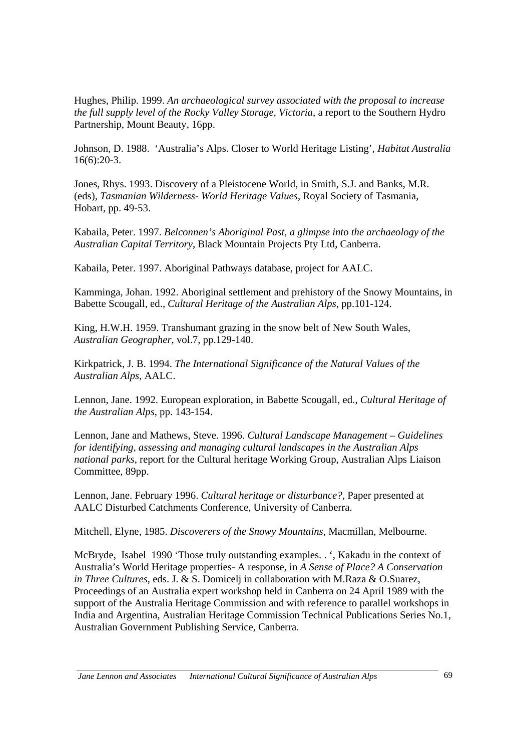Hughes, Philip. 1999. *An archaeological survey associated with the proposal to increase the full supply level of the Rocky Valley Storage, Victoria*, a report to the Southern Hydro Partnership, Mount Beauty, 16pp.

Johnson, D. 1988. 'Australia's Alps. Closer to World Heritage Listing', *Habitat Australia* 16(6):20-3.

Jones, Rhys. 1993. Discovery of a Pleistocene World, in Smith, S.J. and Banks, M.R. (eds), *Tasmanian Wilderness- World Heritage Values*, Royal Society of Tasmania, Hobart, pp. 49-53.

Kabaila, Peter. 1997. *Belconnen's Aboriginal Past, a glimpse into the archaeology of the Australian Capital Territory*, Black Mountain Projects Pty Ltd, Canberra.

Kabaila, Peter. 1997. Aboriginal Pathways database, project for AALC.

Kamminga, Johan. 1992. Aboriginal settlement and prehistory of the Snowy Mountains, in Babette Scougall, ed., *Cultural Heritage of the Australian Alps*, pp.101-124.

King, H.W.H. 1959. Transhumant grazing in the snow belt of New South Wales, *Australian Geographer*, vol.7, pp.129-140.

Kirkpatrick, J. B. 1994. *The International Significance of the Natural Values of the Australian Alps*, AALC.

Lennon, Jane. 1992. European exploration, in Babette Scougall, ed., *Cultural Heritage of the Australian Alps*, pp. 143-154.

Lennon, Jane and Mathews, Steve. 1996. *Cultural Landscape Management – Guidelines for identifying, assessing and managing cultural landscapes in the Australian Alps national parks*, report for the Cultural heritage Working Group, Australian Alps Liaison Committee, 89pp.

Lennon, Jane. February 1996. *Cultural heritage or disturbance?*, Paper presented at AALC Disturbed Catchments Conference, University of Canberra.

Mitchell, Elyne, 1985. *Discoverers of the Snowy Mountains*, Macmillan, Melbourne.

McBryde, Isabel 1990 'Those truly outstanding examples. . ', Kakadu in the context of Australia's World Heritage properties- A response, in *A Sense of Place? A Conservation in Three Cultures*, eds. J. & S. Domicelj in collaboration with M.Raza & O.Suarez, Proceedings of an Australia expert workshop held in Canberra on 24 April 1989 with the support of the Australia Heritage Commission and with reference to parallel workshops in India and Argentina, Australian Heritage Commission Technical Publications Series No.1, Australian Government Publishing Service, Canberra.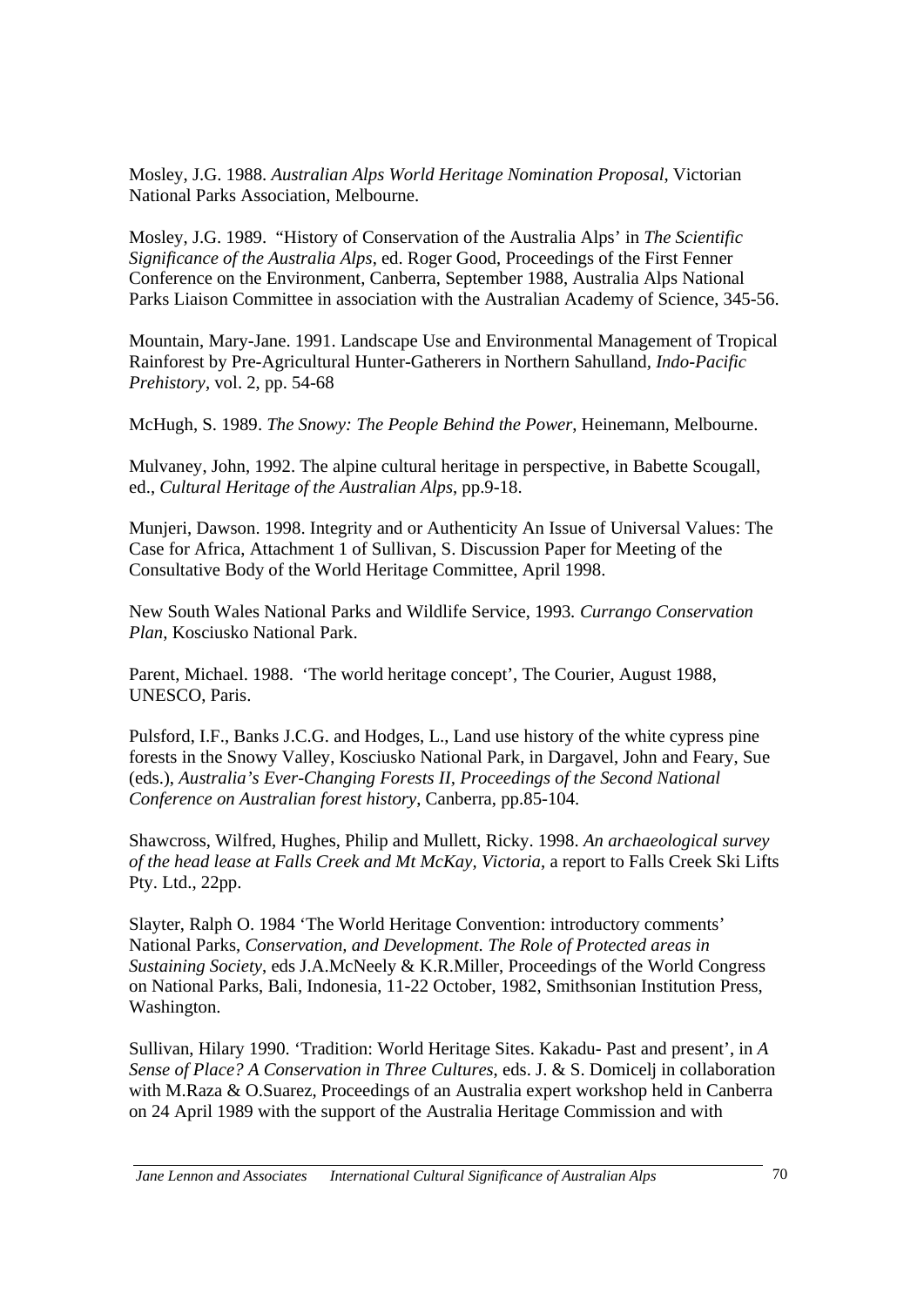Mosley, J.G. 1988. *Australian Alps World Heritage Nomination Proposal*, Victorian National Parks Association, Melbourne.

Mosley, J.G. 1989. "History of Conservation of the Australia Alps' in *The Scientific Significance of the Australia Alps*, ed. Roger Good, Proceedings of the First Fenner Conference on the Environment, Canberra, September 1988, Australia Alps National Parks Liaison Committee in association with the Australian Academy of Science, 345-56.

Mountain, Mary-Jane. 1991. Landscape Use and Environmental Management of Tropical Rainforest by Pre-Agricultural Hunter-Gatherers in Northern Sahulland, *Indo-Pacific Prehistory*, vol. 2, pp. 54-68

McHugh, S. 1989. *The Snowy: The People Behind the Power*, Heinemann, Melbourne.

Mulvaney, John, 1992. The alpine cultural heritage in perspective, in Babette Scougall, ed., *Cultural Heritage of the Australian Alps*, pp.9-18.

Munjeri, Dawson. 1998. Integrity and or Authenticity An Issue of Universal Values: The Case for Africa, Attachment 1 of Sullivan, S. Discussion Paper for Meeting of the Consultative Body of the World Heritage Committee, April 1998.

New South Wales National Parks and Wildlife Service, 1993*. Currango Conservation Plan*, Kosciusko National Park.

Parent, Michael. 1988. 'The world heritage concept', The Courier, August 1988, UNESCO, Paris.

Pulsford, I.F., Banks J.C.G. and Hodges, L., Land use history of the white cypress pine forests in the Snowy Valley, Kosciusko National Park, in Dargavel, John and Feary, Sue (eds.), *Australia's Ever-Changing Forests II, Proceedings of the Second National Conference on Australian forest history*, Canberra, pp.85-104.

Shawcross, Wilfred, Hughes, Philip and Mullett, Ricky. 1998. *An archaeological survey of the head lease at Falls Creek and Mt McKay, Victoria*, a report to Falls Creek Ski Lifts Pty. Ltd., 22pp.

Slayter, Ralph O. 1984 'The World Heritage Convention: introductory comments' National Parks, *Conservation, and Development. The Role of Protected areas in Sustaining Society*, eds J.A.McNeely & K.R.Miller, Proceedings of the World Congress on National Parks, Bali, Indonesia, 11-22 October, 1982, Smithsonian Institution Press, Washington.

Sullivan, Hilary 1990. 'Tradition: World Heritage Sites. Kakadu- Past and present', in *A Sense of Place? A Conservation in Three Cultures*, eds. J. & S. Domicelj in collaboration with M.Raza & O.Suarez, Proceedings of an Australia expert workshop held in Canberra on 24 April 1989 with the support of the Australia Heritage Commission and with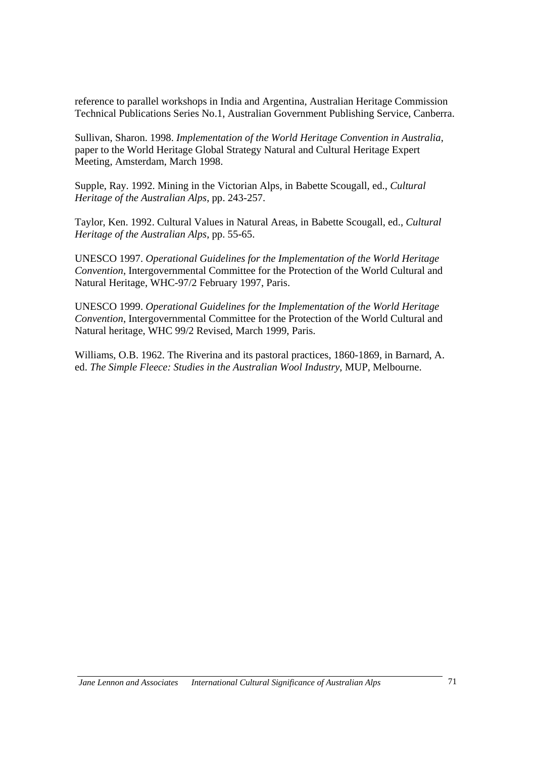reference to parallel workshops in India and Argentina, Australian Heritage Commission Technical Publications Series No.1, Australian Government Publishing Service, Canberra.

Sullivan, Sharon. 1998. *Implementation of the World Heritage Convention in Australia*, paper to the World Heritage Global Strategy Natural and Cultural Heritage Expert Meeting, Amsterdam, March 1998.

Supple, Ray. 1992. Mining in the Victorian Alps, in Babette Scougall, ed., *Cultural Heritage of the Australian Alps*, pp. 243-257.

Taylor, Ken. 1992. Cultural Values in Natural Areas, in Babette Scougall, ed., *Cultural Heritage of the Australian Alps*, pp. 55-65.

UNESCO 1997. *Operational Guidelines for the Implementation of the World Heritage Convention*, Intergovernmental Committee for the Protection of the World Cultural and Natural Heritage, WHC-97/2 February 1997, Paris.

UNESCO 1999. *Operational Guidelines for the Implementation of the World Heritage Convention*, Intergovernmental Committee for the Protection of the World Cultural and Natural heritage, WHC 99/2 Revised, March 1999, Paris.

Williams, O.B. 1962. The Riverina and its pastoral practices, 1860-1869, in Barnard, A. ed. *The Simple Fleece: Studies in the Australian Wool Industry*, MUP, Melbourne.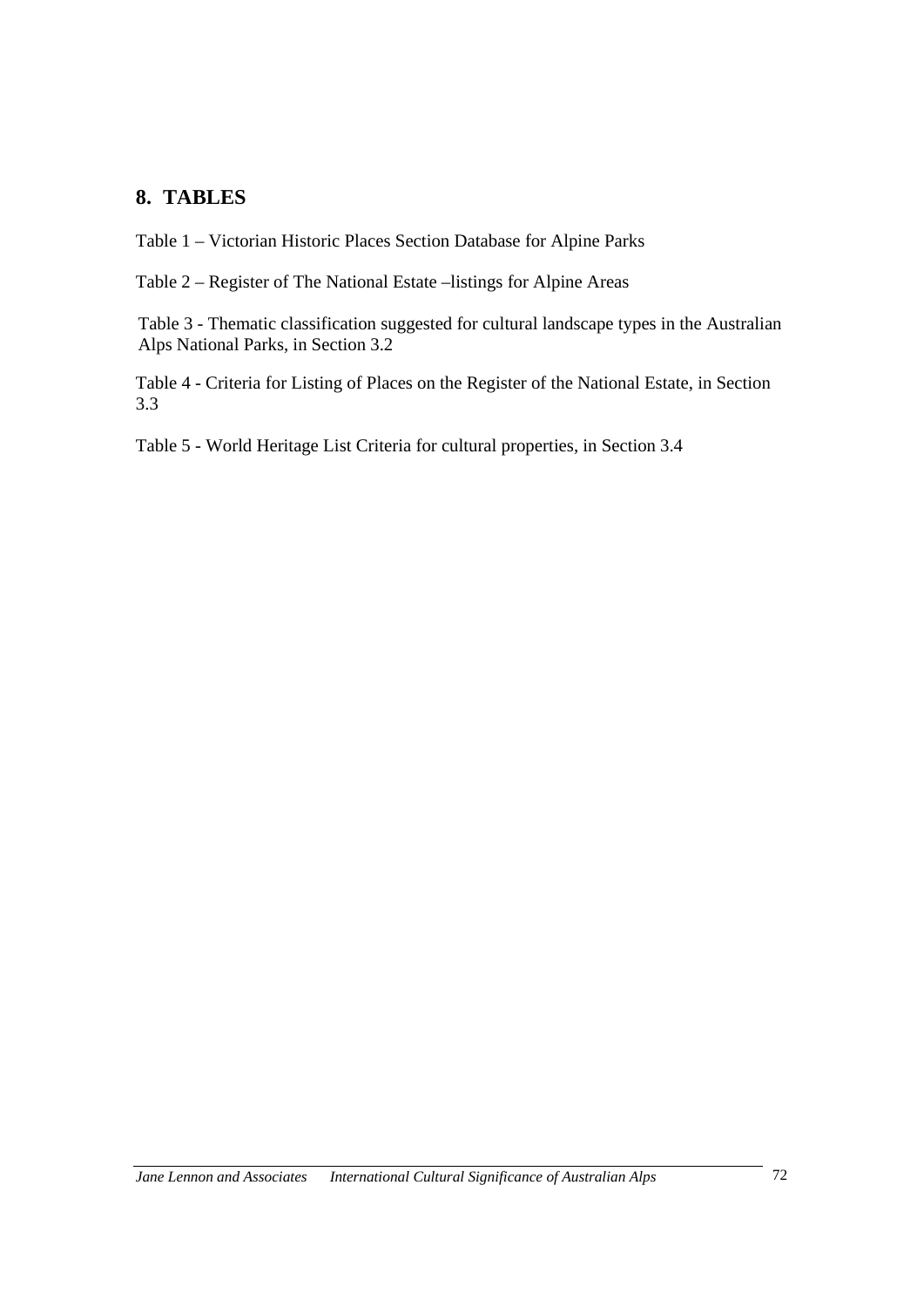## 8. TABLES

Table 1 – Victorian Historic Places Section Database for Alpine Parks

Table 2 – Register of The National Estate –listings for Alpine Areas

Table 3 - Thematic classification suggested for cultural landscape types in the Australian Alps National Parks, in Section 3.2

Table 4 - Criteria for Listing of Places on the Register of the National Estate, in Section 3.3

Table 5 - World Heritage List Criteria for cultural properties, in Section 3.4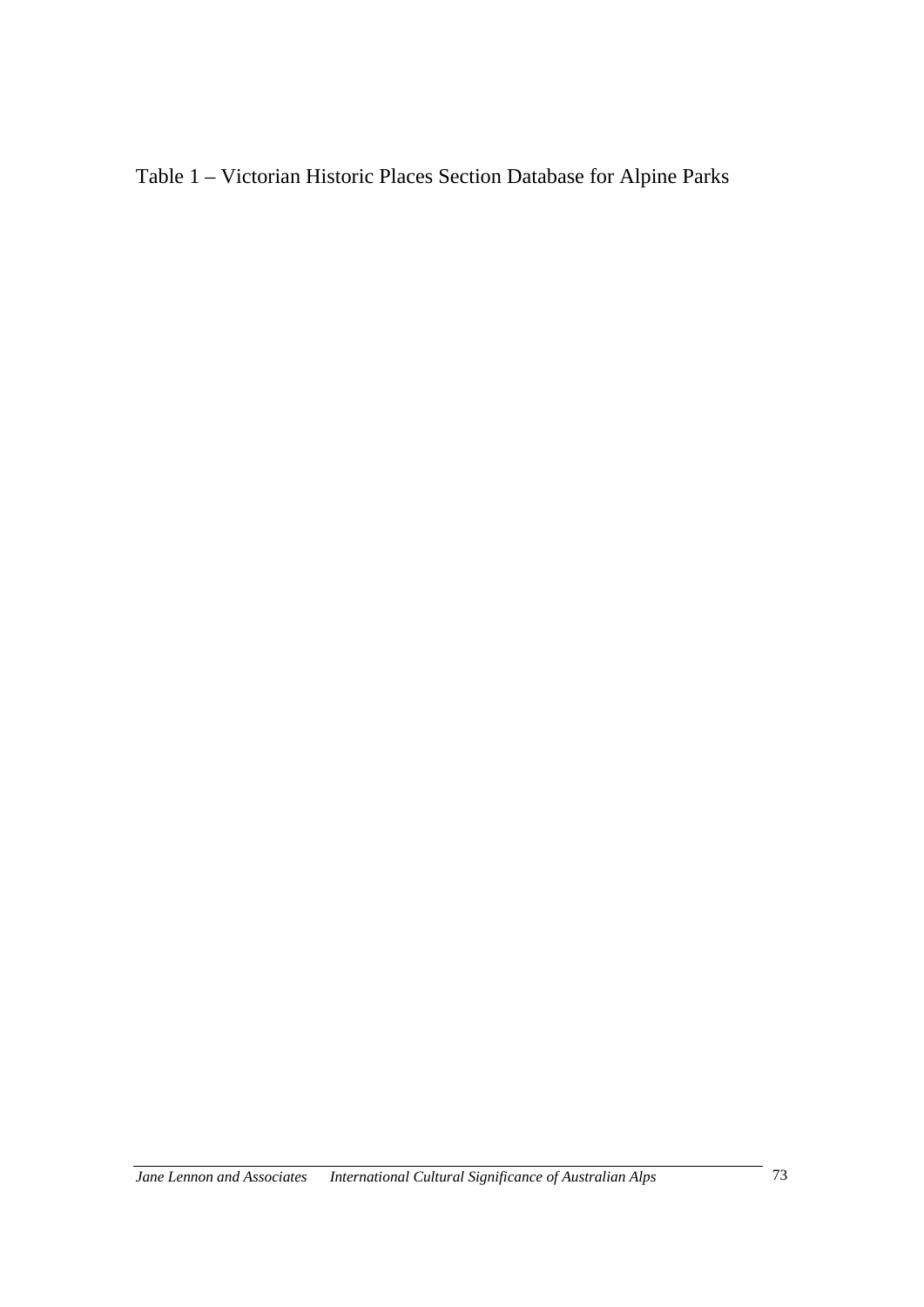Table 1 – Victorian Historic Places Section Database for Alpine Parks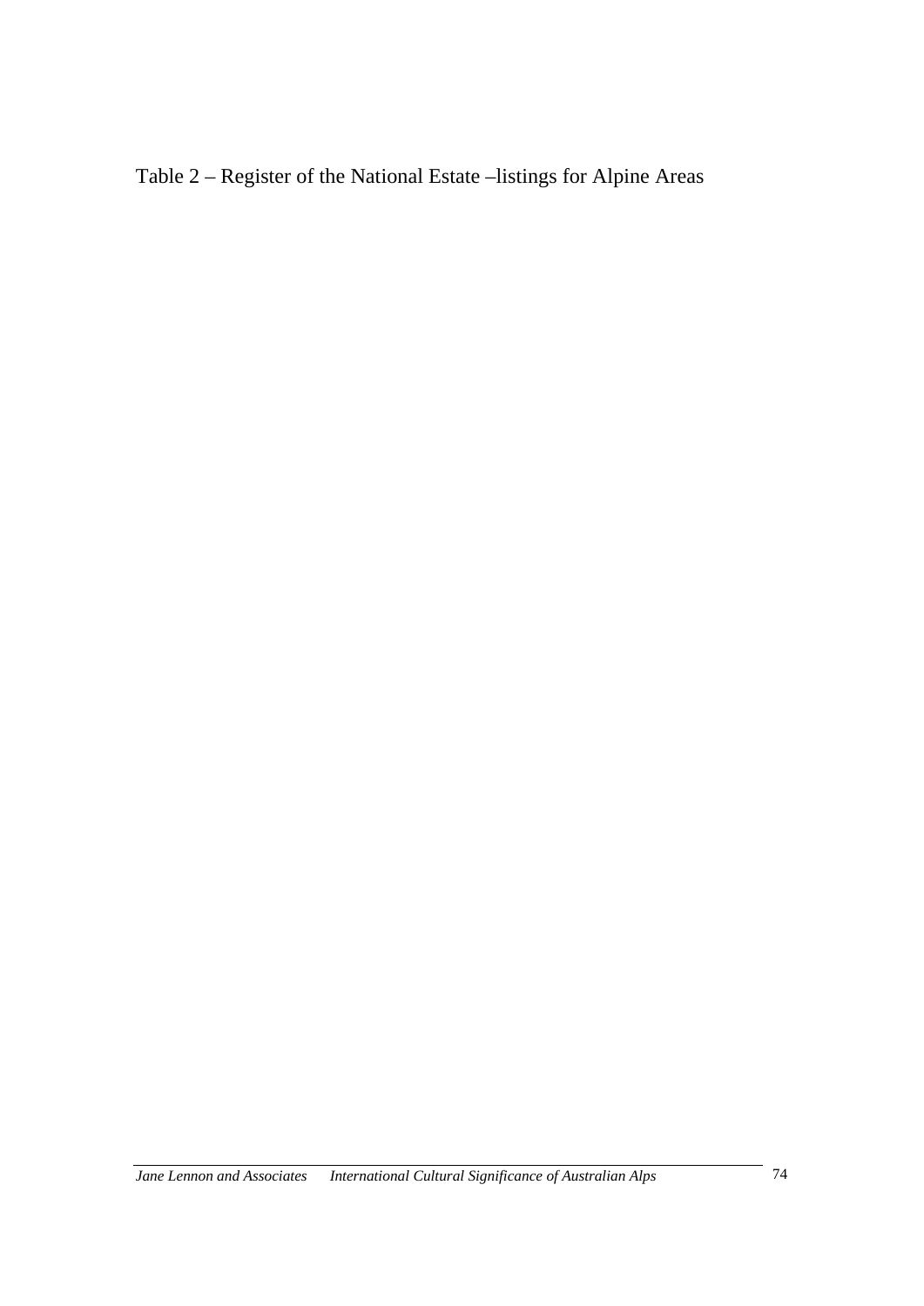Table 2 – Register of the National Estate –listings for Alpine Areas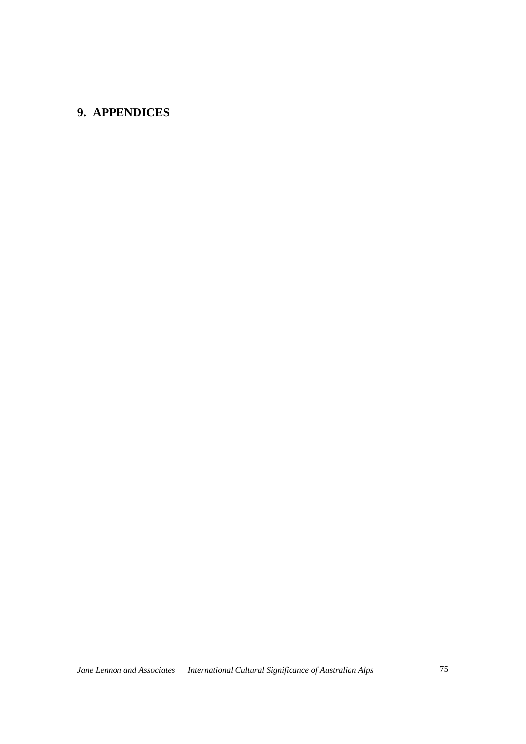# 9. APPENDICES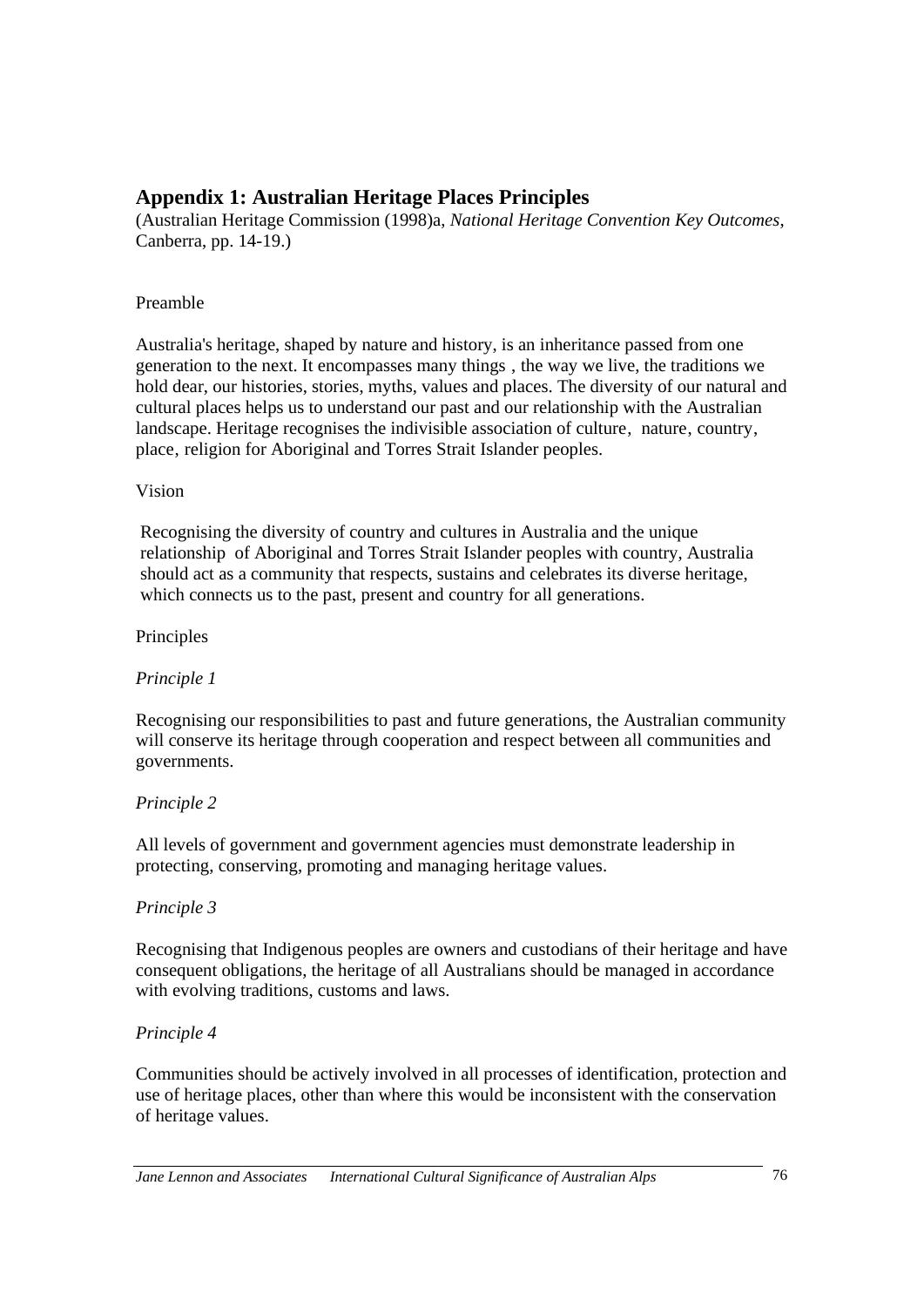## Appendix 1: Australian Heritage Places Principles

(Australian Heritage Commission (1998)a, *National Heritage Convention Key Outcomes*, Canberra, pp. 14-19.)

Preamble

Australia's heritage, shaped by nature and history, is an inheritance passed from one generation to the next. It encompasses many things , the way we live, the traditions we hold dear, our histories, stories, myths, values and places. The diversity of our natural and cultural places helps us to understand our past and our relationship with the Australian landscape. Heritage recognises the indivisible association of culture, nature, country, place, religion for Aboriginal and Torres Strait Islander peoples.

Vision

Recognising the diversity of country and cultures in Australia and the unique relationship of Aboriginal and Torres Strait Islander peoples with country, Australia should act as a community that respects, sustains and celebrates its diverse heritage, which connects us to the past, present and country for all generations.

Principles

*Principle 1*

Recognising our responsibilities to past and future generations, the Australian community will conserve its heritage through cooperation and respect between all communities and governments.

*Principle 2*

All levels of government and government agencies must demonstrate leadership in protecting, conserving, promoting and managing heritage values.

*Principle 3*

Recognising that Indigenous peoples are owners and custodians of their heritage and have consequent obligations, the heritage of all Australians should be managed in accordance with evolving traditions, customs and laws.

*Principle 4*

Communities should be actively involved in all processes of identification, protection and use of heritage places, other than where this would be inconsistent with the conservation of heritage values.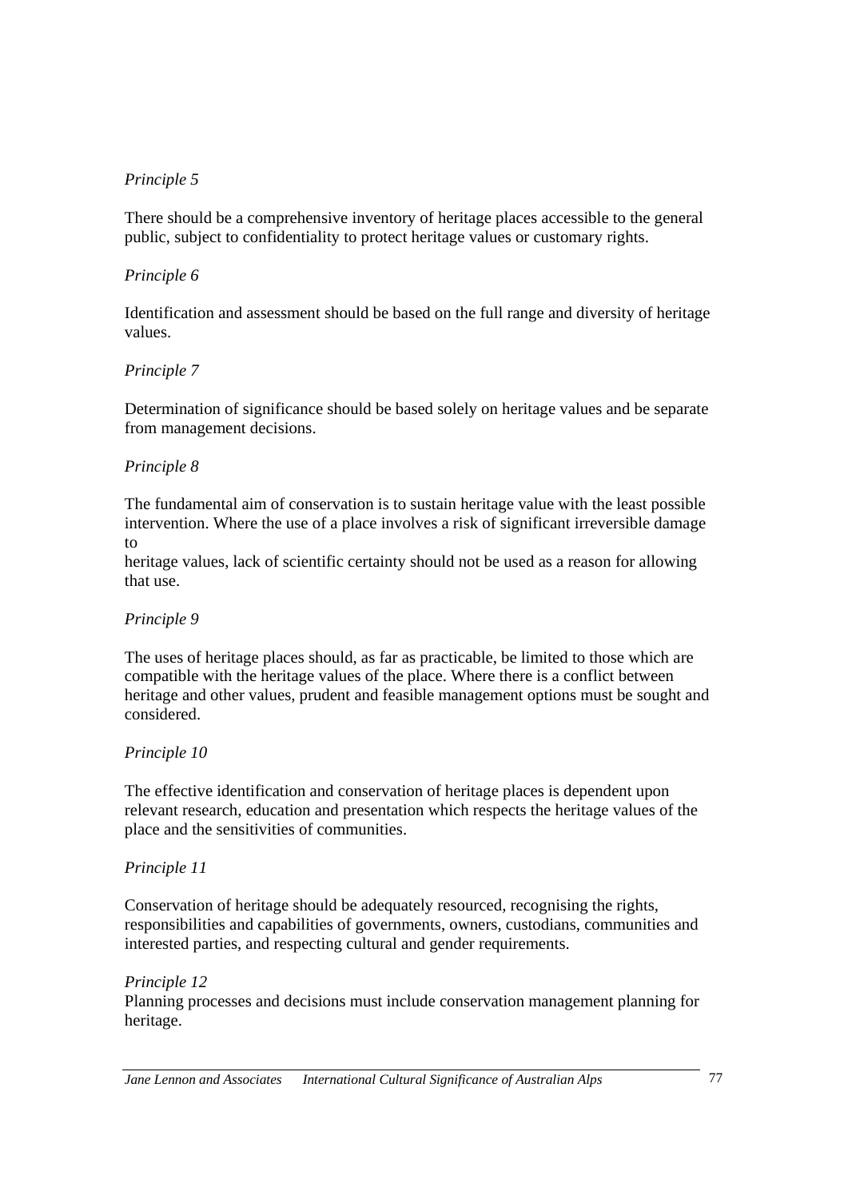*Principle 5*

There should be a comprehensive inventory of heritage places accessible to the general public, subject to confidentiality to protect heritage values or customary rights.

*Principle 6*

Identification and assessment should be based on the full range and diversity of heritage values.

*Principle 7*

Determination of significance should be based solely on heritage values and be separate from management decisions.

*Principle 8*

The fundamental aim of conservation is to sustain heritage value with the least possible intervention. Where the use of a place involves a risk of significant irreversible damage to heritage values, lack of scientific certainty should not be used as a reason for allowing that use.

*Principle 9*

The uses of heritage places should, as far as practicable, be limited to those which are compatible with the heritage values of the place. Where there is a conflict between heritage and other values, prudent and feasible management options must be sought and considered.

*Principle 10*

The effective identification and conservation of heritage places is dependent upon relevant research, education and presentation which respects the heritage values of the place and the sensitivities of communities.

*Principle 11*

Conservation of heritage should be adequately resourced, recognising the rights, responsibilities and capabilities of governments, owners, custodians, communities and interested parties, and respecting cultural and gender requirements.

*Principle 12*

Planning processes and decisions must include conservation management planning for heritage.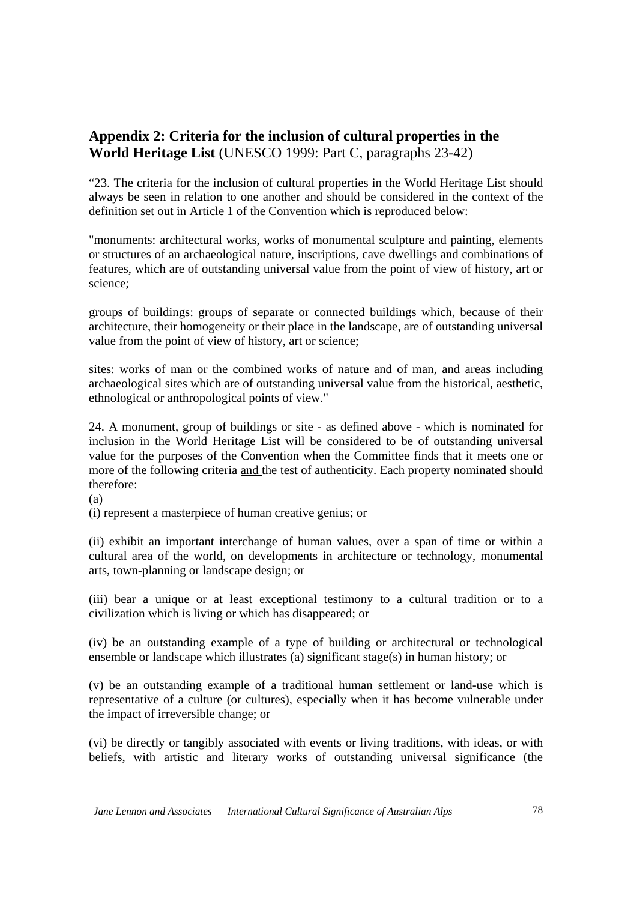## **Appendix 2: Criteria for the inclusion of cultural properties in the World Heritage List** (UNESCO 1999: Part C, paragraphs 23-42)

"23. The criteria for the inclusion of cultural properties in the World Heritage List should always be seen in relation to one another and should be considered in the context of the definition set out in Article 1 of the Convention which is reproduced below:

"monuments: architectural works, works of monumental sculpture and painting, elements or structures of an archaeological nature, inscriptions, cave dwellings and combinations of features, which are of outstanding universal value from the point of view of history, art or science;

groups of buildings: groups of separate or connected buildings which, because of their architecture, their homogeneity or their place in the landscape, are of outstanding universal value from the point of view of history, art or science;

sites: works of man or the combined works of nature and of man, and areas including archaeological sites which are of outstanding universal value from the historical, aesthetic, ethnological or anthropological points of view."

24. A monument, group of buildings or site - as defined above - which is nominated for inclusion in the World Heritage List will be considered to be of outstanding universal value for the purposes of the Convention when the Committee finds that it meets one or more of the following criteria <u>and</u> the test of authenticity. Each property nominated should therefore:

(a)

(i) represent a masterpiece of human creative genius; or

(ii) exhibit an important interchange of human values, over a span of time or within a cultural area of the world, on developments in architecture or technology, monumental arts, town-planning or landscape design; or

(iii) bear a unique or at least exceptional testimony to a cultural tradition or to a civilization which is living or which has disappeared; or

(iv) be an outstanding example of a type of building or architectural or technological ensemble or landscape which illustrates (a) significant stage(s) in human history; or

(v) be an outstanding example of a traditional human settlement or land-use which is representative of a culture (or cultures), especially when it has become vulnerable under the impact of irreversible change; or

(vi) be directly or tangibly associated with events or living traditions, with ideas, or with beliefs, with artistic and literary works of outstanding universal significance (the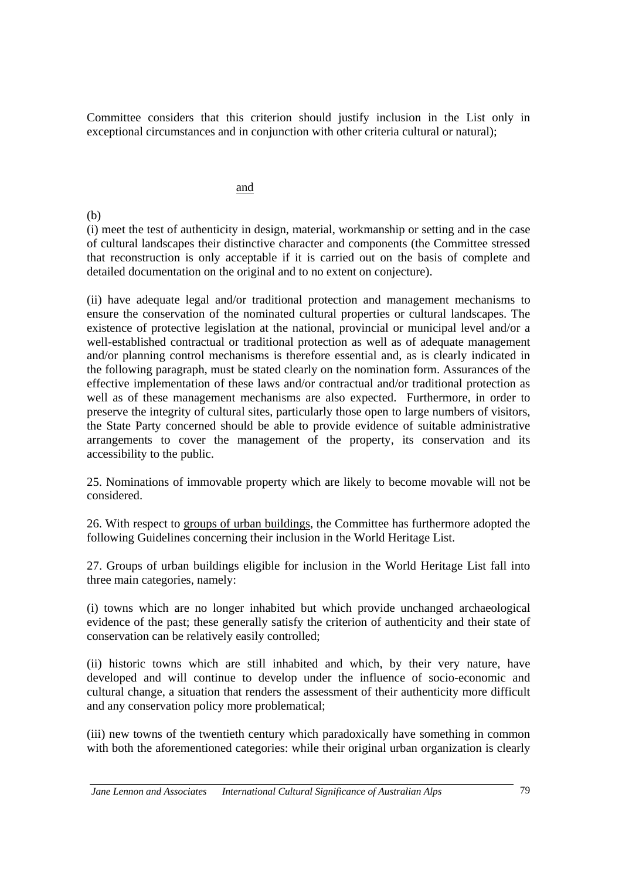Committee considers that this criterion should justify inclusion in the List only in exceptional circumstances and in conjunction with other criteria cultural or natural);

and

(b)

(i) meet the test of authenticity in design, material, workmanship or setting and in the case of cultural landscapes their distinctive character and components (the Committee stressed that reconstruction is only acceptable if it is carried out on the basis of complete and detailed documentation on the original and to no extent on conjecture).

(ii) have adequate legal and/or traditional protection and management mechanisms to ensure the conservation of the nominated cultural properties or cultural landscapes. The existence of protective legislation at the national, provincial or municipal level and/or a well-established contractual or traditional protection as well as of adequate management and/or planning control mechanisms is therefore essential and, as is clearly indicated in the following paragraph, must be stated clearly on the nomination form. Assurances of the effective implementation of these laws and/or contractual and/or traditional protection as well as of these management mechanisms are also expected. Furthermore, in order to preserve the integrity of cultural sites, particularly those open to large numbers of visitors, the State Party concerned should be able to provide evidence of suitable administrative arrangements to cover the management of the property, its conservation and its accessibility to the public.

25. Nominations of immovable property which are likely to become movable will not be considered.

26. With respect to groups of urban buildings, the Committee has furthermore adopted the following Guidelines concerning their inclusion in the World Heritage List.

27. Groups of urban buildings eligible for inclusion in the World Heritage List fall into three main categories, namely:

(i) towns which are no longer inhabited but which provide unchanged archaeological evidence of the past; these generally satisfy the criterion of authenticity and their state of conservation can be relatively easily controlled;

(ii) historic towns which are still inhabited and which, by their very nature, have developed and will continue to develop under the influence of socio-economic and cultural change, a situation that renders the assessment of their authenticity more difficult and any conservation policy more problematical;

(iii) new towns of the twentieth century which paradoxically have something in common with both the aforementioned categories: while their original urban organization is clearly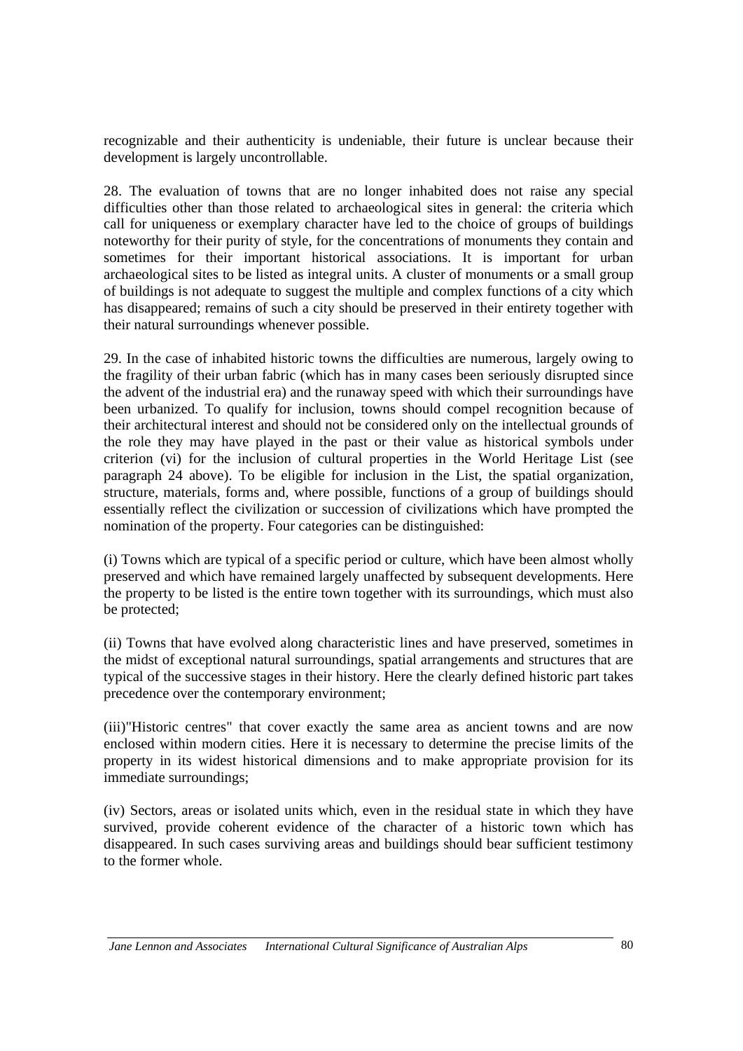recognizable and their authenticity is undeniable, their future is unclear because their development is largely uncontrollable.

28. The evaluation of towns that are no longer inhabited does not raise any special difficulties other than those related to archaeological sites in general: the criteria which call for uniqueness or exemplary character have led to the choice of groups of buildings noteworthy for their purity of style, for the concentrations of monuments they contain and sometimes for their important historical associations. It is important for urban archaeological sites to be listed as integral units. A cluster of monuments or a small group of buildings is not adequate to suggest the multiple and complex functions of a city which has disappeared; remains of such a city should be preserved in their entirety together with their natural surroundings whenever possible.

29. In the case of inhabited historic towns the difficulties are numerous, largely owing to the fragility of their urban fabric (which has in many cases been seriously disrupted since the advent of the industrial era) and the runaway speed with which their surroundings have been urbanized. To qualify for inclusion, towns should compel recognition because of their architectural interest and should not be considered only on the intellectual grounds of the role they may have played in the past or their value as historical symbols under criterion (vi) for the inclusion of cultural properties in the World Heritage List (see paragraph 24 above). To be eligible for inclusion in the List, the spatial organization, structure, materials, forms and, where possible, functions of a group of buildings should essentially reflect the civilization or succession of civilizations which have prompted the nomination of the property. Four categories can be distinguished:

(i) Towns which are typical of a specific period or culture, which have been almost wholly preserved and which have remained largely unaffected by subsequent developments. Here the property to be listed is the entire town together with its surroundings, which must also be protected;

(ii) Towns that have evolved along characteristic lines and have preserved, sometimes in the midst of exceptional natural surroundings, spatial arrangements and structures that are typical of the successive stages in their history. Here the clearly defined historic part takes precedence over the contemporary environment;

(iii)"Historic centres" that cover exactly the same area as ancient towns and are now enclosed within modern cities. Here it is necessary to determine the precise limits of the property in its widest historical dimensions and to make appropriate provision for its immediate surroundings;

(iv) Sectors, areas or isolated units which, even in the residual state in which they have survived, provide coherent evidence of the character of a historic town which has disappeared. In such cases surviving areas and buildings should bear sufficient testimony to the former whole.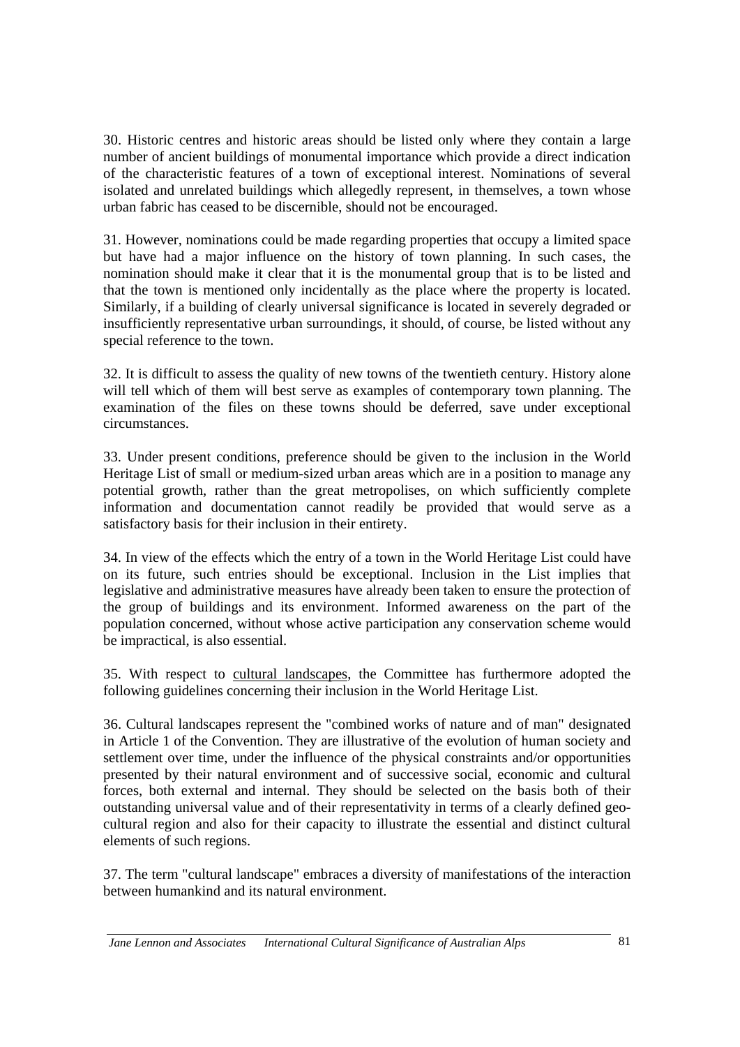30. Historic centres and historic areas should be listed only where they contain a large number of ancient buildings of monumental importance which provide a direct indication of the characteristic features of a town of exceptional interest. Nominations of several isolated and unrelated buildings which allegedly represent, in themselves, a town whose urban fabric has ceased to be discernible, should not be encouraged.

31. However, nominations could be made regarding properties that occupy a limited space but have had a major influence on the history of town planning. In such cases, the nomination should make it clear that it is the monumental group that is to be listed and that the town is mentioned only incidentally as the place where the property is located. Similarly, if a building of clearly universal significance is located in severely degraded or insufficiently representative urban surroundings, it should, of course, be listed without any special reference to the town.

32. It is difficult to assess the quality of new towns of the twentieth century. History alone will tell which of them will best serve as examples of contemporary town planning. The examination of the files on these towns should be deferred, save under exceptional circumstances.

33. Under present conditions, preference should be given to the inclusion in the World Heritage List of small or medium-sized urban areas which are in a position to manage any potential growth, rather than the great metropolises, on which sufficiently complete information and documentation cannot readily be provided that would serve as a satisfactory basis for their inclusion in their entirety.

34. In view of the effects which the entry of a town in the World Heritage List could have on its future, such entries should be exceptional. Inclusion in the List implies that legislative and administrative measures have already been taken to ensure the protection of the group of buildings and its environment. Informed awareness on the part of the population concerned, without whose active participation any conservation scheme would be impractical, is also essential.

35. With respect to cultural landscapes, the Committee has furthermore adopted the following guidelines concerning their inclusion in the World Heritage List.

36. Cultural landscapes represent the "combined works of nature and of man" designated in Article 1 of the Convention. They are illustrative of the evolution of human society and settlement over time, under the influence of the physical constraints and/or opportunities presented by their natural environment and of successive social, economic and cultural forces, both external and internal. They should be selected on the basis both of their outstanding universal value and of their representativity in terms of a clearly defined geo-cultural region and also for their capacity to illustrate the essential and distinct cultural elements of such regions.

37. The term "cultural landscape" embraces a diversity of manifestations of the interaction between humankind and its natural environment.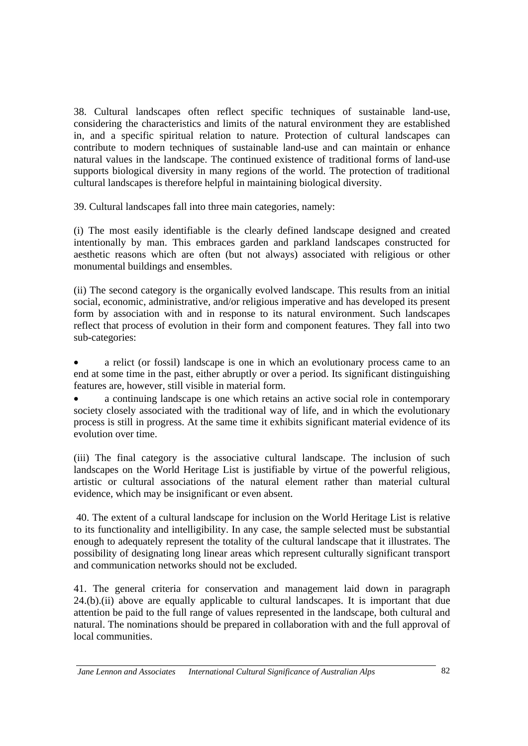38. Cultural landscapes often reflect specific techniques of sustainable land-use, considering the characteristics and limits of the natural environment they are established in, and a specific spiritual relation to nature. Protection of cultural landscapes can contribute to modern techniques of sustainable land-use and can maintain or enhance natural values in the landscape. The continued existence of traditional forms of land-use supports biological diversity in many regions of the world. The protection of traditional cultural landscapes is therefore helpful in maintaining biological diversity.

39. Cultural landscapes fall into three main categories, namely:

(i) The most easily identifiable is the clearly defined landscape designed and created intentionally by man. This embraces garden and parkland landscapes constructed for aesthetic reasons which are often (but not always) associated with religious or other monumental buildings and ensembles.

(ii) The second category is the organically evolved landscape. This results from an initial social, economic, administrative, and/or religious imperative and has developed its present form by association with and in response to its natural environment. Such landscapes reflect that process of evolution in their form and component features. They fall into two sub-categories:

- a relict (or fossil) landscape is one in which an evolutionary process came to an end at some time in the past, either abruptly or over a period. Its significant distinguishing features are, however, still visible in material form.
- a continuing landscape is one which retains an active social role in contemporary society closely associated with the traditional way of life, and in which the evolutionary process is still in progress. At the same time it exhibits significant material evidence of its evolution over time.

(iii) The final category is the associative cultural landscape. The inclusion of such landscapes on the World Heritage List is justifiable by virtue of the powerful religious, artistic or cultural associations of the natural element rather than material cultural evidence, which may be insignificant or even absent.

40. The extent of a cultural landscape for inclusion on the World Heritage List is relative to its functionality and intelligibility. In any case, the sample selected must be substantial enough to adequately represent the totality of the cultural landscape that it illustrates. The possibility of designating long linear areas which represent culturally significant transport and communication networks should not be excluded.

41. The general criteria for conservation and management laid down in paragraph 24.(b).(ii) above are equally applicable to cultural landscapes. It is important that due attention be paid to the full range of values represented in the landscape, both cultural and natural. The nominations should be prepared in collaboration with and the full approval of local communities.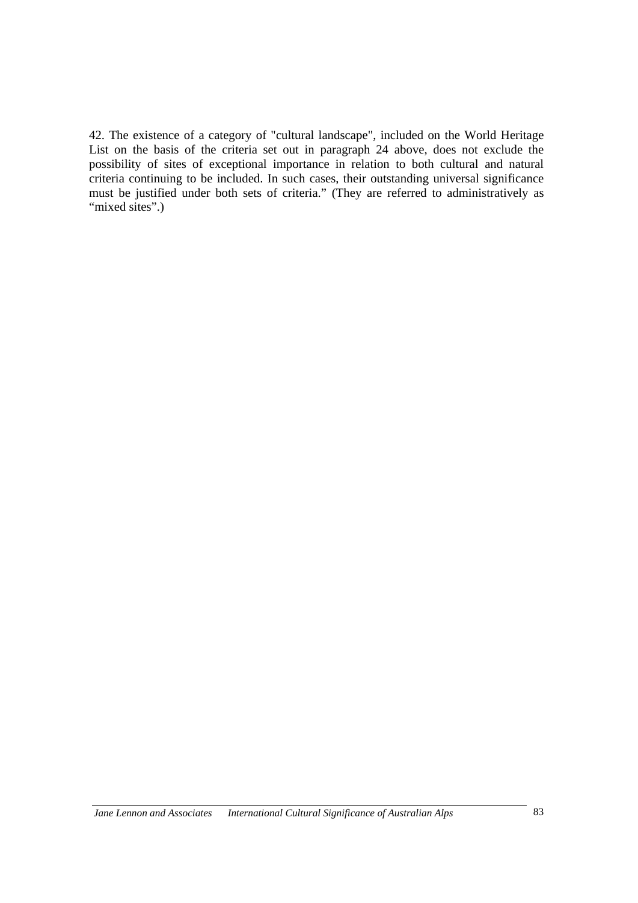42. The existence of a category of "cultural landscape", included on the World Heritage List on the basis of the criteria set out in paragraph 24 above, does not exclude the possibility of sites of exceptional importance in relation to both cultural and natural criteria continuing to be included. In such cases, their outstanding universal significance must be justified under both sets of criteria." (They are referred to administratively as "mixed sites".)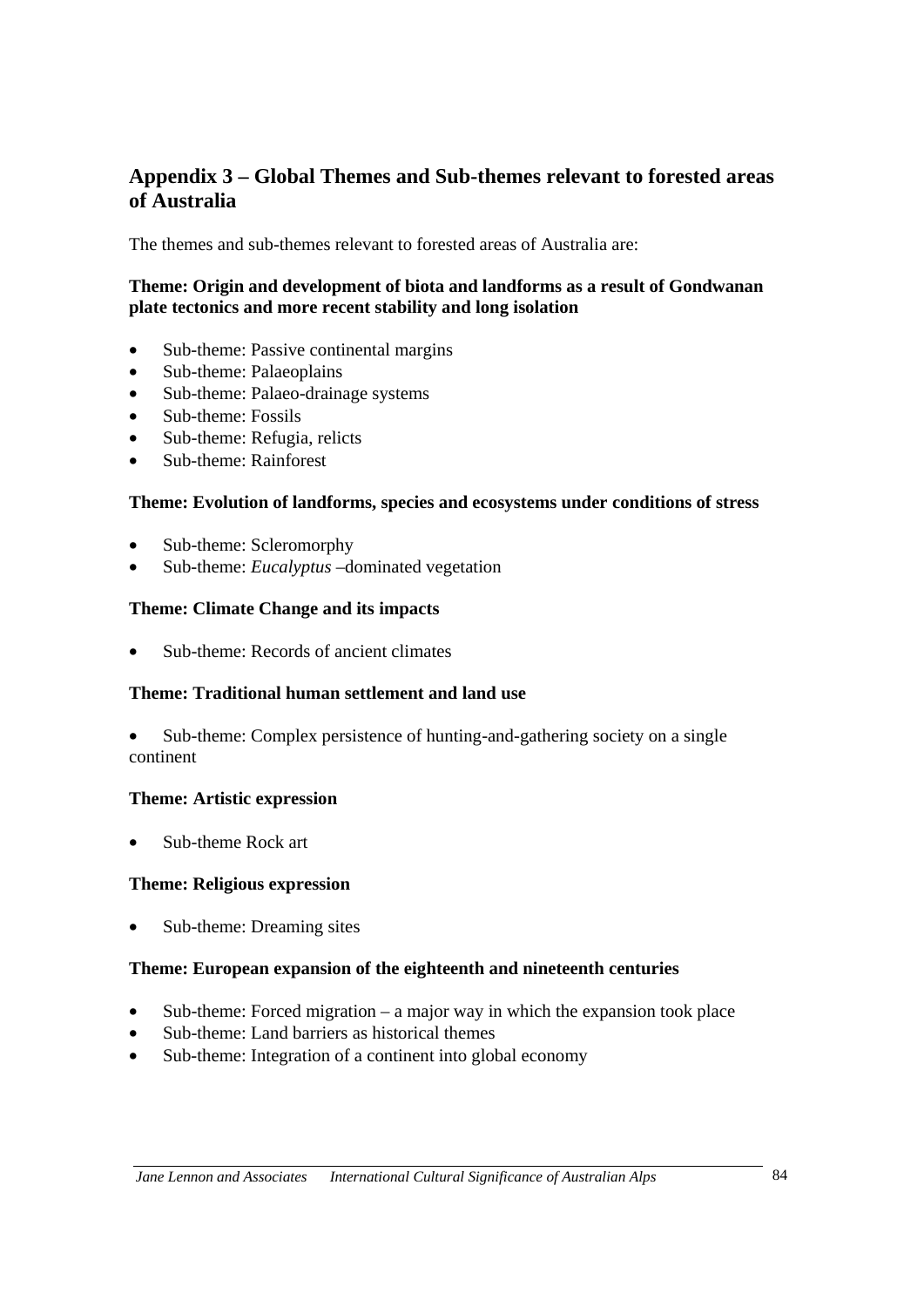## Appendix 3 – Global Themes and Sub-themes relevant to forested areas of Australia

The themes and sub-themes relevant to forested areas of Australia are:

**Theme: Origin and development of biota and landforms as a result of Gondwanan plate tectonics and more recent stability and long isolation**

- Sub-theme: Passive continental margins
- Sub-theme: Palaeoplains
- Sub-theme: Palaeo-drainage systems
- Sub-theme: Fossils
- Sub-theme: Refugia, relicts
- Sub-theme: Rainforest

**Theme: Evolution of landforms, species and ecosystems under conditions of stress**

- Sub-theme: Scleromorphy
- Sub-theme: *Eucalyptus* –dominated vegetation

**Theme: Climate Change and its impacts**

- Sub-theme: Records of ancient climates

**Theme: Traditional human settlement and land use**

- Sub-theme: Complex persistence of hunting-and-gathering society on a single continent

**Theme: Artistic expression**

- Sub-theme Rock art

**Theme: Religious expression**

- Sub-theme: Dreaming sites

**Theme: European expansion of the eighteenth and nineteenth centuries**

- Sub-theme: Forced migration – a major way in which the expansion took place
- Sub-theme: Land barriers as historical themes
- Sub-theme: Integration of a continent into global economy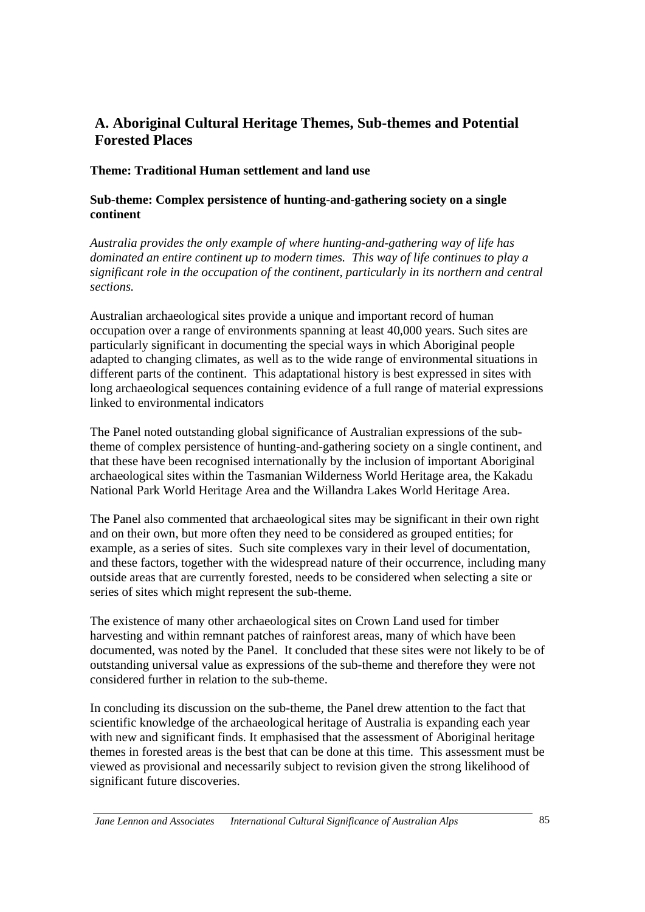## A. Aboriginal Cultural Heritage Themes, Sub-themes and Potential Forested Places

**Theme: Traditional Human settlement and land use**

**Sub-theme: Complex persistence of hunting-and-gathering society on a single continent**

*Australia provides the only example of where hunting-and-gathering way of life has dominated an entire continent up to modern times. This way of life continues to play a significant role in the occupation of the continent, particularly in its northern and central sections.*

Australian archaeological sites provide a unique and important record of human occupation over a range of environments spanning at least 40,000 years. Such sites are particularly significant in documenting the special ways in which Aboriginal people adapted to changing climates, as well as to the wide range of environmental situations in different parts of the continent. This adaptational history is best expressed in sites with long archaeological sequences containing evidence of a full range of material expressions linked to environmental indicators

The Panel noted outstanding global significance of Australian expressions of the sub-theme of complex persistence of hunting-and-gathering society on a single continent, and that these have been recognised internationally by the inclusion of important Aboriginal archaeological sites within the Tasmanian Wilderness World Heritage area, the Kakadu National Park World Heritage Area and the Willandra Lakes World Heritage Area.

The Panel also commented that archaeological sites may be significant in their own right and on their own, but more often they need to be considered as grouped entities; for example, as a series of sites. Such site complexes vary in their level of documentation, and these factors, together with the widespread nature of their occurrence, including many outside areas that are currently forested, needs to be considered when selecting a site or series of sites which might represent the sub-theme.

The existence of many other archaeological sites on Crown Land used for timber harvesting and within remnant patches of rainforest areas, many of which have been documented, was noted by the Panel. It concluded that these sites were not likely to be of outstanding universal value as expressions of the sub-theme and therefore they were not considered further in relation to the sub-theme.

In concluding its discussion on the sub-theme, the Panel drew attention to the fact that scientific knowledge of the archaeological heritage of Australia is expanding each year with new and significant finds. It emphasised that the assessment of Aboriginal heritage themes in forested areas is the best that can be done at this time. This assessment must be viewed as provisional and necessarily subject to revision given the strong likelihood of significant future discoveries.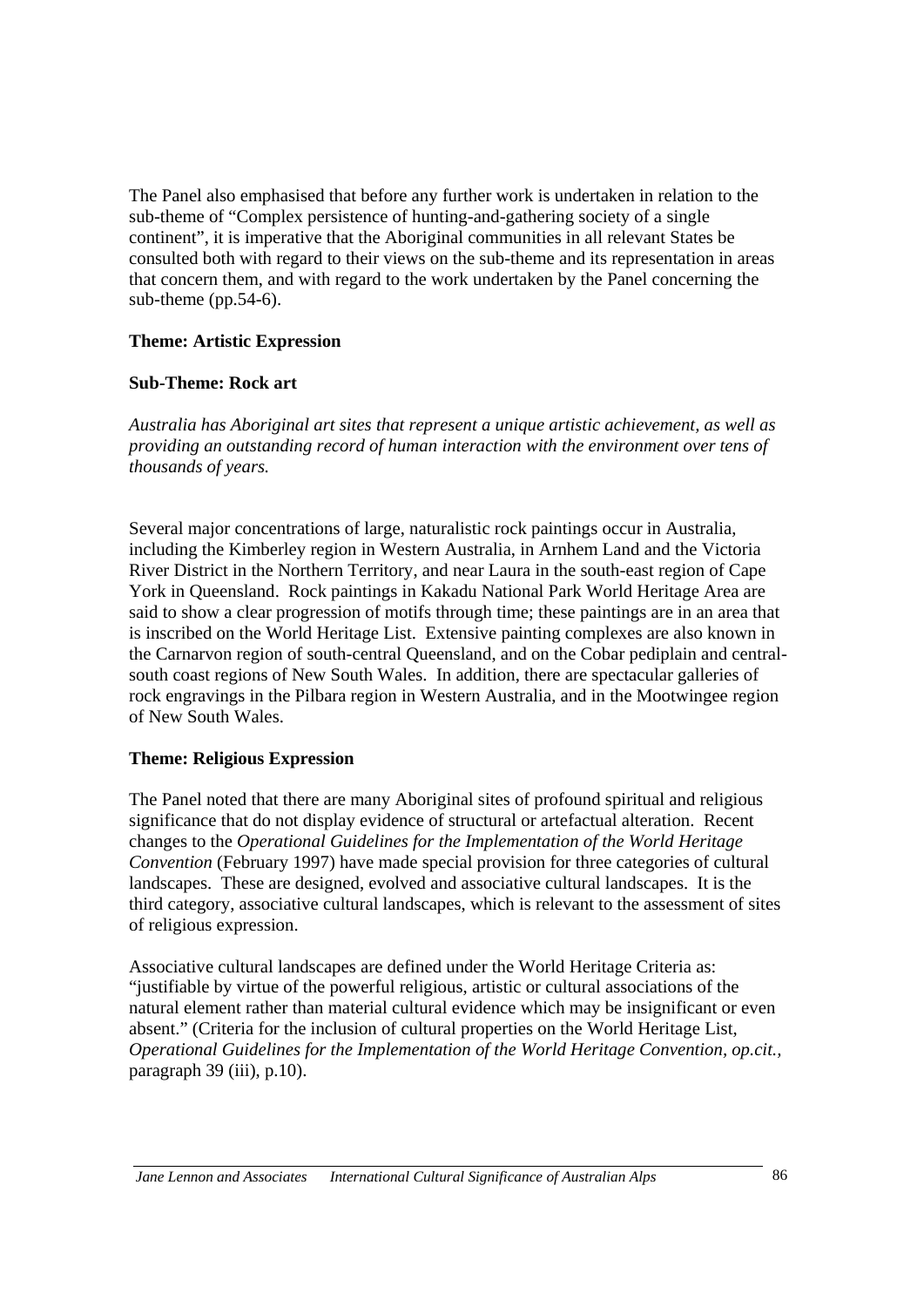The Panel also emphasised that before any further work is undertaken in relation to the sub-theme of "Complex persistence of hunting-and-gathering society of a single continent", it is imperative that the Aboriginal communities in all relevant States be consulted both with regard to their views on the sub-theme and its representation in areas that concern them, and with regard to the work undertaken by the Panel concerning the sub-theme (pp.54-6).

**Theme: Artistic Expression**

**Sub-Theme: Rock art**

*Australia has Aboriginal art sites that represent a unique artistic achievement, as well as providing an outstanding record of human interaction with the environment over tens of thousands of years.*

Several major concentrations of large, naturalistic rock paintings occur in Australia, including the Kimberley region in Western Australia, in Arnhem Land and the Victoria River District in the Northern Territory, and near Laura in the south-east region of Cape York in Queensland. Rock paintings in Kakadu National Park World Heritage Area are said to show a clear progression of motifs through time; these paintings are in an area that is inscribed on the World Heritage List. Extensive painting complexes are also known in the Carnarvon region of south-central Queensland, and on the Cobar pediplain and central-south coast regions of New South Wales. In addition, there are spectacular galleries of rock engravings in the Pilbara region in Western Australia, and in the Mootwingee region of New South Wales.

**Theme: Religious Expression**

The Panel noted that there are many Aboriginal sites of profound spiritual and religious significance that do not display evidence of structural or artefactual alteration. Recent changes to the *Operational Guidelines for the Implementation of the World Heritage Convention* (February 1997) have made special provision for three categories of cultural landscapes. These are designed, evolved and associative cultural landscapes. It is the third category, associative cultural landscapes, which is relevant to the assessment of sites of religious expression.

Associative cultural landscapes are defined under the World Heritage Criteria as: "justifiable by virtue of the powerful religious, artistic or cultural associations of the natural element rather than material cultural evidence which may be insignificant or even absent." (Criteria for the inclusion of cultural properties on the World Heritage List, *Operational Guidelines for the Implementation of the World Heritage Convention, op.cit.*, paragraph 39 (iii), p.10).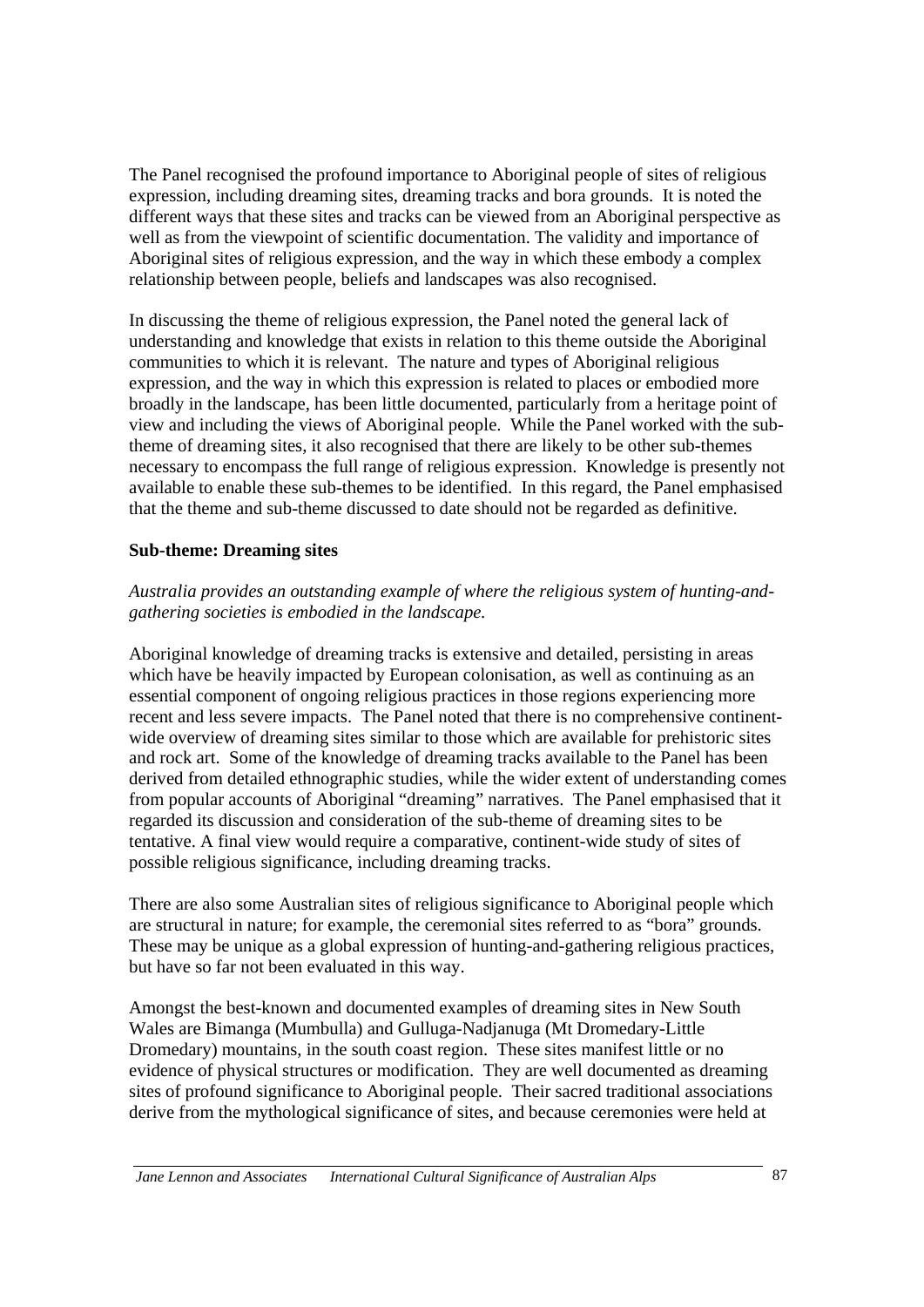The Panel recognised the profound importance to Aboriginal people of sites of religious expression, including dreaming sites, dreaming tracks and bora grounds. It is noted the different ways that these sites and tracks can be viewed from an Aboriginal perspective as well as from the viewpoint of scientific documentation. The validity and importance of Aboriginal sites of religious expression, and the way in which these embody a complex relationship between people, beliefs and landscapes was also recognised.

In discussing the theme of religious expression, the Panel noted the general lack of understanding and knowledge that exists in relation to this theme outside the Aboriginal communities to which it is relevant. The nature and types of Aboriginal religious expression, and the way in which this expression is related to places or embodied more broadly in the landscape, has been little documented, particularly from a heritage point of view and including the views of Aboriginal people. While the Panel worked with the sub-theme of dreaming sites, it also recognised that there are likely to be other sub-themes necessary to encompass the full range of religious expression. Knowledge is presently not available to enable these sub-themes to be identified. In this regard, the Panel emphasised that the theme and sub-theme discussed to date should not be regarded as definitive.

**Sub-theme: Dreaming sites**

*Australia provides an outstanding example of where the religious system of hunting-and-gathering societies is embodied in the landscape.*

Aboriginal knowledge of dreaming tracks is extensive and detailed, persisting in areas which have be heavily impacted by European colonisation, as well as continuing as an essential component of ongoing religious practices in those regions experiencing more recent and less severe impacts. The Panel noted that there is no comprehensive continent-wide overview of dreaming sites similar to those which are available for prehistoric sites and rock art. Some of the knowledge of dreaming tracks available to the Panel has been derived from detailed ethnographic studies, while the wider extent of understanding comes from popular accounts of Aboriginal "dreaming" narratives. The Panel emphasised that it regarded its discussion and consideration of the sub-theme of dreaming sites to be tentative. A final view would require a comparative, continent-wide study of sites of possible religious significance, including dreaming tracks.

There are also some Australian sites of religious significance to Aboriginal people which are structural in nature; for example, the ceremonial sites referred to as "bora" grounds. These may be unique as a global expression of hunting-and-gathering religious practices, but have so far not been evaluated in this way.

Amongst the best-known and documented examples of dreaming sites in New South Wales are Bimanga (Mumbulla) and Gulluga-Nadjanuga (Mt Dromedary-Little Dromedary) mountains, in the south coast region. These sites manifest little or no evidence of physical structures or modification. They are well documented as dreaming sites of profound significance to Aboriginal people. Their sacred traditional associations derive from the mythological significance of sites, and because ceremonies were held at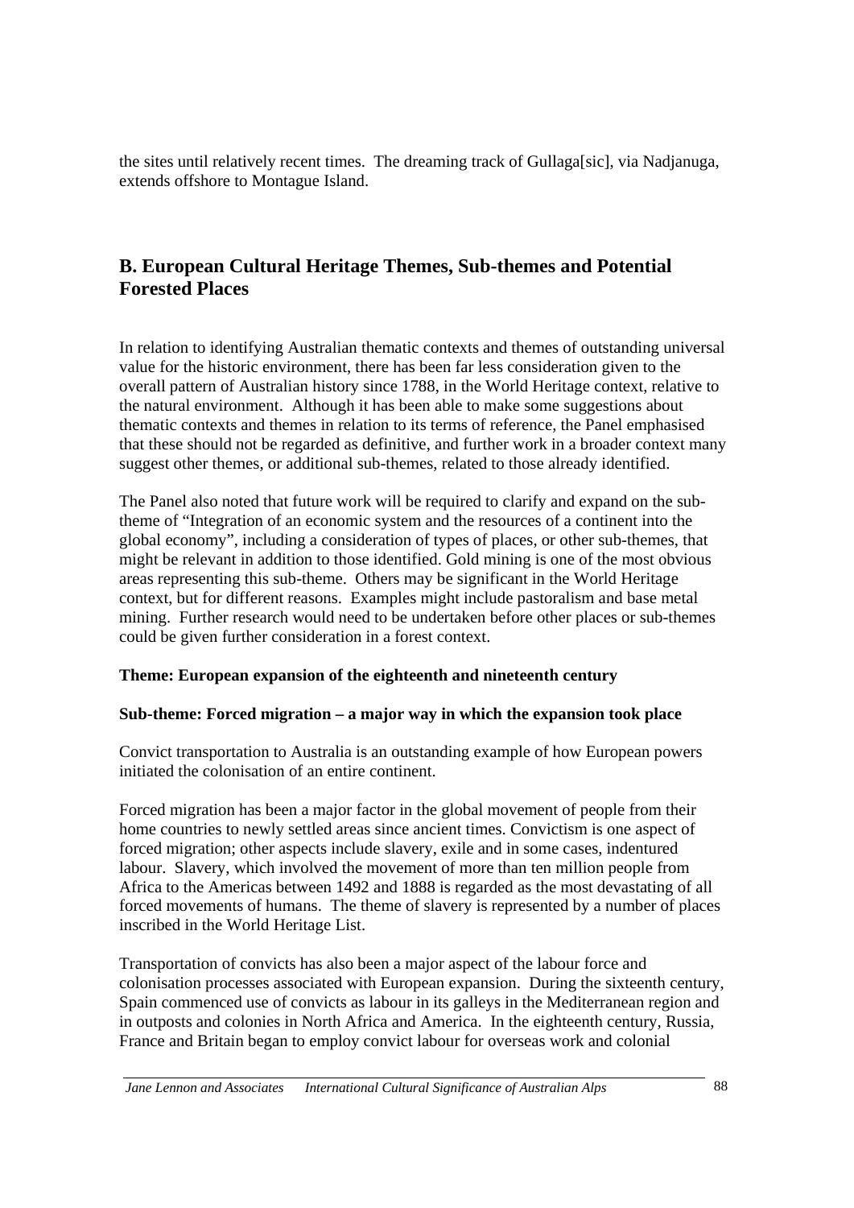the sites until relatively recent times. The dreaming track of Gullaga[sic], via Nadjanuga, extends offshore to Montague Island.

## B. European Cultural Heritage Themes, Sub-themes and Potential Forested Places

In relation to identifying Australian thematic contexts and themes of outstanding universal value for the historic environment, there has been far less consideration given to the overall pattern of Australian history since 1788, in the World Heritage context, relative to the natural environment. Although it has been able to make some suggestions about thematic contexts and themes in relation to its terms of reference, the Panel emphasised that these should not be regarded as definitive, and further work in a broader context many suggest other themes, or additional sub-themes, related to those already identified.

The Panel also noted that future work will be required to clarify and expand on the sub-theme of "Integration of an economic system and the resources of a continent into the global economy", including a consideration of types of places, or other sub-themes, that might be relevant in addition to those identified. Gold mining is one of the most obvious areas representing this sub-theme. Others may be significant in the World Heritage context, but for different reasons. Examples might include pastoralism and base metal mining. Further research would need to be undertaken before other places or sub-themes could be given further consideration in a forest context.

**Theme: European expansion of the eighteenth and nineteenth century**

**Sub-theme: Forced migration – a major way in which the expansion took place**

Convict transportation to Australia is an outstanding example of how European powers initiated the colonisation of an entire continent.

Forced migration has been a major factor in the global movement of people from their home countries to newly settled areas since ancient times. Convictism is one aspect of forced migration; other aspects include slavery, exile and in some cases, indentured labour. Slavery, which involved the movement of more than ten million people from Africa to the Americas between 1492 and 1888 is regarded as the most devastating of all forced movements of humans. The theme of slavery is represented by a number of places inscribed in the World Heritage List.

Transportation of convicts has also been a major aspect of the labour force and colonisation processes associated with European expansion. During the sixteenth century, Spain commenced use of convicts as labour in its galleys in the Mediterranean region and in outposts and colonies in North Africa and America. In the eighteenth century, Russia, France and Britain began to employ convict labour for overseas work and colonial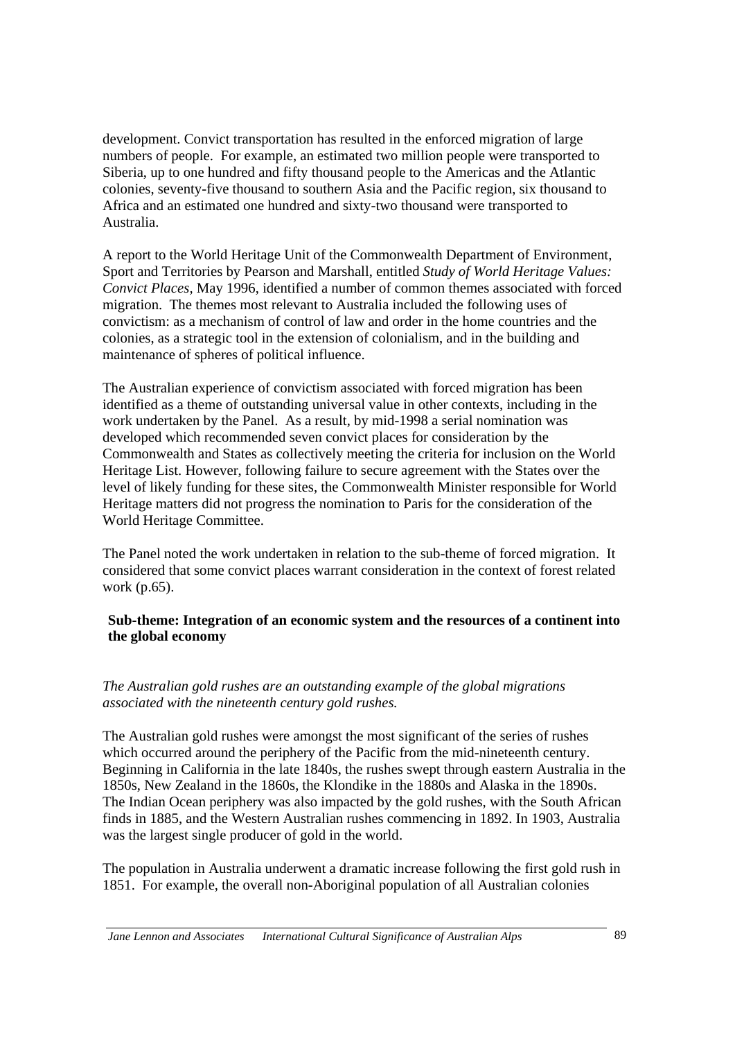development. Convict transportation has resulted in the enforced migration of large numbers of people. For example, an estimated two million people were transported to Siberia, up to one hundred and fifty thousand people to the Americas and the Atlantic colonies, seventy-five thousand to southern Asia and the Pacific region, six thousand to Africa and an estimated one hundred and sixty-two thousand were transported to Australia.

A report to the World Heritage Unit of the Commonwealth Department of Environment, Sport and Territories by Pearson and Marshall, entitled *Study of World Heritage Values: Convict Places,* May 1996, identified a number of common themes associated with forced migration. The themes most relevant to Australia included the following uses of convictism: as a mechanism of control of law and order in the home countries and the colonies, as a strategic tool in the extension of colonialism, and in the building and maintenance of spheres of political influence.

The Australian experience of convictism associated with forced migration has been identified as a theme of outstanding universal value in other contexts, including in the work undertaken by the Panel. As a result, by mid-1998 a serial nomination was developed which recommended seven convict places for consideration by the Commonwealth and States as collectively meeting the criteria for inclusion on the World Heritage List. However, following failure to secure agreement with the States over the level of likely funding for these sites, the Commonwealth Minister responsible for World Heritage matters did not progress the nomination to Paris for the consideration of the World Heritage Committee.

The Panel noted the work undertaken in relation to the sub-theme of forced migration. It considered that some convict places warrant consideration in the context of forest related work (p.65).

**Sub-theme: Integration of an economic system and the resources of a continent into the global economy**

*The Australian gold rushes are an outstanding example of the global migrations associated with the nineteenth century gold rushes.*

The Australian gold rushes were amongst the most significant of the series of rushes which occurred around the periphery of the Pacific from the mid-nineteenth century. Beginning in California in the late 1840s, the rushes swept through eastern Australia in the 1850s, New Zealand in the 1860s, the Klondike in the 1880s and Alaska in the 1890s. The Indian Ocean periphery was also impacted by the gold rushes, with the South African finds in 1885, and the Western Australian rushes commencing in 1892. In 1903, Australia was the largest single producer of gold in the world.

The population in Australia underwent a dramatic increase following the first gold rush in 1851. For example, the overall non-Aboriginal population of all Australian colonies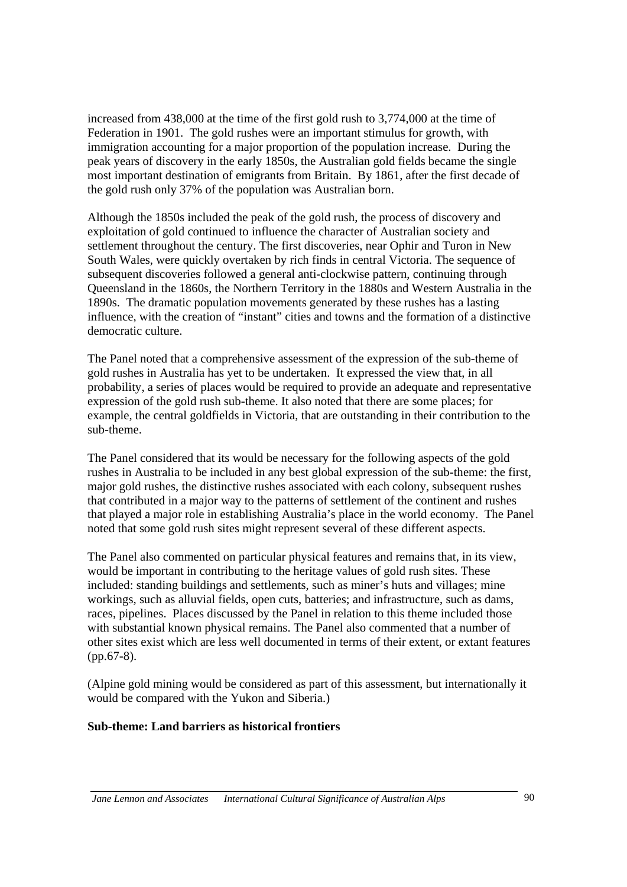increased from 438,000 at the time of the first gold rush to 3,774,000 at the time of Federation in 1901. The gold rushes were an important stimulus for growth, with immigration accounting for a major proportion of the population increase. During the peak years of discovery in the early 1850s, the Australian gold fields became the single most important destination of emigrants from Britain. By 1861, after the first decade of the gold rush only 37% of the population was Australian born.

Although the 1850s included the peak of the gold rush, the process of discovery and exploitation of gold continued to influence the character of Australian society and settlement throughout the century. The first discoveries, near Ophir and Turon in New South Wales, were quickly overtaken by rich finds in central Victoria. The sequence of subsequent discoveries followed a general anti-clockwise pattern, continuing through Queensland in the 1860s, the Northern Territory in the 1880s and Western Australia in the 1890s. The dramatic population movements generated by these rushes has a lasting influence, with the creation of "instant" cities and towns and the formation of a distinctive democratic culture.

The Panel noted that a comprehensive assessment of the expression of the sub-theme of gold rushes in Australia has yet to be undertaken. It expressed the view that, in all probability, a series of places would be required to provide an adequate and representative expression of the gold rush sub-theme. It also noted that there are some places; for example, the central goldfields in Victoria, that are outstanding in their contribution to the sub-theme.

The Panel considered that its would be necessary for the following aspects of the gold rushes in Australia to be included in any best global expression of the sub-theme: the first, major gold rushes, the distinctive rushes associated with each colony, subsequent rushes that contributed in a major way to the patterns of settlement of the continent and rushes that played a major role in establishing Australia's place in the world economy. The Panel noted that some gold rush sites might represent several of these different aspects.

The Panel also commented on particular physical features and remains that, in its view, would be important in contributing to the heritage values of gold rush sites. These included: standing buildings and settlements, such as miner's huts and villages; mine workings, such as alluvial fields, open cuts, batteries; and infrastructure, such as dams, races, pipelines. Places discussed by the Panel in relation to this theme included those with substantial known physical remains. The Panel also commented that a number of other sites exist which are less well documented in terms of their extent, or extant features (pp.67-8).

(Alpine gold mining would be considered as part of this assessment, but internationally it would be compared with the Yukon and Siberia.)

**Sub-theme: Land barriers as historical frontiers**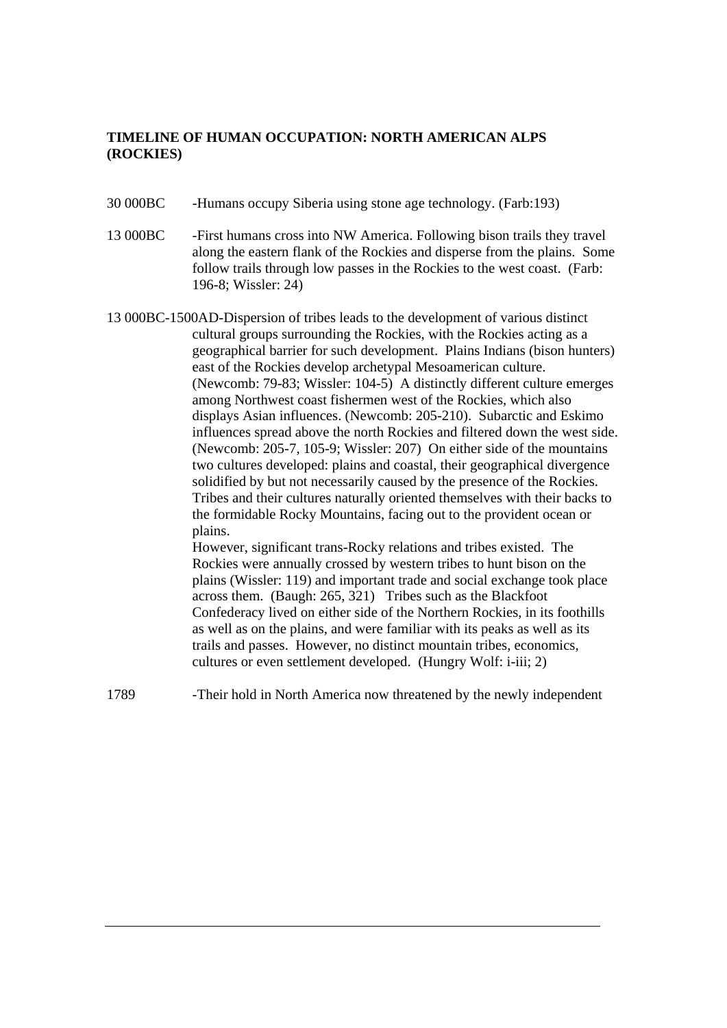**TIMELINE OF HUMAN OCCUPATION: NORTH AMERICAN ALPS (ROCKIES)**

30 000BC -Humans occupy Siberia using stone age technology. (Farb:193)

13 000BC -First humans cross into NW America. Following bison trails they travel along the eastern flank of the Rockies and disperse from the plains. Some follow trails through low passes in the Rockies to the west coast. (Farb: 196-8; Wissler: 24)

13 000BC-1500AD-Dispersion of tribes leads to the development of various distinct cultural groups surrounding the Rockies, with the Rockies acting as a geographical barrier for such development. Plains Indians (bison hunters) east of the Rockies develop archetypal Mesoamerican culture. (Newcomb: 79-83; Wissler: 104-5) A distinctly different culture emerges among Northwest coast fishermen west of the Rockies, which also displays Asian influences. (Newcomb: 205-210). Subarctic and Eskimo influences spread above the north Rockies and filtered down the west side. (Newcomb: 205-7, 105-9; Wissler: 207) On either side of the mountains two cultures developed: plains and coastal, their geographical divergence solidified by but not necessarily caused by the presence of the Rockies. Tribes and their cultures naturally oriented themselves with their backs to the formidable Rocky Mountains, facing out to the provident ocean or plains.

However, significant trans-Rocky relations and tribes existed. The Rockies were annually crossed by western tribes to hunt bison on the plains (Wissler: 119) and important trade and social exchange took place across them. (Baugh: 265, 321) Tribes such as the Blackfoot Confederacy lived on either side of the Northern Rockies, in its foothills as well as on the plains, and were familiar with its peaks as well as its trails and passes. However, no distinct mountain tribes, economics, cultures or even settlement developed. (Hungry Wolf: i-iii; 2)

1789 -Their hold in North America now threatened by the newly independent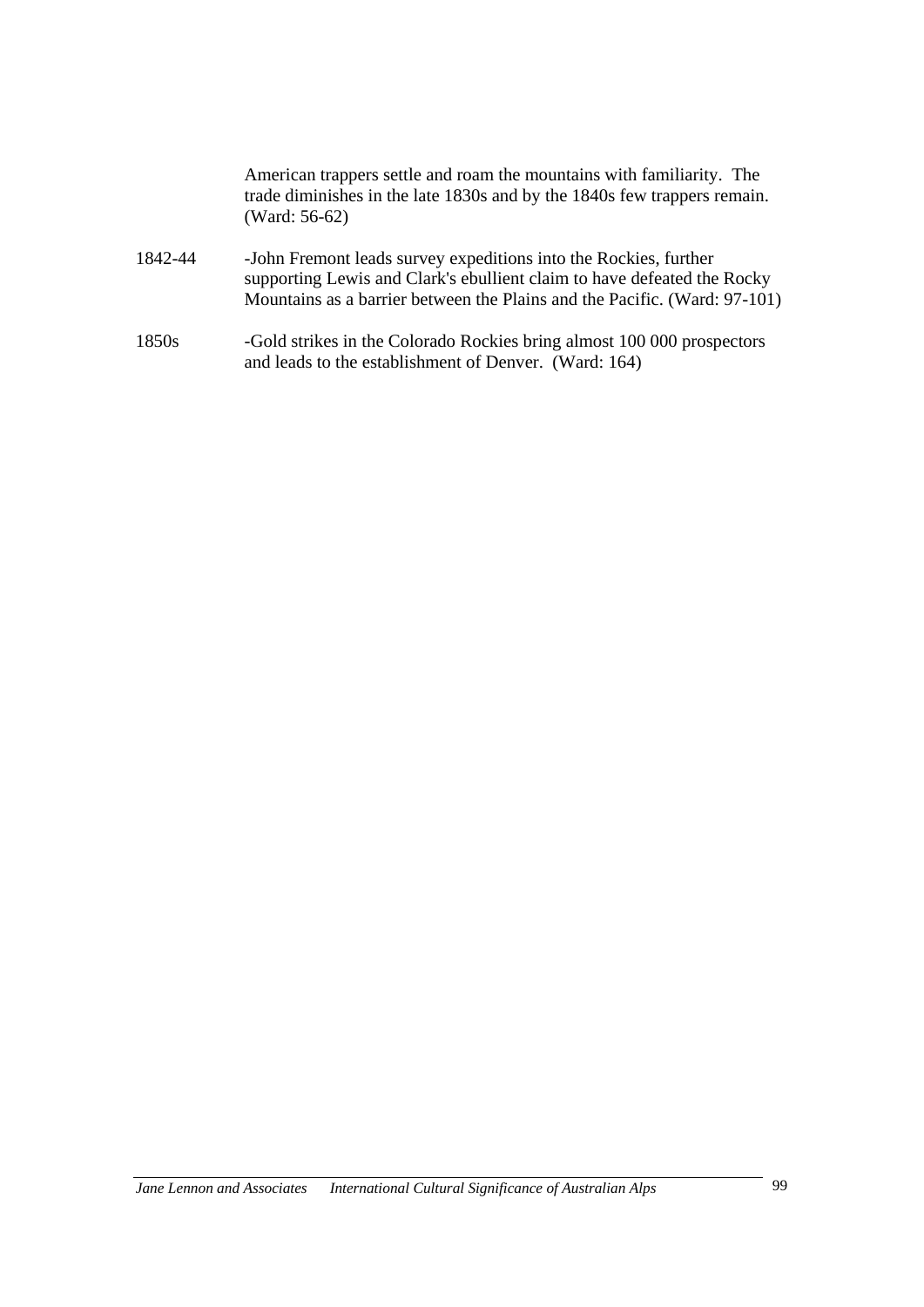American trappers settle and roam the mountains with familiarity. The trade diminishes in the late 1830s and by the 1840s few trappers remain. (Ward: 56-62)

| | |
|---|---|
| 1842-44 | -John Fremont leads survey expeditions into the Rockies, further supporting Lewis and Clark's ebullient claim to have defeated the Rocky Mountains as a barrier between the Plains and the Pacific. (Ward: 97-101) |
| 1850s | -Gold strikes in the Colorado Rockies bring almost 100 000 prospectors and leads to the establishment of Denver. (Ward: 164) |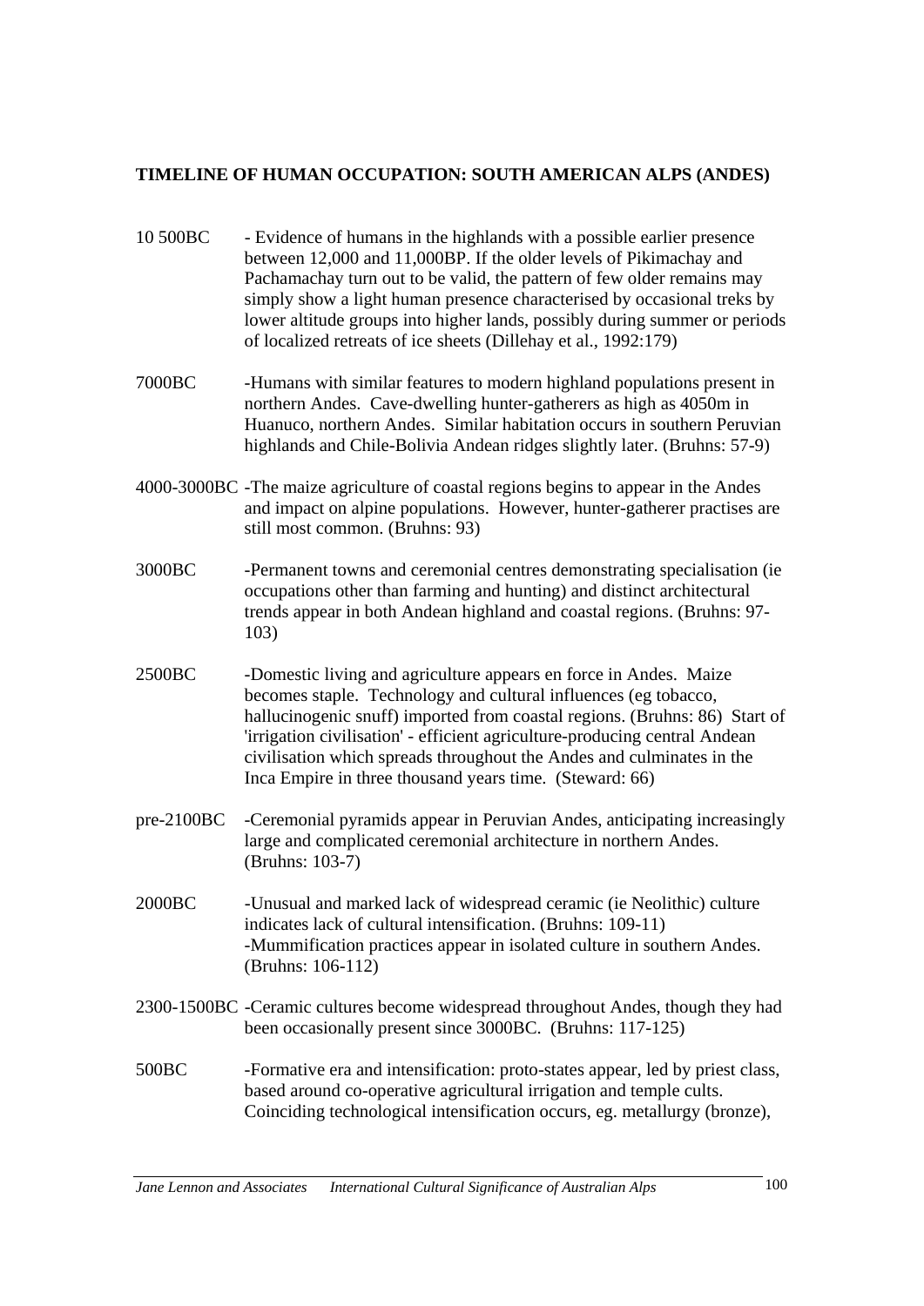**TIMELINE OF HUMAN OCCUPATION: SOUTH AMERICAN ALPS (ANDES)**

| | |
|---|---|
| 10 500BC | - Evidence of humans in the highlands with a possible earlier presence between 12,000 and 11,000BP. If the older levels of Pikimachay and Pachamachay turn out to be valid, the pattern of few older remains may simply show a light human presence characterised by occasional treks by lower altitude groups into higher lands, possibly during summer or periods of localized retreats of ice sheets (Dillehay et al., 1992:179) |
| 7000BC | -Humans with similar features to modern highland populations present in northern Andes. Cave-dwelling hunter-gatherers as high as 4050m in Huanuco, northern Andes. Similar habitation occurs in southern Peruvian highlands and Chile-Bolivia Andean ridges slightly later. (Bruhns: 57-9) |
| 4000-3000BC | -The maize agriculture of coastal regions begins to appear in the Andes and impact on alpine populations. However, hunter-gatherer practises are still most common. (Bruhns: 93) |
| 3000BC | -Permanent towns and ceremonial centres demonstrating specialisation (ie occupations other than farming and hunting) and distinct architectural trends appear in both Andean highland and coastal regions. (Bruhns: 97-103) |
| 2500BC | -Domestic living and agriculture appears en force in Andes. Maize becomes staple. Technology and cultural influences (eg tobacco, hallucinogenic snuff) imported from coastal regions. (Bruhns: 86) Start of 'irrigation civilisation' - efficient agriculture-producing central Andean civilisation which spreads throughout the Andes and culminates in the Inca Empire in three thousand years time. (Steward: 66) |
| pre-2100BC | -Ceremonial pyramids appear in Peruvian Andes, anticipating increasingly large and complicated ceremonial architecture in northern Andes. (Bruhns: 103-7) |
| 2000BC | -Unusual and marked lack of widespread ceramic (ie Neolithic) culture indicates lack of cultural intensification. (Bruhns: 109-11)<br>-Mummification practices appear in isolated culture in southern Andes. (Bruhns: 106-112) |
| 2300-1500BC | -Ceramic cultures become widespread throughout Andes, though they had been occasionally present since 3000BC. (Bruhns: 117-125) |
| 500BC | -Formative era and intensification: proto-states appear, led by priest class, based around co-operative agricultural irrigation and temple cults. Coinciding technological intensification occurs, eg. metallurgy (bronze), |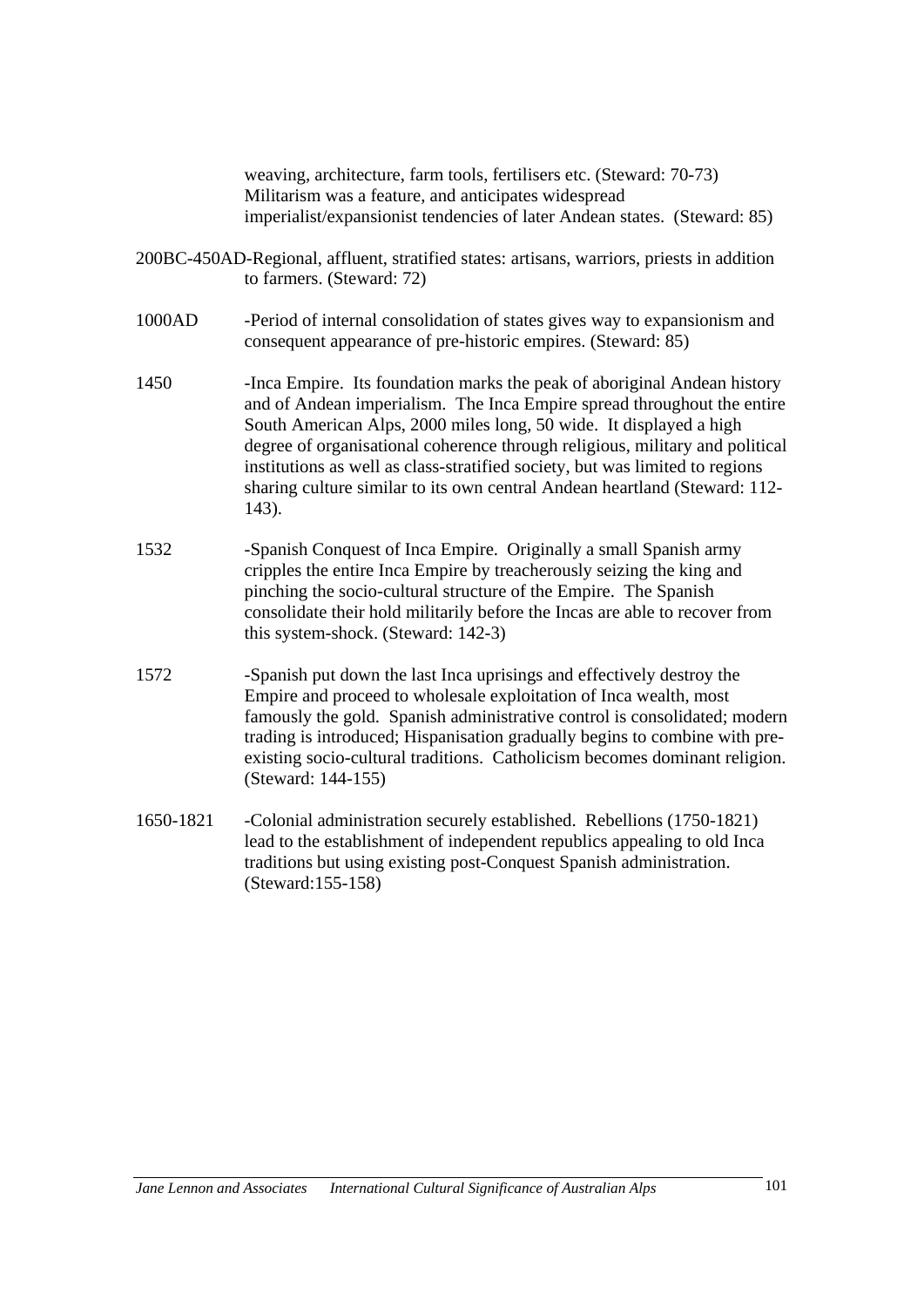weaving, architecture, farm tools, fertilisers etc. (Steward: 70-73) Militarism was a feature, and anticipates widespread imperialist/expansionist tendencies of later Andean states. (Steward: 85)

200BC-450AD -Regional, affluent, stratified states: artisans, warriors, priests in addition to farmers. (Steward: 72)

1000AD -Period of internal consolidation of states gives way to expansionism and consequent appearance of pre-historic empires. (Steward: 85)

1450 -Inca Empire. Its foundation marks the peak of aboriginal Andean history and of Andean imperialism. The Inca Empire spread throughout the entire South American Alps, 2000 miles long, 50 wide. It displayed a high degree of organisational coherence through religious, military and political institutions as well as class-stratified society, but was limited to regions sharing culture similar to its own central Andean heartland (Steward: 112-143).

1532 -Spanish Conquest of Inca Empire. Originally a small Spanish army cripples the entire Inca Empire by treacherously seizing the king and pinching the socio-cultural structure of the Empire. The Spanish consolidate their hold militarily before the Incas are able to recover from this system-shock. (Steward: 142-3)

1572 -Spanish put down the last Inca uprisings and effectively destroy the Empire and proceed to wholesale exploitation of Inca wealth, most famously the gold. Spanish administrative control is consolidated; modern trading is introduced; Hispanisation gradually begins to combine with pre-existing socio-cultural traditions. Catholicism becomes dominant religion. (Steward: 144-155)

1650-1821 -Colonial administration securely established. Rebellions (1750-1821) lead to the establishment of independent republics appealing to old Inca traditions but using existing post-Conquest Spanish administration. (Steward:155-158)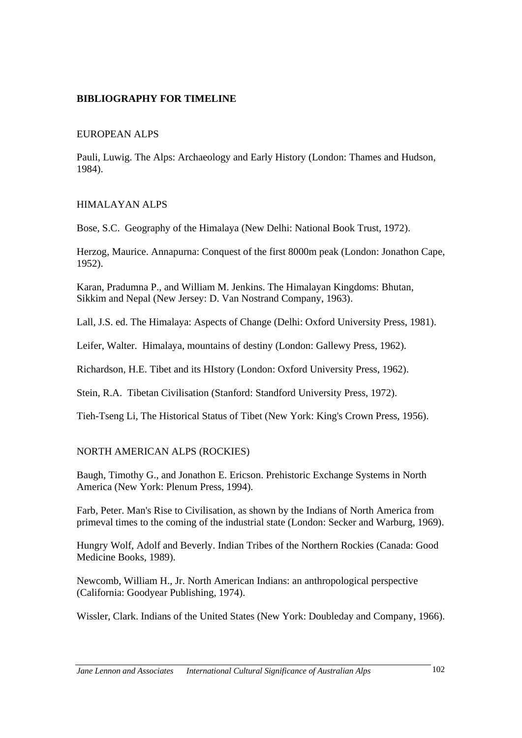## BIBLIOGRAPHY FOR TIMELINE

### EUROPEAN ALPS

Pauli, Luwig. The Alps: Archaeology and Early History (London: Thames and Hudson, 1984).

### HIMALAYAN ALPS

Bose, S.C. Geography of the Himalaya (New Delhi: National Book Trust, 1972).

Herzog, Maurice. Annapurna: Conquest of the first 8000m peak (London: Jonathon Cape, 1952).

Karan, Pradumna P., and William M. Jenkins. The Himalayan Kingdoms: Bhutan, Sikkim and Nepal (New Jersey: D. Van Nostrand Company, 1963).

Lall, J.S. ed. The Himalaya: Aspects of Change (Delhi: Oxford University Press, 1981).

Leifer, Walter. Himalaya, mountains of destiny (London: Gallewy Press, 1962).

Richardson, H.E. Tibet and its HIstory (London: Oxford University Press, 1962).

Stein, R.A. Tibetan Civilisation (Stanford: Standford University Press, 1972).

Tieh-Tseng Li, The Historical Status of Tibet (New York: King's Crown Press, 1956).

### NORTH AMERICAN ALPS (ROCKIES)

Baugh, Timothy G., and Jonathon E. Ericson. Prehistoric Exchange Systems in North America (New York: Plenum Press, 1994).

Farb, Peter. Man's Rise to Civilisation, as shown by the Indians of North America from primeval times to the coming of the industrial state (London: Secker and Warburg, 1969).

Hungry Wolf, Adolf and Beverly. Indian Tribes of the Northern Rockies (Canada: Good Medicine Books, 1989).

Newcomb, William H., Jr. North American Indians: an anthropological perspective (California: Goodyear Publishing, 1974).

Wissler, Clark. Indians of the United States (New York: Doubleday and Company, 1966).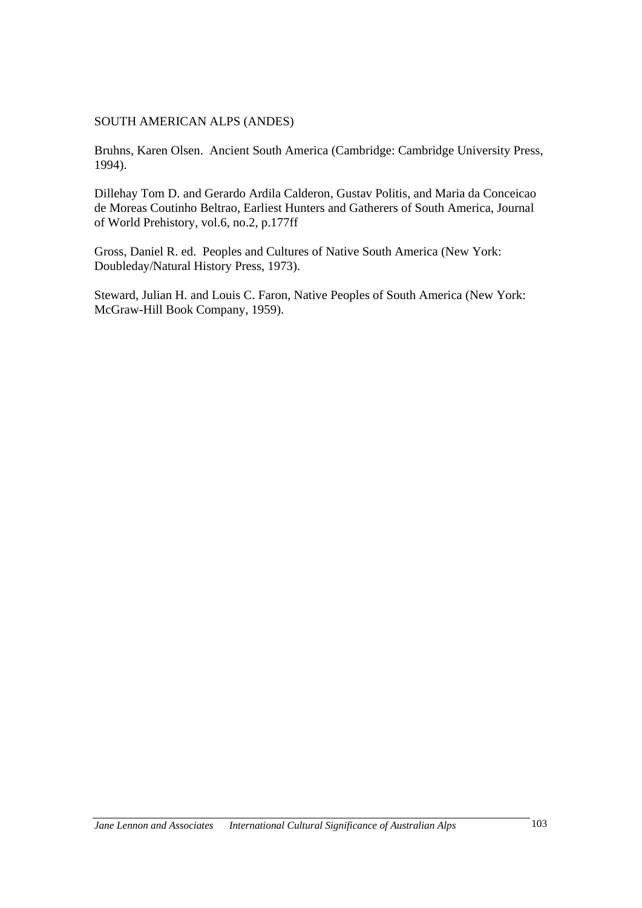SOUTH AMERICAN ALPS (ANDES)

Bruhns, Karen Olsen. Ancient South America (Cambridge: Cambridge University Press, 1994).

Dillehay Tom D. and Gerardo Ardila Calderon, Gustav Politis, and Maria da Conceicao de Moreas Coutinho Beltrao, Earliest Hunters and Gatherers of South America, Journal of World Prehistory, vol.6, no.2, p.177ff

Gross, Daniel R. ed. Peoples and Cultures of Native South America (New York: Doubleday/Natural History Press, 1973).

Steward, Julian H. and Louis C. Faron, Native Peoples of South America (New York: McGraw-Hill Book Company, 1959).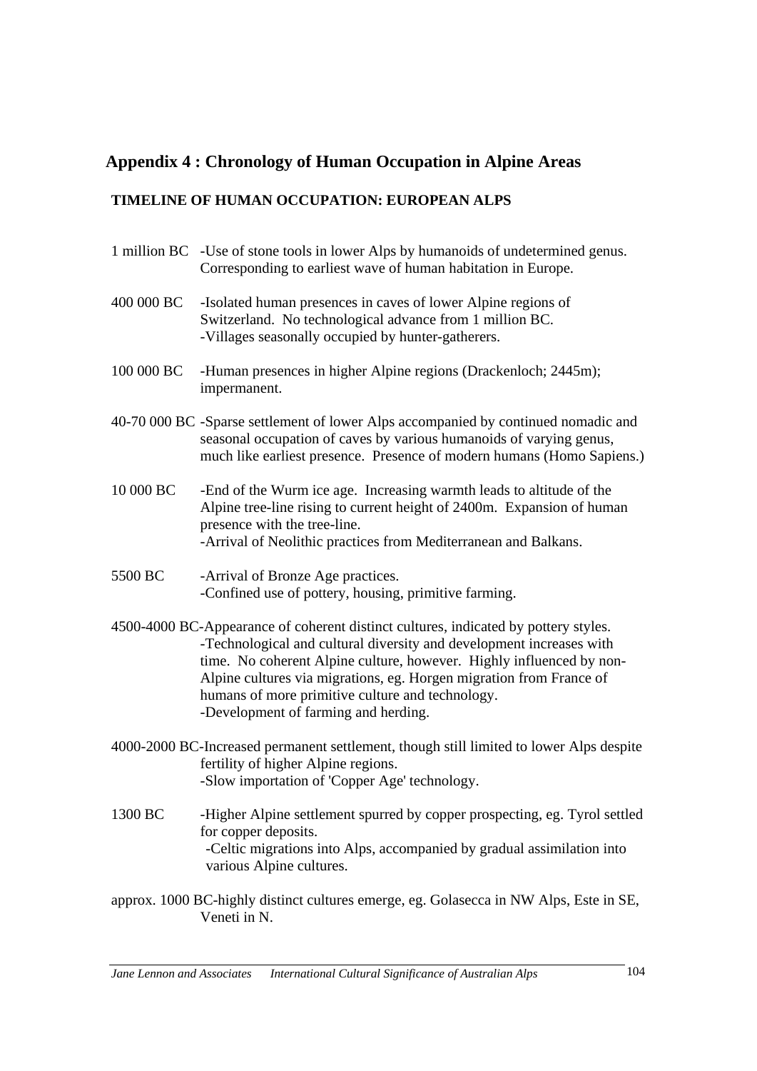## Appendix 4 : Chronology of Human Occupation in Alpine Areas

### TIMELINE OF HUMAN OCCUPATION: EUROPEAN ALPS

| | |
|---|---|
| 1 million BC | -Use of stone tools in lower Alps by humanoids of undetermined genus. Corresponding to earliest wave of human habitation in Europe. |
| 400 000 BC | -Isolated human presences in caves of lower Alpine regions of Switzerland. No technological advance from 1 million BC.<br>-Villages seasonally occupied by hunter-gatherers. |
| 100 000 BC | -Human presences in higher Alpine regions (Drackenloch; 2445m); impermanent. |
| 40-70 000 BC | -Sparse settlement of lower Alps accompanied by continued nomadic and seasonal occupation of caves by various humanoids of varying genus, much like earliest presence. Presence of modern humans (Homo Sapiens.) |
| 10 000 BC | -End of the Wurm ice age. Increasing warmth leads to altitude of the Alpine tree-line rising to current height of 2400m. Expansion of human presence with the tree-line.<br>-Arrival of Neolithic practices from Mediterranean and Balkans. |
| 5500 BC | -Arrival of Bronze Age practices.<br>-Confined use of pottery, housing, primitive farming. |
| 4500-4000 BC | -Appearance of coherent distinct cultures, indicated by pottery styles.<br>-Technological and cultural diversity and development increases with time. No coherent Alpine culture, however. Highly influenced by non-Alpine cultures via migrations, eg. Horgen migration from France of humans of more primitive culture and technology.<br>-Development of farming and herding. |
| 4000-2000 BC | -Increased permanent settlement, though still limited to lower Alps despite fertility of higher Alpine regions.<br>-Slow importation of 'Copper Age' technology. |
| 1300 BC | -Higher Alpine settlement spurred by copper prospecting, eg. Tyrol settled for copper deposits.<br>-Celtic migrations into Alps, accompanied by gradual assimilation into various Alpine cultures. |
| approx. 1000 BC | -highly distinct cultures emerge, eg. Golasecca in NW Alps, Este in SE, Veneti in N. |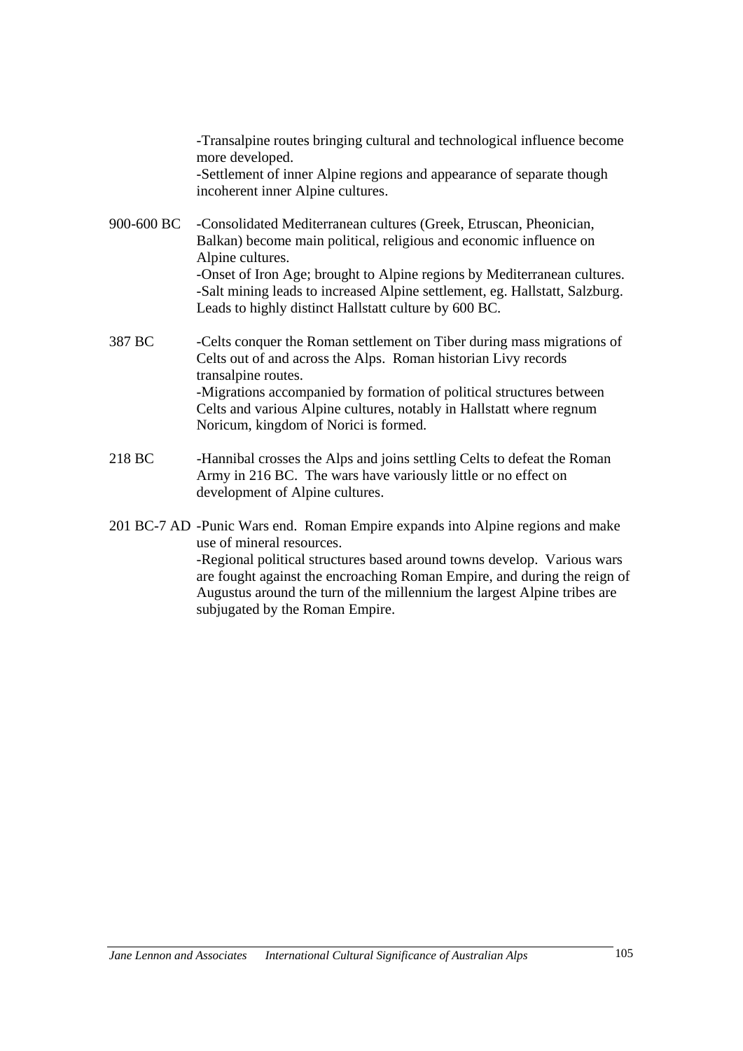-Transalpine routes bringing cultural and technological influence become more developed.
-Settlement of inner Alpine regions and appearance of separate though incoherent inner Alpine cultures.

| | |
|---|---|
| 900-600 BC | -Consolidated Mediterranean cultures (Greek, Etruscan, Pheonician, Balkan) become main political, religious and economic influence on Alpine cultures.<br>-Onset of Iron Age; brought to Alpine regions by Mediterranean cultures.<br>-Salt mining leads to increased Alpine settlement, eg. Hallstatt, Salzburg. Leads to highly distinct Hallstatt culture by 600 BC. |
| 387 BC | -Celts conquer the Roman settlement on Tiber during mass migrations of Celts out of and across the Alps. Roman historian Livy records transalpine routes.<br>-Migrations accompanied by formation of political structures between Celts and various Alpine cultures, notably in Hallstatt where regnum Noricum, kingdom of Norici is formed. |
| 218 BC | -Hannibal crosses the Alps and joins settling Celts to defeat the Roman Army in 216 BC. The wars have variously little or no effect on development of Alpine cultures. |
| 201 BC-7 AD | -Punic Wars end. Roman Empire expands into Alpine regions and make use of mineral resources.<br>-Regional political structures based around towns develop. Various wars are fought against the encroaching Roman Empire, and during the reign of Augustus around the turn of the millennium the largest Alpine tribes are subjugated by the Roman Empire. |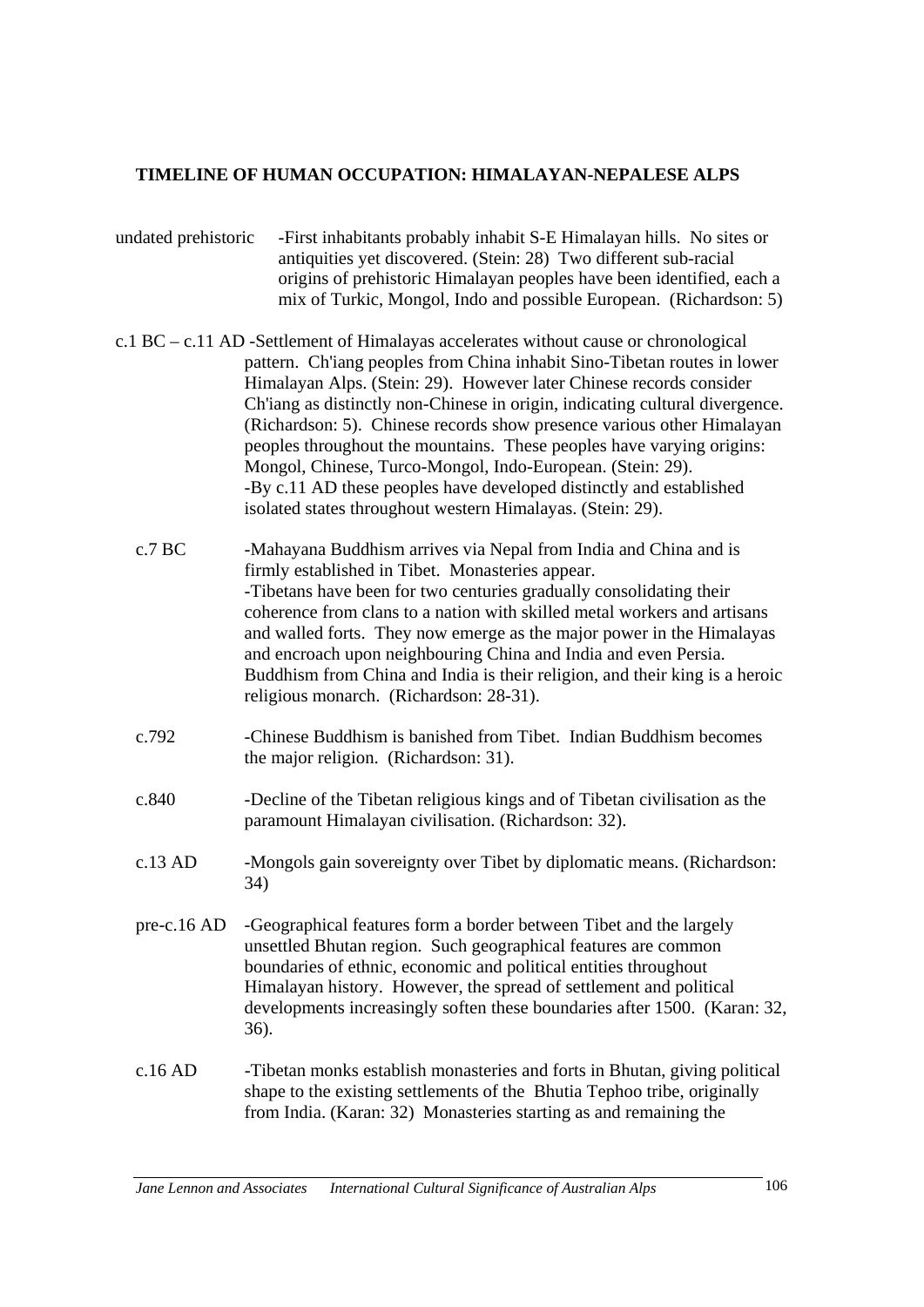**TIMELINE OF HUMAN OCCUPATION: HIMALAYAN-NEPALESE ALPS**

undated prehistoric -First inhabitants probably inhabit S-E Himalayan hills. No sites or antiquities yet discovered. (Stein: 28) Two different sub-racial origins of prehistoric Himalayan peoples have been identified, each a mix of Turkic, Mongol, Indo and possible European. (Richardson: 5)

c.1 BC – c.11 AD -Settlement of Himalayas accelerates without cause or chronological pattern. Ch'iang peoples from China inhabit Sino-Tibetan routes in lower Himalayan Alps. (Stein: 29). However later Chinese records consider Ch'iang as distinctly non-Chinese in origin, indicating cultural divergence. (Richardson: 5). Chinese records show presence various other Himalayan peoples throughout the mountains. These peoples have varying origins: Mongol, Chinese, Turco-Mongol, Indo-European. (Stein: 29).
-By c.11 AD these peoples have developed distinctly and established isolated states throughout western Himalayas. (Stein: 29).

c.7 BC -Mahayana Buddhism arrives via Nepal from India and China and is firmly established in Tibet. Monasteries appear.
-Tibetans have been for two centuries gradually consolidating their coherence from clans to a nation with skilled metal workers and artisans and walled forts. They now emerge as the major power in the Himalayas and encroach upon neighbouring China and India and even Persia. Buddhism from China and India is their religion, and their king is a heroic religious monarch. (Richardson: 28-31).

c.792 -Chinese Buddhism is banished from Tibet. Indian Buddhism becomes the major religion. (Richardson: 31).

c.840 -Decline of the Tibetan religious kings and of Tibetan civilisation as the paramount Himalayan civilisation. (Richardson: 32).

c.13 AD -Mongols gain sovereignty over Tibet by diplomatic means. (Richardson: 34)

pre-c.16 AD -Geographical features form a border between Tibet and the largely unsettled Bhutan region. Such geographical features are common boundaries of ethnic, economic and political entities throughout Himalayan history. However, the spread of settlement and political developments increasingly soften these boundaries after 1500. (Karan: 32, 36).

c.16 AD -Tibetan monks establish monasteries and forts in Bhutan, giving political shape to the existing settlements of the Bhutia Tephoo tribe, originally from India. (Karan: 32) Monasteries starting as and remaining the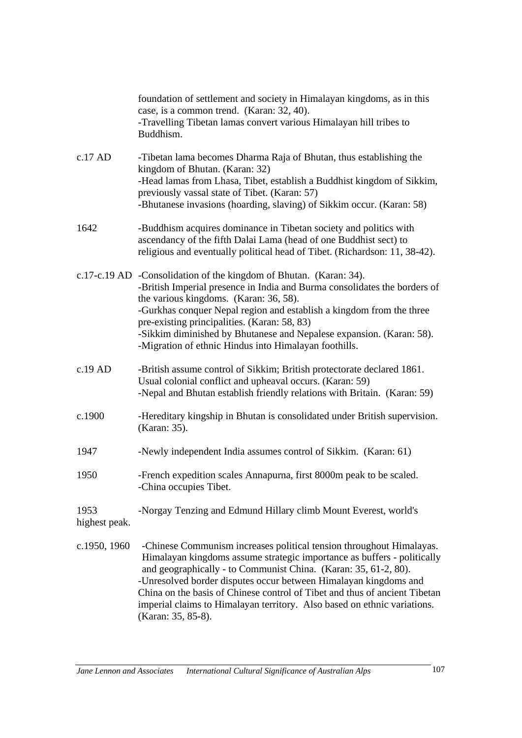| | |
|---|---|
| | foundation of settlement and society in Himalayan kingdoms, as in this case, is a common trend. (Karan: 32, 40).<br>-Travelling Tibetan lamas convert various Himalayan hill tribes to Buddhism. |
| c.17 AD | -Tibetan lama becomes Dharma Raja of Bhutan, thus establishing the kingdom of Bhutan. (Karan: 32)<br>-Head lamas from Lhasa, Tibet, establish a Buddhist kingdom of Sikkim, previously vassal state of Tibet. (Karan: 57)<br>-Bhutanese invasions (hoarding, slaving) of Sikkim occur. (Karan: 58) |
| 1642 | -Buddhism acquires dominance in Tibetan society and politics with ascendancy of the fifth Dalai Lama (head of one Buddhist sect) to religious and eventually political head of Tibet. (Richardson: 11, 38-42). |
| c.17-c.19 AD | -Consolidation of the kingdom of Bhutan. (Karan: 34).<br>-British Imperial presence in India and Burma consolidates the borders of the various kingdoms. (Karan: 36, 58).<br>-Gurkhas conquer Nepal region and establish a kingdom from the three pre-existing principalities. (Karan: 58, 83)<br>-Sikkim diminished by Bhutanese and Nepalese expansion. (Karan: 58).<br>-Migration of ethnic Hindus into Himalayan foothills. |
| c.19 AD | -British assume control of Sikkim; British protectorate declared 1861. Usual colonial conflict and upheaval occurs. (Karan: 59)<br>-Nepal and Bhutan establish friendly relations with Britain. (Karan: 59) |
| c.1900 | -Hereditary kingship in Bhutan is consolidated under British supervision. (Karan: 35). |
| 1947 | -Newly independent India assumes control of Sikkim. (Karan: 61) |
| 1950 | -French expedition scales Annapurna, first 8000m peak to be scaled.<br>-China occupies Tibet. |
| 1953 | -Norgay Tenzing and Edmund Hillary climb Mount Everest, world's highest peak. |
| c.1950, 1960 | -Chinese Communism increases political tension throughout Himalayas. Himalayan kingdoms assume strategic importance as buffers - politically and geographically - to Communist China. (Karan: 35, 61-2, 80).<br>-Unresolved border disputes occur between Himalayan kingdoms and China on the basis of Chinese control of Tibet and thus of ancient Tibetan imperial claims to Himalayan territory. Also based on ethnic variations. (Karan: 35, 85-8). |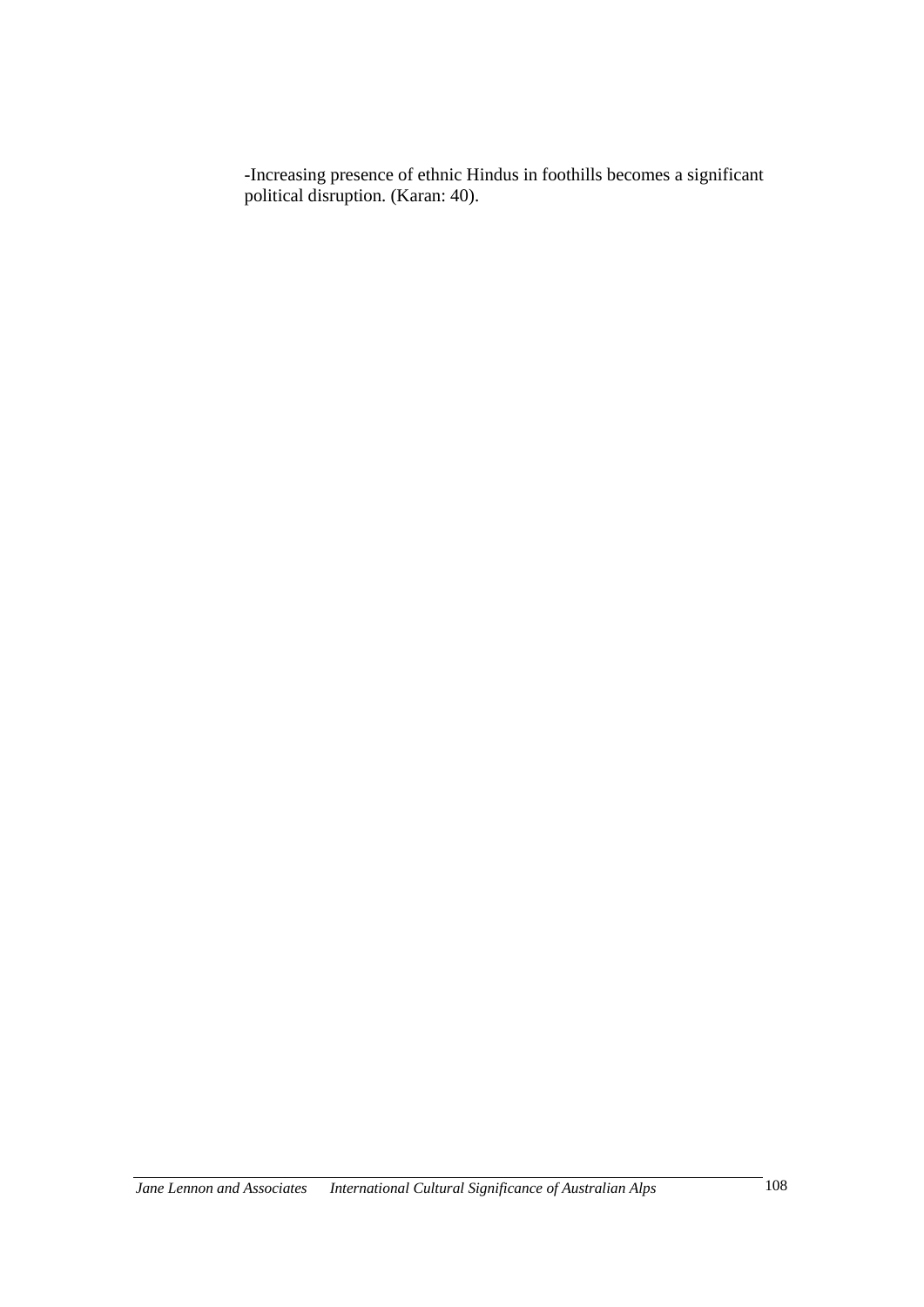-Increasing presence of ethnic Hindus in foothills becomes a significant political disruption. (Karan: 40).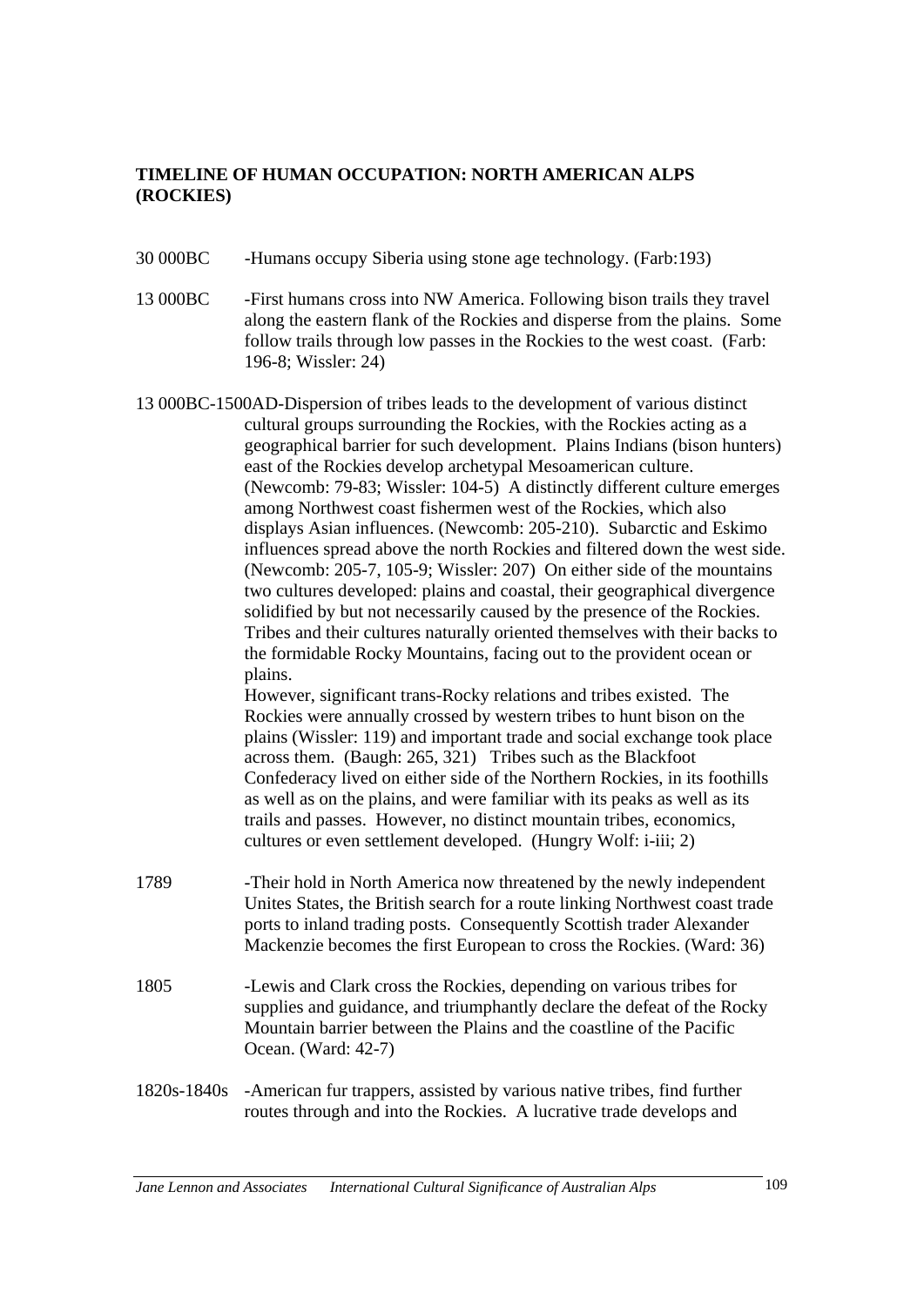**TIMELINE OF HUMAN OCCUPATION: NORTH AMERICAN ALPS (ROCKIES)**

30 000BC -Humans occupy Siberia using stone age technology. (Farb:193)

13 000BC -First humans cross into NW America. Following bison trails they travel along the eastern flank of the Rockies and disperse from the plains. Some follow trails through low passes in the Rockies to the west coast. (Farb: 196-8; Wissler: 24)

13 000BC-1500AD-Dispersion of tribes leads to the development of various distinct cultural groups surrounding the Rockies, with the Rockies acting as a geographical barrier for such development. Plains Indians (bison hunters) east of the Rockies develop archetypal Mesoamerican culture. (Newcomb: 79-83; Wissler: 104-5) A distinctly different culture emerges among Northwest coast fishermen west of the Rockies, which also displays Asian influences. (Newcomb: 205-210). Subarctic and Eskimo influences spread above the north Rockies and filtered down the west side. (Newcomb: 205-7, 105-9; Wissler: 207) On either side of the mountains two cultures developed: plains and coastal, their geographical divergence solidified by but not necessarily caused by the presence of the Rockies. Tribes and their cultures naturally oriented themselves with their backs to the formidable Rocky Mountains, facing out to the provident ocean or plains.

However, significant trans-Rocky relations and tribes existed. The Rockies were annually crossed by western tribes to hunt bison on the plains (Wissler: 119) and important trade and social exchange took place across them. (Baugh: 265, 321) Tribes such as the Blackfoot Confederacy lived on either side of the Northern Rockies, in its foothills as well as on the plains, and were familiar with its peaks as well as its trails and passes. However, no distinct mountain tribes, economics, cultures or even settlement developed. (Hungry Wolf: i-iii; 2)

1789 -Their hold in North America now threatened by the newly independent Unites States, the British search for a route linking Northwest coast trade ports to inland trading posts. Consequently Scottish trader Alexander Mackenzie becomes the first European to cross the Rockies. (Ward: 36)

1805 -Lewis and Clark cross the Rockies, depending on various tribes for supplies and guidance, and triumphantly declare the defeat of the Rocky Mountain barrier between the Plains and the coastline of the Pacific Ocean. (Ward: 42-7)

1820s-1840s -American fur trappers, assisted by various native tribes, find further routes through and into the Rockies. A lucrative trade develops and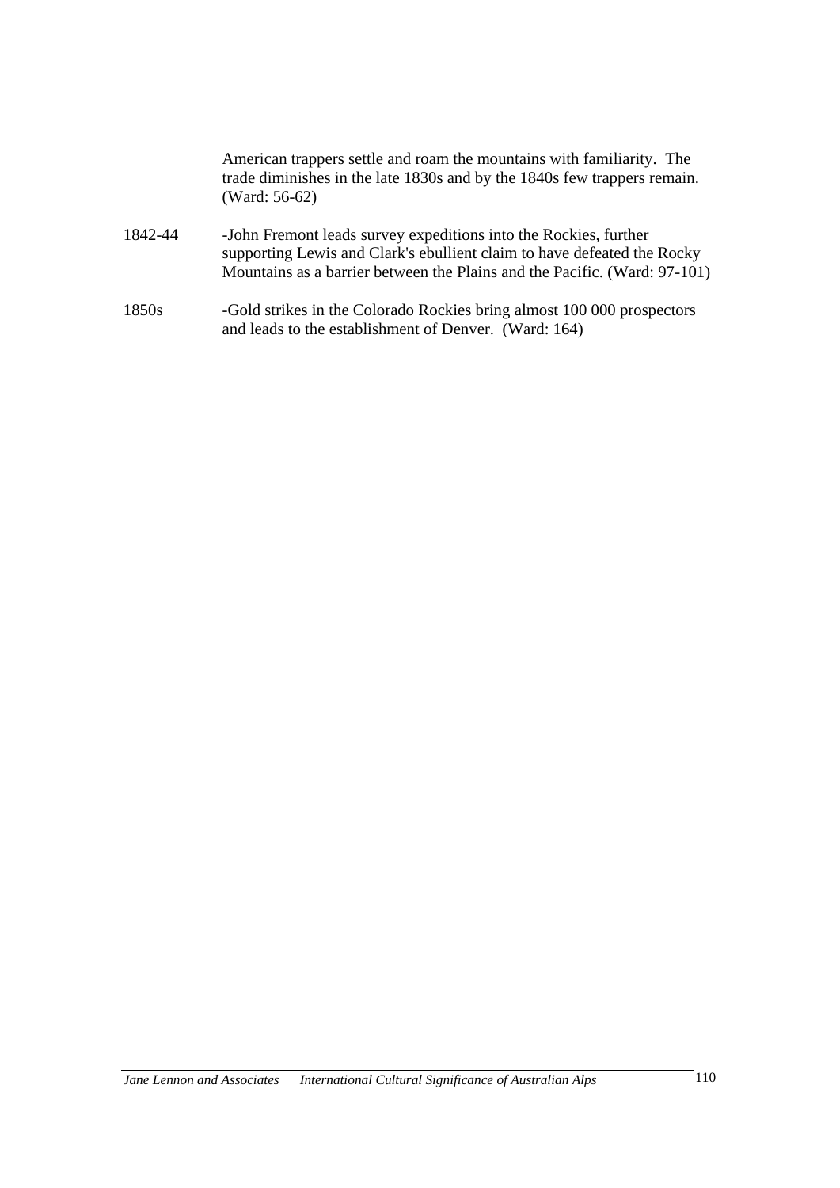American trappers settle and roam the mountains with familiarity. The trade diminishes in the late 1830s and by the 1840s few trappers remain. (Ward: 56-62)

| | |
|---|---|
| 1842-44 | -John Fremont leads survey expeditions into the Rockies, further supporting Lewis and Clark's ebullient claim to have defeated the Rocky Mountains as a barrier between the Plains and the Pacific. (Ward: 97-101) |
| 1850s | -Gold strikes in the Colorado Rockies bring almost 100 000 prospectors and leads to the establishment of Denver. (Ward: 164) |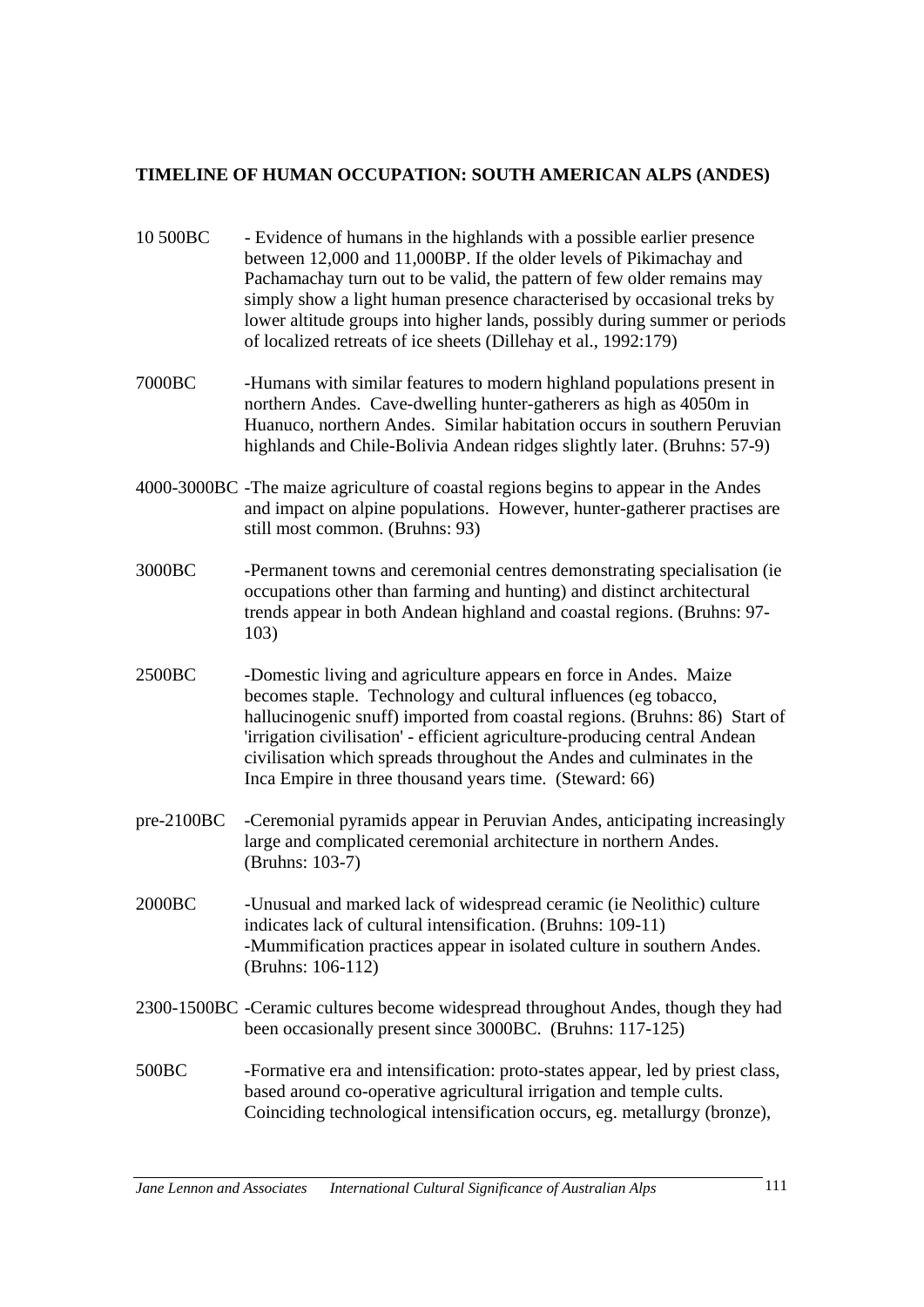**TIMELINE OF HUMAN OCCUPATION: SOUTH AMERICAN ALPS (ANDES)**

| | |
|---|---|
| 10 500BC | - Evidence of humans in the highlands with a possible earlier presence between 12,000 and 11,000BP. If the older levels of Pikimachay and Pachamachay turn out to be valid, the pattern of few older remains may simply show a light human presence characterised by occasional treks by lower altitude groups into higher lands, possibly during summer or periods of localized retreats of ice sheets (Dillehay et al., 1992:179) |
| 7000BC | -Humans with similar features to modern highland populations present in northern Andes. Cave-dwelling hunter-gatherers as high as 4050m in Huanuco, northern Andes. Similar habitation occurs in southern Peruvian highlands and Chile-Bolivia Andean ridges slightly later. (Bruhns: 57-9) |
| 4000-3000BC | -The maize agriculture of coastal regions begins to appear in the Andes and impact on alpine populations. However, hunter-gatherer practises are still most common. (Bruhns: 93) |
| 3000BC | -Permanent towns and ceremonial centres demonstrating specialisation (ie occupations other than farming and hunting) and distinct architectural trends appear in both Andean highland and coastal regions. (Bruhns: 97-103) |
| 2500BC | -Domestic living and agriculture appears en force in Andes. Maize becomes staple. Technology and cultural influences (eg tobacco, hallucinogenic snuff) imported from coastal regions. (Bruhns: 86) Start of 'irrigation civilisation' - efficient agriculture-producing central Andean civilisation which spreads throughout the Andes and culminates in the Inca Empire in three thousand years time. (Steward: 66) |
| pre-2100BC | -Ceremonial pyramids appear in Peruvian Andes, anticipating increasingly large and complicated ceremonial architecture in northern Andes. (Bruhns: 103-7) |
| 2000BC | -Unusual and marked lack of widespread ceramic (ie Neolithic) culture indicates lack of cultural intensification. (Bruhns: 109-11)<br>-Mummification practices appear in isolated culture in southern Andes. (Bruhns: 106-112) |
| 2300-1500BC | -Ceramic cultures become widespread throughout Andes, though they had been occasionally present since 3000BC. (Bruhns: 117-125) |
| 500BC | -Formative era and intensification: proto-states appear, led by priest class, based around co-operative agricultural irrigation and temple cults. Coinciding technological intensification occurs, eg. metallurgy (bronze), |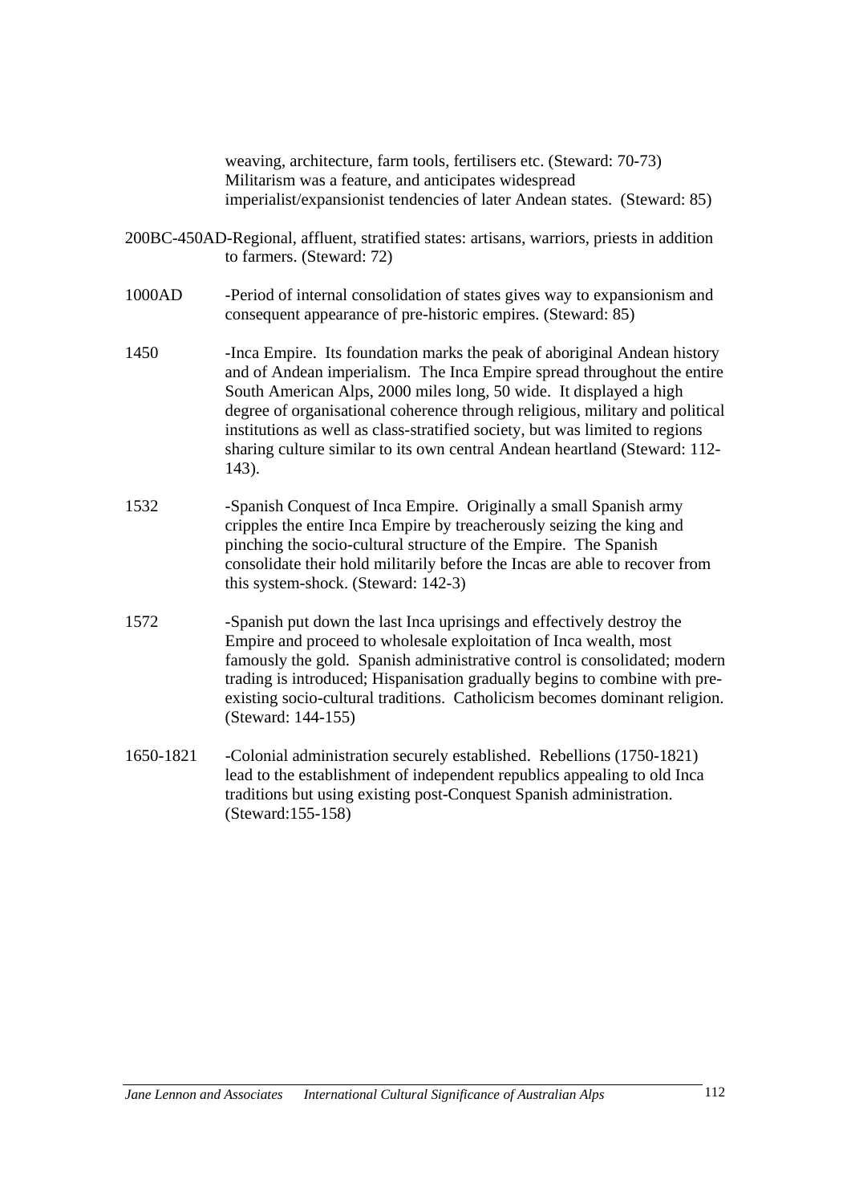weaving, architecture, farm tools, fertilisers etc. (Steward: 70-73) Militarism was a feature, and anticipates widespread imperialist/expansionist tendencies of later Andean states. (Steward: 85)

200BC-450AD-Regional, affluent, stratified states: artisans, warriors, priests in addition to farmers. (Steward: 72)

1000AD -Period of internal consolidation of states gives way to expansionism and consequent appearance of pre-historic empires. (Steward: 85)

1450 -Inca Empire. Its foundation marks the peak of aboriginal Andean history and of Andean imperialism. The Inca Empire spread throughout the entire South American Alps, 2000 miles long, 50 wide. It displayed a high degree of organisational coherence through religious, military and political institutions as well as class-stratified society, but was limited to regions sharing culture similar to its own central Andean heartland (Steward: 112-143).

1532 -Spanish Conquest of Inca Empire. Originally a small Spanish army cripples the entire Inca Empire by treacherously seizing the king and pinching the socio-cultural structure of the Empire. The Spanish consolidate their hold militarily before the Incas are able to recover from this system-shock. (Steward: 142-3)

1572 -Spanish put down the last Inca uprisings and effectively destroy the Empire and proceed to wholesale exploitation of Inca wealth, most famously the gold. Spanish administrative control is consolidated; modern trading is introduced; Hispanisation gradually begins to combine with pre-existing socio-cultural traditions. Catholicism becomes dominant religion. (Steward: 144-155)

1650-1821 -Colonial administration securely established. Rebellions (1750-1821) lead to the establishment of independent republics appealing to old Inca traditions but using existing post-Conquest Spanish administration. (Steward:155-158)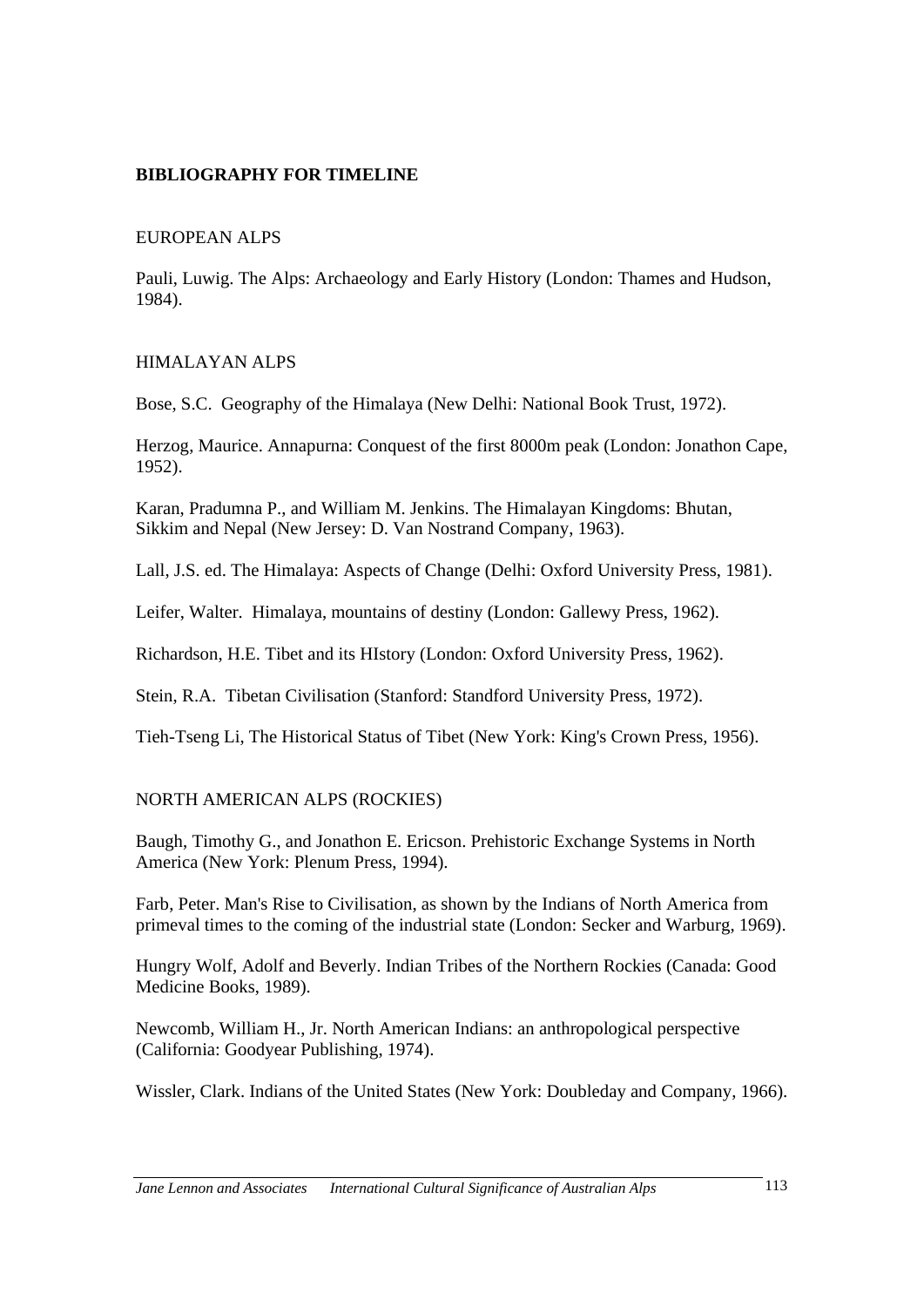## BIBLIOGRAPHY FOR TIMELINE

### EUROPEAN ALPS

Pauli, Luwig. The Alps: Archaeology and Early History (London: Thames and Hudson, 1984).

### HIMALAYAN ALPS

Bose, S.C. Geography of the Himalaya (New Delhi: National Book Trust, 1972).

Herzog, Maurice. Annapurna: Conquest of the first 8000m peak (London: Jonathon Cape, 1952).

Karan, Pradumna P., and William M. Jenkins. The Himalayan Kingdoms: Bhutan, Sikkim and Nepal (New Jersey: D. Van Nostrand Company, 1963).

Lall, J.S. ed. The Himalaya: Aspects of Change (Delhi: Oxford University Press, 1981).

Leifer, Walter. Himalaya, mountains of destiny (London: Gallewy Press, 1962).

Richardson, H.E. Tibet and its HIstory (London: Oxford University Press, 1962).

Stein, R.A. Tibetan Civilisation (Stanford: Standford University Press, 1972).

Tieh-Tseng Li, The Historical Status of Tibet (New York: King's Crown Press, 1956).

### NORTH AMERICAN ALPS (ROCKIES)

Baugh, Timothy G., and Jonathon E. Ericson. Prehistoric Exchange Systems in North America (New York: Plenum Press, 1994).

Farb, Peter. Man's Rise to Civilisation, as shown by the Indians of North America from primeval times to the coming of the industrial state (London: Secker and Warburg, 1969).

Hungry Wolf, Adolf and Beverly. Indian Tribes of the Northern Rockies (Canada: Good Medicine Books, 1989).

Newcomb, William H., Jr. North American Indians: an anthropological perspective (California: Goodyear Publishing, 1974).

Wissler, Clark. Indians of the United States (New York: Doubleday and Company, 1966).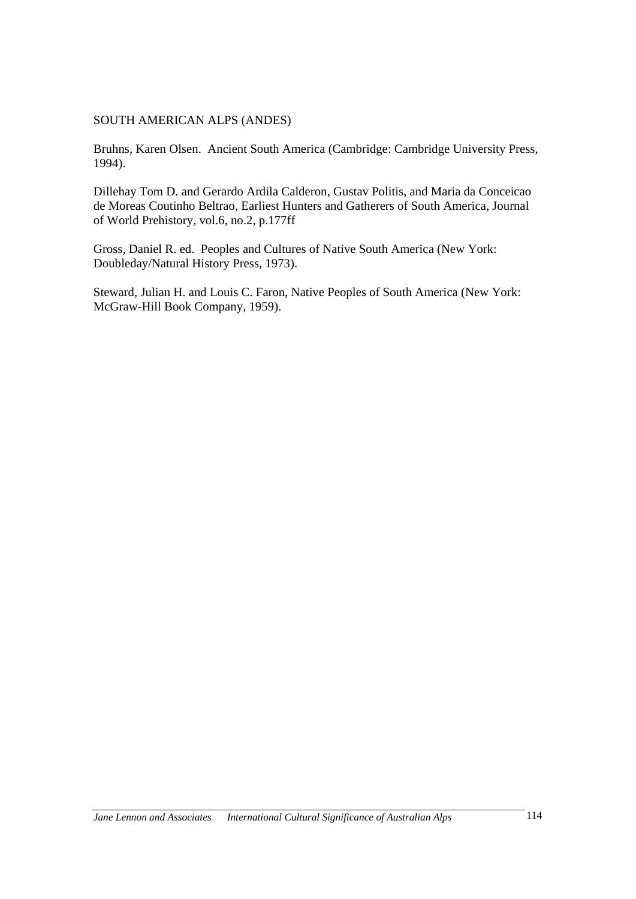SOUTH AMERICAN ALPS (ANDES)

Bruhns, Karen Olsen. Ancient South America (Cambridge: Cambridge University Press, 1994).

Dillehay Tom D. and Gerardo Ardila Calderon, Gustav Politis, and Maria da Conceicao de Moreas Coutinho Beltrao, Earliest Hunters and Gatherers of South America, Journal of World Prehistory, vol.6, no.2, p.177ff

Gross, Daniel R. ed. Peoples and Cultures of Native South America (New York: Doubleday/Natural History Press, 1973).

Steward, Julian H. and Louis C. Faron, Native Peoples of South America (New York: McGraw-Hill Book Company, 1959).